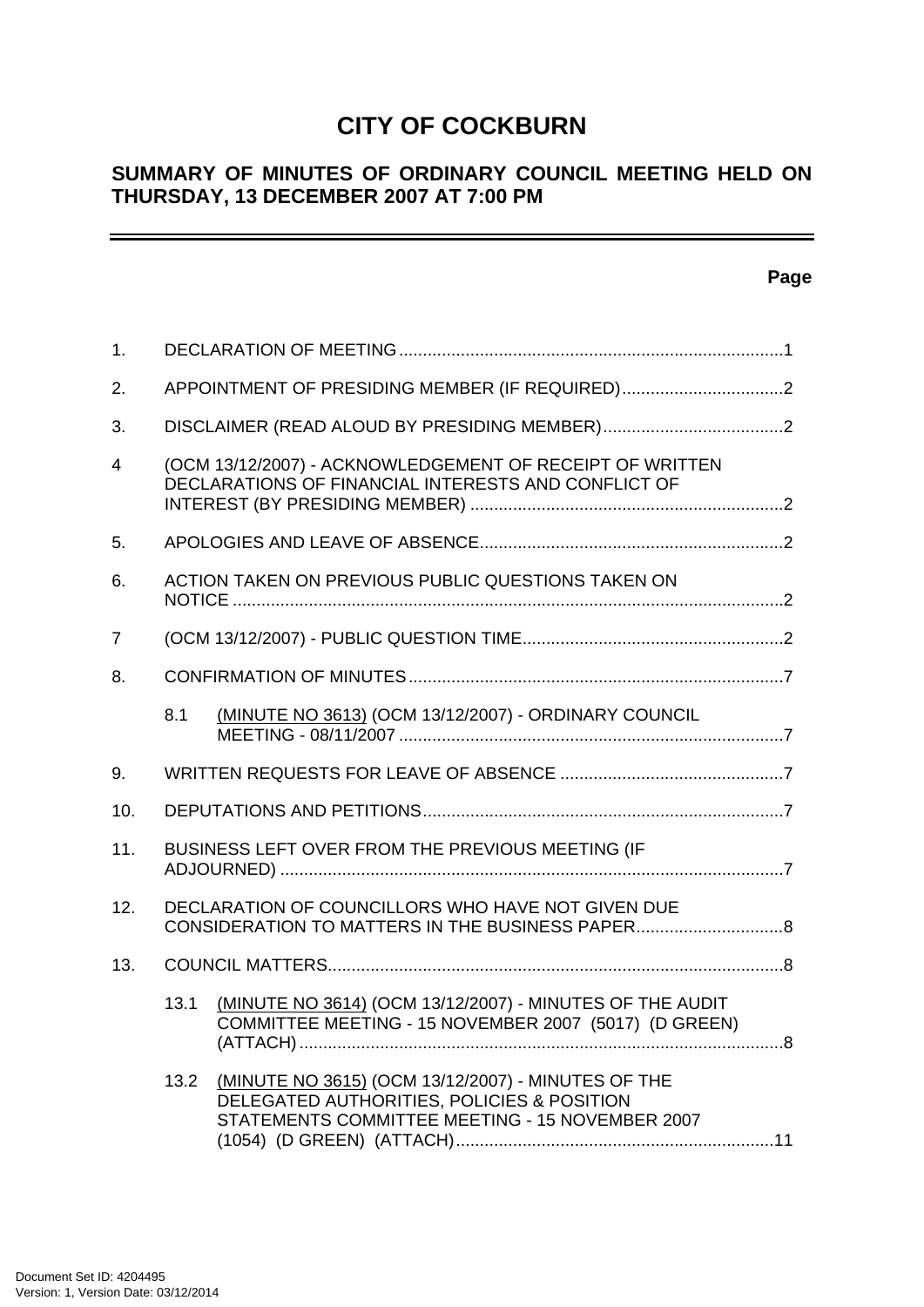# CITY OF COCKBURN

## SUMMARY OF MINUTES OF ORDINARY COUNCIL MEETING HELD ON THURSDAY, 13 DECEMBER 2007 AT 7:00 PM

---

**Page**

1. DECLARATION OF MEETING ....................................................................................1

2. APPOINTMENT OF PRESIDING MEMBER (IF REQUIRED)..................................2

3. DISCLAIMER (READ ALOUD BY PRESIDING MEMBER)......................................2

4 (OCM 13/12/2007) - ACKNOWLEDGEMENT OF RECEIPT OF WRITTEN DECLARATIONS OF FINANCIAL INTERESTS AND CONFLICT OF INTEREST (BY PRESIDING MEMBER) ..................................................................2

5. APOLOGIES AND LEAVE OF ABSENCE................................................................2

6. ACTION TAKEN ON PREVIOUS PUBLIC QUESTIONS TAKEN ON NOTICE ....................................................................................................................2

7 (OCM 13/12/2007) - PUBLIC QUESTION TIME.......................................................2

8. CONFIRMATION OF MINUTES...............................................................................7

   8.1 (MINUTE NO 3613) (OCM 13/12/2007) - ORDINARY COUNCIL MEETING - 08/11/2007 .................................................................................7

9. WRITTEN REQUESTS FOR LEAVE OF ABSENCE ...............................................7

10. DEPUTATIONS AND PETITIONS............................................................................7

11. BUSINESS LEFT OVER FROM THE PREVIOUS MEETING (IF ADJOURNED) ..........................................................................................................7

12. DECLARATION OF COUNCILLORS WHO HAVE NOT GIVEN DUE CONSIDERATION TO MATTERS IN THE BUSINESS PAPER...............................8

13. COUNCIL MATTERS................................................................................................8

   13.1 (MINUTE NO 3614) (OCM 13/12/2007) - MINUTES OF THE AUDIT COMMITTEE MEETING - 15 NOVEMBER 2007 (5017) (D GREEN) (ATTACH) ......................................................................................................8

   13.2 (MINUTE NO 3615) (OCM 13/12/2007) - MINUTES OF THE DELEGATED AUTHORITIES, POLICIES & POSITION STATEMENTS COMMITTEE MEETING - 15 NOVEMBER 2007 (1054) (D GREEN) (ATTACH)...................................................................11

Document Set ID: 4204495
Version: 1, Version Date: 03/12/2014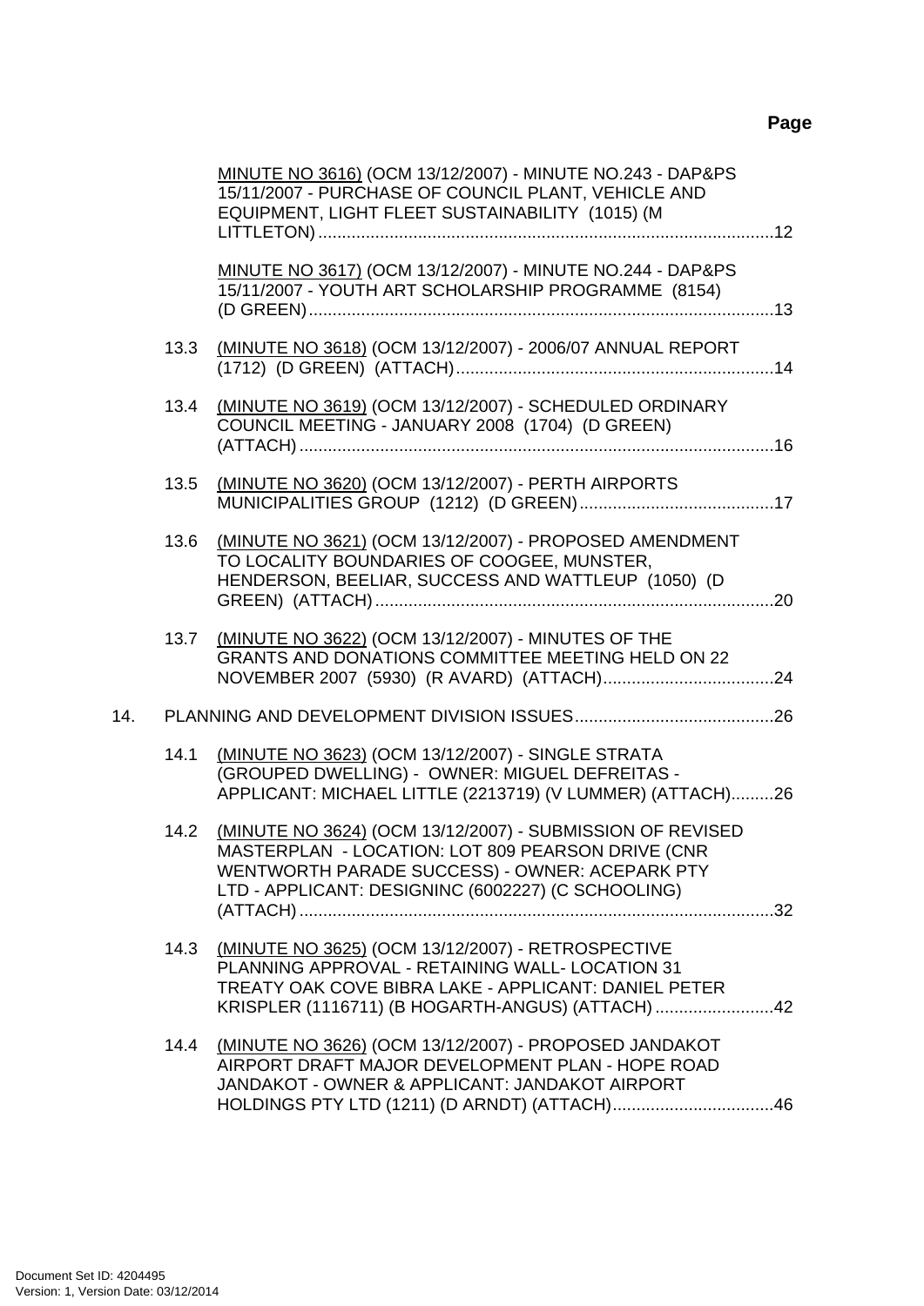**Page**

MINUTE NO 3616) (OCM 13/12/2007) - MINUTE NO.243 - DAP&PS 15/11/2007 - PURCHASE OF COUNCIL PLANT, VEHICLE AND EQUIPMENT, LIGHT FLEET SUSTAINABILITY (1015) (M LITTLETON)...............................................................................................12

MINUTE NO 3617) (OCM 13/12/2007) - MINUTE NO.244 - DAP&PS 15/11/2007 - YOUTH ART SCHOLARSHIP PROGRAMME (8154) (D GREEN).................................................................................................13

13.3 (MINUTE NO 3618) (OCM 13/12/2007) - 2006/07 ANNUAL REPORT (1712) (D GREEN) (ATTACH)..................................................................14

13.4 (MINUTE NO 3619) (OCM 13/12/2007) - SCHEDULED ORDINARY COUNCIL MEETING - JANUARY 2008 (1704) (D GREEN) (ATTACH)...................................................................................................16

13.5 (MINUTE NO 3620) (OCM 13/12/2007) - PERTH AIRPORTS MUNICIPALITIES GROUP (1212) (D GREEN).........................................17

13.6 (MINUTE NO 3621) (OCM 13/12/2007) - PROPOSED AMENDMENT TO LOCALITY BOUNDARIES OF COOGEE, MUNSTER, HENDERSON, BEELIAR, SUCCESS AND WATTLEUP (1050) (D GREEN) (ATTACH)...................................................................................20

13.7 (MINUTE NO 3622) (OCM 13/12/2007) - MINUTES OF THE GRANTS AND DONATIONS COMMITTEE MEETING HELD ON 22 NOVEMBER 2007 (5930) (R AVARD) (ATTACH)....................................24

14. PLANNING AND DEVELOPMENT DIVISION ISSUES..........................................26

14.1 (MINUTE NO 3623) (OCM 13/12/2007) - SINGLE STRATA (GROUPED DWELLING) - OWNER: MIGUEL DEFREITAS - APPLICANT: MICHAEL LITTLE (2213719) (V LUMMER) (ATTACH).........26

14.2 (MINUTE NO 3624) (OCM 13/12/2007) - SUBMISSION OF REVISED MASTERPLAN - LOCATION: LOT 809 PEARSON DRIVE (CNR WENTWORTH PARADE SUCCESS) - OWNER: ACEPARK PTY LTD - APPLICANT: DESIGNINC (6002227) (C SCHOOLING) (ATTACH)...................................................................................................32

14.3 (MINUTE NO 3625) (OCM 13/12/2007) - RETROSPECTIVE PLANNING APPROVAL - RETAINING WALL- LOCATION 31 TREATY OAK COVE BIBRA LAKE - APPLICANT: DANIEL PETER KRISPLER (1116711) (B HOGARTH-ANGUS) (ATTACH).........................42

14.4 (MINUTE NO 3626) (OCM 13/12/2007) - PROPOSED JANDAKOT AIRPORT DRAFT MAJOR DEVELOPMENT PLAN - HOPE ROAD JANDAKOT - OWNER & APPLICANT: JANDAKOT AIRPORT HOLDINGS PTY LTD (1211) (D ARNDT) (ATTACH)..................................46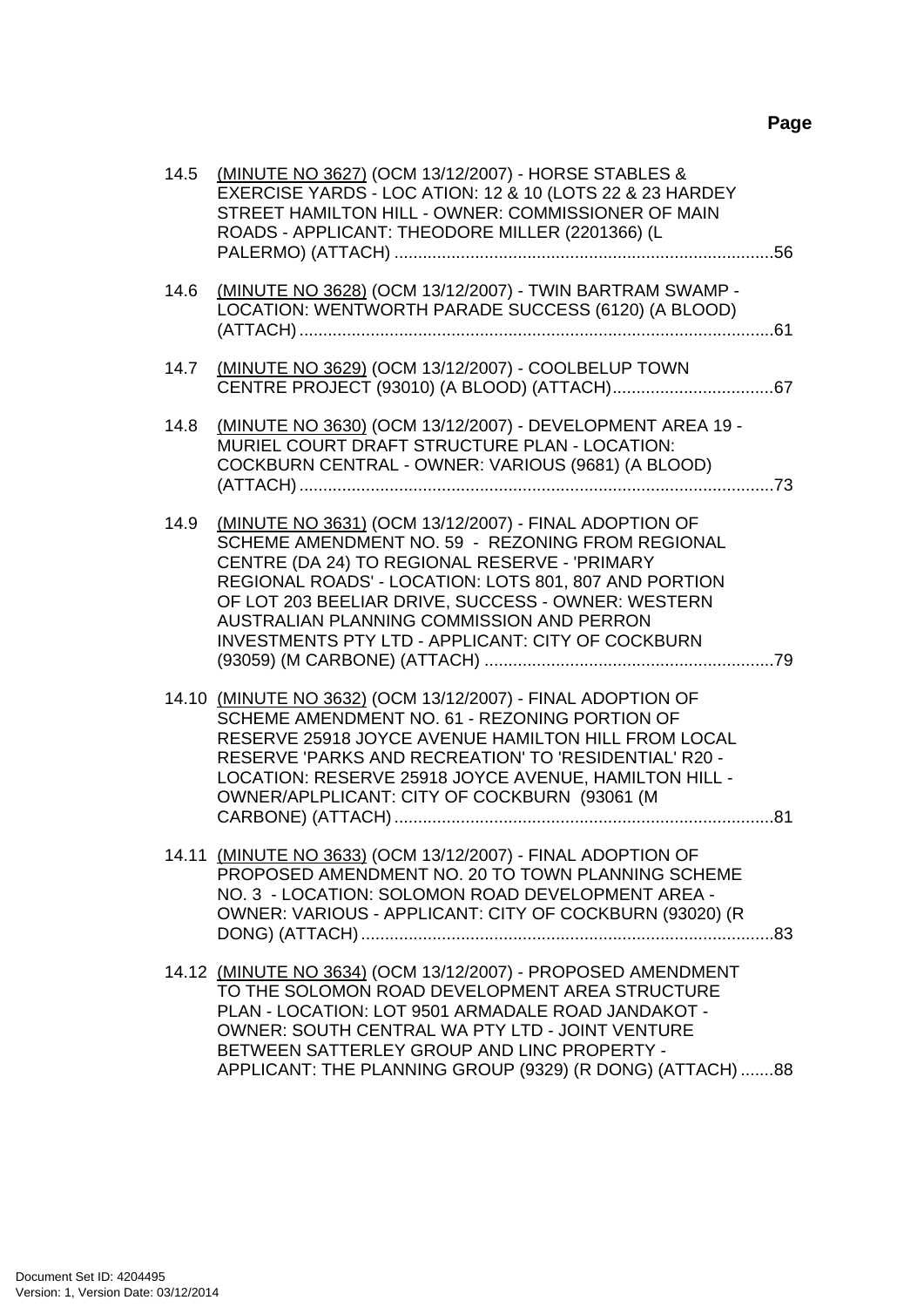**Page**

14.5 (MINUTE NO 3627) (OCM 13/12/2007) - HORSE STABLES & EXERCISE YARDS - LOC ATION: 12 & 10 (LOTS 22 & 23 HARDEY STREET HAMILTON HILL - OWNER: COMMISSIONER OF MAIN ROADS - APPLICANT: THEODORE MILLER (2201366) (L PALERMO) (ATTACH) ................................................................................56

14.6 (MINUTE NO 3628) (OCM 13/12/2007) - TWIN BARTRAM SWAMP - LOCATION: WENTWORTH PARADE SUCCESS (6120) (A BLOOD) (ATTACH) ....................................................................................................61

14.7 (MINUTE NO 3629) (OCM 13/12/2007) - COOLBELUP TOWN CENTRE PROJECT (93010) (A BLOOD) (ATTACH)..................................67

14.8 (MINUTE NO 3630) (OCM 13/12/2007) - DEVELOPMENT AREA 19 - MURIEL COURT DRAFT STRUCTURE PLAN - LOCATION: COCKBURN CENTRAL - OWNER: VARIOUS (9681) (A BLOOD) (ATTACH) ....................................................................................................73

14.9 (MINUTE NO 3631) (OCM 13/12/2007) - FINAL ADOPTION OF SCHEME AMENDMENT NO. 59 - REZONING FROM REGIONAL CENTRE (DA 24) TO REGIONAL RESERVE - 'PRIMARY REGIONAL ROADS' - LOCATION: LOTS 801, 807 AND PORTION OF LOT 203 BEELIAR DRIVE, SUCCESS - OWNER: WESTERN AUSTRALIAN PLANNING COMMISSION AND PERRON INVESTMENTS PTY LTD - APPLICANT: CITY OF COCKBURN (93059) (M CARBONE) (ATTACH) .............................................................79

14.10 (MINUTE NO 3632) (OCM 13/12/2007) - FINAL ADOPTION OF SCHEME AMENDMENT NO. 61 - REZONING PORTION OF RESERVE 25918 JOYCE AVENUE HAMILTON HILL FROM LOCAL RESERVE 'PARKS AND RECREATION' TO 'RESIDENTIAL' R20 - LOCATION: RESERVE 25918 JOYCE AVENUE, HAMILTON HILL - OWNER/APLPLICANT: CITY OF COCKBURN (93061 (M CARBONE) (ATTACH) ................................................................................81

14.11 (MINUTE NO 3633) (OCM 13/12/2007) - FINAL ADOPTION OF PROPOSED AMENDMENT NO. 20 TO TOWN PLANNING SCHEME NO. 3 - LOCATION: SOLOMON ROAD DEVELOPMENT AREA - OWNER: VARIOUS - APPLICANT: CITY OF COCKBURN (93020) (R DONG) (ATTACH) .......................................................................................83

14.12 (MINUTE NO 3634) (OCM 13/12/2007) - PROPOSED AMENDMENT TO THE SOLOMON ROAD DEVELOPMENT AREA STRUCTURE PLAN - LOCATION: LOT 9501 ARMADALE ROAD JANDAKOT - OWNER: SOUTH CENTRAL WA PTY LTD - JOINT VENTURE BETWEEN SATTERLEY GROUP AND LINC PROPERTY - APPLICANT: THE PLANNING GROUP (9329) (R DONG) (ATTACH) .......88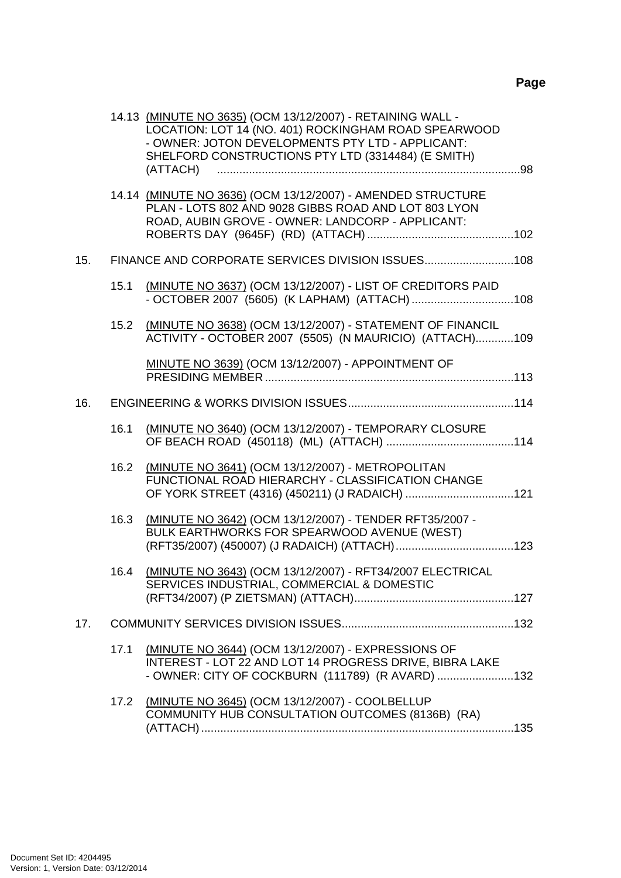**Page**

14.13 (MINUTE NO 3635) (OCM 13/12/2007) - RETAINING WALL - LOCATION: LOT 14 (NO. 401) ROCKINGHAM ROAD SPEARWOOD - OWNER: JOTON DEVELOPMENTS PTY LTD - APPLICANT: SHELFORD CONSTRUCTIONS PTY LTD (3314484) (E SMITH) (ATTACH) ....................98

14.14 (MINUTE NO 3636) (OCM 13/12/2007) - AMENDED STRUCTURE PLAN - LOTS 802 AND 9028 GIBBS ROAD AND LOT 803 LYON ROAD, AUBIN GROVE - OWNER: LANDCORP - APPLICANT: ROBERTS DAY (9645F) (RD) (ATTACH) ....................102

15. FINANCE AND CORPORATE SERVICES DIVISION ISSUES....................108

15.1 (MINUTE NO 3637) (OCM 13/12/2007) - LIST OF CREDITORS PAID - OCTOBER 2007 (5605) (K LAPHAM) (ATTACH) ....................108

15.2 (MINUTE NO 3638) (OCM 13/12/2007) - STATEMENT OF FINANCIL ACTIVITY - OCTOBER 2007 (5505) (N MAURICIO) (ATTACH)....................109

MINUTE NO 3639) (OCM 13/12/2007) - APPOINTMENT OF PRESIDING MEMBER ....................113

16. ENGINEERING & WORKS DIVISION ISSUES....................114

16.1 (MINUTE NO 3640) (OCM 13/12/2007) - TEMPORARY CLOSURE OF BEACH ROAD (450118) (ML) (ATTACH) ....................114

16.2 (MINUTE NO 3641) (OCM 13/12/2007) - METROPOLITAN FUNCTIONAL ROAD HIERARCHY - CLASSIFICATION CHANGE OF YORK STREET (4316) (450211) (J RADAICH) ....................121

16.3 (MINUTE NO 3642) (OCM 13/12/2007) - TENDER RFT35/2007 - BULK EARTHWORKS FOR SPEARWOOD AVENUE (WEST) (RFT35/2007) (450007) (J RADAICH) (ATTACH)....................123

16.4 (MINUTE NO 3643) (OCM 13/12/2007) - RFT34/2007 ELECTRICAL SERVICES INDUSTRIAL, COMMERCIAL & DOMESTIC (RFT34/2007) (P ZIETSMAN) (ATTACH)....................127

17. COMMUNITY SERVICES DIVISION ISSUES....................132

17.1 (MINUTE NO 3644) (OCM 13/12/2007) - EXPRESSIONS OF INTEREST - LOT 22 AND LOT 14 PROGRESS DRIVE, BIBRA LAKE - OWNER: CITY OF COCKBURN (111789) (R AVARD) ....................132

17.2 (MINUTE NO 3645) (OCM 13/12/2007) - COOLBELLUP COMMUNITY HUB CONSULTATION OUTCOMES (8136B) (RA) (ATTACH) ....................135

Document Set ID: 4204495
Version: 1, Version Date: 03/12/2014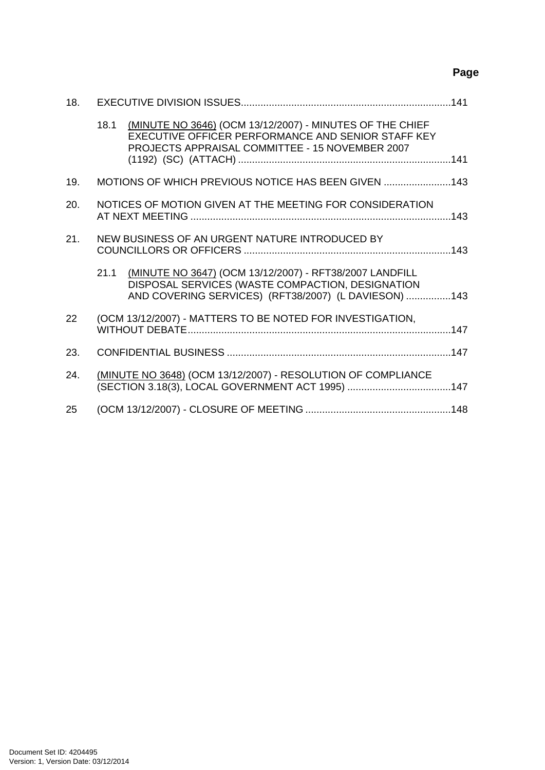**Page**

18. EXECUTIVE DIVISION ISSUES........................................................................141

 18.1 (MINUTE NO 3646) (OCM 13/12/2007) - MINUTES OF THE CHIEF EXECUTIVE OFFICER PERFORMANCE AND SENIOR STAFF KEY PROJECTS APPRAISAL COMMITTEE - 15 NOVEMBER 2007 (1192) (SC) (ATTACH) ..........................................................................141

19. MOTIONS OF WHICH PREVIOUS NOTICE HAS BEEN GIVEN ........................143

20. NOTICES OF MOTION GIVEN AT THE MEETING FOR CONSIDERATION AT NEXT MEETING ..........................................................................................143

21. NEW BUSINESS OF AN URGENT NATURE INTRODUCED BY COUNCILLORS OR OFFICERS .........................................................................143

 21.1 (MINUTE NO 3647) (OCM 13/12/2007) - RFT38/2007 LANDFILL DISPOSAL SERVICES (WASTE COMPACTION, DESIGNATION AND COVERING SERVICES) (RFT38/2007) (L DAVIESON) ................143

22 (OCM 13/12/2007) - MATTERS TO BE NOTED FOR INVESTIGATION, WITHOUT DEBATE...........................................................................................147

23. CONFIDENTIAL BUSINESS ...............................................................................147

24. (MINUTE NO 3648) (OCM 13/12/2007) - RESOLUTION OF COMPLIANCE (SECTION 3.18(3), LOCAL GOVERNMENT ACT 1995) ....................................147

25 (OCM 13/12/2007) - CLOSURE OF MEETING ...................................................148

Document Set ID: 4204495
Version: 1, Version Date: 03/12/2014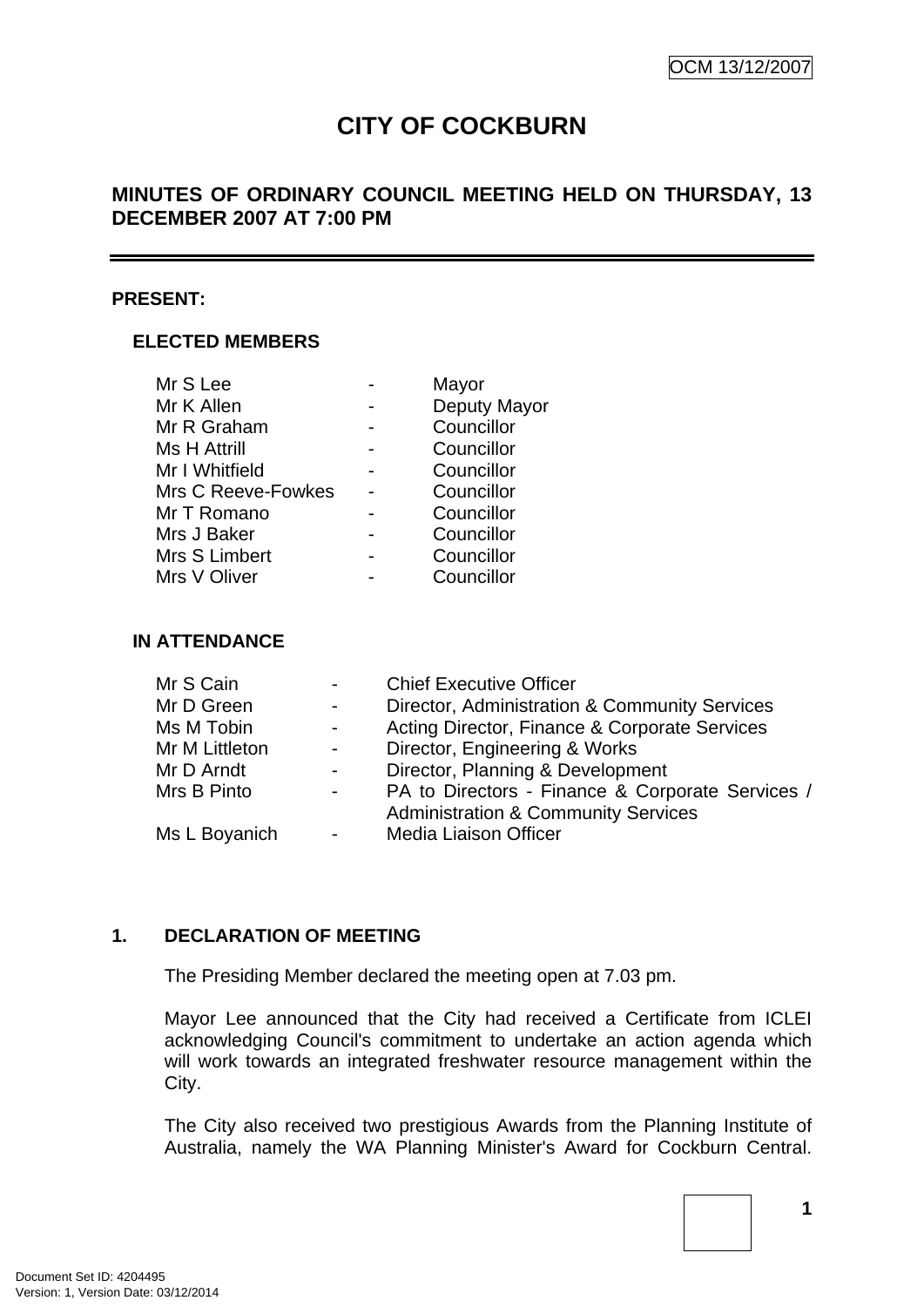OCM 13/12/2007

# CITY OF COCKBURN

## MINUTES OF ORDINARY COUNCIL MEETING HELD ON THURSDAY, 13 DECEMBER 2007 AT 7:00 PM

**PRESENT:**

### ELECTED MEMBERS

| | | |
|---|---|---|
| Mr S Lee | - | Mayor |
| Mr K Allen | - | Deputy Mayor |
| Mr R Graham | - | Councillor |
| Ms H Attrill | - | Councillor |
| Mr I Whitfield | - | Councillor |
| Mrs C Reeve-Fowkes | - | Councillor |
| Mr T Romano | - | Councillor |
| Mrs J Baker | - | Councillor |
| Mrs S Limbert | - | Councillor |
| Mrs V Oliver | - | Councillor |

### IN ATTENDANCE

| | | |
|---|---|---|
| Mr S Cain | - | Chief Executive Officer |
| Mr D Green | - | Director, Administration & Community Services |
| Ms M Tobin | - | Acting Director, Finance & Corporate Services |
| Mr M Littleton | - | Director, Engineering & Works |
| Mr D Arndt | - | Director, Planning & Development |
| Mrs B Pinto | - | PA to Directors - Finance & Corporate Services / Administration & Community Services |
| Ms L Boyanich | - | Media Liaison Officer |

**1. DECLARATION OF MEETING**

The Presiding Member declared the meeting open at 7.03 pm.

Mayor Lee announced that the City had received a Certificate from ICLEI acknowledging Council's commitment to undertake an action agenda which will work towards an integrated freshwater resource management within the City.

The City also received two prestigious Awards from the Planning Institute of Australia, namely the WA Planning Minister's Award for Cockburn Central.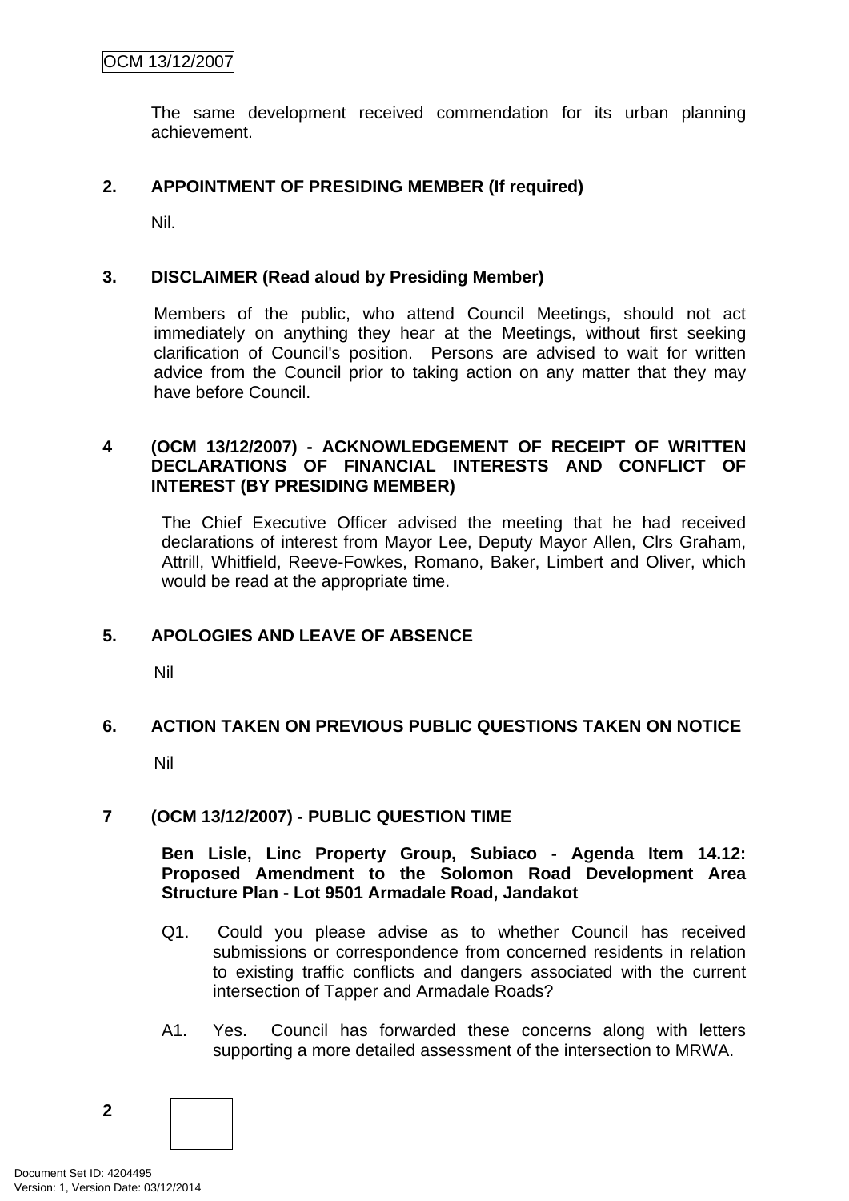The same development received commendation for its urban planning achievement.

## 2. APPOINTMENT OF PRESIDING MEMBER (If required)

Nil.

## 3. DISCLAIMER (Read aloud by Presiding Member)

Members of the public, who attend Council Meetings, should not act immediately on anything they hear at the Meetings, without first seeking clarification of Council's position. Persons are advised to wait for written advice from the Council prior to taking action on any matter that they may have before Council.

## 4 (OCM 13/12/2007) - ACKNOWLEDGEMENT OF RECEIPT OF WRITTEN DECLARATIONS OF FINANCIAL INTERESTS AND CONFLICT OF INTEREST (BY PRESIDING MEMBER)

The Chief Executive Officer advised the meeting that he had received declarations of interest from Mayor Lee, Deputy Mayor Allen, Clrs Graham, Attrill, Whitfield, Reeve-Fowkes, Romano, Baker, Limbert and Oliver, which would be read at the appropriate time.

## 5. APOLOGIES AND LEAVE OF ABSENCE

Nil

## 6. ACTION TAKEN ON PREVIOUS PUBLIC QUESTIONS TAKEN ON NOTICE

Nil

## 7 (OCM 13/12/2007) - PUBLIC QUESTION TIME

**Ben Lisle, Linc Property Group, Subiaco - Agenda Item 14.12: Proposed Amendment to the Solomon Road Development Area Structure Plan - Lot 9501 Armadale Road, Jandakot**

Q1. Could you please advise as to whether Council has received submissions or correspondence from concerned residents in relation to existing traffic conflicts and dangers associated with the current intersection of Tapper and Armadale Roads?

A1. Yes. Council has forwarded these concerns along with letters supporting a more detailed assessment of the intersection to MRWA.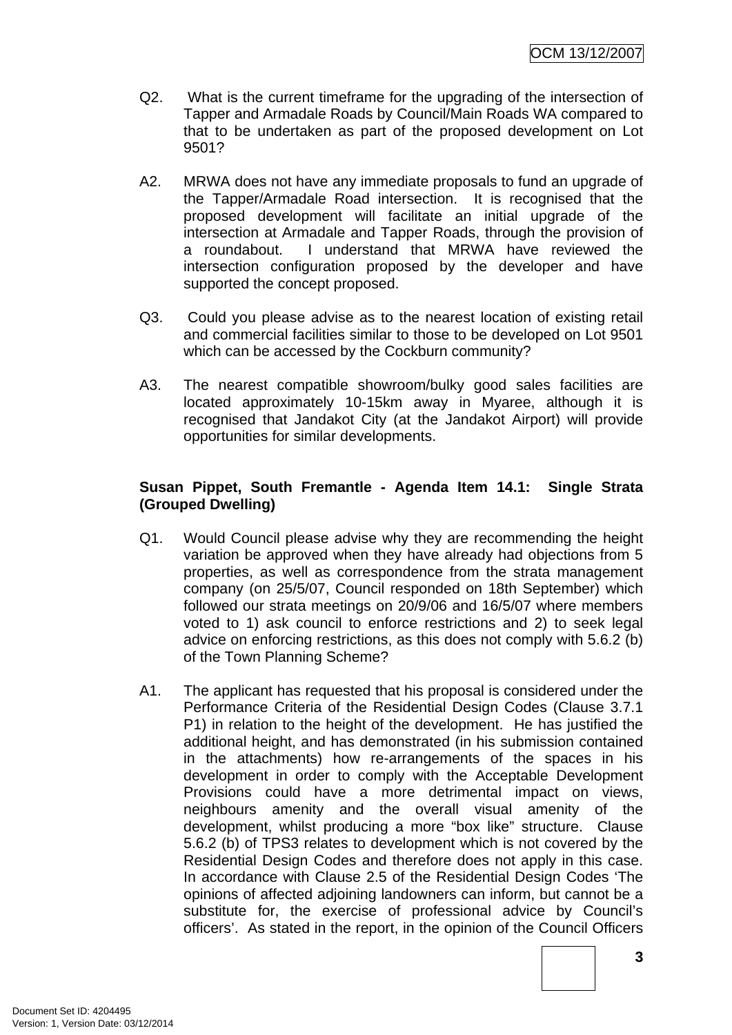Q2. What is the current timeframe for the upgrading of the intersection of Tapper and Armadale Roads by Council/Main Roads WA compared to that to be undertaken as part of the proposed development on Lot 9501?

A2. MRWA does not have any immediate proposals to fund an upgrade of the Tapper/Armadale Road intersection. It is recognised that the proposed development will facilitate an initial upgrade of the intersection at Armadale and Tapper Roads, through the provision of a roundabout. I understand that MRWA have reviewed the intersection configuration proposed by the developer and have supported the concept proposed.

Q3. Could you please advise as to the nearest location of existing retail and commercial facilities similar to those to be developed on Lot 9501 which can be accessed by the Cockburn community?

A3. The nearest compatible showroom/bulky good sales facilities are located approximately 10-15km away in Myaree, although it is recognised that Jandakot City (at the Jandakot Airport) will provide opportunities for similar developments.

**Susan Pippet, South Fremantle - Agenda Item 14.1: Single Strata (Grouped Dwelling)**

Q1. Would Council please advise why they are recommending the height variation be approved when they have already had objections from 5 properties, as well as correspondence from the strata management company (on 25/5/07, Council responded on 18th September) which followed our strata meetings on 20/9/06 and 16/5/07 where members voted to 1) ask council to enforce restrictions and 2) to seek legal advice on enforcing restrictions, as this does not comply with 5.6.2 (b) of the Town Planning Scheme?

A1. The applicant has requested that his proposal is considered under the Performance Criteria of the Residential Design Codes (Clause 3.7.1 P1) in relation to the height of the development. He has justified the additional height, and has demonstrated (in his submission contained in the attachments) how re-arrangements of the spaces in his development in order to comply with the Acceptable Development Provisions could have a more detrimental impact on views, neighbours amenity and the overall visual amenity of the development, whilst producing a more "box like" structure. Clause 5.6.2 (b) of TPS3 relates to development which is not covered by the Residential Design Codes and therefore does not apply in this case. In accordance with Clause 2.5 of the Residential Design Codes 'The opinions of affected adjoining landowners can inform, but cannot be a substitute for, the exercise of professional advice by Council's officers'. As stated in the report, in the opinion of the Council Officers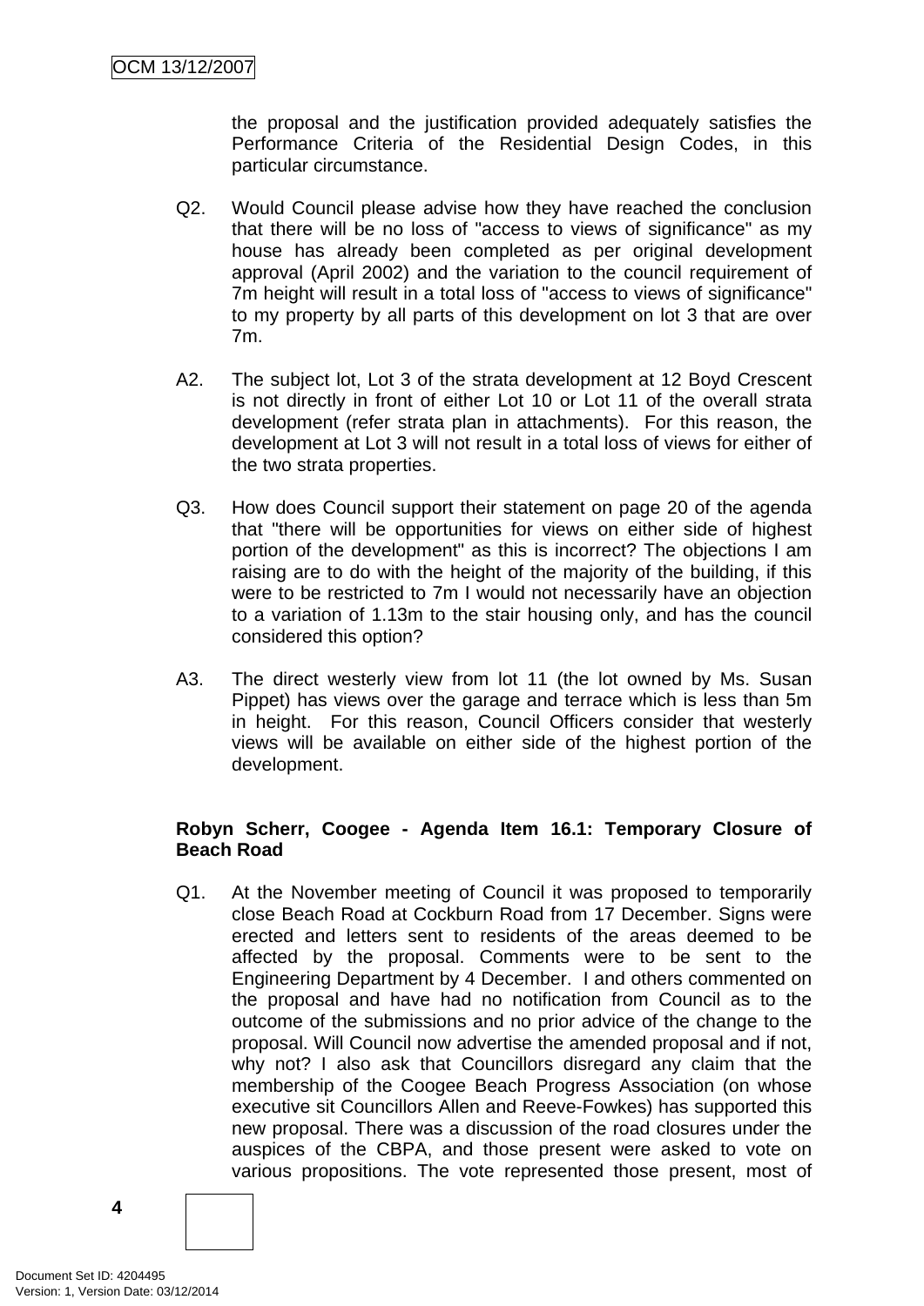the proposal and the justification provided adequately satisfies the Performance Criteria of the Residential Design Codes, in this particular circumstance.

Q2. Would Council please advise how they have reached the conclusion that there will be no loss of "access to views of significance" as my house has already been completed as per original development approval (April 2002) and the variation to the council requirement of 7m height will result in a total loss of "access to views of significance" to my property by all parts of this development on lot 3 that are over 7m.

A2. The subject lot, Lot 3 of the strata development at 12 Boyd Crescent is not directly in front of either Lot 10 or Lot 11 of the overall strata development (refer strata plan in attachments). For this reason, the development at Lot 3 will not result in a total loss of views for either of the two strata properties.

Q3. How does Council support their statement on page 20 of the agenda that "there will be opportunities for views on either side of highest portion of the development" as this is incorrect? The objections I am raising are to do with the height of the majority of the building, if this were to be restricted to 7m I would not necessarily have an objection to a variation of 1.13m to the stair housing only, and has the council considered this option?

A3. The direct westerly view from lot 11 (the lot owned by Ms. Susan Pippet) has views over the garage and terrace which is less than 5m in height. For this reason, Council Officers consider that westerly views will be available on either side of the highest portion of the development.

**Robyn Scherr, Coogee - Agenda Item 16.1: Temporary Closure of Beach Road**

Q1. At the November meeting of Council it was proposed to temporarily close Beach Road at Cockburn Road from 17 December. Signs were erected and letters sent to residents of the areas deemed to be affected by the proposal. Comments were to be sent to the Engineering Department by 4 December. I and others commented on the proposal and have had no notification from Council as to the outcome of the submissions and no prior advice of the change to the proposal. Will Council now advertise the amended proposal and if not, why not? I also ask that Councillors disregard any claim that the membership of the Coogee Beach Progress Association (on whose executive sit Councillors Allen and Reeve-Fowkes) has supported this new proposal. There was a discussion of the road closures under the auspices of the CBPA, and those present were asked to vote on various propositions. The vote represented those present, most of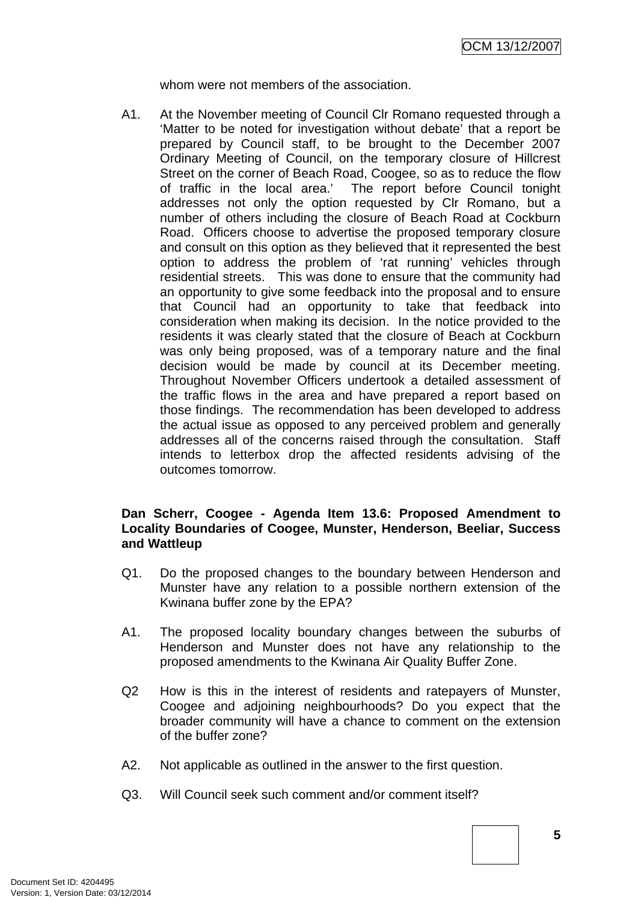whom were not members of the association.

A1. At the November meeting of Council Clr Romano requested through a 'Matter to be noted for investigation without debate' that a report be prepared by Council staff, to be brought to the December 2007 Ordinary Meeting of Council, on the temporary closure of Hillcrest Street on the corner of Beach Road, Coogee, so as to reduce the flow of traffic in the local area.' The report before Council tonight addresses not only the option requested by Clr Romano, but a number of others including the closure of Beach Road at Cockburn Road. Officers choose to advertise the proposed temporary closure and consult on this option as they believed that it represented the best option to address the problem of 'rat running' vehicles through residential streets. This was done to ensure that the community had an opportunity to give some feedback into the proposal and to ensure that Council had an opportunity to take that feedback into consideration when making its decision. In the notice provided to the residents it was clearly stated that the closure of Beach at Cockburn was only being proposed, was of a temporary nature and the final decision would be made by council at its December meeting. Throughout November Officers undertook a detailed assessment of the traffic flows in the area and have prepared a report based on those findings. The recommendation has been developed to address the actual issue as opposed to any perceived problem and generally addresses all of the concerns raised through the consultation. Staff intends to letterbox drop the affected residents advising of the outcomes tomorrow.

**Dan Scherr, Coogee - Agenda Item 13.6: Proposed Amendment to Locality Boundaries of Coogee, Munster, Henderson, Beeliar, Success and Wattleup**

Q1. Do the proposed changes to the boundary between Henderson and Munster have any relation to a possible northern extension of the Kwinana buffer zone by the EPA?

A1. The proposed locality boundary changes between the suburbs of Henderson and Munster does not have any relationship to the proposed amendments to the Kwinana Air Quality Buffer Zone.

Q2 How is this in the interest of residents and ratepayers of Munster, Coogee and adjoining neighbourhoods? Do you expect that the broader community will have a chance to comment on the extension of the buffer zone?

A2. Not applicable as outlined in the answer to the first question.

Q3. Will Council seek such comment and/or comment itself?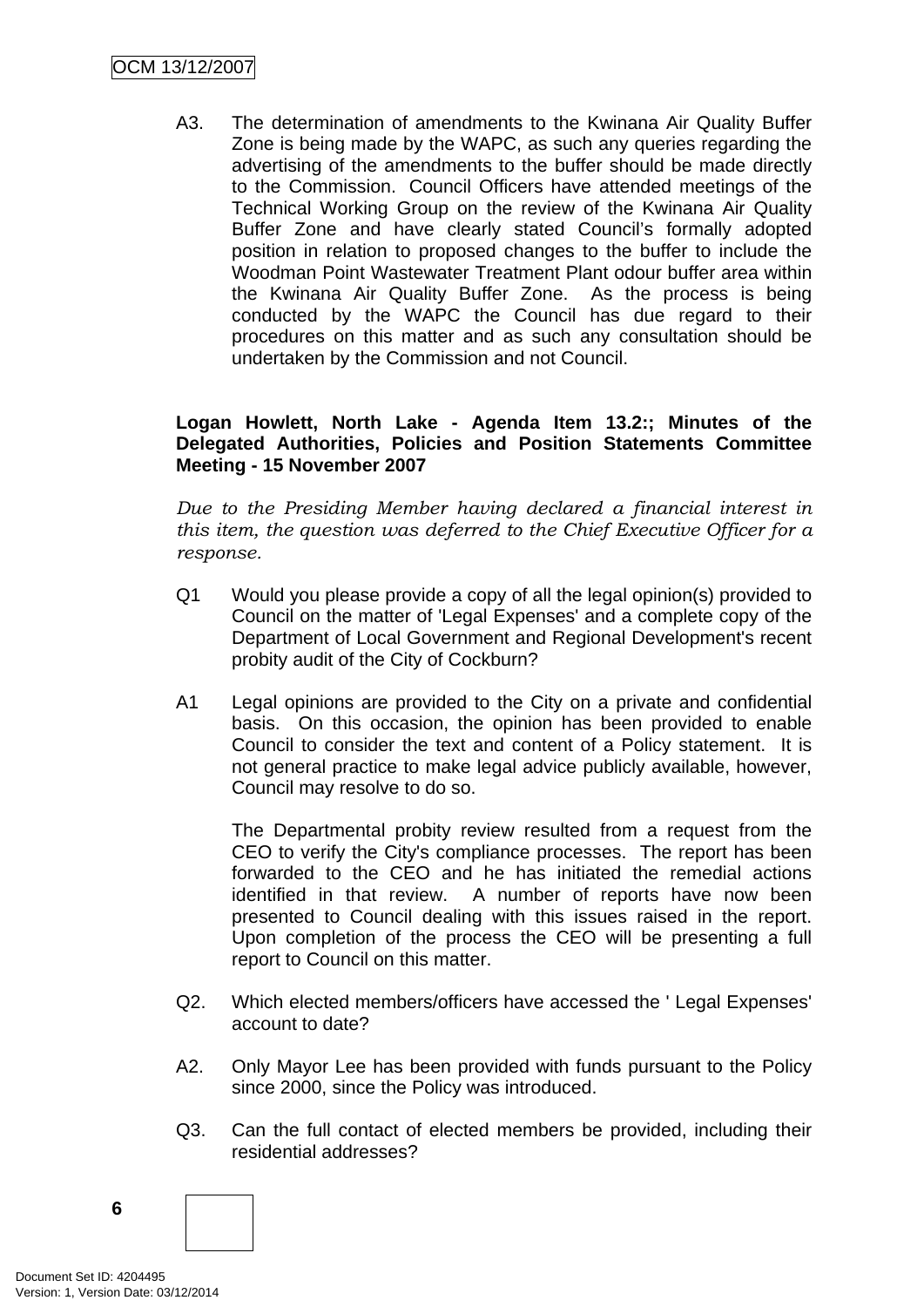A3. The determination of amendments to the Kwinana Air Quality Buffer Zone is being made by the WAPC, as such any queries regarding the advertising of the amendments to the buffer should be made directly to the Commission. Council Officers have attended meetings of the Technical Working Group on the review of the Kwinana Air Quality Buffer Zone and have clearly stated Council's formally adopted position in relation to proposed changes to the buffer to include the Woodman Point Wastewater Treatment Plant odour buffer area within the Kwinana Air Quality Buffer Zone. As the process is being conducted by the WAPC the Council has due regard to their procedures on this matter and as such any consultation should be undertaken by the Commission and not Council.

**Logan Howlett, North Lake - Agenda Item 13.2:; Minutes of the Delegated Authorities, Policies and Position Statements Committee Meeting - 15 November 2007**

*Due to the Presiding Member having declared a financial interest in this item, the question was deferred to the Chief Executive Officer for a response.*

Q1 Would you please provide a copy of all the legal opinion(s) provided to Council on the matter of 'Legal Expenses' and a complete copy of the Department of Local Government and Regional Development's recent probity audit of the City of Cockburn?

A1 Legal opinions are provided to the City on a private and confidential basis. On this occasion, the opinion has been provided to enable Council to consider the text and content of a Policy statement. It is not general practice to make legal advice publicly available, however, Council may resolve to do so.

The Departmental probity review resulted from a request from the CEO to verify the City's compliance processes. The report has been forwarded to the CEO and he has initiated the remedial actions identified in that review. A number of reports have now been presented to Council dealing with this issues raised in the report. Upon completion of the process the CEO will be presenting a full report to Council on this matter.

Q2. Which elected members/officers have accessed the ' Legal Expenses' account to date?

A2. Only Mayor Lee has been provided with funds pursuant to the Policy since 2000, since the Policy was introduced.

Q3. Can the full contact of elected members be provided, including their residential addresses?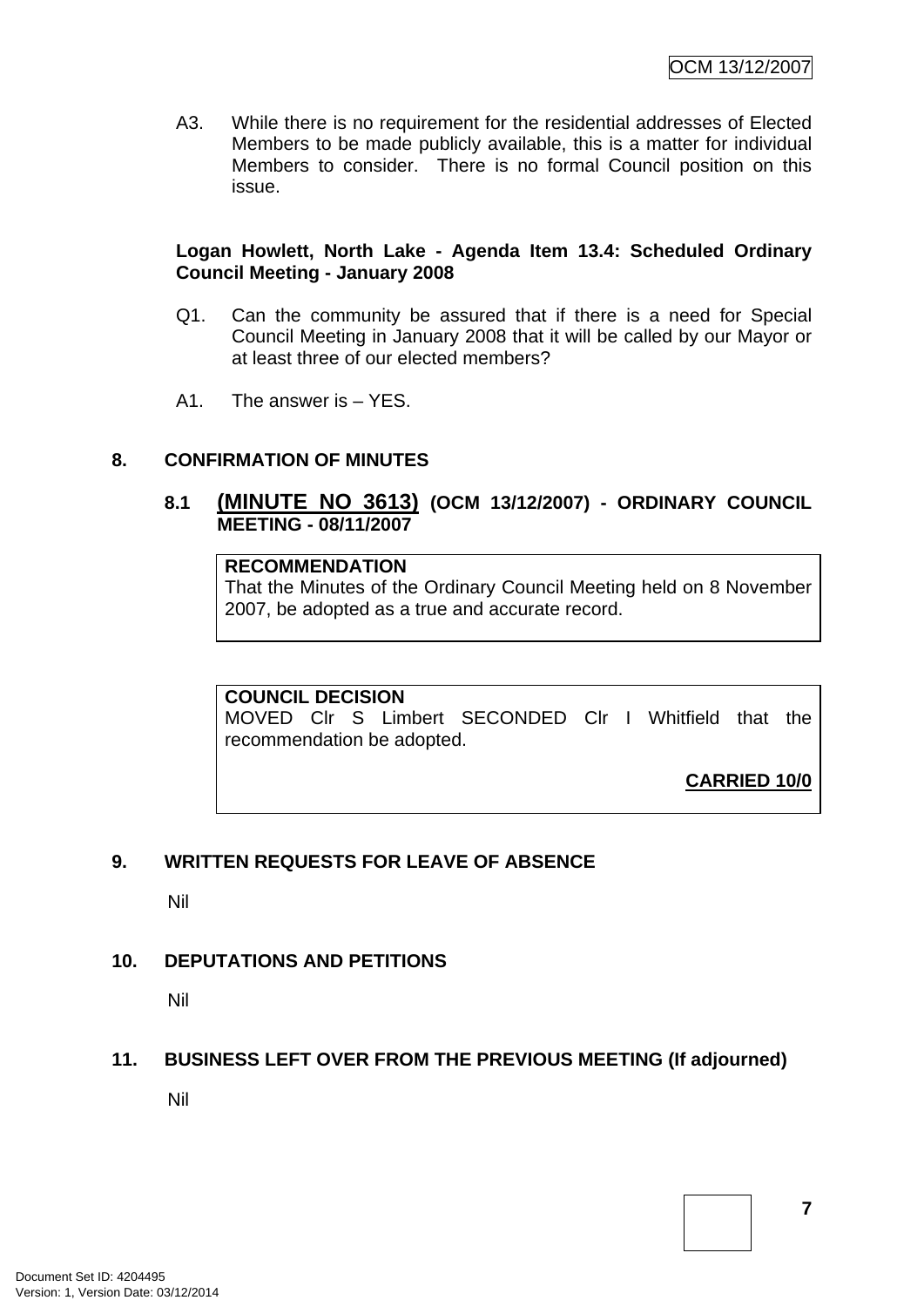A3. While there is no requirement for the residential addresses of Elected Members to be made publicly available, this is a matter for individual Members to consider. There is no formal Council position on this issue.

**Logan Howlett, North Lake - Agenda Item 13.4: Scheduled Ordinary Council Meeting - January 2008**

Q1. Can the community be assured that if there is a need for Special Council Meeting in January 2008 that it will be called by our Mayor or at least three of our elected members?

A1. The answer is – YES.

## 8. CONFIRMATION OF MINUTES

### 8.1 (MINUTE NO 3613) (OCM 13/12/2007) - ORDINARY COUNCIL MEETING - 08/11/2007

**RECOMMENDATION**
That the Minutes of the Ordinary Council Meeting held on 8 November 2007, be adopted as a true and accurate record.

**COUNCIL DECISION**
MOVED Clr S Limbert SECONDED Clr I Whitfield that the recommendation be adopted.

**CARRIED 10/0**

## 9. WRITTEN REQUESTS FOR LEAVE OF ABSENCE

Nil

## 10. DEPUTATIONS AND PETITIONS

Nil

## 11. BUSINESS LEFT OVER FROM THE PREVIOUS MEETING (If adjourned)

Nil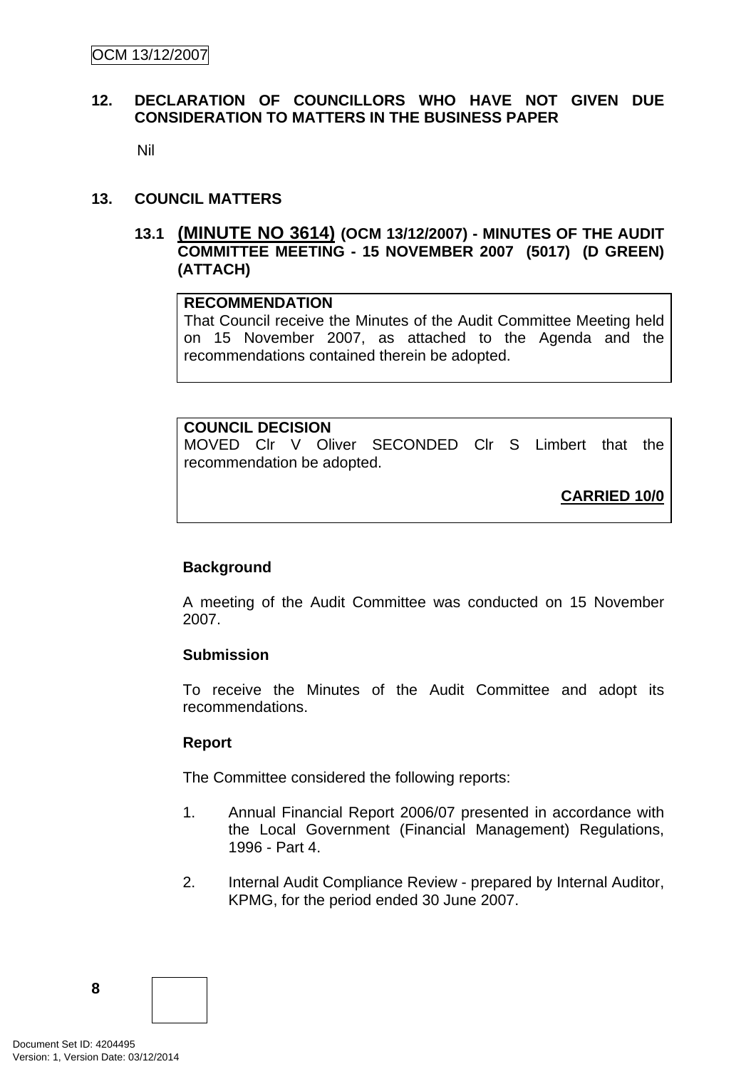## 12. DECLARATION OF COUNCILLORS WHO HAVE NOT GIVEN DUE CONSIDERATION TO MATTERS IN THE BUSINESS PAPER

Nil

## 13. COUNCIL MATTERS

### 13.1 (MINUTE NO 3614) (OCM 13/12/2007) - MINUTES OF THE AUDIT COMMITTEE MEETING - 15 NOVEMBER 2007 (5017) (D GREEN) (ATTACH)

**RECOMMENDATION**
That Council receive the Minutes of the Audit Committee Meeting held on 15 November 2007, as attached to the Agenda and the recommendations contained therein be adopted.

**COUNCIL DECISION**
MOVED Clr V Oliver SECONDED Clr S Limbert that the recommendation be adopted.

**CARRIED 10/0**

**Background**

A meeting of the Audit Committee was conducted on 15 November 2007.

**Submission**

To receive the Minutes of the Audit Committee and adopt its recommendations.

**Report**

The Committee considered the following reports:

1. Annual Financial Report 2006/07 presented in accordance with the Local Government (Financial Management) Regulations, 1996 - Part 4.

2. Internal Audit Compliance Review - prepared by Internal Auditor, KPMG, for the period ended 30 June 2007.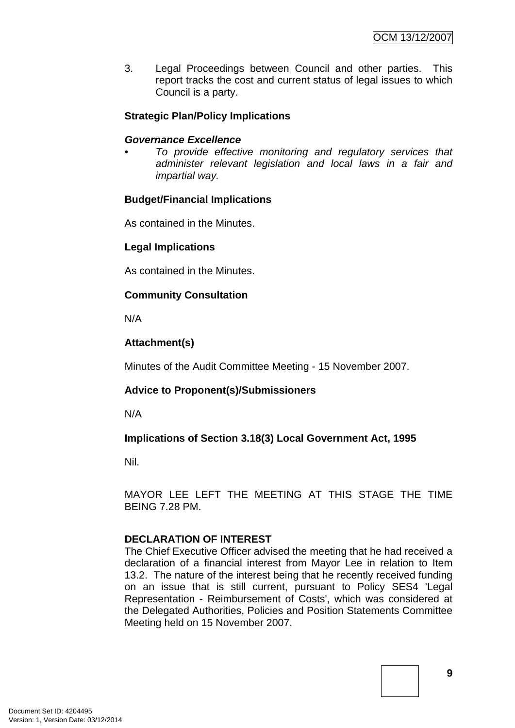3. Legal Proceedings between Council and other parties. This report tracks the cost and current status of legal issues to which Council is a party.

**Strategic Plan/Policy Implications**

***Governance Excellence***

- *To provide effective monitoring and regulatory services that administer relevant legislation and local laws in a fair and impartial way.*

**Budget/Financial Implications**

As contained in the Minutes.

**Legal Implications**

As contained in the Minutes.

**Community Consultation**

N/A

**Attachment(s)**

Minutes of the Audit Committee Meeting - 15 November 2007.

**Advice to Proponent(s)/Submissioners**

N/A

**Implications of Section 3.18(3) Local Government Act, 1995**

Nil.

MAYOR LEE LEFT THE MEETING AT THIS STAGE THE TIME BEING 7.28 PM.

**DECLARATION OF INTEREST**

The Chief Executive Officer advised the meeting that he had received a declaration of a financial interest from Mayor Lee in relation to Item 13.2. The nature of the interest being that he recently received funding on an issue that is still current, pursuant to Policy SES4 'Legal Representation - Reimbursement of Costs', which was considered at the Delegated Authorities, Policies and Position Statements Committee Meeting held on 15 November 2007.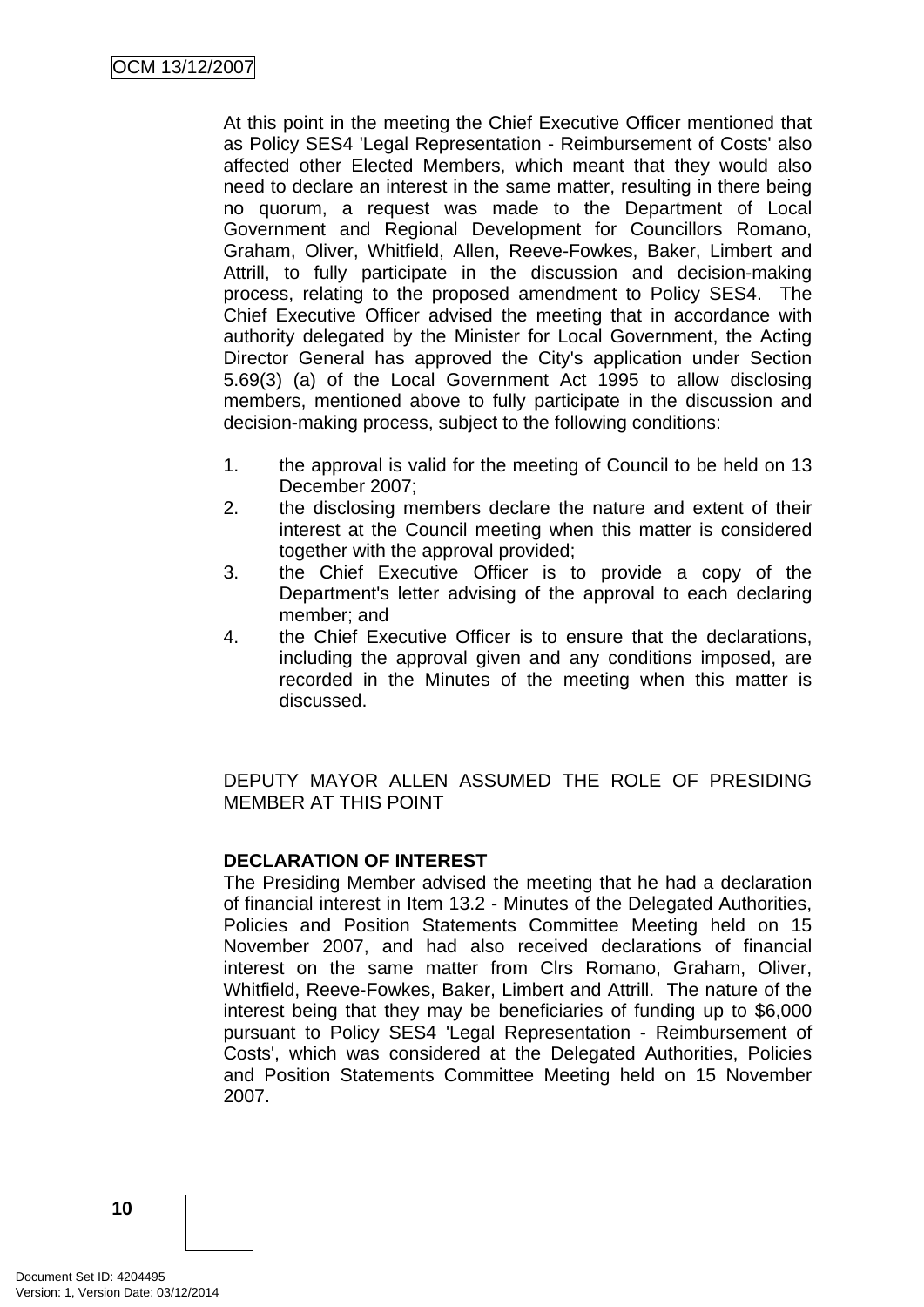At this point in the meeting the Chief Executive Officer mentioned that as Policy SES4 'Legal Representation - Reimbursement of Costs' also affected other Elected Members, which meant that they would also need to declare an interest in the same matter, resulting in there being no quorum, a request was made to the Department of Local Government and Regional Development for Councillors Romano, Graham, Oliver, Whitfield, Allen, Reeve-Fowkes, Baker, Limbert and Attrill, to fully participate in the discussion and decision-making process, relating to the proposed amendment to Policy SES4. The Chief Executive Officer advised the meeting that in accordance with authority delegated by the Minister for Local Government, the Acting Director General has approved the City's application under Section 5.69(3) (a) of the Local Government Act 1995 to allow disclosing members, mentioned above to fully participate in the discussion and decision-making process, subject to the following conditions:

1. the approval is valid for the meeting of Council to be held on 13 December 2007;
2. the disclosing members declare the nature and extent of their interest at the Council meeting when this matter is considered together with the approval provided;
3. the Chief Executive Officer is to provide a copy of the Department's letter advising of the approval to each declaring member; and
4. the Chief Executive Officer is to ensure that the declarations, including the approval given and any conditions imposed, are recorded in the Minutes of the meeting when this matter is discussed.

DEPUTY MAYOR ALLEN ASSUMED THE ROLE OF PRESIDING MEMBER AT THIS POINT

**DECLARATION OF INTEREST**

The Presiding Member advised the meeting that he had a declaration of financial interest in Item 13.2 - Minutes of the Delegated Authorities, Policies and Position Statements Committee Meeting held on 15 November 2007, and had also received declarations of financial interest on the same matter from Clrs Romano, Graham, Oliver, Whitfield, Reeve-Fowkes, Baker, Limbert and Attrill. The nature of the interest being that they may be beneficiaries of funding up to $6,000 pursuant to Policy SES4 'Legal Representation - Reimbursement of Costs', which was considered at the Delegated Authorities, Policies and Position Statements Committee Meeting held on 15 November 2007.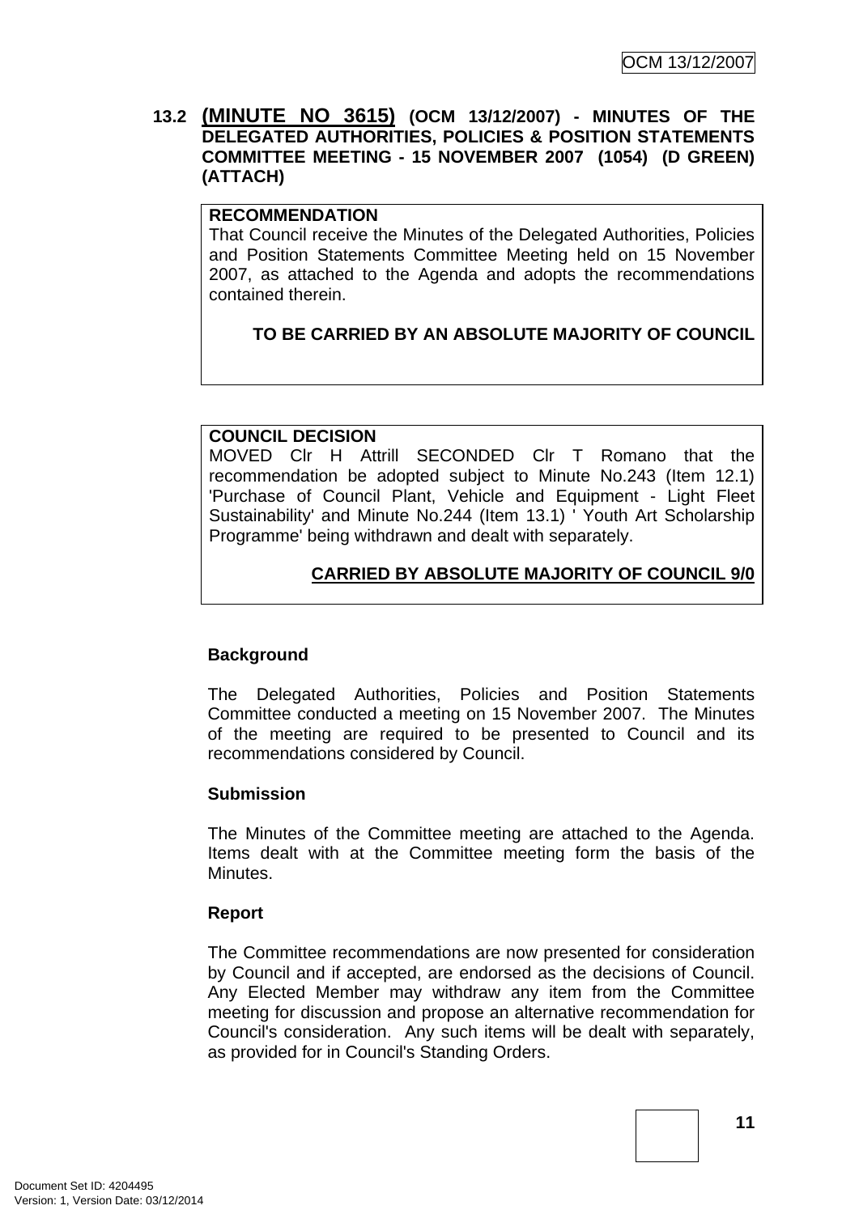**13.2 (MINUTE NO 3615) (OCM 13/12/2007) - MINUTES OF THE DELEGATED AUTHORITIES, POLICIES & POSITION STATEMENTS COMMITTEE MEETING - 15 NOVEMBER 2007 (1054) (D GREEN) (ATTACH)**

**RECOMMENDATION**

That Council receive the Minutes of the Delegated Authorities, Policies and Position Statements Committee Meeting held on 15 November 2007, as attached to the Agenda and adopts the recommendations contained therein.

**TO BE CARRIED BY AN ABSOLUTE MAJORITY OF COUNCIL**

**COUNCIL DECISION**

MOVED Clr H Attrill SECONDED Clr T Romano that the recommendation be adopted subject to Minute No.243 (Item 12.1) 'Purchase of Council Plant, Vehicle and Equipment - Light Fleet Sustainability' and Minute No.244 (Item 13.1) ' Youth Art Scholarship Programme' being withdrawn and dealt with separately.

**CARRIED BY ABSOLUTE MAJORITY OF COUNCIL 9/0**

**Background**

The Delegated Authorities, Policies and Position Statements Committee conducted a meeting on 15 November 2007. The Minutes of the meeting are required to be presented to Council and its recommendations considered by Council.

**Submission**

The Minutes of the Committee meeting are attached to the Agenda. Items dealt with at the Committee meeting form the basis of the Minutes.

**Report**

The Committee recommendations are now presented for consideration by Council and if accepted, are endorsed as the decisions of Council. Any Elected Member may withdraw any item from the Committee meeting for discussion and propose an alternative recommendation for Council's consideration. Any such items will be dealt with separately, as provided for in Council's Standing Orders.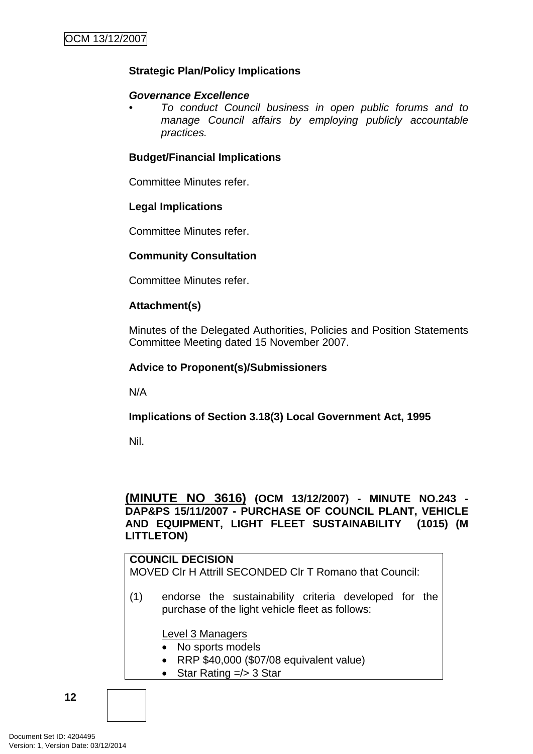**Strategic Plan/Policy Implications**

***Governance Excellence***

- *To conduct Council business in open public forums and to manage Council affairs by employing publicly accountable practices.*

**Budget/Financial Implications**

Committee Minutes refer.

**Legal Implications**

Committee Minutes refer.

**Community Consultation**

Committee Minutes refer.

**Attachment(s)**

Minutes of the Delegated Authorities, Policies and Position Statements Committee Meeting dated 15 November 2007.

**Advice to Proponent(s)/Submissioners**

N/A

**Implications of Section 3.18(3) Local Government Act, 1995**

Nil.

**(MINUTE NO 3616) (OCM 13/12/2007) - MINUTE NO.243 - DAP&PS 15/11/2007 - PURCHASE OF COUNCIL PLANT, VEHICLE AND EQUIPMENT, LIGHT FLEET SUSTAINABILITY (1015) (M LITTLETON)**

**COUNCIL DECISION**

MOVED Clr H Attrill SECONDED Clr T Romano that Council:

(1) endorse the sustainability criteria developed for the purchase of the light vehicle fleet as follows:

Level 3 Managers

- No sports models
- RRP $40,000 ($07/08 equivalent value)
- Star Rating =/> 3 Star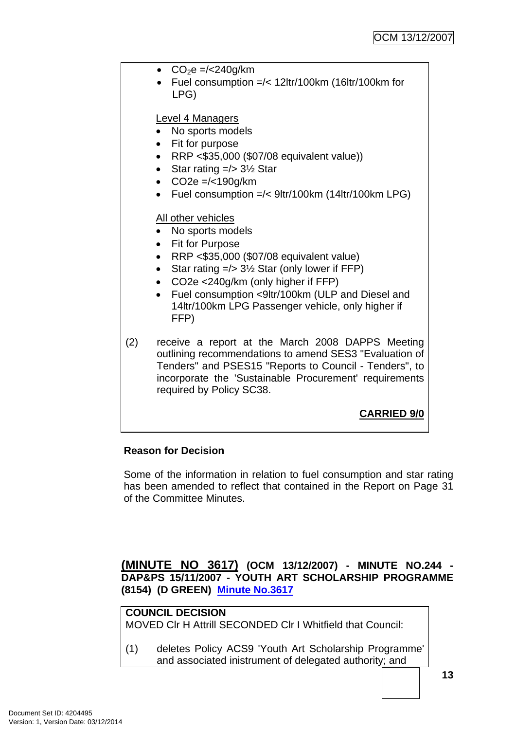- $CO_2e$ =/<240g/km
- Fuel consumption =/< 12ltr/100km (16ltr/100km for LPG)

Level 4 Managers

- No sports models
- Fit for purpose
- RRP <$35,000 ($07/08 equivalent value))
- Star rating =/> 3½ Star
- CO2e =/<190g/km
- Fuel consumption =/< 9ltr/100km (14ltr/100km LPG)

All other vehicles

- No sports models
- Fit for Purpose
- RRP <$35,000 ($07/08 equivalent value)
- Star rating =/> 3½ Star (only lower if FFP)
- CO2e <240g/km (only higher if FFP)
- Fuel consumption <9ltr/100km (ULP and Diesel and 14ltr/100km LPG Passenger vehicle, only higher if FFP)

(2) receive a report at the March 2008 DAPPS Meeting outlining recommendations to amend SES3 "Evaluation of Tenders" and PSES15 "Reports to Council - Tenders", to incorporate the 'Sustainable Procurement' requirements required by Policy SC38.

**CARRIED 9/0**

**Reason for Decision**

Some of the information in relation to fuel consumption and star rating has been amended to reflect that contained in the Report on Page 31 of the Committee Minutes.

## (MINUTE NO 3617) (OCM 13/12/2007) - MINUTE NO.244 - DAP&PS 15/11/2007 - YOUTH ART SCHOLARSHIP PROGRAMME (8154) (D GREEN) Minute No.3617

**COUNCIL DECISION**

MOVED Clr H Attrill SECONDED Clr I Whitfield that Council:

(1) deletes Policy ACS9 'Youth Art Scholarship Programme' and associated inistrument of delegated authority; and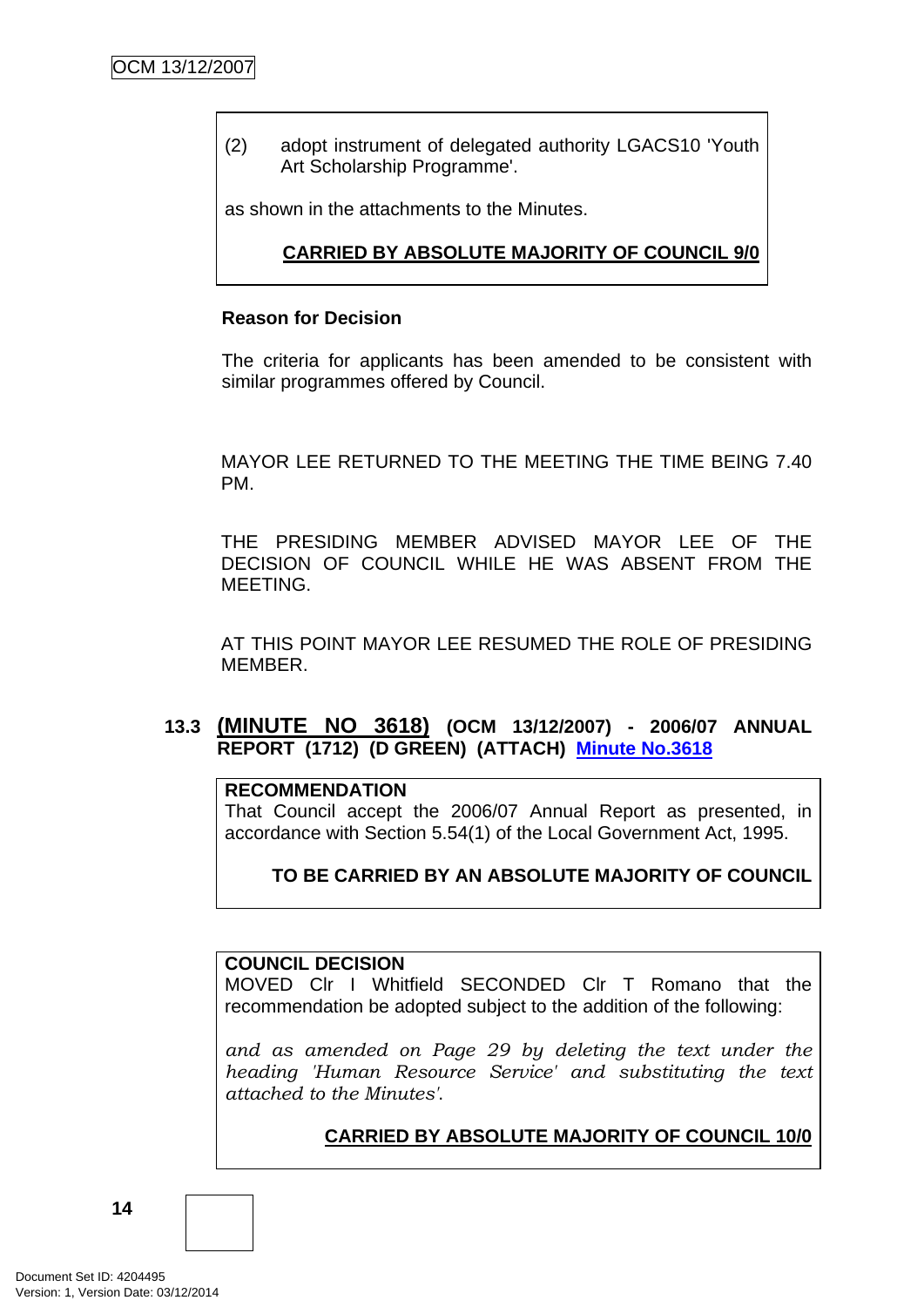(2) adopt instrument of delegated authority LGACS10 'Youth Art Scholarship Programme'.

as shown in the attachments to the Minutes.

**CARRIED BY ABSOLUTE MAJORITY OF COUNCIL 9/0**

**Reason for Decision**

The criteria for applicants has been amended to be consistent with similar programmes offered by Council.

MAYOR LEE RETURNED TO THE MEETING THE TIME BEING 7.40 PM.

THE PRESIDING MEMBER ADVISED MAYOR LEE OF THE DECISION OF COUNCIL WHILE HE WAS ABSENT FROM THE MEETING.

AT THIS POINT MAYOR LEE RESUMED THE ROLE OF PRESIDING MEMBER.

### 13.3 (MINUTE NO 3618) (OCM 13/12/2007) - 2006/07 ANNUAL REPORT (1712) (D GREEN) (ATTACH) Minute No.3618

**RECOMMENDATION**
That Council accept the 2006/07 Annual Report as presented, in accordance with Section 5.54(1) of the Local Government Act, 1995.

**TO BE CARRIED BY AN ABSOLUTE MAJORITY OF COUNCIL**

**COUNCIL DECISION**
MOVED Clr I Whitfield SECONDED Clr T Romano that the recommendation be adopted subject to the addition of the following:

*and as amended on Page 29 by deleting the text under the heading 'Human Resource Service' and substituting the text attached to the Minutes'.*

**CARRIED BY ABSOLUTE MAJORITY OF COUNCIL 10/0**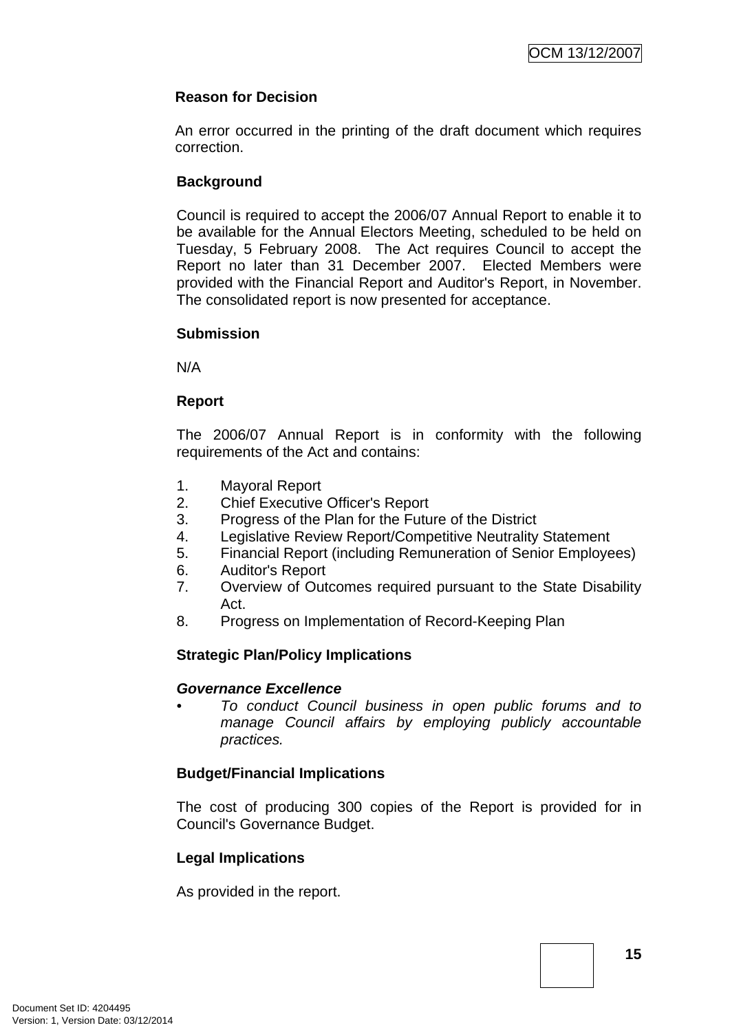**Reason for Decision**

An error occurred in the printing of the draft document which requires correction.

**Background**

Council is required to accept the 2006/07 Annual Report to enable it to be available for the Annual Electors Meeting, scheduled to be held on Tuesday, 5 February 2008. The Act requires Council to accept the Report no later than 31 December 2007. Elected Members were provided with the Financial Report and Auditor's Report, in November. The consolidated report is now presented for acceptance.

**Submission**

N/A

**Report**

The 2006/07 Annual Report is in conformity with the following requirements of the Act and contains:

1. Mayoral Report
2. Chief Executive Officer's Report
3. Progress of the Plan for the Future of the District
4. Legislative Review Report/Competitive Neutrality Statement
5. Financial Report (including Remuneration of Senior Employees)
6. Auditor's Report
7. Overview of Outcomes required pursuant to the State Disability Act.
8. Progress on Implementation of Record-Keeping Plan

**Strategic Plan/Policy Implications**

***Governance Excellence***

- *To conduct Council business in open public forums and to manage Council affairs by employing publicly accountable practices.*

**Budget/Financial Implications**

The cost of producing 300 copies of the Report is provided for in Council's Governance Budget.

**Legal Implications**

As provided in the report.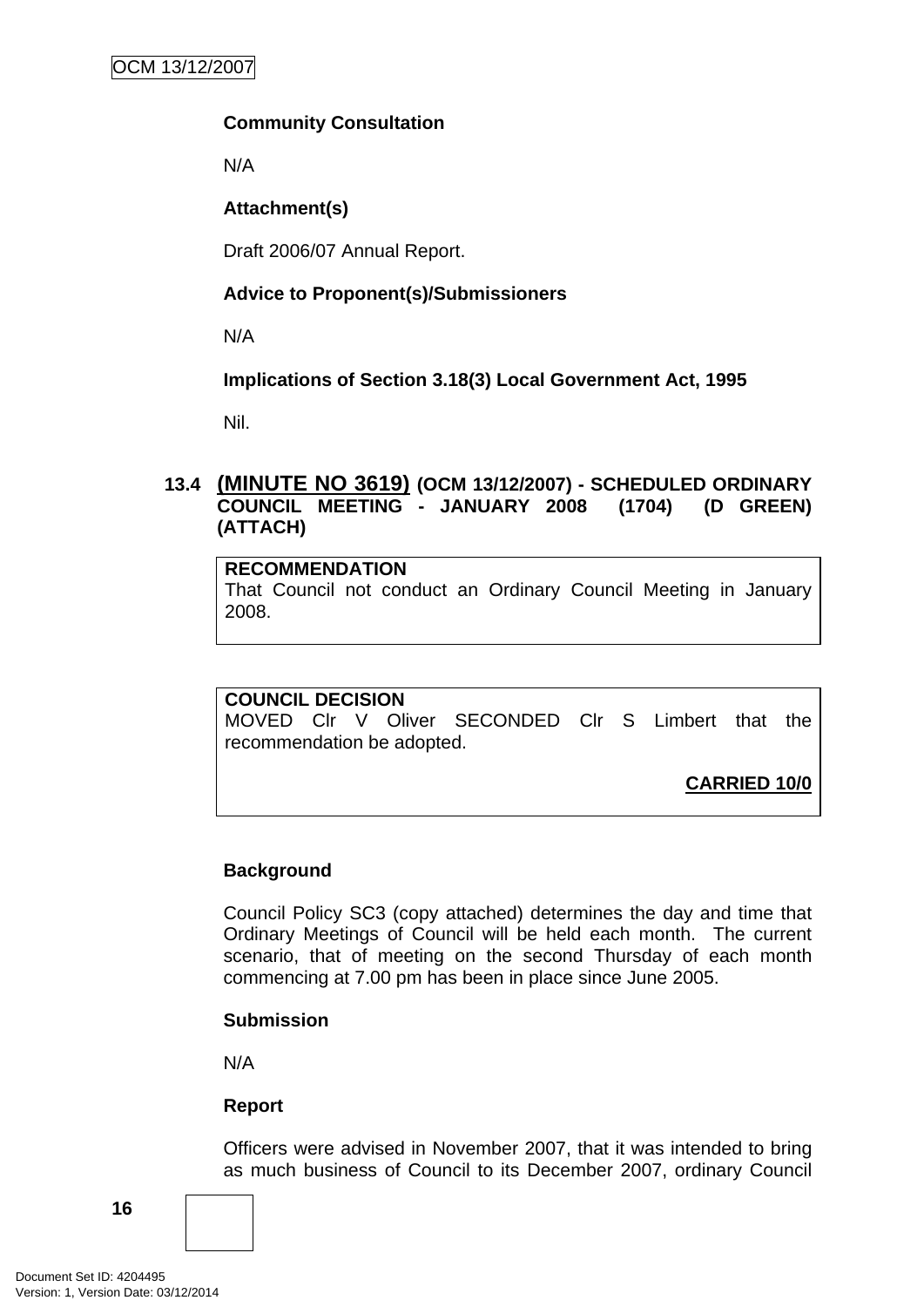**Community Consultation**

N/A

**Attachment(s)**

Draft 2006/07 Annual Report.

**Advice to Proponent(s)/Submissioners**

N/A

**Implications of Section 3.18(3) Local Government Act, 1995**

Nil.

### 13.4 (MINUTE NO 3619) (OCM 13/12/2007) - SCHEDULED ORDINARY COUNCIL MEETING - JANUARY 2008 (1704) (D GREEN) (ATTACH)

**RECOMMENDATION**
That Council not conduct an Ordinary Council Meeting in January 2008.

**COUNCIL DECISION**
MOVED Clr V Oliver SECONDED Clr S Limbert that the recommendation be adopted.

**CARRIED 10/0**

**Background**

Council Policy SC3 (copy attached) determines the day and time that Ordinary Meetings of Council will be held each month. The current scenario, that of meeting on the second Thursday of each month commencing at 7.00 pm has been in place since June 2005.

**Submission**

N/A

**Report**

Officers were advised in November 2007, that it was intended to bring as much business of Council to its December 2007, ordinary Council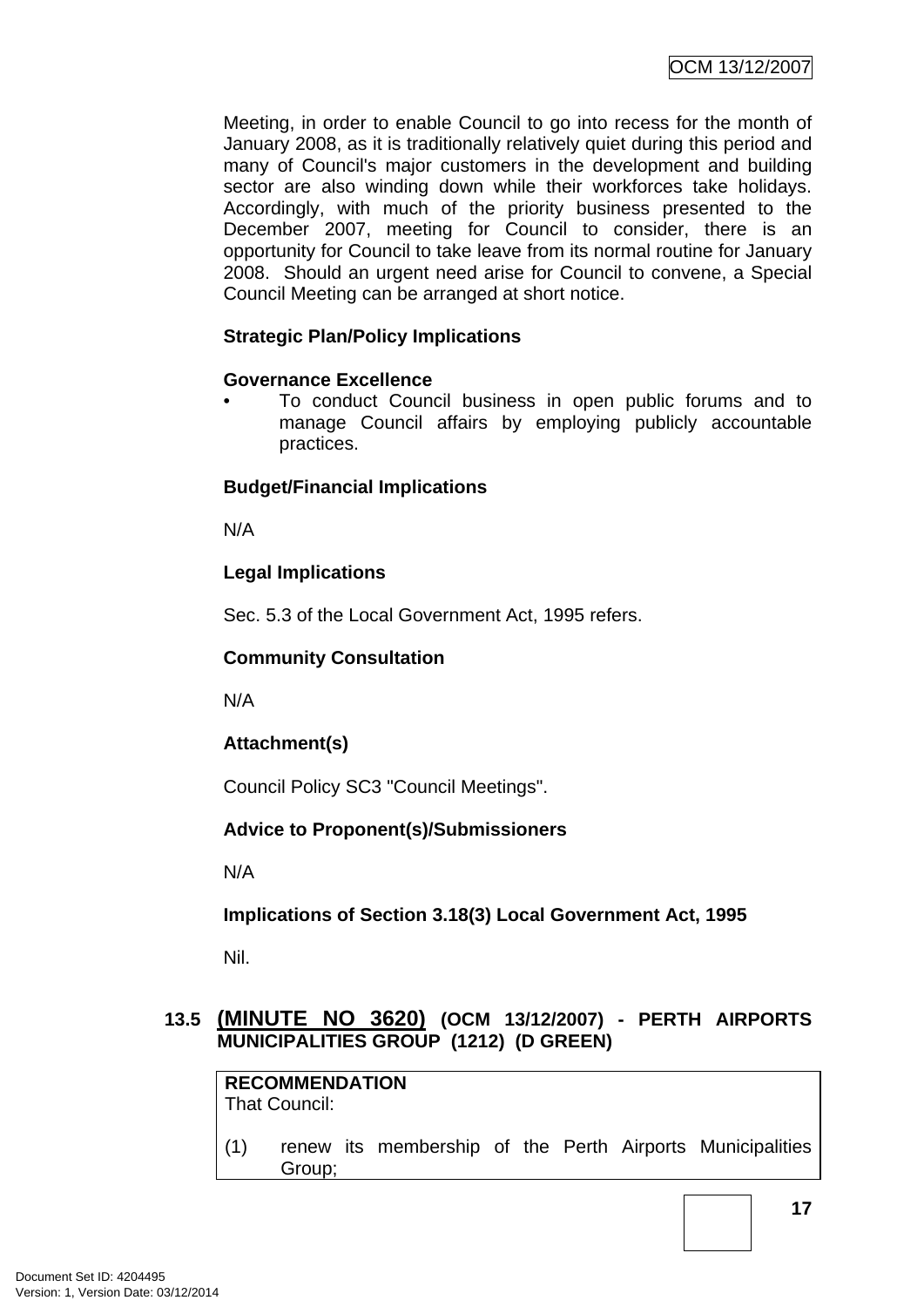Meeting, in order to enable Council to go into recess for the month of January 2008, as it is traditionally relatively quiet during this period and many of Council's major customers in the development and building sector are also winding down while their workforces take holidays. Accordingly, with much of the priority business presented to the December 2007, meeting for Council to consider, there is an opportunity for Council to take leave from its normal routine for January 2008. Should an urgent need arise for Council to convene, a Special Council Meeting can be arranged at short notice.

**Strategic Plan/Policy Implications**

**Governance Excellence**

- To conduct Council business in open public forums and to manage Council affairs by employing publicly accountable practices.

**Budget/Financial Implications**

N/A

**Legal Implications**

Sec. 5.3 of the Local Government Act, 1995 refers.

**Community Consultation**

N/A

**Attachment(s)**

Council Policy SC3 "Council Meetings".

**Advice to Proponent(s)/Submissioners**

N/A

**Implications of Section 3.18(3) Local Government Act, 1995**

Nil.

## 13.5 (MINUTE NO 3620) (OCM 13/12/2007) - PERTH AIRPORTS MUNICIPALITIES GROUP (1212) (D GREEN)

**RECOMMENDATION**
That Council:

(1) renew its membership of the Perth Airports Municipalities Group;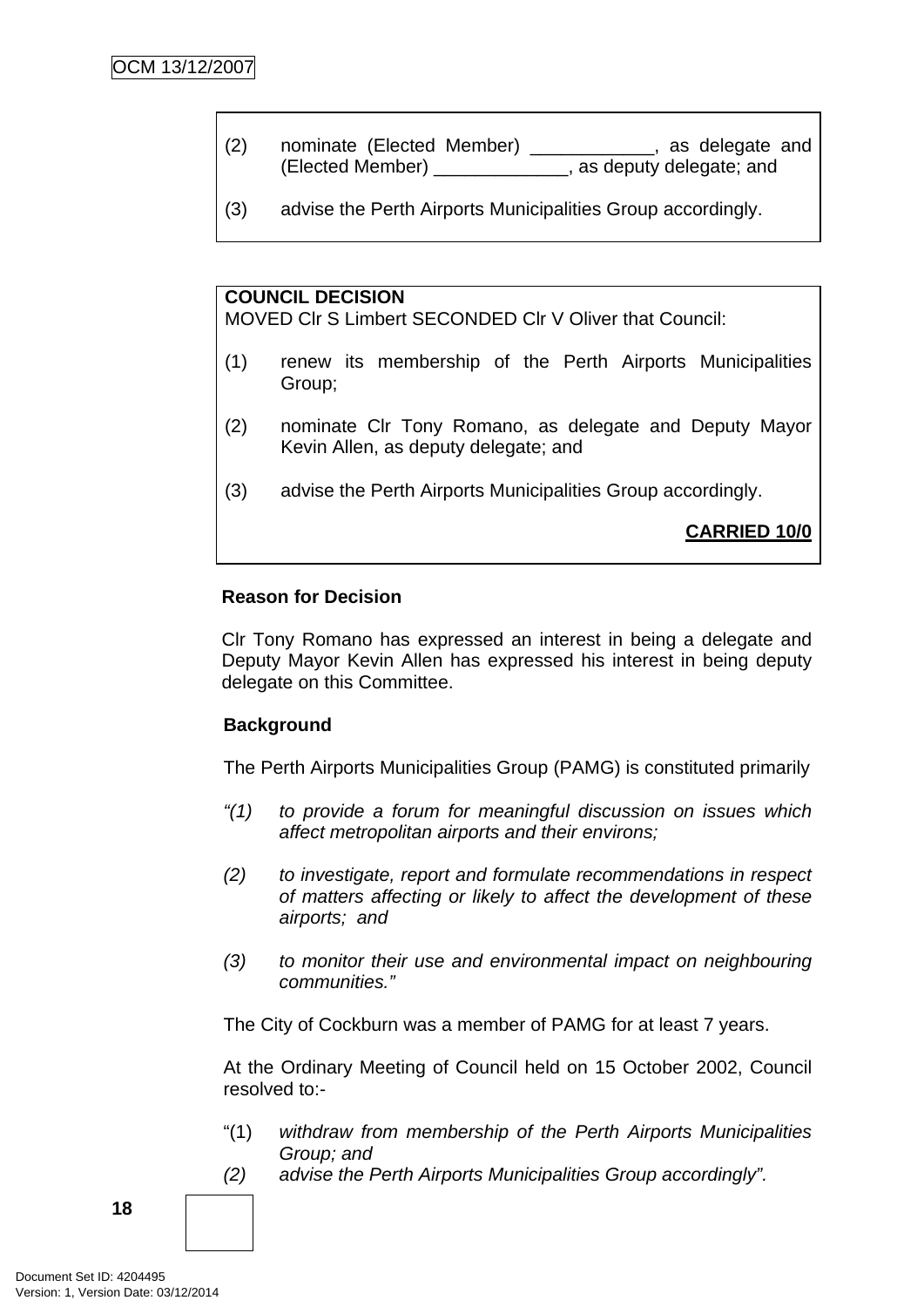(2) nominate (Elected Member) ____________, as delegate and (Elected Member) _____________, as deputy delegate; and

(3) advise the Perth Airports Municipalities Group accordingly.

**COUNCIL DECISION**
MOVED Clr S Limbert SECONDED Clr V Oliver that Council:

(1) renew its membership of the Perth Airports Municipalities Group;

(2) nominate Clr Tony Romano, as delegate and Deputy Mayor Kevin Allen, as deputy delegate; and

(3) advise the Perth Airports Municipalities Group accordingly.

**CARRIED 10/0**

**Reason for Decision**

Clr Tony Romano has expressed an interest in being a delegate and Deputy Mayor Kevin Allen has expressed his interest in being deputy delegate on this Committee.

**Background**

The Perth Airports Municipalities Group (PAMG) is constituted primarily

*"(1) to provide a forum for meaningful discussion on issues which affect metropolitan airports and their environs;*

*(2) to investigate, report and formulate recommendations in respect of matters affecting or likely to affect the development of these airports; and*

*(3) to monitor their use and environmental impact on neighbouring communities."*

The City of Cockburn was a member of PAMG for at least 7 years.

At the Ordinary Meeting of Council held on 15 October 2002, Council resolved to:-

"(1) *withdraw from membership of the Perth Airports Municipalities Group; and*
*(2) advise the Perth Airports Municipalities Group accordingly".*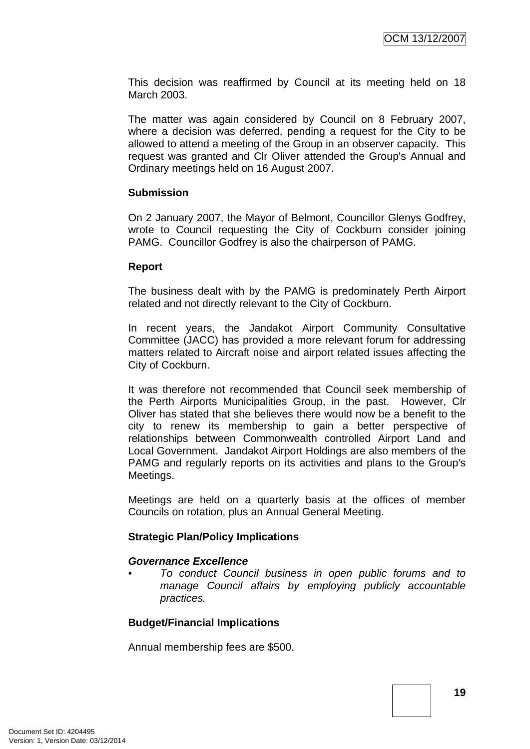This decision was reaffirmed by Council at its meeting held on 18 March 2003.

The matter was again considered by Council on 8 February 2007, where a decision was deferred, pending a request for the City to be allowed to attend a meeting of the Group in an observer capacity. This request was granted and Clr Oliver attended the Group's Annual and Ordinary meetings held on 16 August 2007.

**Submission**

On 2 January 2007, the Mayor of Belmont, Councillor Glenys Godfrey, wrote to Council requesting the City of Cockburn consider joining PAMG. Councillor Godfrey is also the chairperson of PAMG.

**Report**

The business dealt with by the PAMG is predominately Perth Airport related and not directly relevant to the City of Cockburn.

In recent years, the Jandakot Airport Community Consultative Committee (JACC) has provided a more relevant forum for addressing matters related to Aircraft noise and airport related issues affecting the City of Cockburn.

It was therefore not recommended that Council seek membership of the Perth Airports Municipalities Group, in the past. However, Clr Oliver has stated that she believes there would now be a benefit to the city to renew its membership to gain a better perspective of relationships between Commonwealth controlled Airport Land and Local Government. Jandakot Airport Holdings are also members of the PAMG and regularly reports on its activities and plans to the Group's Meetings.

Meetings are held on a quarterly basis at the offices of member Councils on rotation, plus an Annual General Meeting.

**Strategic Plan/Policy Implications**

***Governance Excellence***

- *To conduct Council business in open public forums and to manage Council affairs by employing publicly accountable practices.*

**Budget/Financial Implications**

Annual membership fees are $500.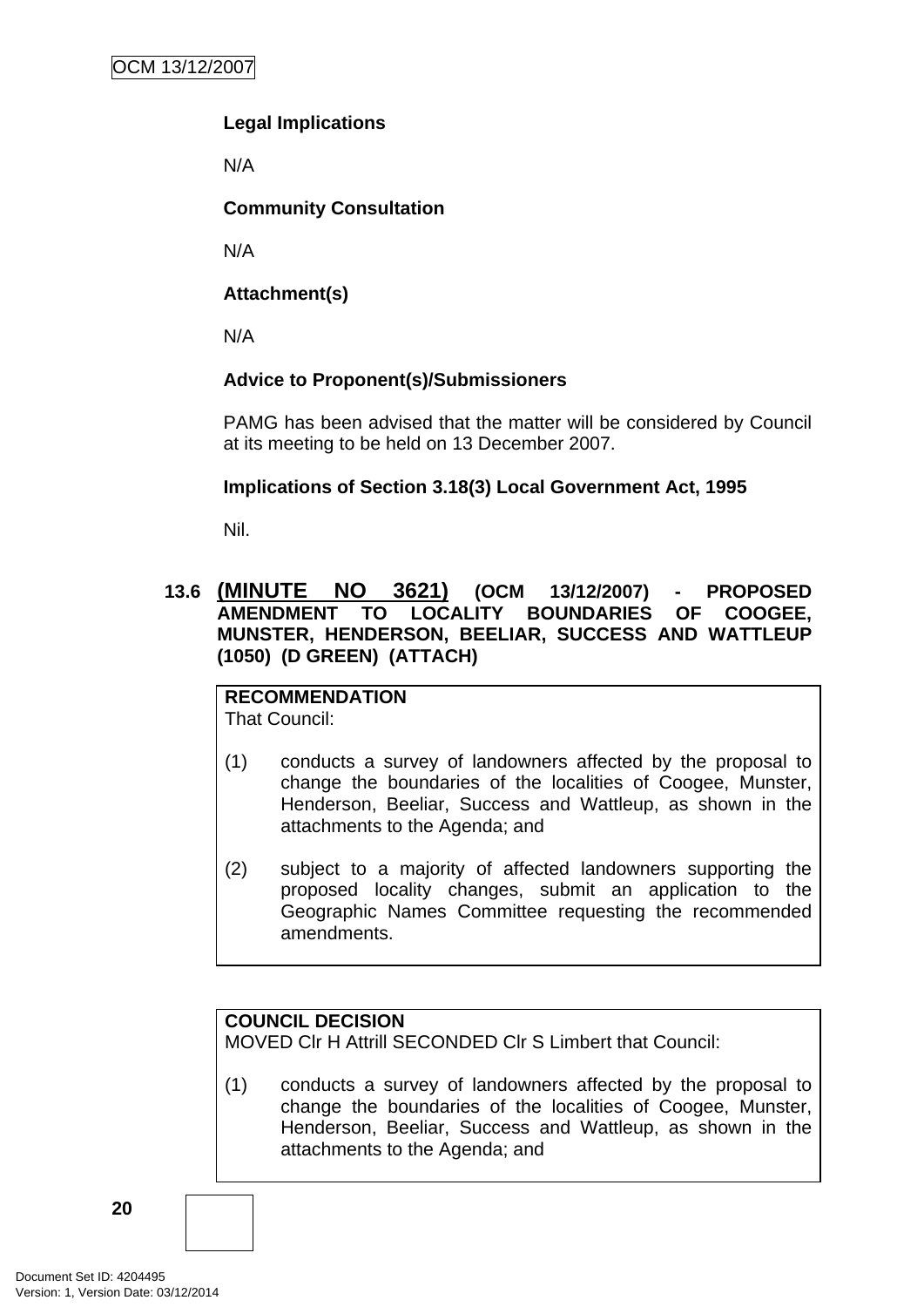**Legal Implications**

N/A

**Community Consultation**

N/A

**Attachment(s)**

N/A

**Advice to Proponent(s)/Submissioners**

PAMG has been advised that the matter will be considered by Council at its meeting to be held on 13 December 2007.

**Implications of Section 3.18(3) Local Government Act, 1995**

Nil.

## 13.6 (MINUTE NO 3621) (OCM 13/12/2007) - PROPOSED AMENDMENT TO LOCALITY BOUNDARIES OF COOGEE, MUNSTER, HENDERSON, BEELIAR, SUCCESS AND WATTLEUP (1050) (D GREEN) (ATTACH)

**RECOMMENDATION**
That Council:

(1) conducts a survey of landowners affected by the proposal to change the boundaries of the localities of Coogee, Munster, Henderson, Beeliar, Success and Wattleup, as shown in the attachments to the Agenda; and

(2) subject to a majority of affected landowners supporting the proposed locality changes, submit an application to the Geographic Names Committee requesting the recommended amendments.

**COUNCIL DECISION**
MOVED Clr H Attrill SECONDED Clr S Limbert that Council:

(1) conducts a survey of landowners affected by the proposal to change the boundaries of the localities of Coogee, Munster, Henderson, Beeliar, Success and Wattleup, as shown in the attachments to the Agenda; and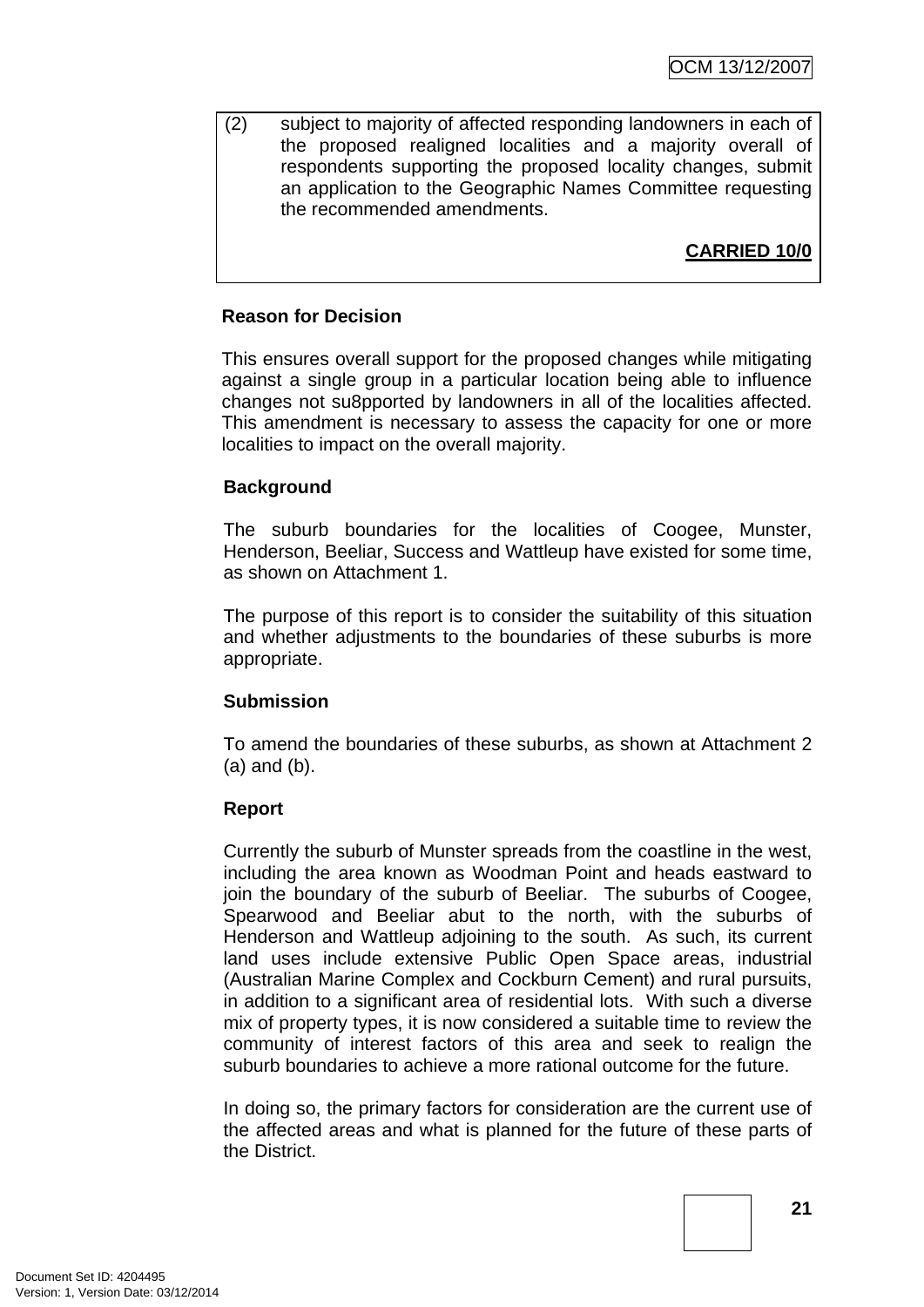(2) subject to majority of affected responding landowners in each of the proposed realigned localities and a majority overall of respondents supporting the proposed locality changes, submit an application to the Geographic Names Committee requesting the recommended amendments.

**CARRIED 10/0**

**Reason for Decision**

This ensures overall support for the proposed changes while mitigating against a single group in a particular location being able to influence changes not su8pported by landowners in all of the localities affected. This amendment is necessary to assess the capacity for one or more localities to impact on the overall majority.

**Background**

The suburb boundaries for the localities of Coogee, Munster, Henderson, Beeliar, Success and Wattleup have existed for some time, as shown on Attachment 1.

The purpose of this report is to consider the suitability of this situation and whether adjustments to the boundaries of these suburbs is more appropriate.

**Submission**

To amend the boundaries of these suburbs, as shown at Attachment 2 (a) and (b).

**Report**

Currently the suburb of Munster spreads from the coastline in the west, including the area known as Woodman Point and heads eastward to join the boundary of the suburb of Beeliar. The suburbs of Coogee, Spearwood and Beeliar abut to the north, with the suburbs of Henderson and Wattleup adjoining to the south. As such, its current land uses include extensive Public Open Space areas, industrial (Australian Marine Complex and Cockburn Cement) and rural pursuits, in addition to a significant area of residential lots. With such a diverse mix of property types, it is now considered a suitable time to review the community of interest factors of this area and seek to realign the suburb boundaries to achieve a more rational outcome for the future.

In doing so, the primary factors for consideration are the current use of the affected areas and what is planned for the future of these parts of the District.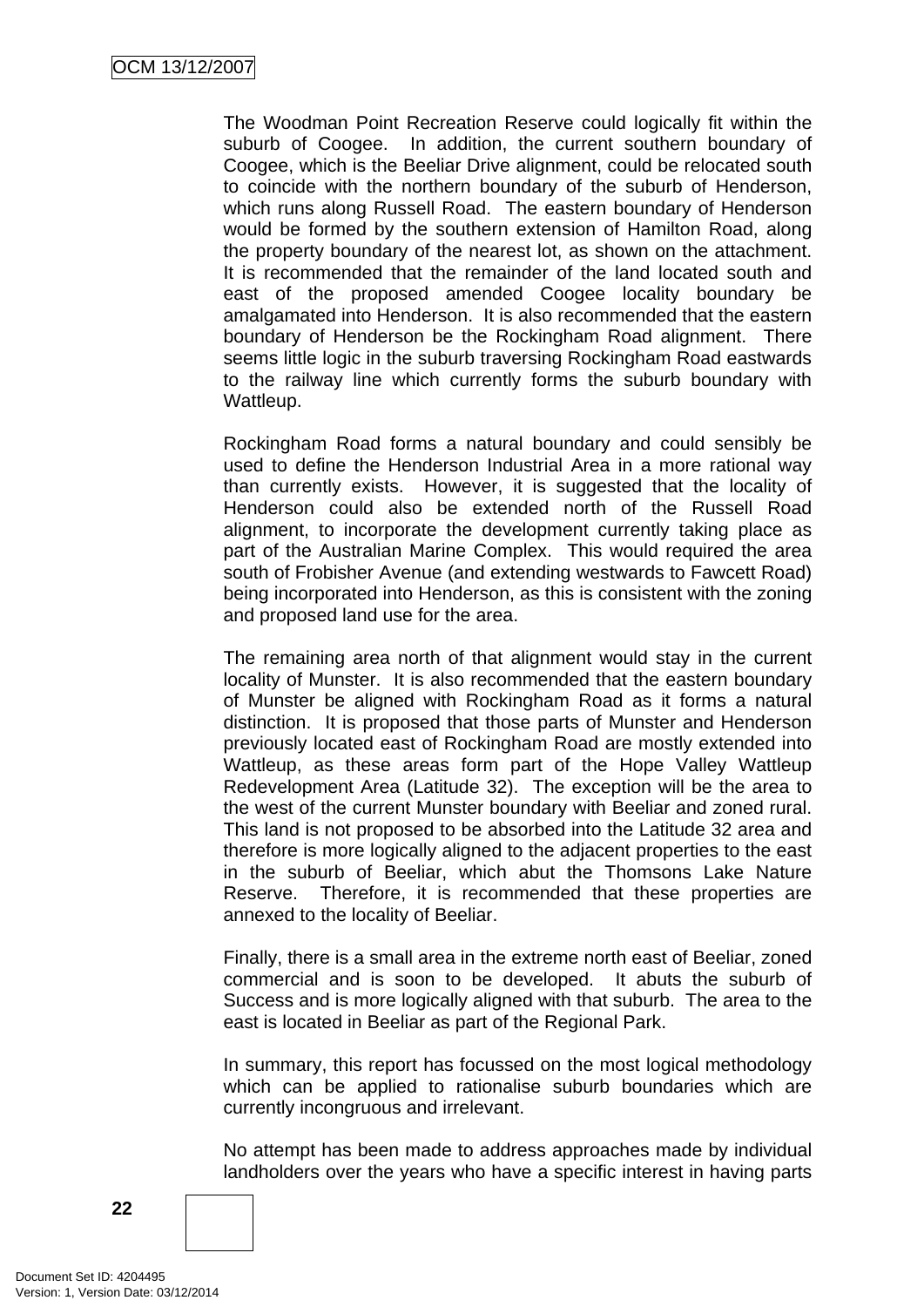The Woodman Point Recreation Reserve could logically fit within the suburb of Coogee. In addition, the current southern boundary of Coogee, which is the Beeliar Drive alignment, could be relocated south to coincide with the northern boundary of the suburb of Henderson, which runs along Russell Road. The eastern boundary of Henderson would be formed by the southern extension of Hamilton Road, along the property boundary of the nearest lot, as shown on the attachment. It is recommended that the remainder of the land located south and east of the proposed amended Coogee locality boundary be amalgamated into Henderson. It is also recommended that the eastern boundary of Henderson be the Rockingham Road alignment. There seems little logic in the suburb traversing Rockingham Road eastwards to the railway line which currently forms the suburb boundary with Wattleup.

Rockingham Road forms a natural boundary and could sensibly be used to define the Henderson Industrial Area in a more rational way than currently exists. However, it is suggested that the locality of Henderson could also be extended north of the Russell Road alignment, to incorporate the development currently taking place as part of the Australian Marine Complex. This would required the area south of Frobisher Avenue (and extending westwards to Fawcett Road) being incorporated into Henderson, as this is consistent with the zoning and proposed land use for the area.

The remaining area north of that alignment would stay in the current locality of Munster. It is also recommended that the eastern boundary of Munster be aligned with Rockingham Road as it forms a natural distinction. It is proposed that those parts of Munster and Henderson previously located east of Rockingham Road are mostly extended into Wattleup, as these areas form part of the Hope Valley Wattleup Redevelopment Area (Latitude 32). The exception will be the area to the west of the current Munster boundary with Beeliar and zoned rural. This land is not proposed to be absorbed into the Latitude 32 area and therefore is more logically aligned to the adjacent properties to the east in the suburb of Beeliar, which abut the Thomsons Lake Nature Reserve. Therefore, it is recommended that these properties are annexed to the locality of Beeliar.

Finally, there is a small area in the extreme north east of Beeliar, zoned commercial and is soon to be developed. It abuts the suburb of Success and is more logically aligned with that suburb. The area to the east is located in Beeliar as part of the Regional Park.

In summary, this report has focussed on the most logical methodology which can be applied to rationalise suburb boundaries which are currently incongruous and irrelevant.

No attempt has been made to address approaches made by individual landholders over the years who have a specific interest in having parts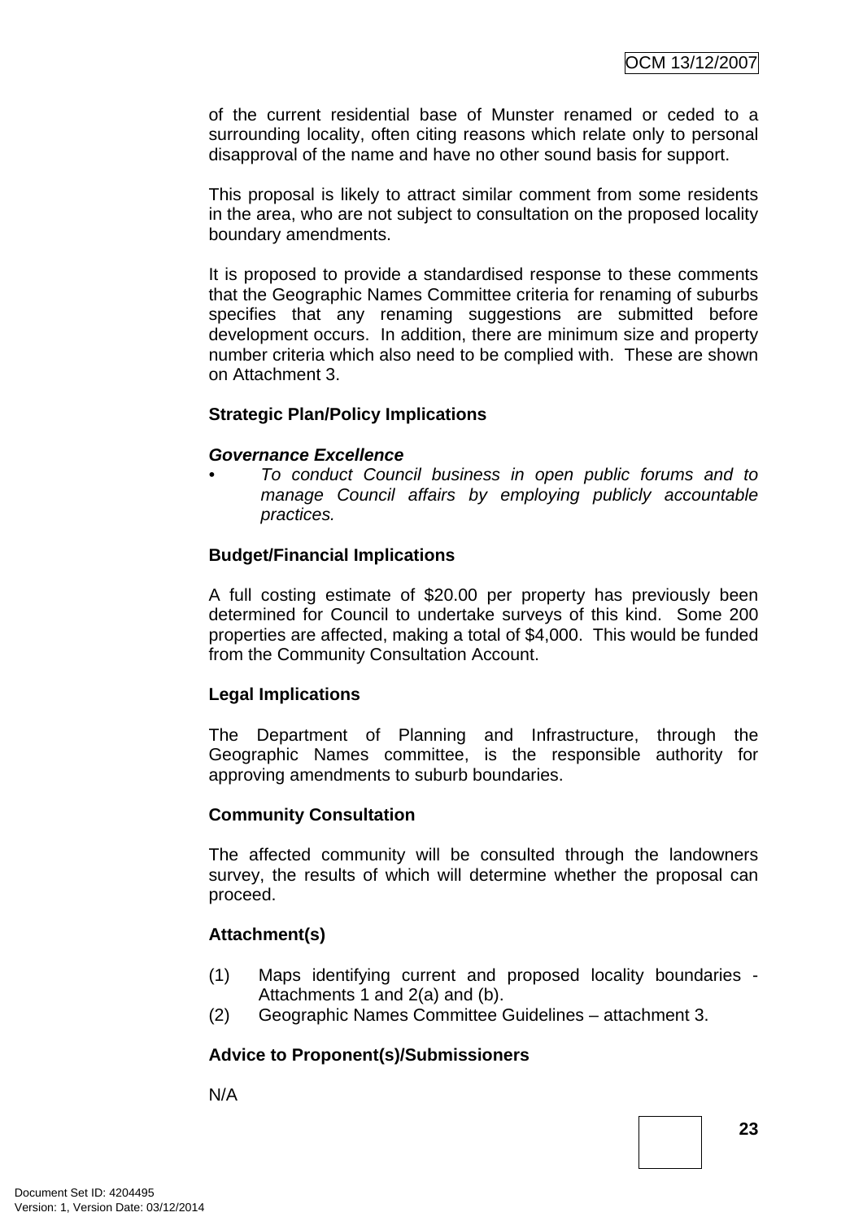of the current residential base of Munster renamed or ceded to a surrounding locality, often citing reasons which relate only to personal disapproval of the name and have no other sound basis for support.

This proposal is likely to attract similar comment from some residents in the area, who are not subject to consultation on the proposed locality boundary amendments.

It is proposed to provide a standardised response to these comments that the Geographic Names Committee criteria for renaming of suburbs specifies that any renaming suggestions are submitted before development occurs. In addition, there are minimum size and property number criteria which also need to be complied with. These are shown on Attachment 3.

**Strategic Plan/Policy Implications**

***Governance Excellence***

- *To conduct Council business in open public forums and to manage Council affairs by employing publicly accountable practices.*

**Budget/Financial Implications**

A full costing estimate of $20.00 per property has previously been determined for Council to undertake surveys of this kind. Some 200 properties are affected, making a total of $4,000. This would be funded from the Community Consultation Account.

**Legal Implications**

The Department of Planning and Infrastructure, through the Geographic Names committee, is the responsible authority for approving amendments to suburb boundaries.

**Community Consultation**

The affected community will be consulted through the landowners survey, the results of which will determine whether the proposal can proceed.

**Attachment(s)**

(1) Maps identifying current and proposed locality boundaries - Attachments 1 and 2(a) and (b).
(2) Geographic Names Committee Guidelines – attachment 3.

**Advice to Proponent(s)/Submissioners**

N/A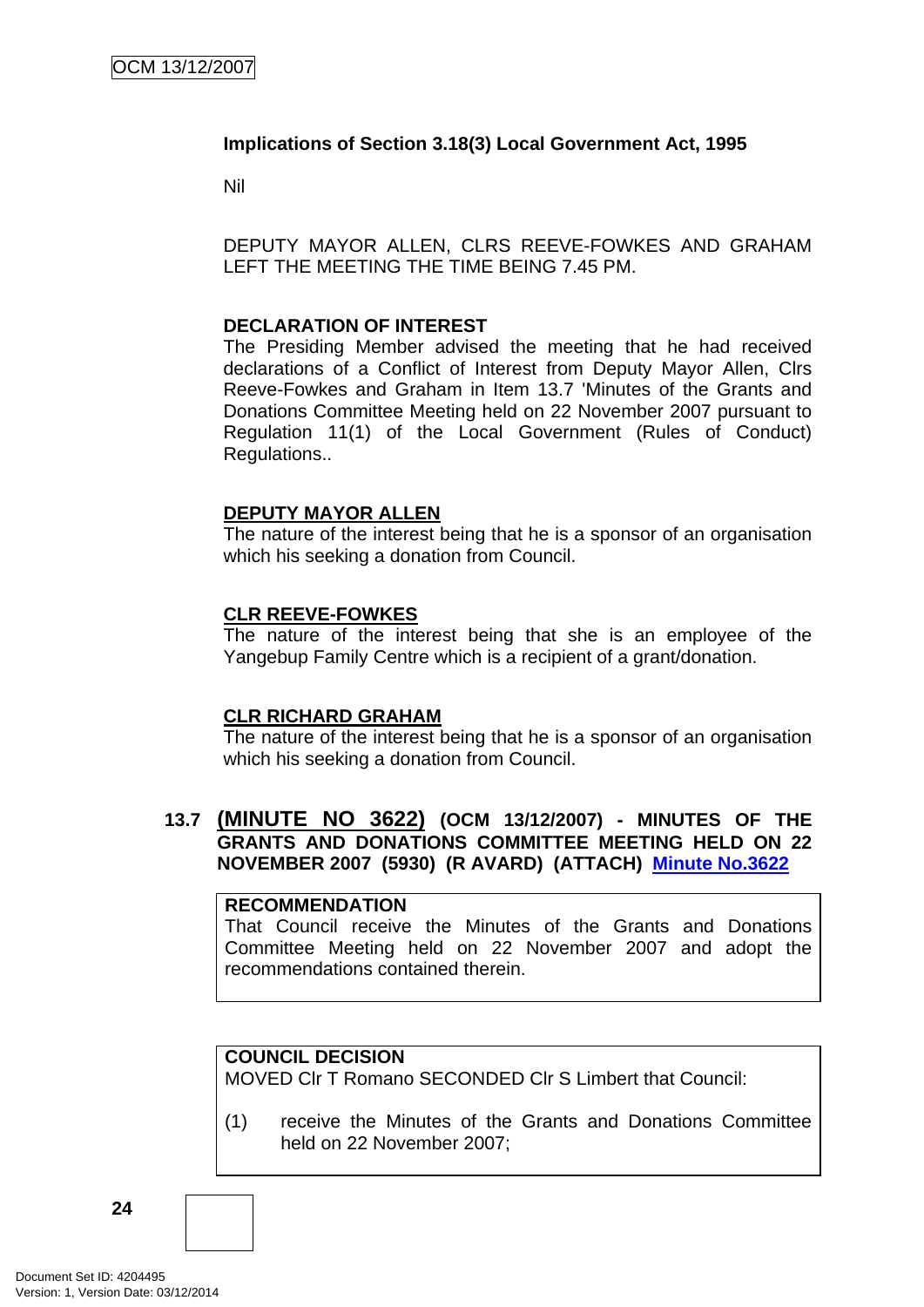**Implications of Section 3.18(3) Local Government Act, 1995**

Nil

DEPUTY MAYOR ALLEN, CLRS REEVE-FOWKES AND GRAHAM LEFT THE MEETING THE TIME BEING 7.45 PM.

**DECLARATION OF INTEREST**
The Presiding Member advised the meeting that he had received declarations of a Conflict of Interest from Deputy Mayor Allen, Clrs Reeve-Fowkes and Graham in Item 13.7 'Minutes of the Grants and Donations Committee Meeting held on 22 November 2007 pursuant to Regulation 11(1) of the Local Government (Rules of Conduct) Regulations..

**DEPUTY MAYOR ALLEN**
The nature of the interest being that he is a sponsor of an organisation which his seeking a donation from Council.

**CLR REEVE-FOWKES**
The nature of the interest being that she is an employee of the Yangebup Family Centre which is a recipient of a grant/donation.

**CLR RICHARD GRAHAM**
The nature of the interest being that he is a sponsor of an organisation which his seeking a donation from Council.

## 13.7 (MINUTE NO 3622) (OCM 13/12/2007) - MINUTES OF THE GRANTS AND DONATIONS COMMITTEE MEETING HELD ON 22 NOVEMBER 2007 (5930) (R AVARD) (ATTACH) Minute No.3622

**RECOMMENDATION**
That Council receive the Minutes of the Grants and Donations Committee Meeting held on 22 November 2007 and adopt the recommendations contained therein.

**COUNCIL DECISION**
MOVED Clr T Romano SECONDED Clr S Limbert that Council:

(1) receive the Minutes of the Grants and Donations Committee held on 22 November 2007;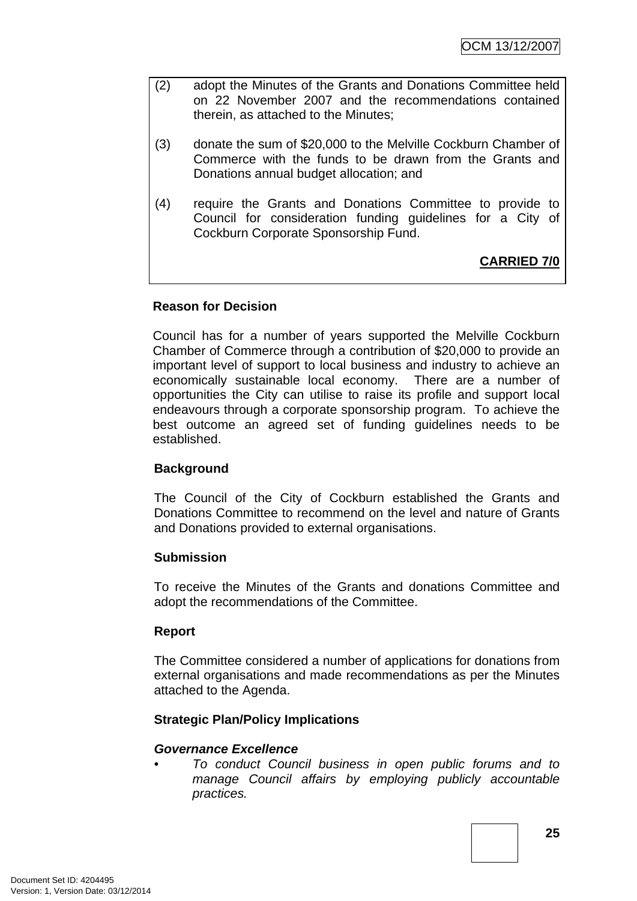(2) adopt the Minutes of the Grants and Donations Committee held on 22 November 2007 and the recommendations contained therein, as attached to the Minutes;

(3) donate the sum of $20,000 to the Melville Cockburn Chamber of Commerce with the funds to be drawn from the Grants and Donations annual budget allocation; and

(4) require the Grants and Donations Committee to provide to Council for consideration funding guidelines for a City of Cockburn Corporate Sponsorship Fund.

**CARRIED 7/0**

**Reason for Decision**

Council has for a number of years supported the Melville Cockburn Chamber of Commerce through a contribution of $20,000 to provide an important level of support to local business and industry to achieve an economically sustainable local economy. There are a number of opportunities the City can utilise to raise its profile and support local endeavours through a corporate sponsorship program. To achieve the best outcome an agreed set of funding guidelines needs to be established.

**Background**

The Council of the City of Cockburn established the Grants and Donations Committee to recommend on the level and nature of Grants and Donations provided to external organisations.

**Submission**

To receive the Minutes of the Grants and donations Committee and adopt the recommendations of the Committee.

**Report**

The Committee considered a number of applications for donations from external organisations and made recommendations as per the Minutes attached to the Agenda.

**Strategic Plan/Policy Implications**

***Governance Excellence***

- *To conduct Council business in open public forums and to manage Council affairs by employing publicly accountable practices.*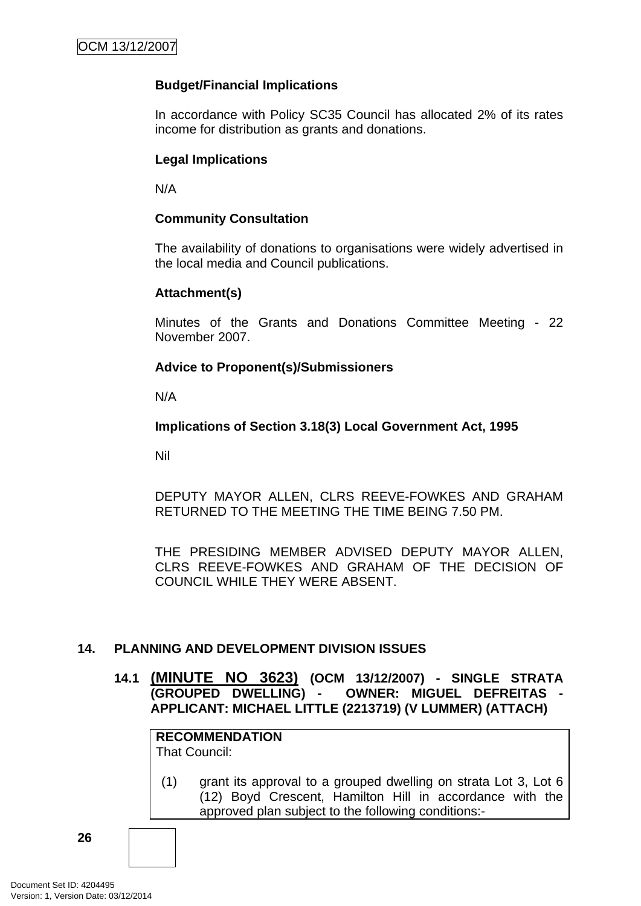**Budget/Financial Implications**

In accordance with Policy SC35 Council has allocated 2% of its rates income for distribution as grants and donations.

**Legal Implications**

N/A

**Community Consultation**

The availability of donations to organisations were widely advertised in the local media and Council publications.

**Attachment(s)**

Minutes of the Grants and Donations Committee Meeting - 22 November 2007.

**Advice to Proponent(s)/Submissioners**

N/A

**Implications of Section 3.18(3) Local Government Act, 1995**

Nil

DEPUTY MAYOR ALLEN, CLRS REEVE-FOWKES AND GRAHAM RETURNED TO THE MEETING THE TIME BEING 7.50 PM.

THE PRESIDING MEMBER ADVISED DEPUTY MAYOR ALLEN, CLRS REEVE-FOWKES AND GRAHAM OF THE DECISION OF COUNCIL WHILE THEY WERE ABSENT.

## 14. PLANNING AND DEVELOPMENT DIVISION ISSUES

### 14.1 (MINUTE NO 3623) (OCM 13/12/2007) - SINGLE STRATA (GROUPED DWELLING) - OWNER: MIGUEL DEFREITAS - APPLICANT: MICHAEL LITTLE (2213719) (V LUMMER) (ATTACH)

**RECOMMENDATION**
That Council:

(1) grant its approval to a grouped dwelling on strata Lot 3, Lot 6 (12) Boyd Crescent, Hamilton Hill in accordance with the approved plan subject to the following conditions:-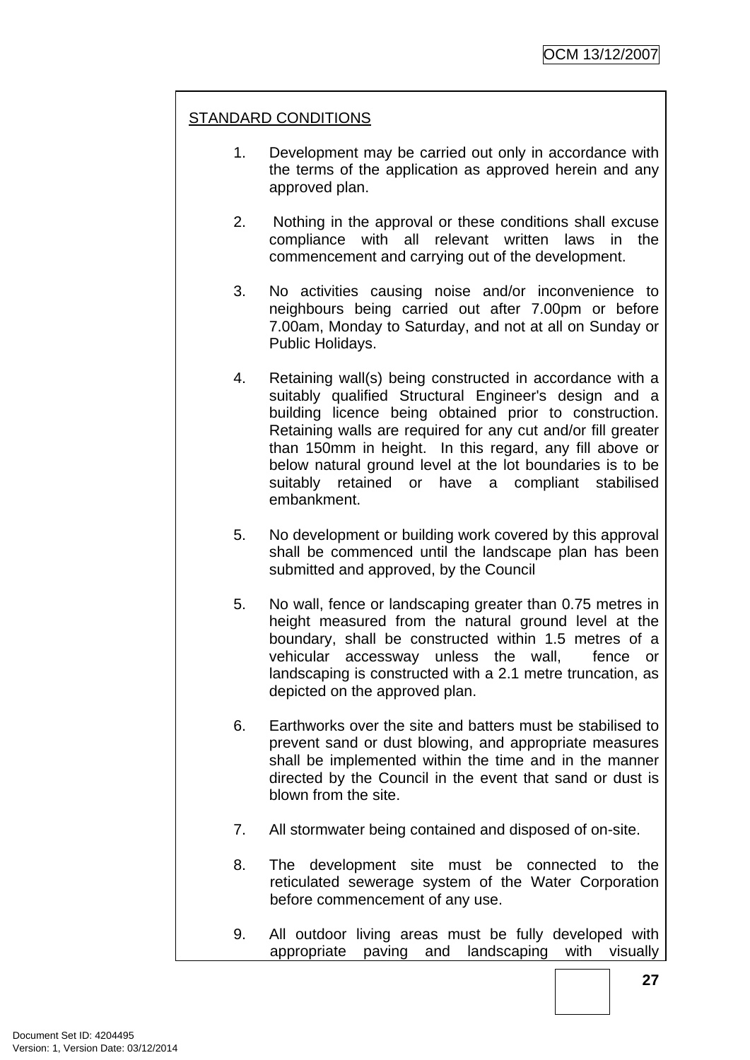STANDARD CONDITIONS

1. Development may be carried out only in accordance with the terms of the application as approved herein and any approved plan.

2. Nothing in the approval or these conditions shall excuse compliance with all relevant written laws in the commencement and carrying out of the development.

3. No activities causing noise and/or inconvenience to neighbours being carried out after 7.00pm or before 7.00am, Monday to Saturday, and not at all on Sunday or Public Holidays.

4. Retaining wall(s) being constructed in accordance with a suitably qualified Structural Engineer's design and a building licence being obtained prior to construction. Retaining walls are required for any cut and/or fill greater than 150mm in height. In this regard, any fill above or below natural ground level at the lot boundaries is to be suitably retained or have a compliant stabilised embankment.

5. No development or building work covered by this approval shall be commenced until the landscape plan has been submitted and approved, by the Council

5. No wall, fence or landscaping greater than 0.75 metres in height measured from the natural ground level at the boundary, shall be constructed within 1.5 metres of a vehicular accessway unless the wall, fence or landscaping is constructed with a 2.1 metre truncation, as depicted on the approved plan.

6. Earthworks over the site and batters must be stabilised to prevent sand or dust blowing, and appropriate measures shall be implemented within the time and in the manner directed by the Council in the event that sand or dust is blown from the site.

7. All stormwater being contained and disposed of on-site.

8. The development site must be connected to the reticulated sewerage system of the Water Corporation before commencement of any use.

9. All outdoor living areas must be fully developed with appropriate paving and landscaping with visually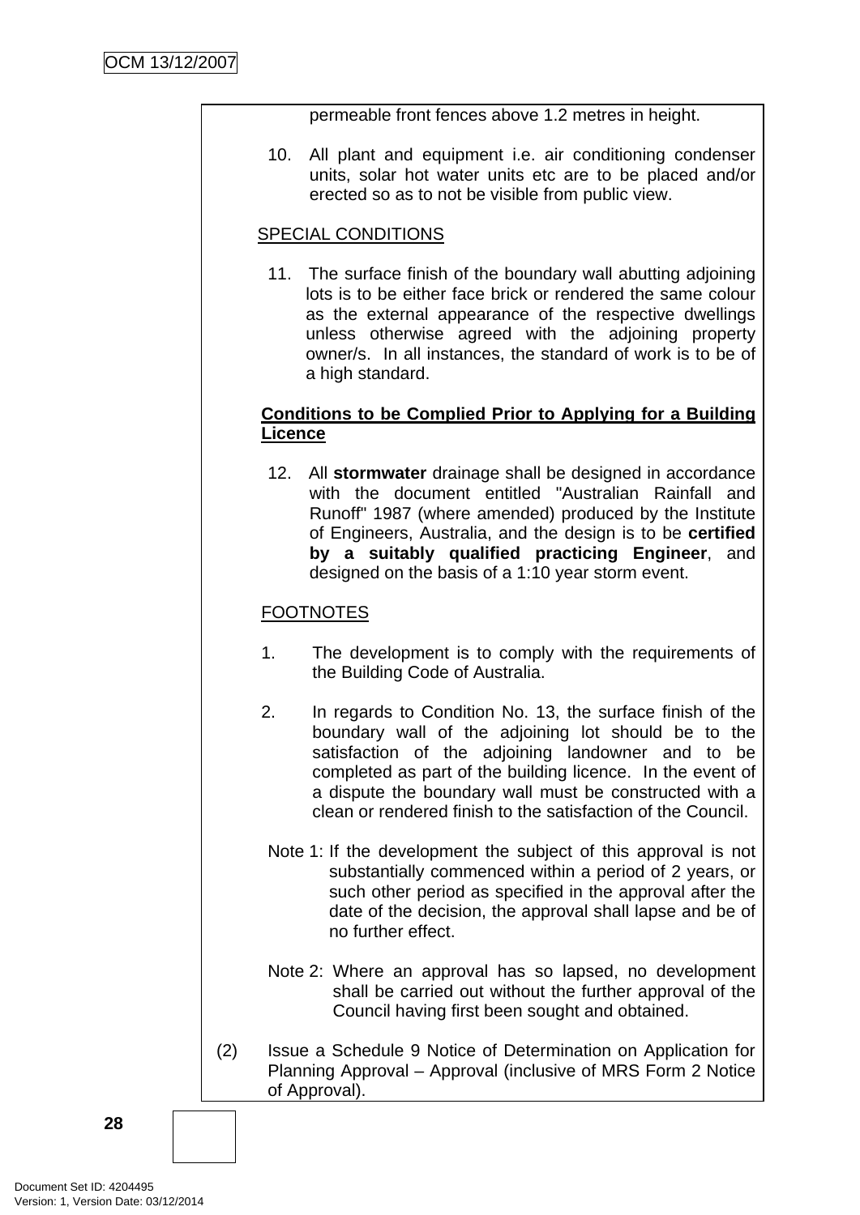permeable front fences above 1.2 metres in height.

10. All plant and equipment i.e. air conditioning condenser units, solar hot water units etc are to be placed and/or erected so as to not be visible from public view.

SPECIAL CONDITIONS

11. The surface finish of the boundary wall abutting adjoining lots is to be either face brick or rendered the same colour as the external appearance of the respective dwellings unless otherwise agreed with the adjoining property owner/s. In all instances, the standard of work is to be of a high standard.

**Conditions to be Complied Prior to Applying for a Building Licence**

12. All **stormwater** drainage shall be designed in accordance with the document entitled "Australian Rainfall and Runoff" 1987 (where amended) produced by the Institute of Engineers, Australia, and the design is to be **certified by a suitably qualified practicing Engineer**, and designed on the basis of a 1:10 year storm event.

FOOTNOTES

1. The development is to comply with the requirements of the Building Code of Australia.

2. In regards to Condition No. 13, the surface finish of the boundary wall of the adjoining lot should be to the satisfaction of the adjoining landowner and to be completed as part of the building licence. In the event of a dispute the boundary wall must be constructed with a clean or rendered finish to the satisfaction of the Council.

Note 1: If the development the subject of this approval is not substantially commenced within a period of 2 years, or such other period as specified in the approval after the date of the decision, the approval shall lapse and be of no further effect.

Note 2: Where an approval has so lapsed, no development shall be carried out without the further approval of the Council having first been sought and obtained.

(2) Issue a Schedule 9 Notice of Determination on Application for Planning Approval – Approval (inclusive of MRS Form 2 Notice of Approval).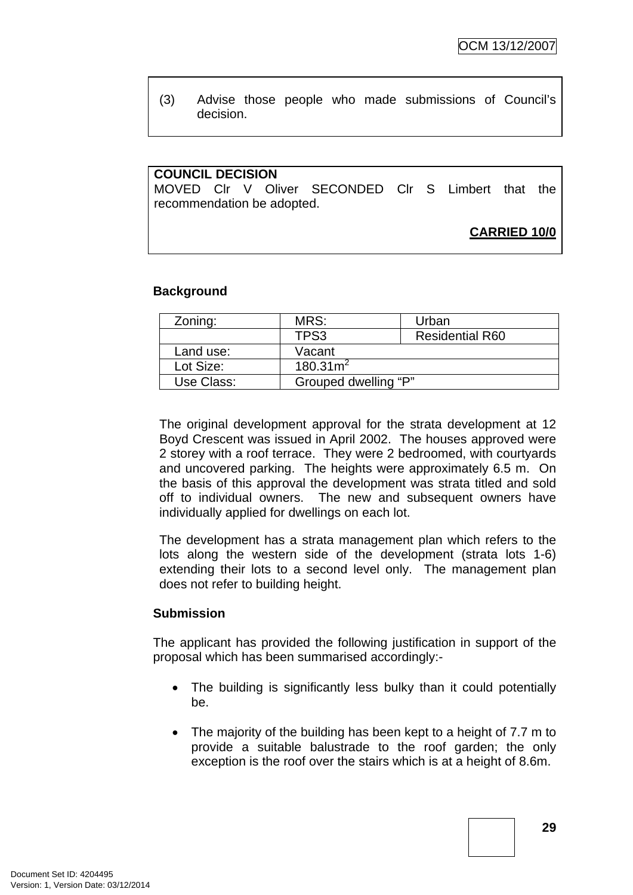(3) Advise those people who made submissions of Council's decision.

**COUNCIL DECISION**

MOVED Clr V Oliver SECONDED Clr S Limbert that the recommendation be adopted.

**CARRIED 10/0**

**Background**

| Zoning: | MRS: | Urban |
| --- | --- | --- |
| | TPS3 | Residential R60 |
| Land use: | Vacant | |
| Lot Size: | 180.31m$^2$ | |
| Use Class: | Grouped dwelling "P" | |

The original development approval for the strata development at 12 Boyd Crescent was issued in April 2002. The houses approved were 2 storey with a roof terrace. They were 2 bedroomed, with courtyards and uncovered parking. The heights were approximately 6.5 m. On the basis of this approval the development was strata titled and sold off to individual owners. The new and subsequent owners have individually applied for dwellings on each lot.

The development has a strata management plan which refers to the lots along the western side of the development (strata lots 1-6) extending their lots to a second level only. The management plan does not refer to building height.

**Submission**

The applicant has provided the following justification in support of the proposal which has been summarised accordingly:-

- The building is significantly less bulky than it could potentially be.
- The majority of the building has been kept to a height of 7.7 m to provide a suitable balustrade to the roof garden; the only exception is the roof over the stairs which is at a height of 8.6m.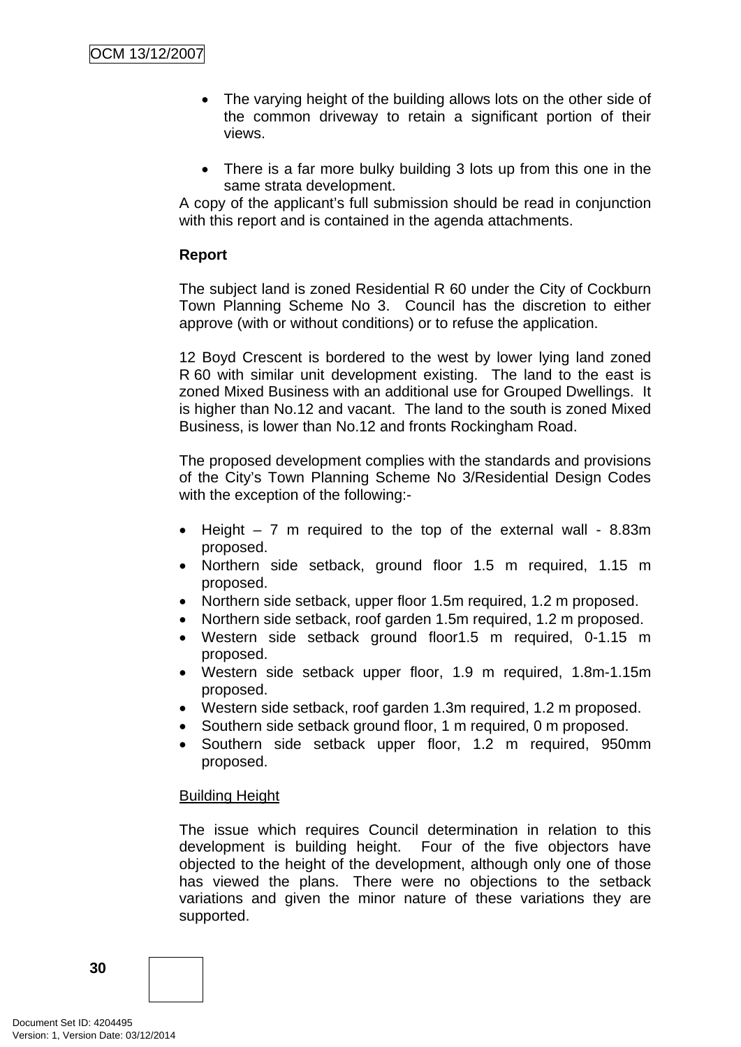- The varying height of the building allows lots on the other side of the common driveway to retain a significant portion of their views.

- There is a far more bulky building 3 lots up from this one in the same strata development.

A copy of the applicant's full submission should be read in conjunction with this report and is contained in the agenda attachments.

**Report**

The subject land is zoned Residential R 60 under the City of Cockburn Town Planning Scheme No 3. Council has the discretion to either approve (with or without conditions) or to refuse the application.

12 Boyd Crescent is bordered to the west by lower lying land zoned R 60 with similar unit development existing. The land to the east is zoned Mixed Business with an additional use for Grouped Dwellings. It is higher than No.12 and vacant. The land to the south is zoned Mixed Business, is lower than No.12 and fronts Rockingham Road.

The proposed development complies with the standards and provisions of the City's Town Planning Scheme No 3/Residential Design Codes with the exception of the following:-

- Height – 7 m required to the top of the external wall - 8.83m proposed.
- Northern side setback, ground floor 1.5 m required, 1.15 m proposed.
- Northern side setback, upper floor 1.5m required, 1.2 m proposed.
- Northern side setback, roof garden 1.5m required, 1.2 m proposed.
- Western side setback ground floor1.5 m required, 0-1.15 m proposed.
- Western side setback upper floor, 1.9 m required, 1.8m-1.15m proposed.
- Western side setback, roof garden 1.3m required, 1.2 m proposed.
- Southern side setback ground floor, 1 m required, 0 m proposed.
- Southern side setback upper floor, 1.2 m required, 950mm proposed.

<u>Building Height</u>

The issue which requires Council determination in relation to this development is building height. Four of the five objectors have objected to the height of the development, although only one of those has viewed the plans. There were no objections to the setback variations and given the minor nature of these variations they are supported.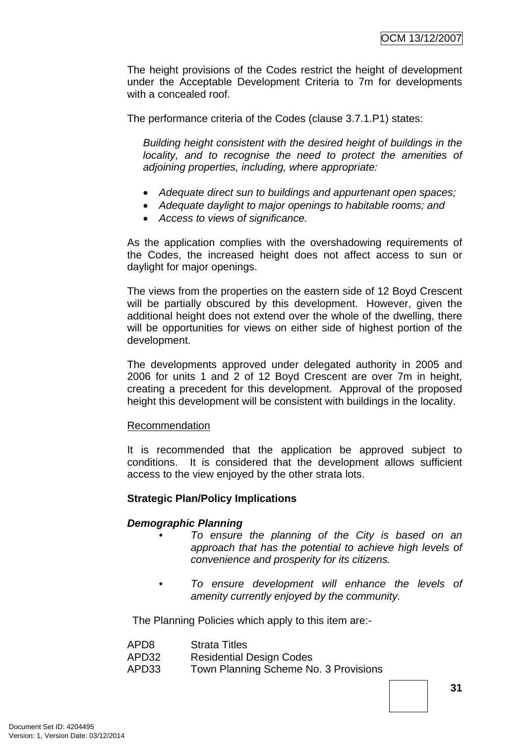The height provisions of the Codes restrict the height of development under the Acceptable Development Criteria to 7m for developments with a concealed roof.

The performance criteria of the Codes (clause 3.7.1.P1) states:

> *Building height consistent with the desired height of buildings in the locality, and to recognise the need to protect the amenities of adjoining properties, including, where appropriate:*
>
> - *Adequate direct sun to buildings and appurtenant open spaces;*
> - *Adequate daylight to major openings to habitable rooms; and*
> - *Access to views of significance.*

As the application complies with the overshadowing requirements of the Codes, the increased height does not affect access to sun or daylight for major openings.

The views from the properties on the eastern side of 12 Boyd Crescent will be partially obscured by this development. However, given the additional height does not extend over the whole of the dwelling, there will be opportunities for views on either side of highest portion of the development.

The developments approved under delegated authority in 2005 and 2006 for units 1 and 2 of 12 Boyd Crescent are over 7m in height, creating a precedent for this development. Approval of the proposed height this development will be consistent with buildings in the locality.

Recommendation

It is recommended that the application be approved subject to conditions. It is considered that the development allows sufficient access to the view enjoyed by the other strata lots.

**Strategic Plan/Policy Implications**

***Demographic Planning***

- *To ensure the planning of the City is based on an approach that has the potential to achieve high levels of convenience and prosperity for its citizens.*

- *To ensure development will enhance the levels of amenity currently enjoyed by the community.*

The Planning Policies which apply to this item are:-

APD8 Strata Titles
APD32 Residential Design Codes
APD33 Town Planning Scheme No. 3 Provisions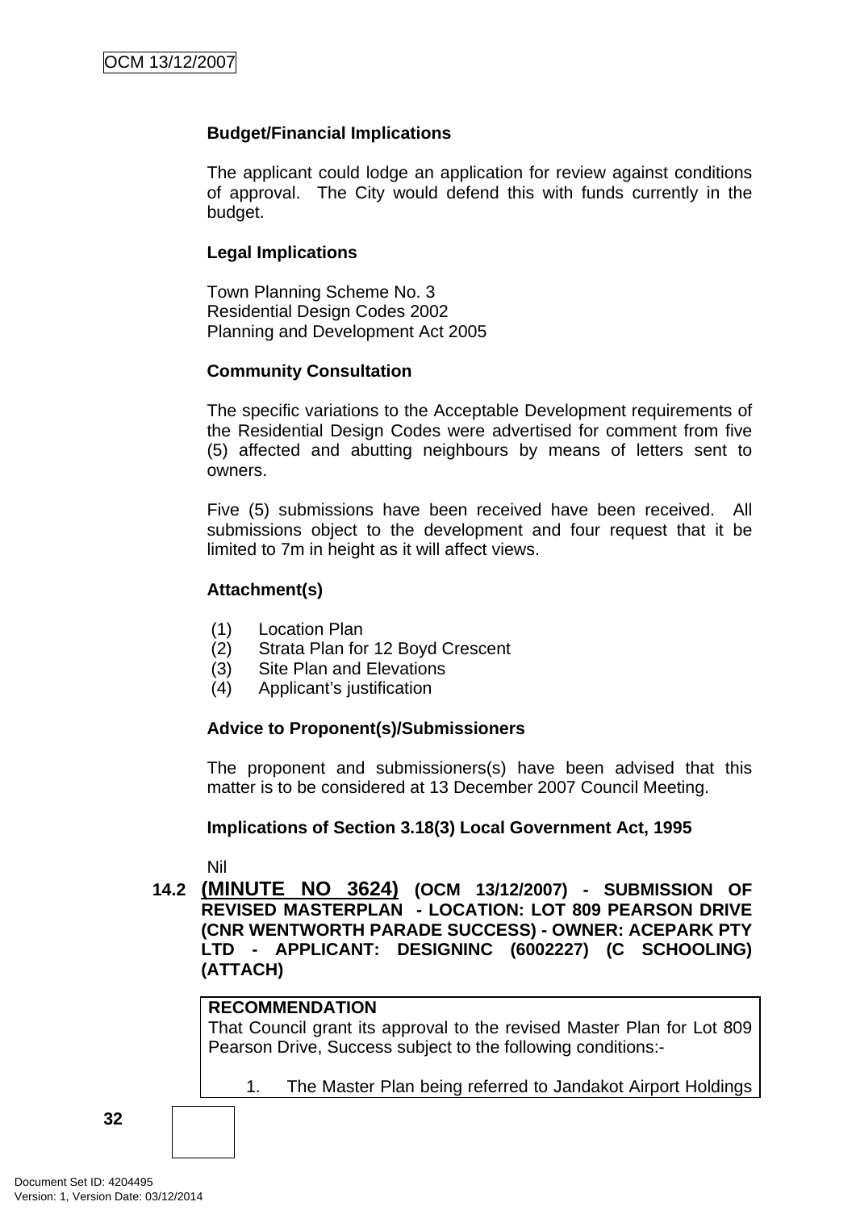**Budget/Financial Implications**

The applicant could lodge an application for review against conditions of approval. The City would defend this with funds currently in the budget.

**Legal Implications**

Town Planning Scheme No. 3
Residential Design Codes 2002
Planning and Development Act 2005

**Community Consultation**

The specific variations to the Acceptable Development requirements of the Residential Design Codes were advertised for comment from five (5) affected and abutting neighbours by means of letters sent to owners.

Five (5) submissions have been received have been received. All submissions object to the development and four request that it be limited to 7m in height as it will affect views.

**Attachment(s)**

(1) Location Plan
(2) Strata Plan for 12 Boyd Crescent
(3) Site Plan and Elevations
(4) Applicant's justification

**Advice to Proponent(s)/Submissioners**

The proponent and submissioners(s) have been advised that this matter is to be considered at 13 December 2007 Council Meeting.

**Implications of Section 3.18(3) Local Government Act, 1995**

Nil

## 14.2 (MINUTE NO 3624) (OCM 13/12/2007) - SUBMISSION OF REVISED MASTERPLAN - LOCATION: LOT 809 PEARSON DRIVE (CNR WENTWORTH PARADE SUCCESS) - OWNER: ACEPARK PTY LTD - APPLICANT: DESIGNINC (6002227) (C SCHOOLING) (ATTACH)

**RECOMMENDATION**
That Council grant its approval to the revised Master Plan for Lot 809 Pearson Drive, Success subject to the following conditions:-

1. The Master Plan being referred to Jandakot Airport Holdings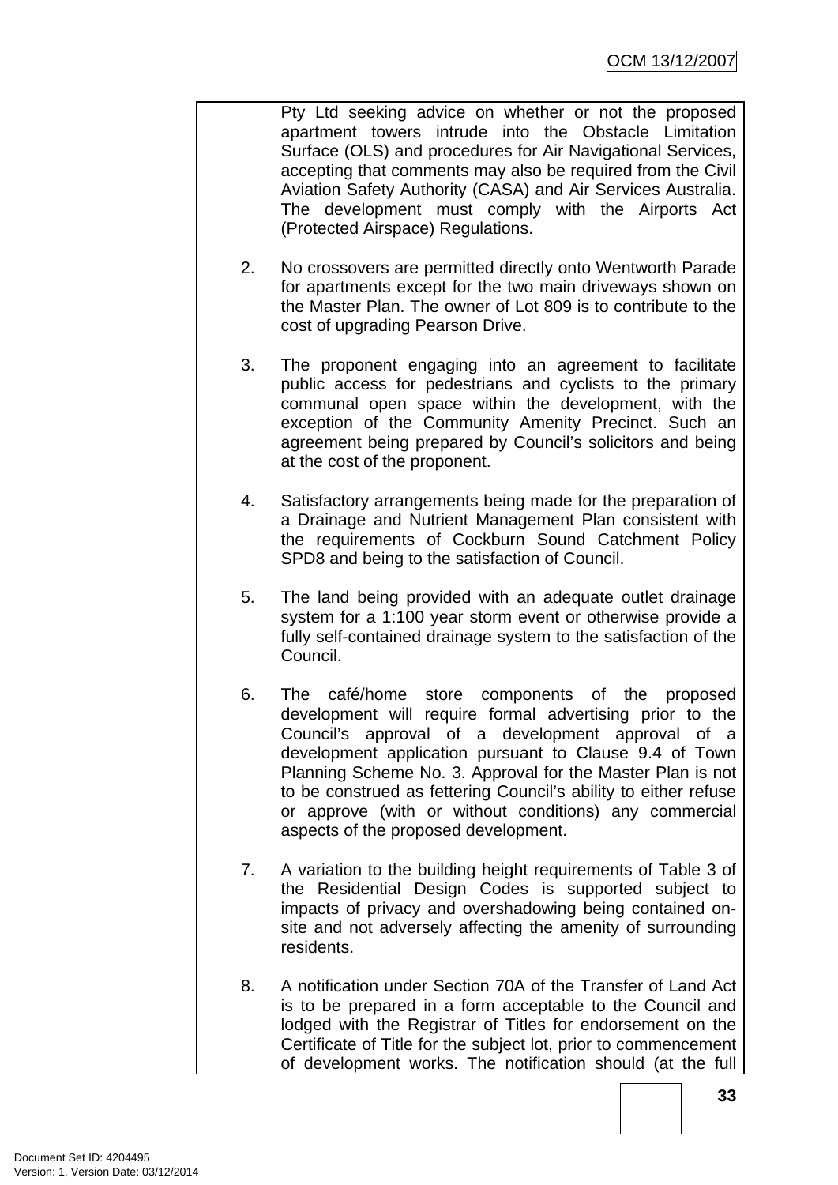Pty Ltd seeking advice on whether or not the proposed apartment towers intrude into the Obstacle Limitation Surface (OLS) and procedures for Air Navigational Services, accepting that comments may also be required from the Civil Aviation Safety Authority (CASA) and Air Services Australia. The development must comply with the Airports Act (Protected Airspace) Regulations.

2. No crossovers are permitted directly onto Wentworth Parade for apartments except for the two main driveways shown on the Master Plan. The owner of Lot 809 is to contribute to the cost of upgrading Pearson Drive.

3. The proponent engaging into an agreement to facilitate public access for pedestrians and cyclists to the primary communal open space within the development, with the exception of the Community Amenity Precinct. Such an agreement being prepared by Council's solicitors and being at the cost of the proponent.

4. Satisfactory arrangements being made for the preparation of a Drainage and Nutrient Management Plan consistent with the requirements of Cockburn Sound Catchment Policy SPD8 and being to the satisfaction of Council.

5. The land being provided with an adequate outlet drainage system for a 1:100 year storm event or otherwise provide a fully self-contained drainage system to the satisfaction of the Council.

6. The café/home store components of the proposed development will require formal advertising prior to the Council's approval of a development approval of a development application pursuant to Clause 9.4 of Town Planning Scheme No. 3. Approval for the Master Plan is not to be construed as fettering Council's ability to either refuse or approve (with or without conditions) any commercial aspects of the proposed development.

7. A variation to the building height requirements of Table 3 of the Residential Design Codes is supported subject to impacts of privacy and overshadowing being contained on-site and not adversely affecting the amenity of surrounding residents.

8. A notification under Section 70A of the Transfer of Land Act is to be prepared in a form acceptable to the Council and lodged with the Registrar of Titles for endorsement on the Certificate of Title for the subject lot, prior to commencement of development works. The notification should (at the full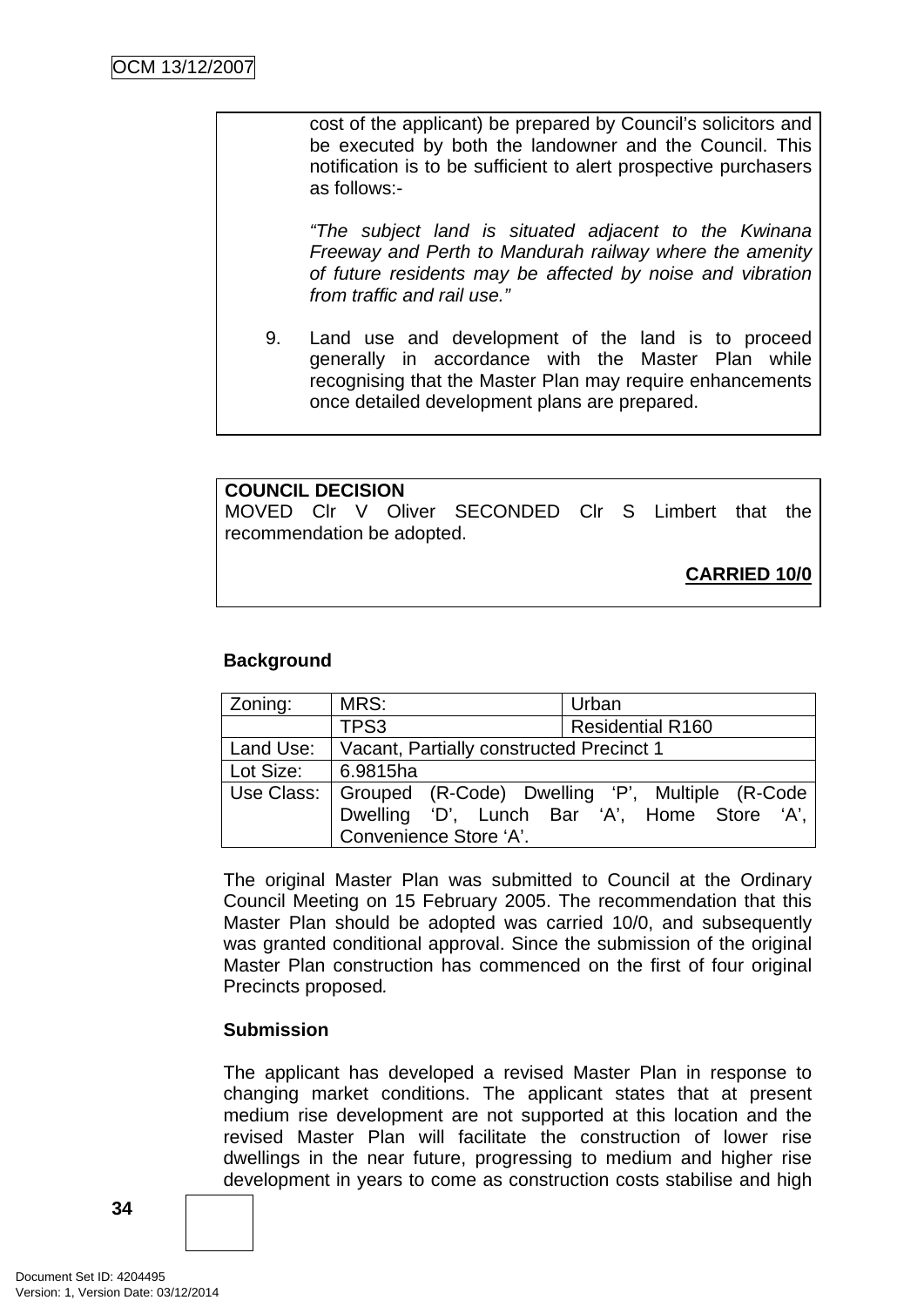cost of the applicant) be prepared by Council's solicitors and be executed by both the landowner and the Council. This notification is to be sufficient to alert prospective purchasers as follows:-

*"The subject land is situated adjacent to the Kwinana Freeway and Perth to Mandurah railway where the amenity of future residents may be affected by noise and vibration from traffic and rail use."*

9. Land use and development of the land is to proceed generally in accordance with the Master Plan while recognising that the Master Plan may require enhancements once detailed development plans are prepared.

**COUNCIL DECISION**
MOVED Clr V Oliver SECONDED Clr S Limbert that the recommendation be adopted.

**CARRIED 10/0**

**Background**

| Zoning: | MRS: | Urban |
|---|---|---|
| | TPS3 | Residential R160 |
| Land Use: | Vacant, Partially constructed Precinct 1 | |
| Lot Size: | 6.9815ha | |
| Use Class: | Grouped (R-Code) Dwelling 'P', Multiple (R-Code Dwelling 'D', Lunch Bar 'A', Home Store 'A', Convenience Store 'A'. | |

The original Master Plan was submitted to Council at the Ordinary Council Meeting on 15 February 2005. The recommendation that this Master Plan should be adopted was carried 10/0, and subsequently was granted conditional approval. Since the submission of the original Master Plan construction has commenced on the first of four original Precincts proposed.

**Submission**

The applicant has developed a revised Master Plan in response to changing market conditions. The applicant states that at present medium rise development are not supported at this location and the revised Master Plan will facilitate the construction of lower rise dwellings in the near future, progressing to medium and higher rise development in years to come as construction costs stabilise and high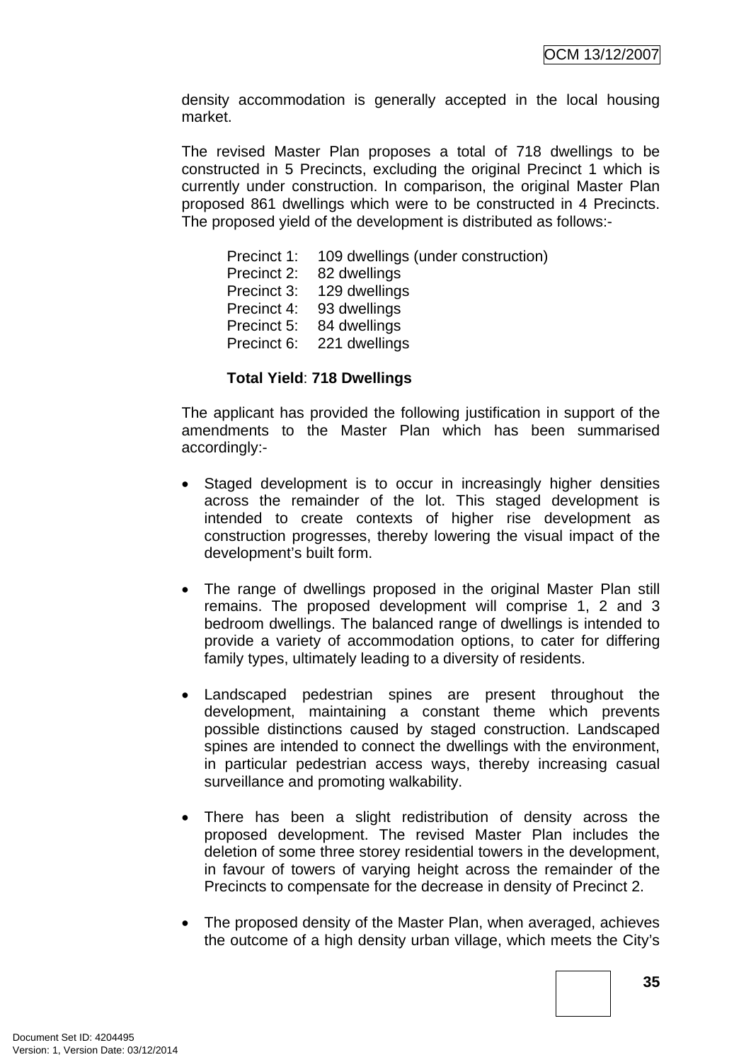density accommodation is generally accepted in the local housing market.

The revised Master Plan proposes a total of 718 dwellings to be constructed in 5 Precincts, excluding the original Precinct 1 which is currently under construction. In comparison, the original Master Plan proposed 861 dwellings which were to be constructed in 4 Precincts. The proposed yield of the development is distributed as follows:-

Precinct 1: 109 dwellings (under construction)
Precinct 2: 82 dwellings
Precinct 3: 129 dwellings
Precinct 4: 93 dwellings
Precinct 5: 84 dwellings
Precinct 6: 221 dwellings

**Total Yield**: **718 Dwellings**

The applicant has provided the following justification in support of the amendments to the Master Plan which has been summarised accordingly:-

- Staged development is to occur in increasingly higher densities across the remainder of the lot. This staged development is intended to create contexts of higher rise development as construction progresses, thereby lowering the visual impact of the development's built form.

- The range of dwellings proposed in the original Master Plan still remains. The proposed development will comprise 1, 2 and 3 bedroom dwellings. The balanced range of dwellings is intended to provide a variety of accommodation options, to cater for differing family types, ultimately leading to a diversity of residents.

- Landscaped pedestrian spines are present throughout the development, maintaining a constant theme which prevents possible distinctions caused by staged construction. Landscaped spines are intended to connect the dwellings with the environment, in particular pedestrian access ways, thereby increasing casual surveillance and promoting walkability.

- There has been a slight redistribution of density across the proposed development. The revised Master Plan includes the deletion of some three storey residential towers in the development, in favour of towers of varying height across the remainder of the Precincts to compensate for the decrease in density of Precinct 2.

- The proposed density of the Master Plan, when averaged, achieves the outcome of a high density urban village, which meets the City's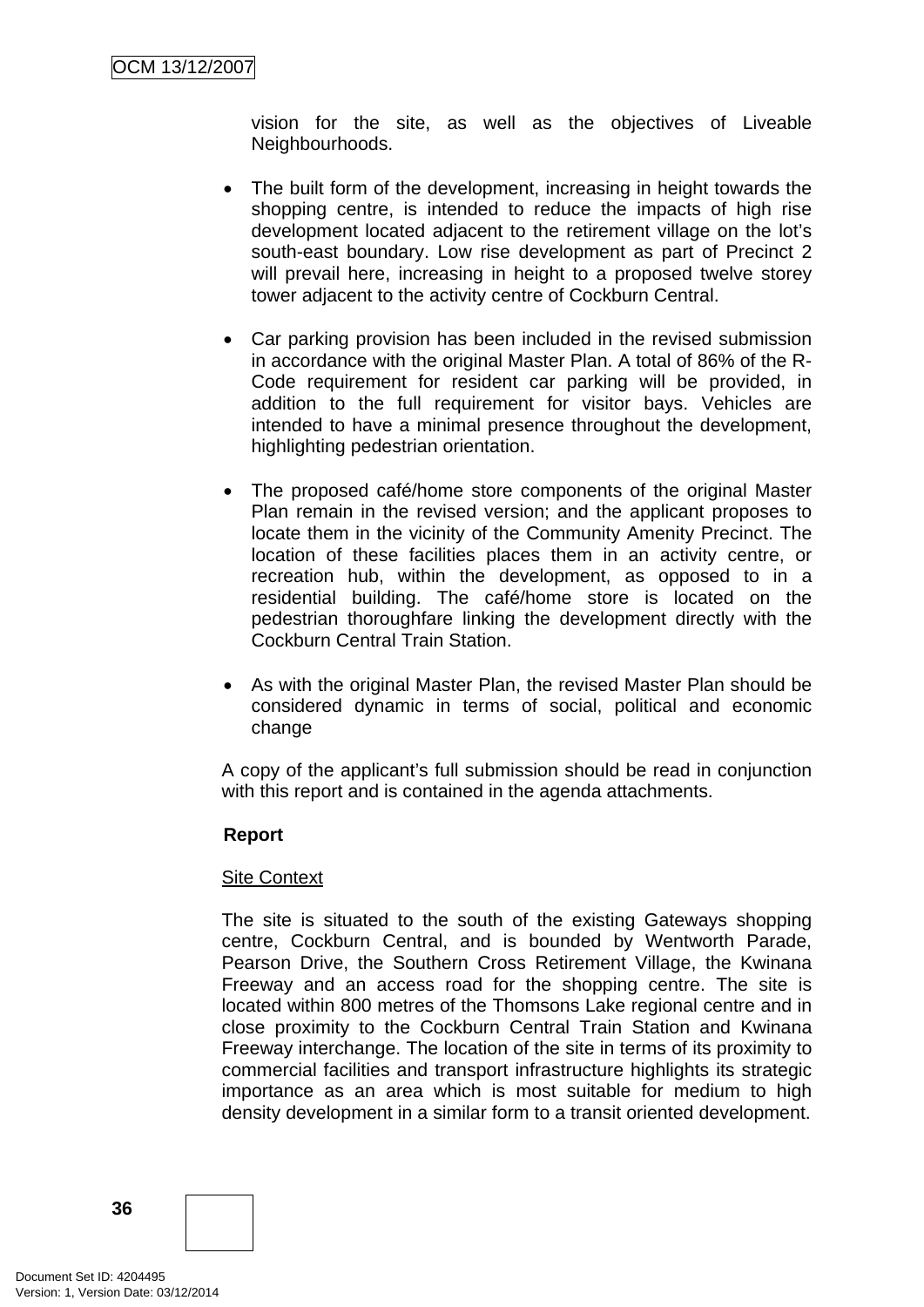vision for the site, as well as the objectives of Liveable Neighbourhoods.

- The built form of the development, increasing in height towards the shopping centre, is intended to reduce the impacts of high rise development located adjacent to the retirement village on the lot's south-east boundary. Low rise development as part of Precinct 2 will prevail here, increasing in height to a proposed twelve storey tower adjacent to the activity centre of Cockburn Central.

- Car parking provision has been included in the revised submission in accordance with the original Master Plan. A total of 86% of the R-Code requirement for resident car parking will be provided, in addition to the full requirement for visitor bays. Vehicles are intended to have a minimal presence throughout the development, highlighting pedestrian orientation.

- The proposed café/home store components of the original Master Plan remain in the revised version; and the applicant proposes to locate them in the vicinity of the Community Amenity Precinct. The location of these facilities places them in an activity centre, or recreation hub, within the development, as opposed to in a residential building. The café/home store is located on the pedestrian thoroughfare linking the development directly with the Cockburn Central Train Station.

- As with the original Master Plan, the revised Master Plan should be considered dynamic in terms of social, political and economic change

A copy of the applicant's full submission should be read in conjunction with this report and is contained in the agenda attachments.

**Report**

Site Context

The site is situated to the south of the existing Gateways shopping centre, Cockburn Central, and is bounded by Wentworth Parade, Pearson Drive, the Southern Cross Retirement Village, the Kwinana Freeway and an access road for the shopping centre. The site is located within 800 metres of the Thomsons Lake regional centre and in close proximity to the Cockburn Central Train Station and Kwinana Freeway interchange. The location of the site in terms of its proximity to commercial facilities and transport infrastructure highlights its strategic importance as an area which is most suitable for medium to high density development in a similar form to a transit oriented development.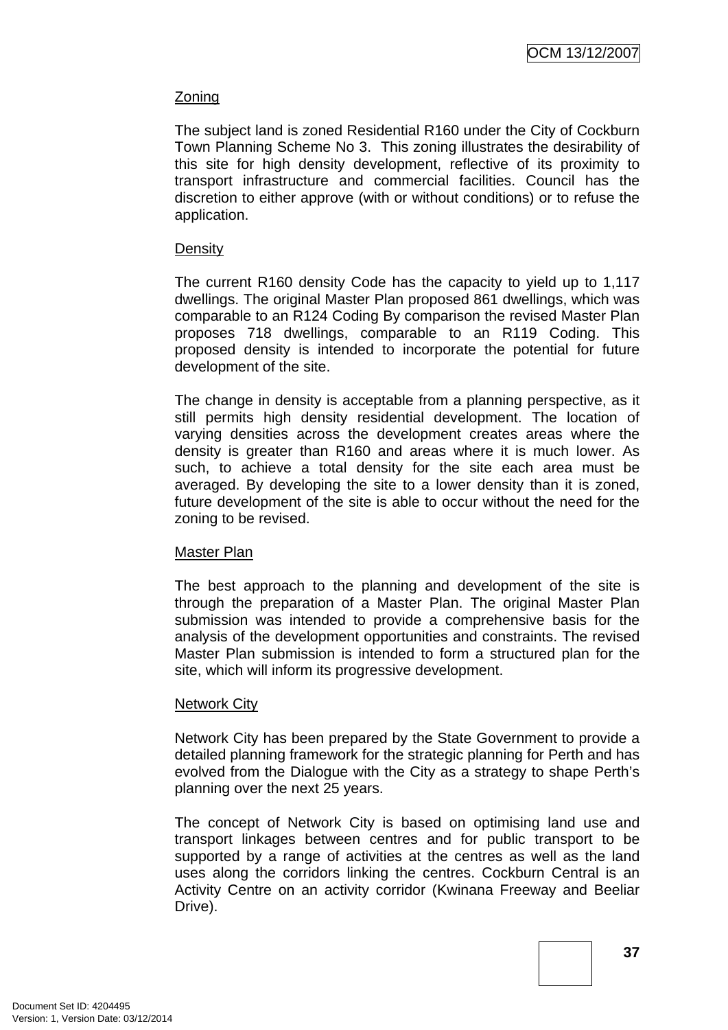Zoning

The subject land is zoned Residential R160 under the City of Cockburn Town Planning Scheme No 3. This zoning illustrates the desirability of this site for high density development, reflective of its proximity to transport infrastructure and commercial facilities. Council has the discretion to either approve (with or without conditions) or to refuse the application.

Density

The current R160 density Code has the capacity to yield up to 1,117 dwellings. The original Master Plan proposed 861 dwellings, which was comparable to an R124 Coding By comparison the revised Master Plan proposes 718 dwellings, comparable to an R119 Coding. This proposed density is intended to incorporate the potential for future development of the site.

The change in density is acceptable from a planning perspective, as it still permits high density residential development. The location of varying densities across the development creates areas where the density is greater than R160 and areas where it is much lower. As such, to achieve a total density for the site each area must be averaged. By developing the site to a lower density than it is zoned, future development of the site is able to occur without the need for the zoning to be revised.

Master Plan

The best approach to the planning and development of the site is through the preparation of a Master Plan. The original Master Plan submission was intended to provide a comprehensive basis for the analysis of the development opportunities and constraints. The revised Master Plan submission is intended to form a structured plan for the site, which will inform its progressive development.

Network City

Network City has been prepared by the State Government to provide a detailed planning framework for the strategic planning for Perth and has evolved from the Dialogue with the City as a strategy to shape Perth's planning over the next 25 years.

The concept of Network City is based on optimising land use and transport linkages between centres and for public transport to be supported by a range of activities at the centres as well as the land uses along the corridors linking the centres. Cockburn Central is an Activity Centre on an activity corridor (Kwinana Freeway and Beeliar Drive).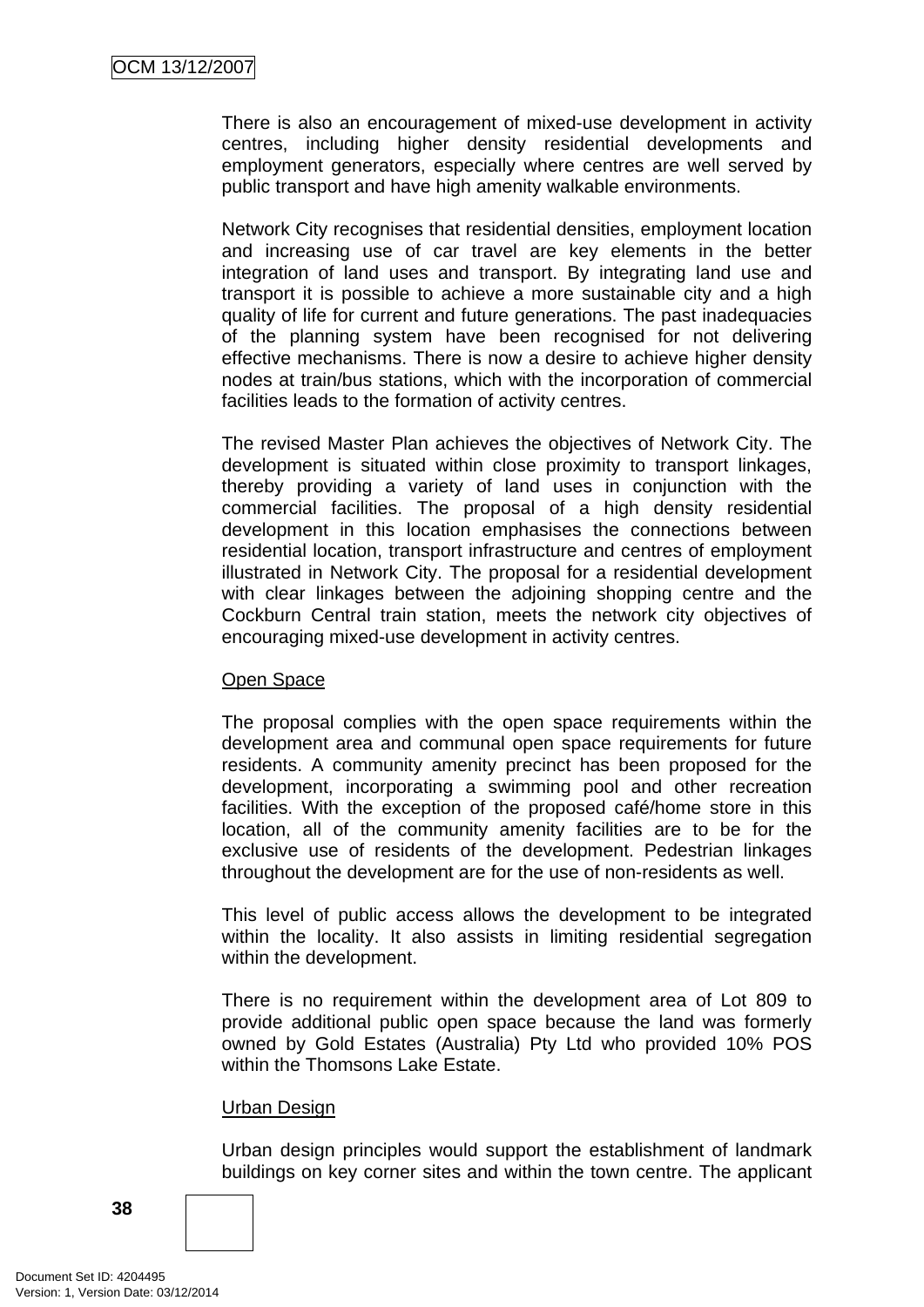There is also an encouragement of mixed-use development in activity centres, including higher density residential developments and employment generators, especially where centres are well served by public transport and have high amenity walkable environments.

Network City recognises that residential densities, employment location and increasing use of car travel are key elements in the better integration of land uses and transport. By integrating land use and transport it is possible to achieve a more sustainable city and a high quality of life for current and future generations. The past inadequacies of the planning system have been recognised for not delivering effective mechanisms. There is now a desire to achieve higher density nodes at train/bus stations, which with the incorporation of commercial facilities leads to the formation of activity centres.

The revised Master Plan achieves the objectives of Network City. The development is situated within close proximity to transport linkages, thereby providing a variety of land uses in conjunction with the commercial facilities. The proposal of a high density residential development in this location emphasises the connections between residential location, transport infrastructure and centres of employment illustrated in Network City. The proposal for a residential development with clear linkages between the adjoining shopping centre and the Cockburn Central train station, meets the network city objectives of encouraging mixed-use development in activity centres.

<u>Open Space</u>

The proposal complies with the open space requirements within the development area and communal open space requirements for future residents. A community amenity precinct has been proposed for the development, incorporating a swimming pool and other recreation facilities. With the exception of the proposed café/home store in this location, all of the community amenity facilities are to be for the exclusive use of residents of the development. Pedestrian linkages throughout the development are for the use of non-residents as well.

This level of public access allows the development to be integrated within the locality. It also assists in limiting residential segregation within the development.

There is no requirement within the development area of Lot 809 to provide additional public open space because the land was formerly owned by Gold Estates (Australia) Pty Ltd who provided 10% POS within the Thomsons Lake Estate.

<u>Urban Design</u>

Urban design principles would support the establishment of landmark buildings on key corner sites and within the town centre. The applicant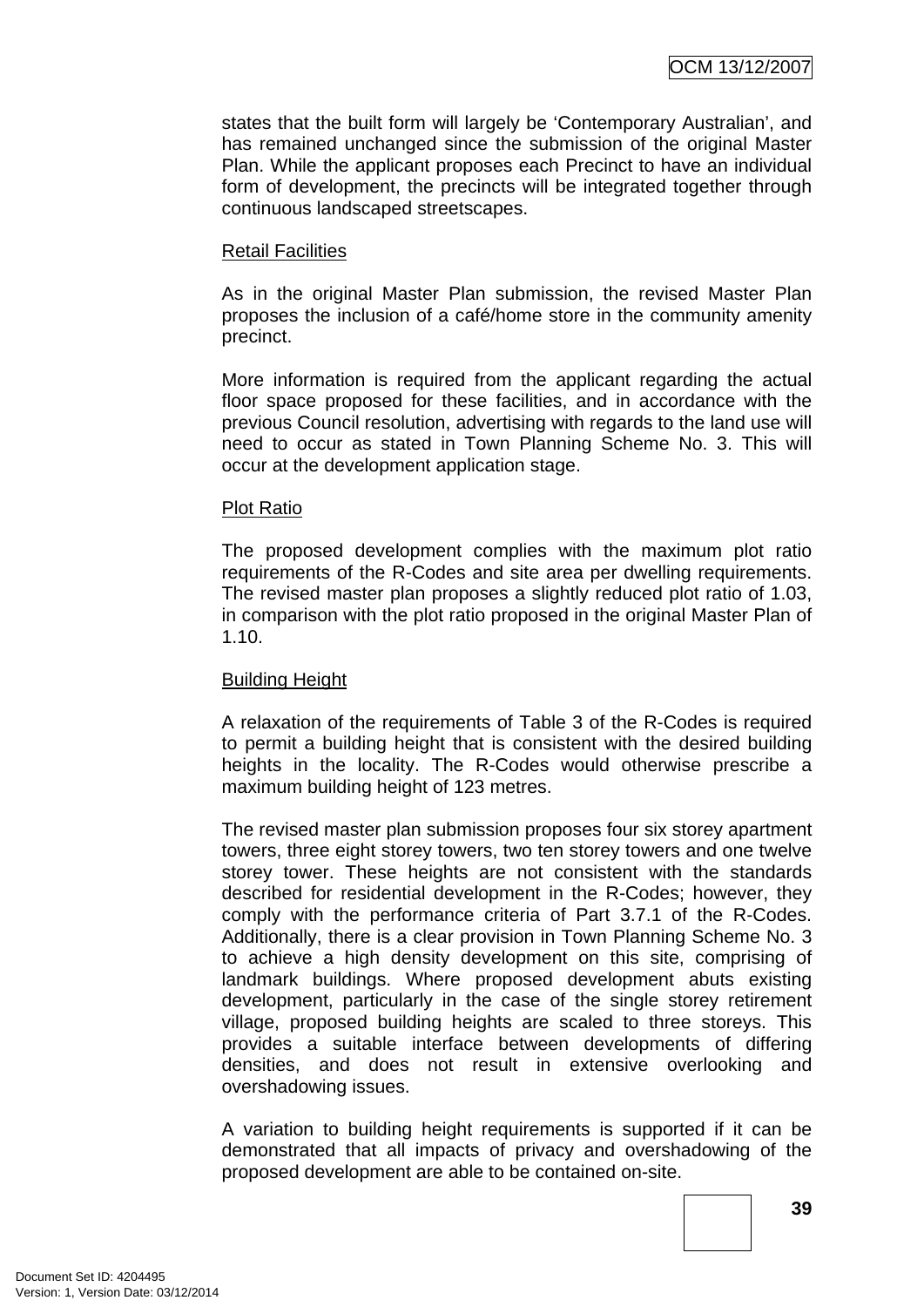states that the built form will largely be 'Contemporary Australian', and has remained unchanged since the submission of the original Master Plan. While the applicant proposes each Precinct to have an individual form of development, the precincts will be integrated together through continuous landscaped streetscapes.

### Retail Facilities

As in the original Master Plan submission, the revised Master Plan proposes the inclusion of a café/home store in the community amenity precinct.

More information is required from the applicant regarding the actual floor space proposed for these facilities, and in accordance with the previous Council resolution, advertising with regards to the land use will need to occur as stated in Town Planning Scheme No. 3. This will occur at the development application stage.

### Plot Ratio

The proposed development complies with the maximum plot ratio requirements of the R-Codes and site area per dwelling requirements. The revised master plan proposes a slightly reduced plot ratio of 1.03, in comparison with the plot ratio proposed in the original Master Plan of 1.10.

### Building Height

A relaxation of the requirements of Table 3 of the R-Codes is required to permit a building height that is consistent with the desired building heights in the locality. The R-Codes would otherwise prescribe a maximum building height of 123 metres.

The revised master plan submission proposes four six storey apartment towers, three eight storey towers, two ten storey towers and one twelve storey tower. These heights are not consistent with the standards described for residential development in the R-Codes; however, they comply with the performance criteria of Part 3.7.1 of the R-Codes. Additionally, there is a clear provision in Town Planning Scheme No. 3 to achieve a high density development on this site, comprising of landmark buildings. Where proposed development abuts existing development, particularly in the case of the single storey retirement village, proposed building heights are scaled to three storeys. This provides a suitable interface between developments of differing densities, and does not result in extensive overlooking and overshadowing issues.

A variation to building height requirements is supported if it can be demonstrated that all impacts of privacy and overshadowing of the proposed development are able to be contained on-site.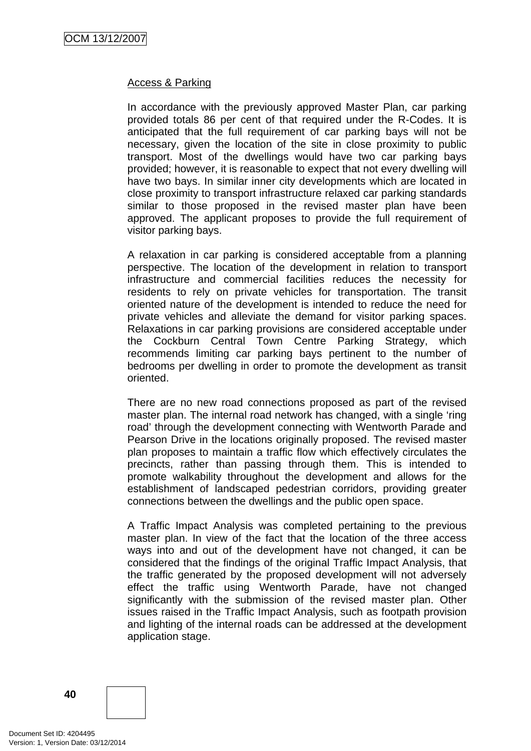Access & Parking

In accordance with the previously approved Master Plan, car parking provided totals 86 per cent of that required under the R-Codes. It is anticipated that the full requirement of car parking bays will not be necessary, given the location of the site in close proximity to public transport. Most of the dwellings would have two car parking bays provided; however, it is reasonable to expect that not every dwelling will have two bays. In similar inner city developments which are located in close proximity to transport infrastructure relaxed car parking standards similar to those proposed in the revised master plan have been approved. The applicant proposes to provide the full requirement of visitor parking bays.

A relaxation in car parking is considered acceptable from a planning perspective. The location of the development in relation to transport infrastructure and commercial facilities reduces the necessity for residents to rely on private vehicles for transportation. The transit oriented nature of the development is intended to reduce the need for private vehicles and alleviate the demand for visitor parking spaces. Relaxations in car parking provisions are considered acceptable under the Cockburn Central Town Centre Parking Strategy, which recommends limiting car parking bays pertinent to the number of bedrooms per dwelling in order to promote the development as transit oriented.

There are no new road connections proposed as part of the revised master plan. The internal road network has changed, with a single 'ring road' through the development connecting with Wentworth Parade and Pearson Drive in the locations originally proposed. The revised master plan proposes to maintain a traffic flow which effectively circulates the precincts, rather than passing through them. This is intended to promote walkability throughout the development and allows for the establishment of landscaped pedestrian corridors, providing greater connections between the dwellings and the public open space.

A Traffic Impact Analysis was completed pertaining to the previous master plan. In view of the fact that the location of the three access ways into and out of the development have not changed, it can be considered that the findings of the original Traffic Impact Analysis, that the traffic generated by the proposed development will not adversely effect the traffic using Wentworth Parade, have not changed significantly with the submission of the revised master plan. Other issues raised in the Traffic Impact Analysis, such as footpath provision and lighting of the internal roads can be addressed at the development application stage.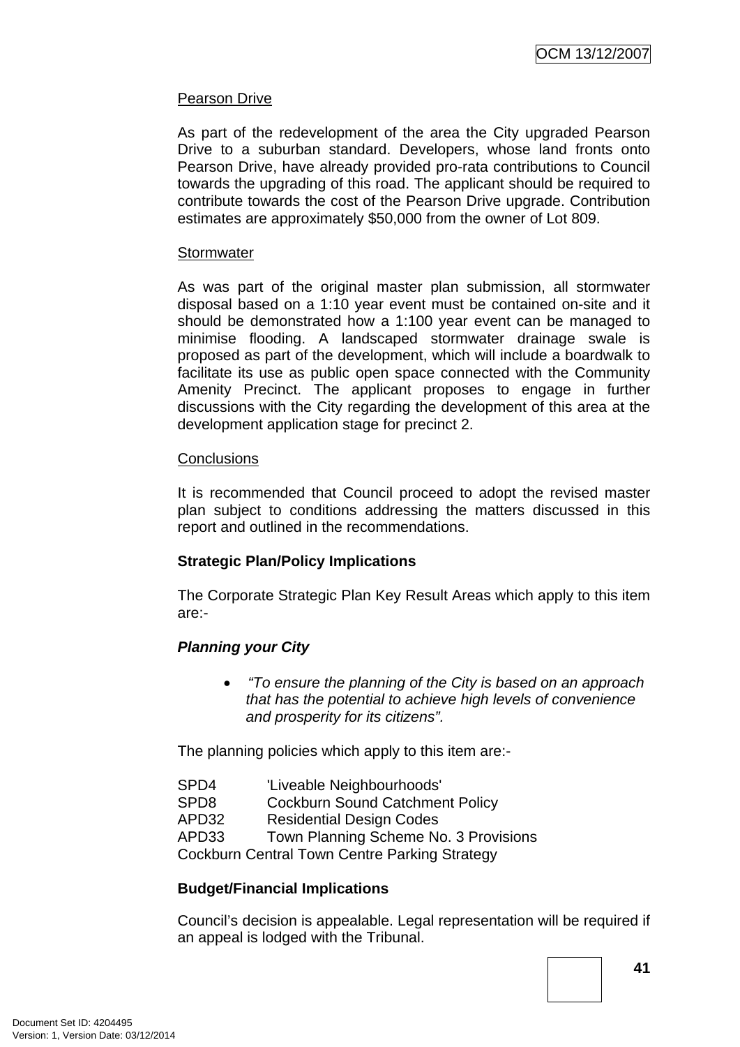Pearson Drive

As part of the redevelopment of the area the City upgraded Pearson Drive to a suburban standard. Developers, whose land fronts onto Pearson Drive, have already provided pro-rata contributions to Council towards the upgrading of this road. The applicant should be required to contribute towards the cost of the Pearson Drive upgrade. Contribution estimates are approximately $50,000 from the owner of Lot 809.

Stormwater

As was part of the original master plan submission, all stormwater disposal based on a 1:10 year event must be contained on-site and it should be demonstrated how a 1:100 year event can be managed to minimise flooding. A landscaped stormwater drainage swale is proposed as part of the development, which will include a boardwalk to facilitate its use as public open space connected with the Community Amenity Precinct. The applicant proposes to engage in further discussions with the City regarding the development of this area at the development application stage for precinct 2.

Conclusions

It is recommended that Council proceed to adopt the revised master plan subject to conditions addressing the matters discussed in this report and outlined in the recommendations.

**Strategic Plan/Policy Implications**

The Corporate Strategic Plan Key Result Areas which apply to this item are:-

***Planning your City***

- *"To ensure the planning of the City is based on an approach that has the potential to achieve high levels of convenience and prosperity for its citizens".*

The planning policies which apply to this item are:-

SPD4 'Liveable Neighbourhoods'
SPD8 Cockburn Sound Catchment Policy
APD32 Residential Design Codes
APD33 Town Planning Scheme No. 3 Provisions
Cockburn Central Town Centre Parking Strategy

**Budget/Financial Implications**

Council's decision is appealable. Legal representation will be required if an appeal is lodged with the Tribunal.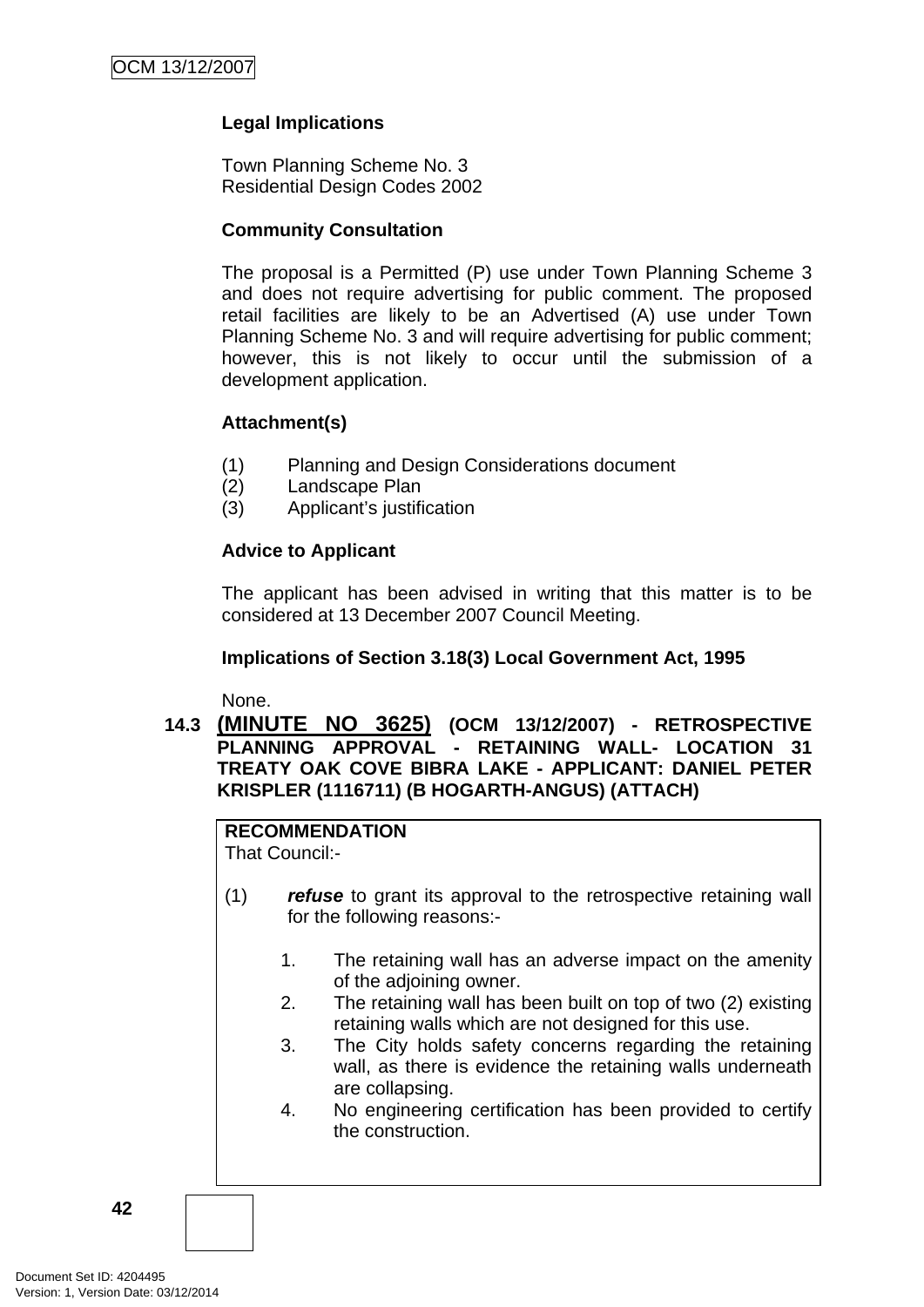**Legal Implications**

Town Planning Scheme No. 3
Residential Design Codes 2002

**Community Consultation**

The proposal is a Permitted (P) use under Town Planning Scheme 3 and does not require advertising for public comment. The proposed retail facilities are likely to be an Advertised (A) use under Town Planning Scheme No. 3 and will require advertising for public comment; however, this is not likely to occur until the submission of a development application.

**Attachment(s)**

(1) Planning and Design Considerations document
(2) Landscape Plan
(3) Applicant's justification

**Advice to Applicant**

The applicant has been advised in writing that this matter is to be considered at 13 December 2007 Council Meeting.

**Implications of Section 3.18(3) Local Government Act, 1995**

None.

### 14.3 (MINUTE NO 3625) (OCM 13/12/2007) - RETROSPECTIVE PLANNING APPROVAL - RETAINING WALL- LOCATION 31 TREATY OAK COVE BIBRA LAKE - APPLICANT: DANIEL PETER KRISPLER (1116711) (B HOGARTH-ANGUS) (ATTACH)

**RECOMMENDATION**
That Council:-

(1) ***refuse*** to grant its approval to the retrospective retaining wall for the following reasons:-

1. The retaining wall has an adverse impact on the amenity of the adjoining owner.
2. The retaining wall has been built on top of two (2) existing retaining walls which are not designed for this use.
3. The City holds safety concerns regarding the retaining wall, as there is evidence the retaining walls underneath are collapsing.
4. No engineering certification has been provided to certify the construction.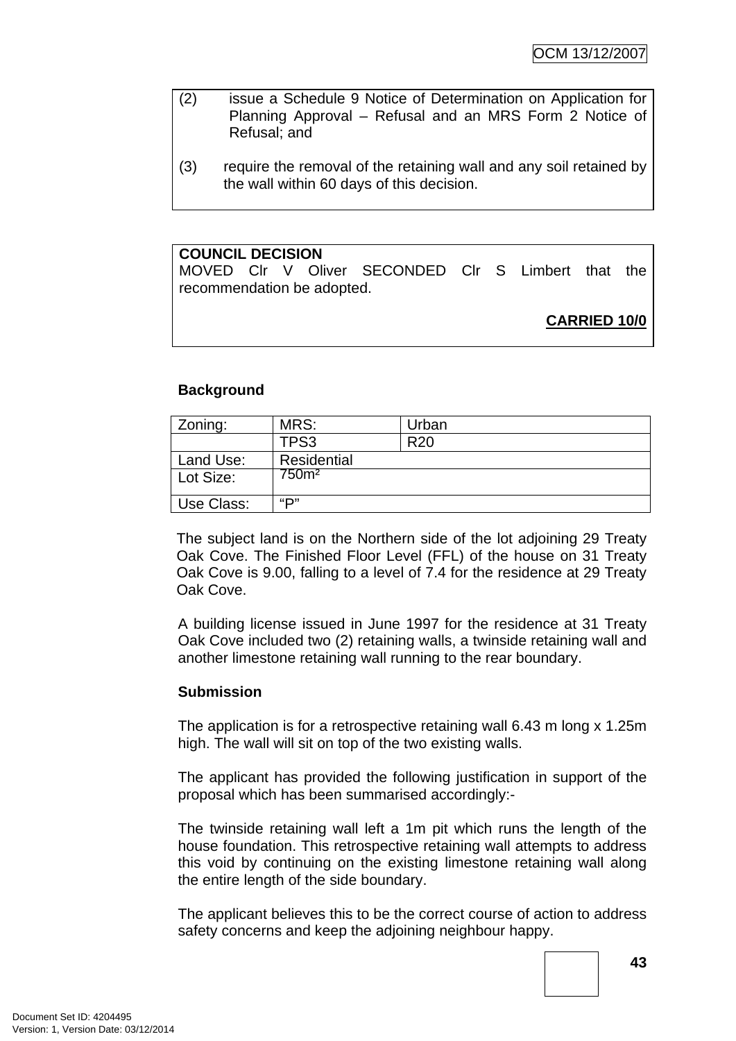(2) issue a Schedule 9 Notice of Determination on Application for Planning Approval – Refusal and an MRS Form 2 Notice of Refusal; and

(3) require the removal of the retaining wall and any soil retained by the wall within 60 days of this decision.

**COUNCIL DECISION**
MOVED Clr V Oliver SECONDED Clr S Limbert that the recommendation be adopted.

**CARRIED 10/0**

**Background**

| Zoning: | MRS: | Urban |
|---|---|---|
| | TPS3 | R20 |
| Land Use: | Residential | |
| Lot Size: | 750m² | |
| Use Class: | "P" | |

The subject land is on the Northern side of the lot adjoining 29 Treaty Oak Cove. The Finished Floor Level (FFL) of the house on 31 Treaty Oak Cove is 9.00, falling to a level of 7.4 for the residence at 29 Treaty Oak Cove.

A building license issued in June 1997 for the residence at 31 Treaty Oak Cove included two (2) retaining walls, a twinside retaining wall and another limestone retaining wall running to the rear boundary.

**Submission**

The application is for a retrospective retaining wall 6.43 m long x 1.25m high. The wall will sit on top of the two existing walls.

The applicant has provided the following justification in support of the proposal which has been summarised accordingly:-

The twinside retaining wall left a 1m pit which runs the length of the house foundation. This retrospective retaining wall attempts to address this void by continuing on the existing limestone retaining wall along the entire length of the side boundary.

The applicant believes this to be the correct course of action to address safety concerns and keep the adjoining neighbour happy.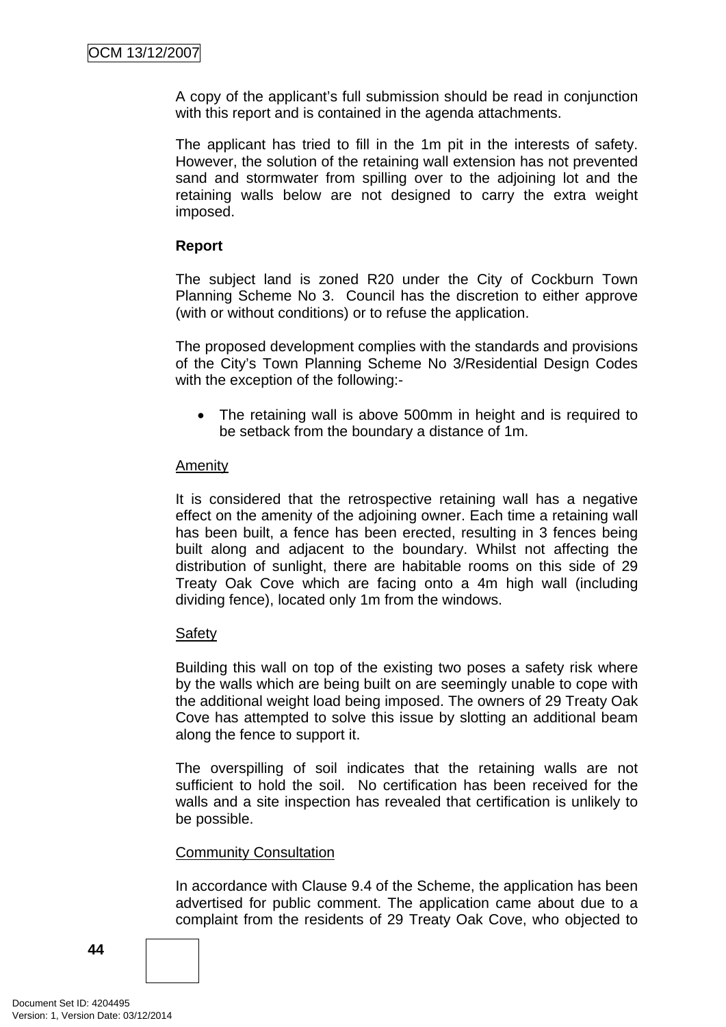A copy of the applicant's full submission should be read in conjunction with this report and is contained in the agenda attachments.

The applicant has tried to fill in the 1m pit in the interests of safety. However, the solution of the retaining wall extension has not prevented sand and stormwater from spilling over to the adjoining lot and the retaining walls below are not designed to carry the extra weight imposed.

**Report**

The subject land is zoned R20 under the City of Cockburn Town Planning Scheme No 3. Council has the discretion to either approve (with or without conditions) or to refuse the application.

The proposed development complies with the standards and provisions of the City's Town Planning Scheme No 3/Residential Design Codes with the exception of the following:-

- The retaining wall is above 500mm in height and is required to be setback from the boundary a distance of 1m.

Amenity

It is considered that the retrospective retaining wall has a negative effect on the amenity of the adjoining owner. Each time a retaining wall has been built, a fence has been erected, resulting in 3 fences being built along and adjacent to the boundary. Whilst not affecting the distribution of sunlight, there are habitable rooms on this side of 29 Treaty Oak Cove which are facing onto a 4m high wall (including dividing fence), located only 1m from the windows.

Safety

Building this wall on top of the existing two poses a safety risk where by the walls which are being built on are seemingly unable to cope with the additional weight load being imposed. The owners of 29 Treaty Oak Cove has attempted to solve this issue by slotting an additional beam along the fence to support it.

The overspilling of soil indicates that the retaining walls are not sufficient to hold the soil. No certification has been received for the walls and a site inspection has revealed that certification is unlikely to be possible.

Community Consultation

In accordance with Clause 9.4 of the Scheme, the application has been advertised for public comment. The application came about due to a complaint from the residents of 29 Treaty Oak Cove, who objected to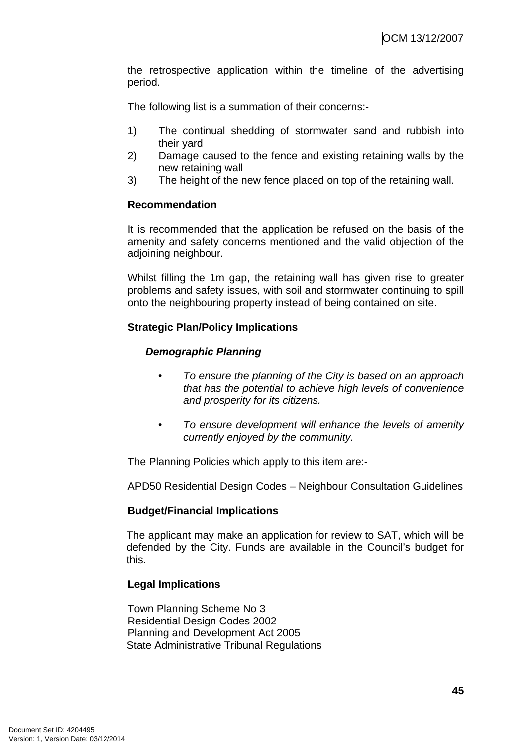the retrospective application within the timeline of the advertising period.

The following list is a summation of their concerns:-

1) The continual shedding of stormwater sand and rubbish into their yard
2) Damage caused to the fence and existing retaining walls by the new retaining wall
3) The height of the new fence placed on top of the retaining wall.

**Recommendation**

It is recommended that the application be refused on the basis of the amenity and safety concerns mentioned and the valid objection of the adjoining neighbour.

Whilst filling the 1m gap, the retaining wall has given rise to greater problems and safety issues, with soil and stormwater continuing to spill onto the neighbouring property instead of being contained on site.

**Strategic Plan/Policy Implications**

***Demographic Planning***

- *To ensure the planning of the City is based on an approach that has the potential to achieve high levels of convenience and prosperity for its citizens.*
- *To ensure development will enhance the levels of amenity currently enjoyed by the community.*

The Planning Policies which apply to this item are:-

APD50 Residential Design Codes – Neighbour Consultation Guidelines

**Budget/Financial Implications**

The applicant may make an application for review to SAT, which will be defended by the City. Funds are available in the Council's budget for this.

**Legal Implications**

Town Planning Scheme No 3
Residential Design Codes 2002
Planning and Development Act 2005
State Administrative Tribunal Regulations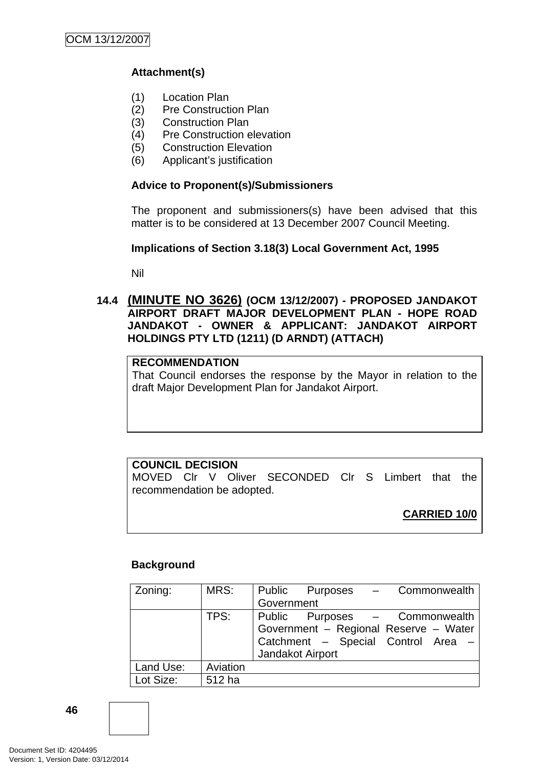**Attachment(s)**

(1) Location Plan
(2) Pre Construction Plan
(3) Construction Plan
(4) Pre Construction elevation
(5) Construction Elevation
(6) Applicant's justification

**Advice to Proponent(s)/Submissioners**

The proponent and submissioners(s) have been advised that this matter is to be considered at 13 December 2007 Council Meeting.

**Implications of Section 3.18(3) Local Government Act, 1995**

Nil

### 14.4 (MINUTE NO 3626) (OCM 13/12/2007) - PROPOSED JANDAKOT AIRPORT DRAFT MAJOR DEVELOPMENT PLAN - HOPE ROAD JANDAKOT - OWNER & APPLICANT: JANDAKOT AIRPORT HOLDINGS PTY LTD (1211) (D ARNDT) (ATTACH)

**RECOMMENDATION**
That Council endorses the response by the Mayor in relation to the draft Major Development Plan for Jandakot Airport.

**COUNCIL DECISION**
MOVED Clr V Oliver SECONDED Clr S Limbert that the recommendation be adopted.

**CARRIED 10/0**

**Background**

| Zoning: | MRS: | Public Purposes – Commonwealth Government |
|---|---|---|
| | TPS: | Public Purposes – Commonwealth Government – Regional Reserve – Water Catchment – Special Control Area – Jandakot Airport |
| Land Use: | Aviation | |
| Lot Size: | 512 ha | |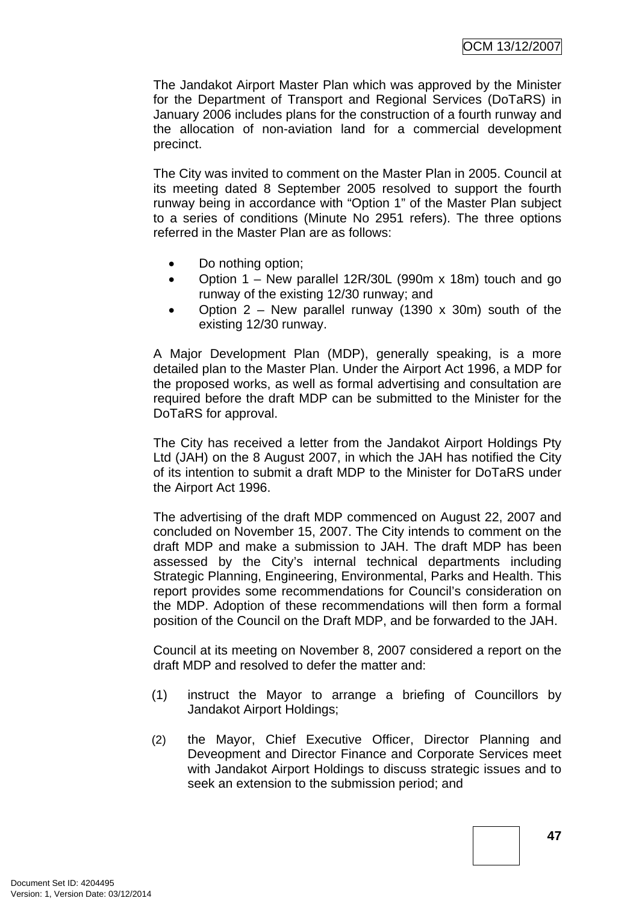The Jandakot Airport Master Plan which was approved by the Minister for the Department of Transport and Regional Services (DoTaRS) in January 2006 includes plans for the construction of a fourth runway and the allocation of non-aviation land for a commercial development precinct.

The City was invited to comment on the Master Plan in 2005. Council at its meeting dated 8 September 2005 resolved to support the fourth runway being in accordance with "Option 1" of the Master Plan subject to a series of conditions (Minute No 2951 refers). The three options referred in the Master Plan are as follows:

- Do nothing option;
- Option 1 – New parallel 12R/30L (990m x 18m) touch and go runway of the existing 12/30 runway; and
- Option 2 – New parallel runway (1390 x 30m) south of the existing 12/30 runway.

A Major Development Plan (MDP), generally speaking, is a more detailed plan to the Master Plan. Under the Airport Act 1996, a MDP for the proposed works, as well as formal advertising and consultation are required before the draft MDP can be submitted to the Minister for the DoTaRS for approval.

The City has received a letter from the Jandakot Airport Holdings Pty Ltd (JAH) on the 8 August 2007, in which the JAH has notified the City of its intention to submit a draft MDP to the Minister for DoTaRS under the Airport Act 1996.

The advertising of the draft MDP commenced on August 22, 2007 and concluded on November 15, 2007. The City intends to comment on the draft MDP and make a submission to JAH. The draft MDP has been assessed by the City's internal technical departments including Strategic Planning, Engineering, Environmental, Parks and Health. This report provides some recommendations for Council's consideration on the MDP. Adoption of these recommendations will then form a formal position of the Council on the Draft MDP, and be forwarded to the JAH.

Council at its meeting on November 8, 2007 considered a report on the draft MDP and resolved to defer the matter and:

(1) instruct the Mayor to arrange a briefing of Councillors by Jandakot Airport Holdings;

(2) the Mayor, Chief Executive Officer, Director Planning and Deveopment and Director Finance and Corporate Services meet with Jandakot Airport Holdings to discuss strategic issues and to seek an extension to the submission period; and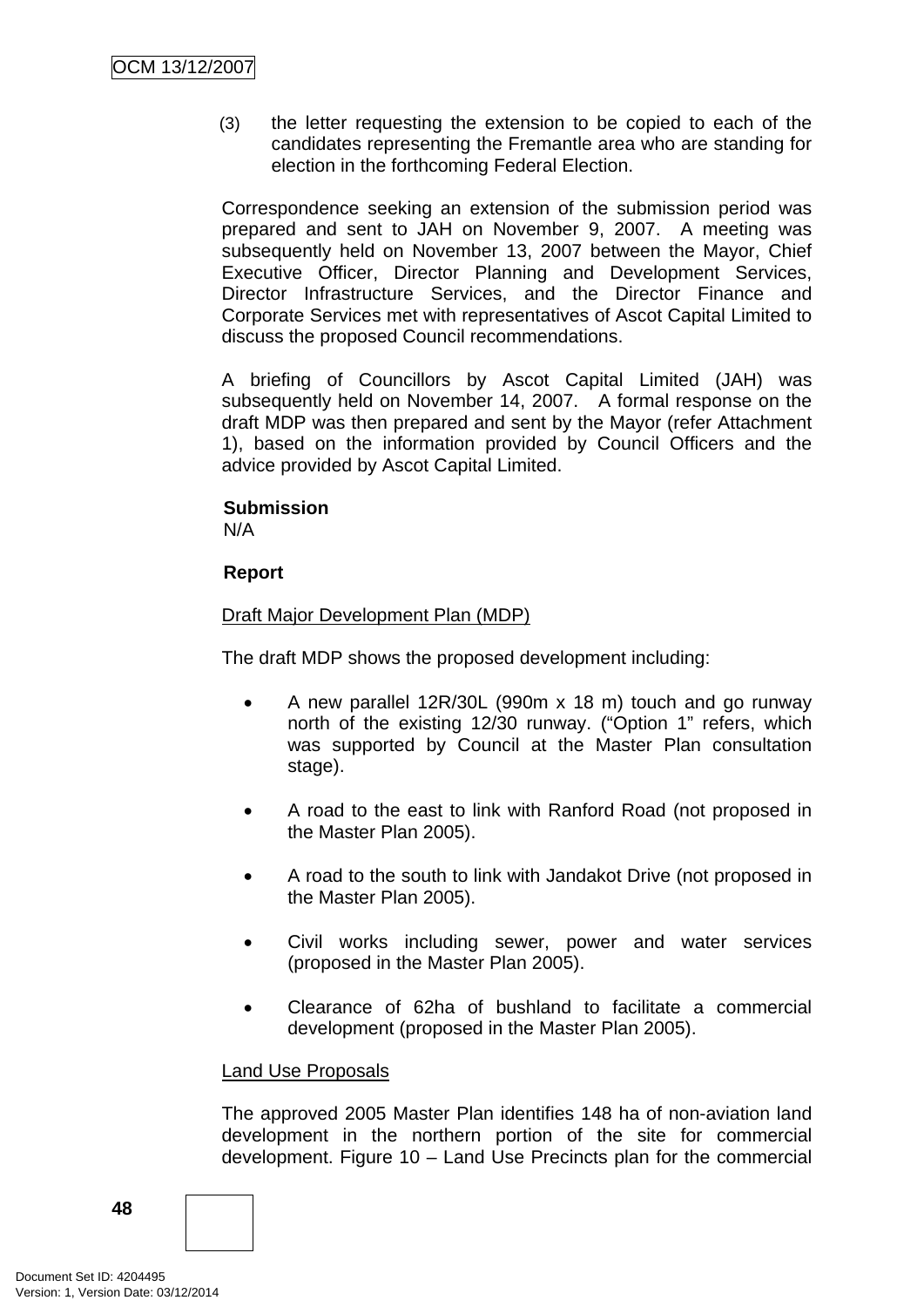(3) the letter requesting the extension to be copied to each of the candidates representing the Fremantle area who are standing for election in the forthcoming Federal Election.

Correspondence seeking an extension of the submission period was prepared and sent to JAH on November 9, 2007. A meeting was subsequently held on November 13, 2007 between the Mayor, Chief Executive Officer, Director Planning and Development Services, Director Infrastructure Services, and the Director Finance and Corporate Services met with representatives of Ascot Capital Limited to discuss the proposed Council recommendations.

A briefing of Councillors by Ascot Capital Limited (JAH) was subsequently held on November 14, 2007. A formal response on the draft MDP was then prepared and sent by the Mayor (refer Attachment 1), based on the information provided by Council Officers and the advice provided by Ascot Capital Limited.

**Submission**

N/A

**Report**

Draft Major Development Plan (MDP)

The draft MDP shows the proposed development including:

- A new parallel 12R/30L (990m x 18 m) touch and go runway north of the existing 12/30 runway. ("Option 1" refers, which was supported by Council at the Master Plan consultation stage).
- A road to the east to link with Ranford Road (not proposed in the Master Plan 2005).
- A road to the south to link with Jandakot Drive (not proposed in the Master Plan 2005).
- Civil works including sewer, power and water services (proposed in the Master Plan 2005).
- Clearance of 62ha of bushland to facilitate a commercial development (proposed in the Master Plan 2005).

Land Use Proposals

The approved 2005 Master Plan identifies 148 ha of non-aviation land development in the northern portion of the site for commercial development. Figure 10 – Land Use Precincts plan for the commercial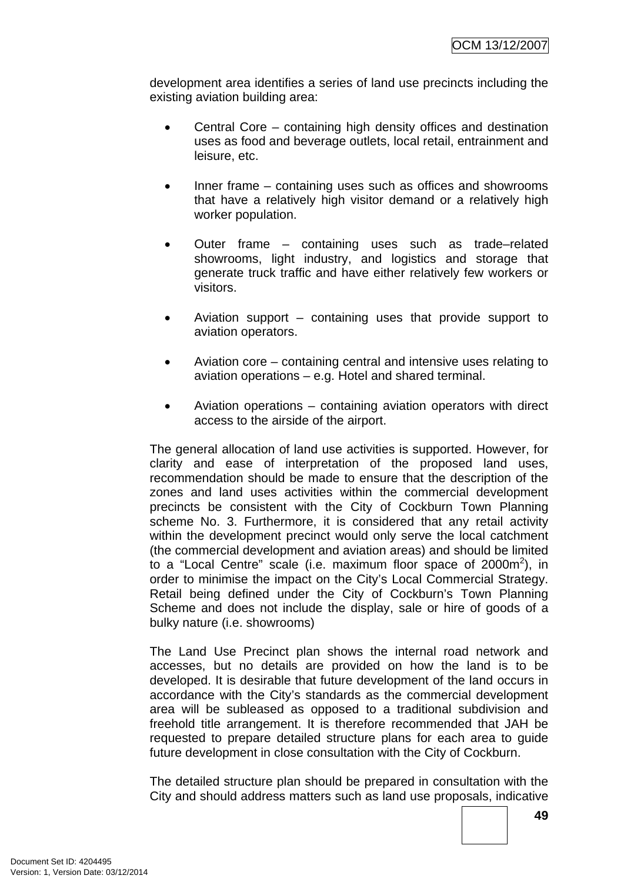development area identifies a series of land use precincts including the existing aviation building area:

- Central Core – containing high density offices and destination uses as food and beverage outlets, local retail, entrainment and leisure, etc.
- Inner frame – containing uses such as offices and showrooms that have a relatively high visitor demand or a relatively high worker population.
- Outer frame – containing uses such as trade–related showrooms, light industry, and logistics and storage that generate truck traffic and have either relatively few workers or visitors.
- Aviation support – containing uses that provide support to aviation operators.
- Aviation core – containing central and intensive uses relating to aviation operations – e.g. Hotel and shared terminal.
- Aviation operations – containing aviation operators with direct access to the airside of the airport.

The general allocation of land use activities is supported. However, for clarity and ease of interpretation of the proposed land uses, recommendation should be made to ensure that the description of the zones and land uses activities within the commercial development precincts be consistent with the City of Cockburn Town Planning scheme No. 3. Furthermore, it is considered that any retail activity within the development precinct would only serve the local catchment (the commercial development and aviation areas) and should be limited to a "Local Centre" scale (i.e. maximum floor space of 2000m$^2$), in order to minimise the impact on the City's Local Commercial Strategy. Retail being defined under the City of Cockburn's Town Planning Scheme and does not include the display, sale or hire of goods of a bulky nature (i.e. showrooms)

The Land Use Precinct plan shows the internal road network and accesses, but no details are provided on how the land is to be developed. It is desirable that future development of the land occurs in accordance with the City's standards as the commercial development area will be subleased as opposed to a traditional subdivision and freehold title arrangement. It is therefore recommended that JAH be requested to prepare detailed structure plans for each area to guide future development in close consultation with the City of Cockburn.

The detailed structure plan should be prepared in consultation with the City and should address matters such as land use proposals, indicative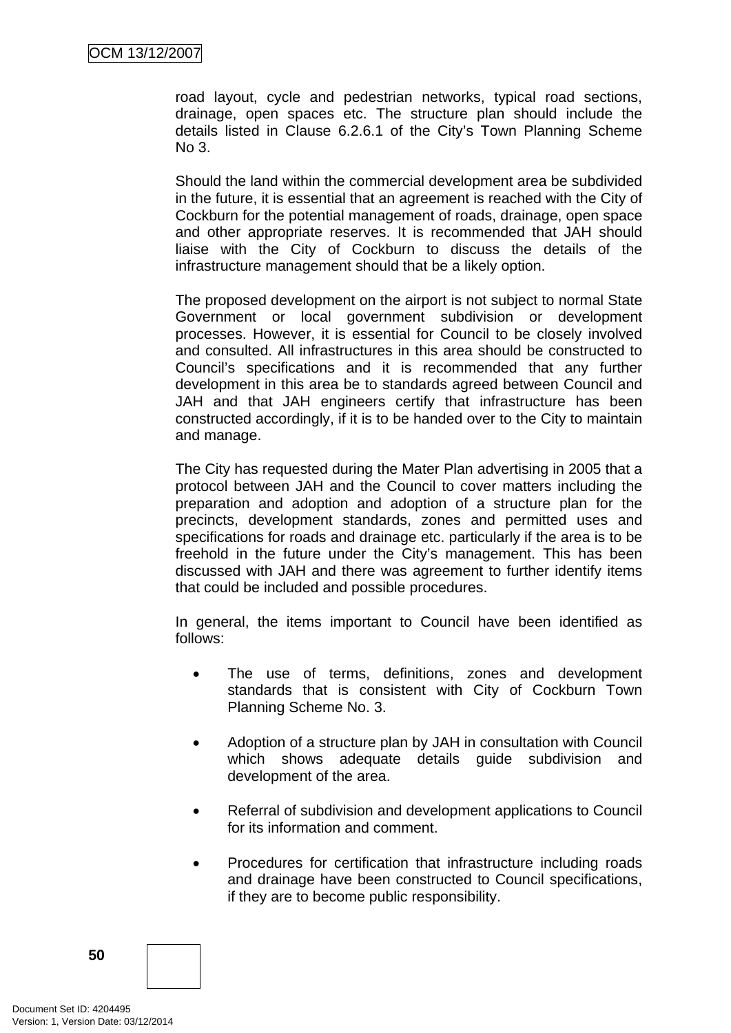road layout, cycle and pedestrian networks, typical road sections, drainage, open spaces etc. The structure plan should include the details listed in Clause 6.2.6.1 of the City's Town Planning Scheme No 3.

Should the land within the commercial development area be subdivided in the future, it is essential that an agreement is reached with the City of Cockburn for the potential management of roads, drainage, open space and other appropriate reserves. It is recommended that JAH should liaise with the City of Cockburn to discuss the details of the infrastructure management should that be a likely option.

The proposed development on the airport is not subject to normal State Government or local government subdivision or development processes. However, it is essential for Council to be closely involved and consulted. All infrastructures in this area should be constructed to Council's specifications and it is recommended that any further development in this area be to standards agreed between Council and JAH and that JAH engineers certify that infrastructure has been constructed accordingly, if it is to be handed over to the City to maintain and manage.

The City has requested during the Mater Plan advertising in 2005 that a protocol between JAH and the Council to cover matters including the preparation and adoption and adoption of a structure plan for the precincts, development standards, zones and permitted uses and specifications for roads and drainage etc. particularly if the area is to be freehold in the future under the City's management. This has been discussed with JAH and there was agreement to further identify items that could be included and possible procedures.

In general, the items important to Council have been identified as follows:

- The use of terms, definitions, zones and development standards that is consistent with City of Cockburn Town Planning Scheme No. 3.
- Adoption of a structure plan by JAH in consultation with Council which shows adequate details guide subdivision and development of the area.
- Referral of subdivision and development applications to Council for its information and comment.
- Procedures for certification that infrastructure including roads and drainage have been constructed to Council specifications, if they are to become public responsibility.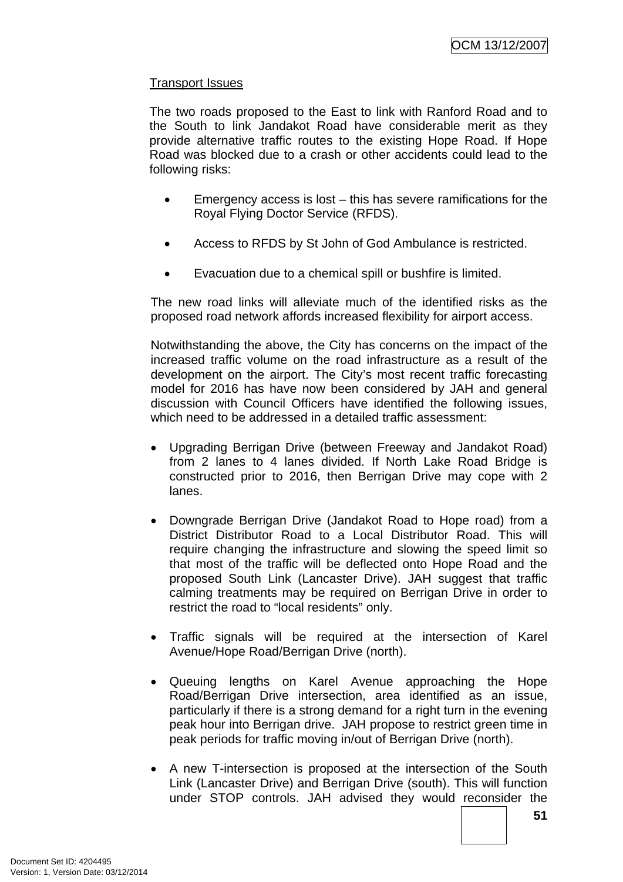Transport Issues

The two roads proposed to the East to link with Ranford Road and to the South to link Jandakot Road have considerable merit as they provide alternative traffic routes to the existing Hope Road. If Hope Road was blocked due to a crash or other accidents could lead to the following risks:

- Emergency access is lost – this has severe ramifications for the Royal Flying Doctor Service (RFDS).
- Access to RFDS by St John of God Ambulance is restricted.
- Evacuation due to a chemical spill or bushfire is limited.

The new road links will alleviate much of the identified risks as the proposed road network affords increased flexibility for airport access.

Notwithstanding the above, the City has concerns on the impact of the increased traffic volume on the road infrastructure as a result of the development on the airport. The City's most recent traffic forecasting model for 2016 has have now been considered by JAH and general discussion with Council Officers have identified the following issues, which need to be addressed in a detailed traffic assessment:

- Upgrading Berrigan Drive (between Freeway and Jandakot Road) from 2 lanes to 4 lanes divided. If North Lake Road Bridge is constructed prior to 2016, then Berrigan Drive may cope with 2 lanes.
- Downgrade Berrigan Drive (Jandakot Road to Hope road) from a District Distributor Road to a Local Distributor Road. This will require changing the infrastructure and slowing the speed limit so that most of the traffic will be deflected onto Hope Road and the proposed South Link (Lancaster Drive). JAH suggest that traffic calming treatments may be required on Berrigan Drive in order to restrict the road to "local residents" only.
- Traffic signals will be required at the intersection of Karel Avenue/Hope Road/Berrigan Drive (north).
- Queuing lengths on Karel Avenue approaching the Hope Road/Berrigan Drive intersection, area identified as an issue, particularly if there is a strong demand for a right turn in the evening peak hour into Berrigan drive. JAH propose to restrict green time in peak periods for traffic moving in/out of Berrigan Drive (north).
- A new T-intersection is proposed at the intersection of the South Link (Lancaster Drive) and Berrigan Drive (south). This will function under STOP controls. JAH advised they would reconsider the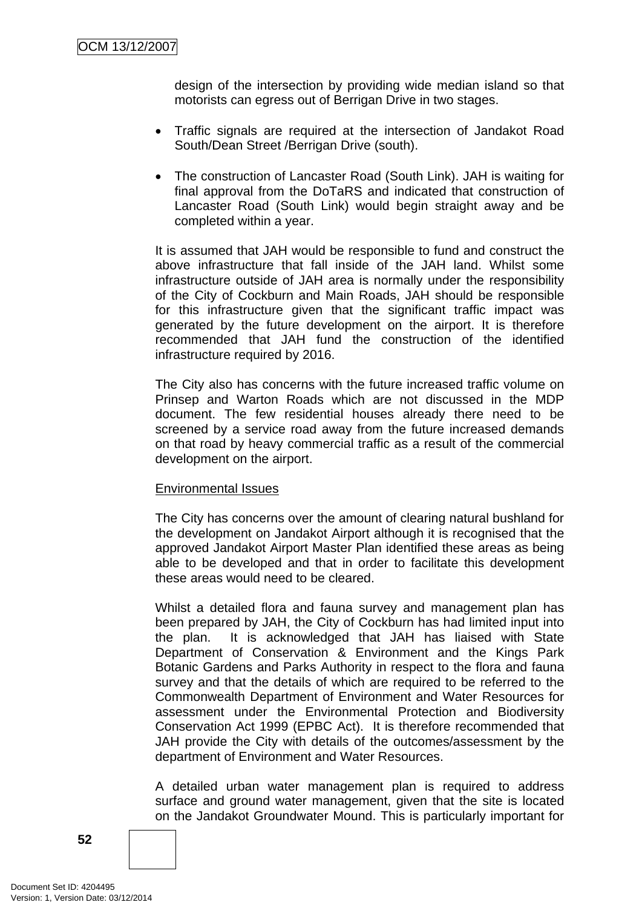design of the intersection by providing wide median island so that motorists can egress out of Berrigan Drive in two stages.

- Traffic signals are required at the intersection of Jandakot Road South/Dean Street /Berrigan Drive (south).

- The construction of Lancaster Road (South Link). JAH is waiting for final approval from the DoTaRS and indicated that construction of Lancaster Road (South Link) would begin straight away and be completed within a year.

It is assumed that JAH would be responsible to fund and construct the above infrastructure that fall inside of the JAH land. Whilst some infrastructure outside of JAH area is normally under the responsibility of the City of Cockburn and Main Roads, JAH should be responsible for this infrastructure given that the significant traffic impact was generated by the future development on the airport. It is therefore recommended that JAH fund the construction of the identified infrastructure required by 2016.

The City also has concerns with the future increased traffic volume on Prinsep and Warton Roads which are not discussed in the MDP document. The few residential houses already there need to be screened by a service road away from the future increased demands on that road by heavy commercial traffic as a result of the commercial development on the airport.

<u>Environmental Issues</u>

The City has concerns over the amount of clearing natural bushland for the development on Jandakot Airport although it is recognised that the approved Jandakot Airport Master Plan identified these areas as being able to be developed and that in order to facilitate this development these areas would need to be cleared.

Whilst a detailed flora and fauna survey and management plan has been prepared by JAH, the City of Cockburn has had limited input into the plan. It is acknowledged that JAH has liaised with State Department of Conservation & Environment and the Kings Park Botanic Gardens and Parks Authority in respect to the flora and fauna survey and that the details of which are required to be referred to the Commonwealth Department of Environment and Water Resources for assessment under the Environmental Protection and Biodiversity Conservation Act 1999 (EPBC Act). It is therefore recommended that JAH provide the City with details of the outcomes/assessment by the department of Environment and Water Resources.

A detailed urban water management plan is required to address surface and ground water management, given that the site is located on the Jandakot Groundwater Mound. This is particularly important for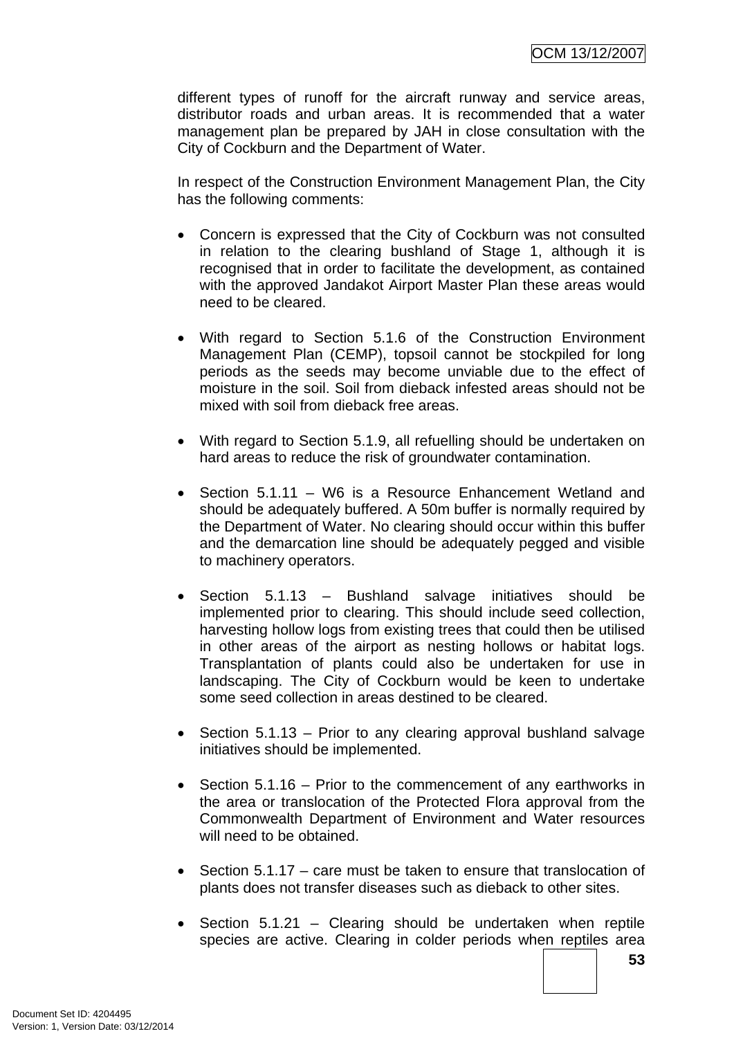different types of runoff for the aircraft runway and service areas, distributor roads and urban areas. It is recommended that a water management plan be prepared by JAH in close consultation with the City of Cockburn and the Department of Water.

In respect of the Construction Environment Management Plan, the City has the following comments:

- Concern is expressed that the City of Cockburn was not consulted in relation to the clearing bushland of Stage 1, although it is recognised that in order to facilitate the development, as contained with the approved Jandakot Airport Master Plan these areas would need to be cleared.

- With regard to Section 5.1.6 of the Construction Environment Management Plan (CEMP), topsoil cannot be stockpiled for long periods as the seeds may become unviable due to the effect of moisture in the soil. Soil from dieback infested areas should not be mixed with soil from dieback free areas.

- With regard to Section 5.1.9, all refuelling should be undertaken on hard areas to reduce the risk of groundwater contamination.

- Section 5.1.11 – W6 is a Resource Enhancement Wetland and should be adequately buffered. A 50m buffer is normally required by the Department of Water. No clearing should occur within this buffer and the demarcation line should be adequately pegged and visible to machinery operators.

- Section 5.1.13 – Bushland salvage initiatives should be implemented prior to clearing. This should include seed collection, harvesting hollow logs from existing trees that could then be utilised in other areas of the airport as nesting hollows or habitat logs. Transplantation of plants could also be undertaken for use in landscaping. The City of Cockburn would be keen to undertake some seed collection in areas destined to be cleared.

- Section 5.1.13 – Prior to any clearing approval bushland salvage initiatives should be implemented.

- Section 5.1.16 – Prior to the commencement of any earthworks in the area or translocation of the Protected Flora approval from the Commonwealth Department of Environment and Water resources will need to be obtained.

- Section 5.1.17 – care must be taken to ensure that translocation of plants does not transfer diseases such as dieback to other sites.

- Section 5.1.21 – Clearing should be undertaken when reptile species are active. Clearing in colder periods when reptiles area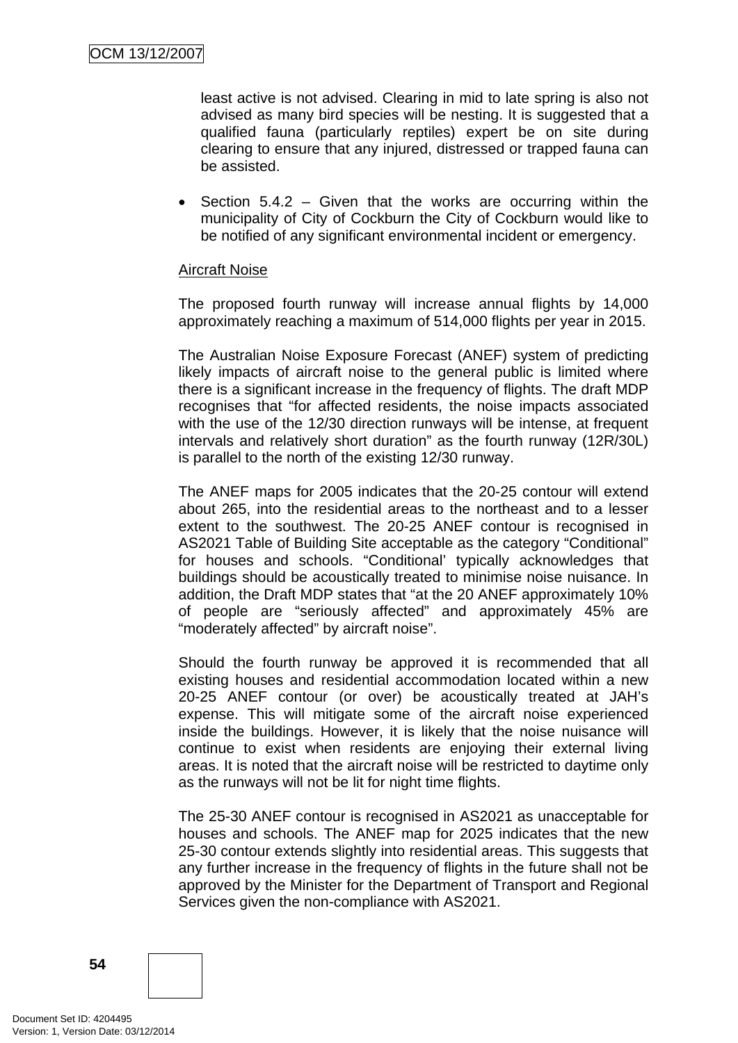least active is not advised. Clearing in mid to late spring is also not advised as many bird species will be nesting. It is suggested that a qualified fauna (particularly reptiles) expert be on site during clearing to ensure that any injured, distressed or trapped fauna can be assisted.

- Section 5.4.2 – Given that the works are occurring within the municipality of City of Cockburn the City of Cockburn would like to be notified of any significant environmental incident or emergency.

<u>Aircraft Noise</u>

The proposed fourth runway will increase annual flights by 14,000 approximately reaching a maximum of 514,000 flights per year in 2015.

The Australian Noise Exposure Forecast (ANEF) system of predicting likely impacts of aircraft noise to the general public is limited where there is a significant increase in the frequency of flights. The draft MDP recognises that "for affected residents, the noise impacts associated with the use of the 12/30 direction runways will be intense, at frequent intervals and relatively short duration" as the fourth runway (12R/30L) is parallel to the north of the existing 12/30 runway.

The ANEF maps for 2005 indicates that the 20-25 contour will extend about 265, into the residential areas to the northeast and to a lesser extent to the southwest. The 20-25 ANEF contour is recognised in AS2021 Table of Building Site acceptable as the category "Conditional" for houses and schools. "Conditional' typically acknowledges that buildings should be acoustically treated to minimise noise nuisance. In addition, the Draft MDP states that "at the 20 ANEF approximately 10% of people are "seriously affected" and approximately 45% are "moderately affected" by aircraft noise".

Should the fourth runway be approved it is recommended that all existing houses and residential accommodation located within a new 20-25 ANEF contour (or over) be acoustically treated at JAH's expense. This will mitigate some of the aircraft noise experienced inside the buildings. However, it is likely that the noise nuisance will continue to exist when residents are enjoying their external living areas. It is noted that the aircraft noise will be restricted to daytime only as the runways will not be lit for night time flights.

The 25-30 ANEF contour is recognised in AS2021 as unacceptable for houses and schools. The ANEF map for 2025 indicates that the new 25-30 contour extends slightly into residential areas. This suggests that any further increase in the frequency of flights in the future shall not be approved by the Minister for the Department of Transport and Regional Services given the non-compliance with AS2021.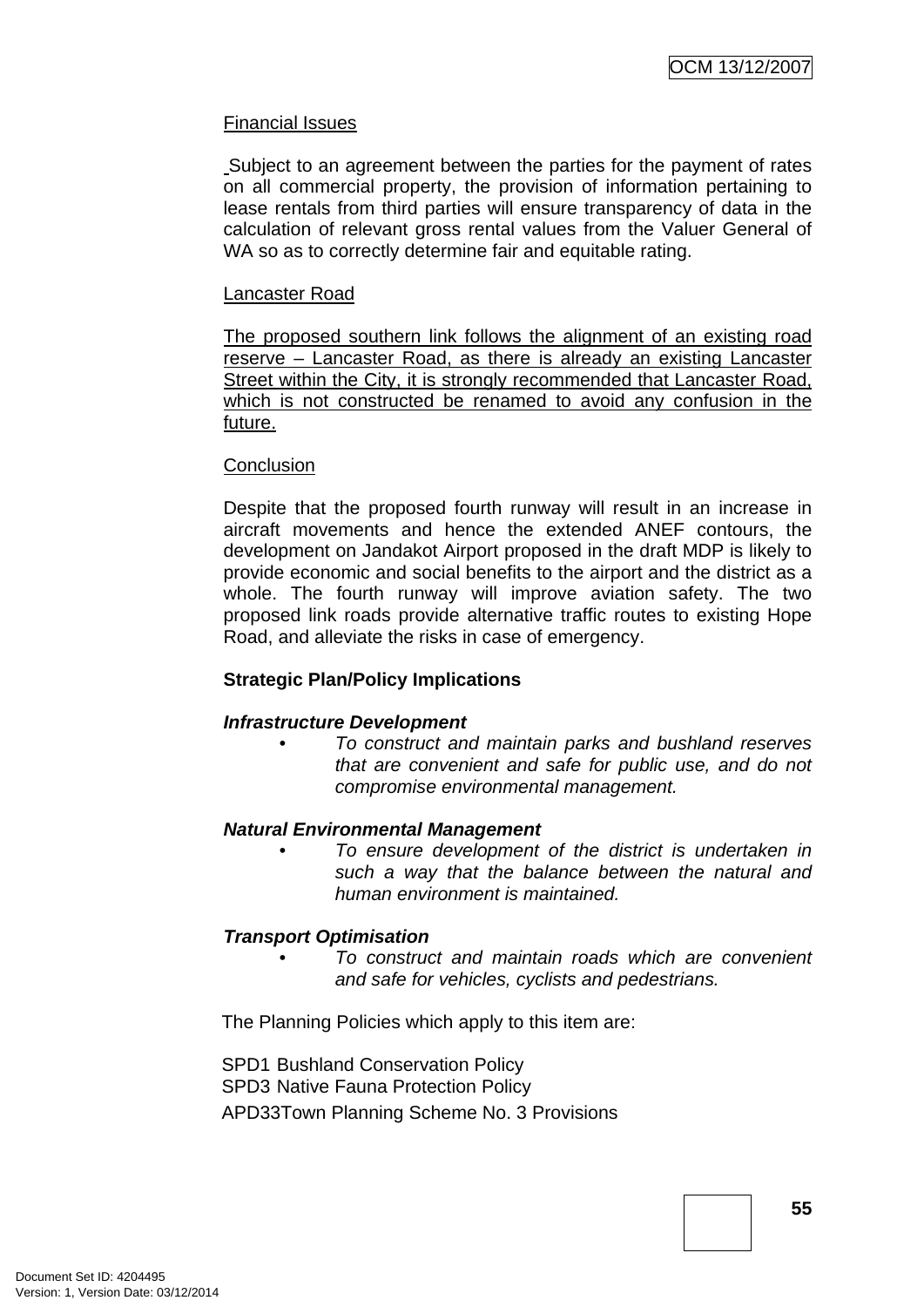Financial Issues

Subject to an agreement between the parties for the payment of rates on all commercial property, the provision of information pertaining to lease rentals from third parties will ensure transparency of data in the calculation of relevant gross rental values from the Valuer General of WA so as to correctly determine fair and equitable rating.

Lancaster Road

The proposed southern link follows the alignment of an existing road reserve – Lancaster Road, as there is already an existing Lancaster Street within the City, it is strongly recommended that Lancaster Road, which is not constructed be renamed to avoid any confusion in the future.

Conclusion

Despite that the proposed fourth runway will result in an increase in aircraft movements and hence the extended ANEF contours, the development on Jandakot Airport proposed in the draft MDP is likely to provide economic and social benefits to the airport and the district as a whole. The fourth runway will improve aviation safety. The two proposed link roads provide alternative traffic routes to existing Hope Road, and alleviate the risks in case of emergency.

**Strategic Plan/Policy Implications**

***Infrastructure Development***

- *To construct and maintain parks and bushland reserves that are convenient and safe for public use, and do not compromise environmental management.*

***Natural Environmental Management***

- *To ensure development of the district is undertaken in such a way that the balance between the natural and human environment is maintained.*

***Transport Optimisation***

- *To construct and maintain roads which are convenient and safe for vehicles, cyclists and pedestrians.*

The Planning Policies which apply to this item are:

SPD1 Bushland Conservation Policy
SPD3 Native Fauna Protection Policy
APD33 Town Planning Scheme No. 3 Provisions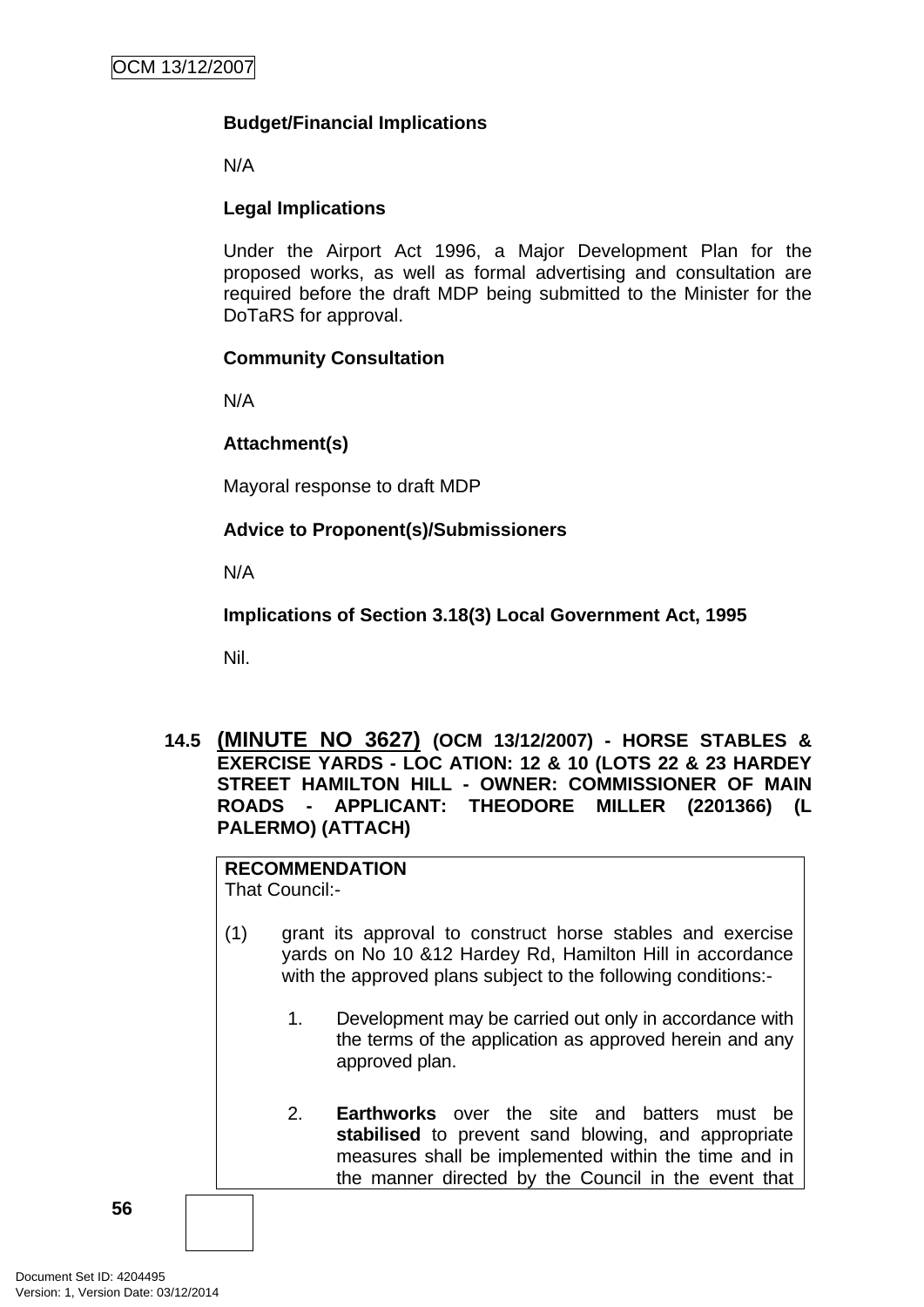**Budget/Financial Implications**

N/A

**Legal Implications**

Under the Airport Act 1996, a Major Development Plan for the proposed works, as well as formal advertising and consultation are required before the draft MDP being submitted to the Minister for the DoTaRS for approval.

**Community Consultation**

N/A

**Attachment(s)**

Mayoral response to draft MDP

**Advice to Proponent(s)/Submissioners**

N/A

**Implications of Section 3.18(3) Local Government Act, 1995**

Nil.

## 14.5 (MINUTE NO 3627) (OCM 13/12/2007) - HORSE STABLES & EXERCISE YARDS - LOC ATION: 12 & 10 (LOTS 22 & 23 HARDEY STREET HAMILTON HILL - OWNER: COMMISSIONER OF MAIN ROADS - APPLICANT: THEODORE MILLER (2201366) (L PALERMO) (ATTACH)

**RECOMMENDATION**
That Council:-

(1) grant its approval to construct horse stables and exercise yards on No 10 &12 Hardey Rd, Hamilton Hill in accordance with the approved plans subject to the following conditions:-

1. Development may be carried out only in accordance with the terms of the application as approved herein and any approved plan.

2. **Earthworks** over the site and batters must be **stabilised** to prevent sand blowing, and appropriate measures shall be implemented within the time and in the manner directed by the Council in the event that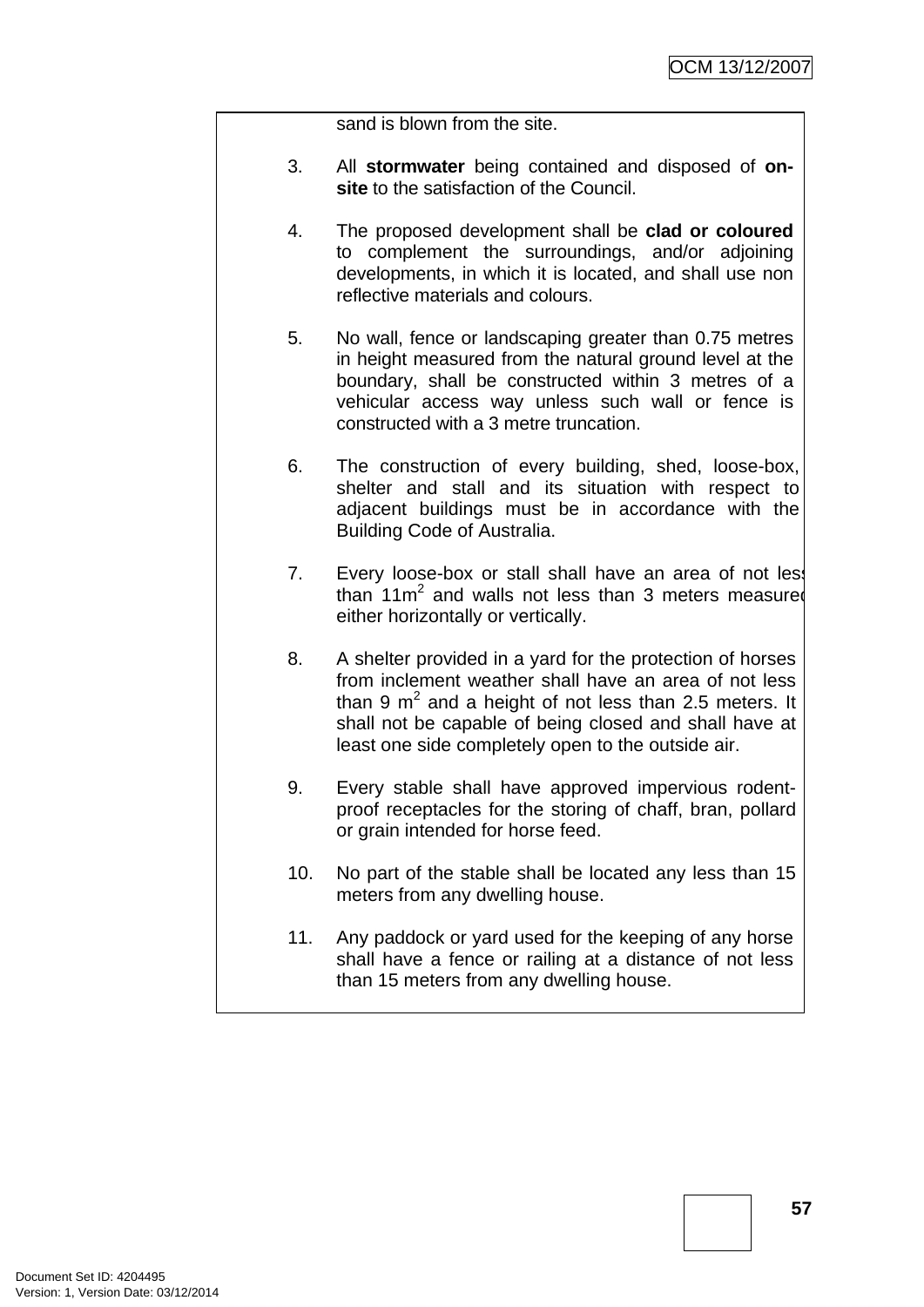sand is blown from the site.

3. All **stormwater** being contained and disposed of **on-site** to the satisfaction of the Council.

4. The proposed development shall be **clad or coloured** to complement the surroundings, and/or adjoining developments, in which it is located, and shall use non reflective materials and colours.

5. No wall, fence or landscaping greater than 0.75 metres in height measured from the natural ground level at the boundary, shall be constructed within 3 metres of a vehicular access way unless such wall or fence is constructed with a 3 metre truncation.

6. The construction of every building, shed, loose-box, shelter and stall and its situation with respect to adjacent buildings must be in accordance with the Building Code of Australia.

7. Every loose-box or stall shall have an area of not less than $11m^2$ and walls not less than 3 meters measured either horizontally or vertically.

8. A shelter provided in a yard for the protection of horses from inclement weather shall have an area of not less than 9 $m^2$ and a height of not less than 2.5 meters. It shall not be capable of being closed and shall have at least one side completely open to the outside air.

9. Every stable shall have approved impervious rodent-proof receptacles for the storing of chaff, bran, pollard or grain intended for horse feed.

10. No part of the stable shall be located any less than 15 meters from any dwelling house.

11. Any paddock or yard used for the keeping of any horse shall have a fence or railing at a distance of not less than 15 meters from any dwelling house.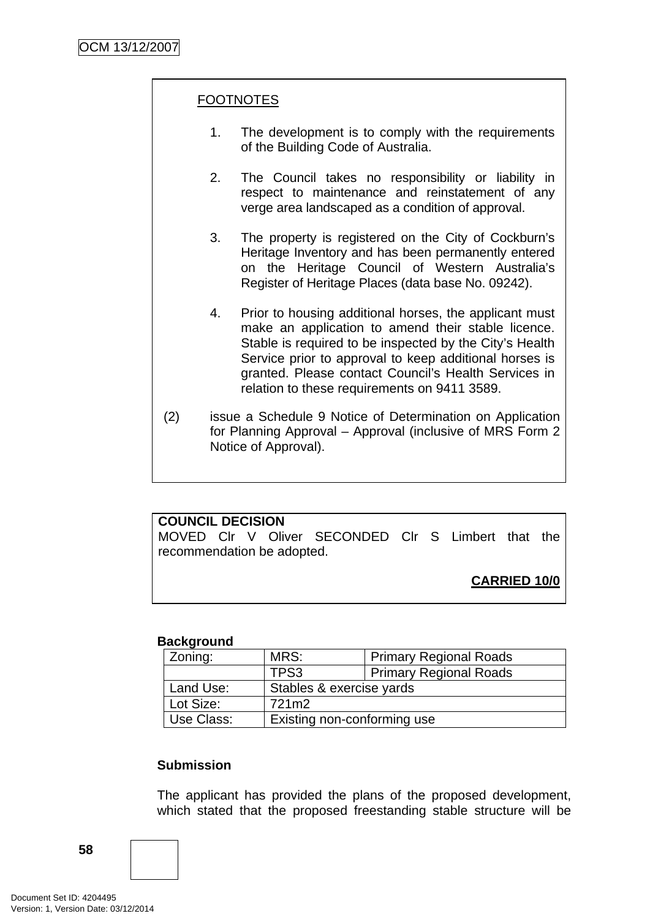FOOTNOTES

1. The development is to comply with the requirements of the Building Code of Australia.

2. The Council takes no responsibility or liability in respect to maintenance and reinstatement of any verge area landscaped as a condition of approval.

3. The property is registered on the City of Cockburn's Heritage Inventory and has been permanently entered on the Heritage Council of Western Australia's Register of Heritage Places (data base No. 09242).

4. Prior to housing additional horses, the applicant must make an application to amend their stable licence. Stable is required to be inspected by the City's Health Service prior to approval to keep additional horses is granted. Please contact Council's Health Services in relation to these requirements on 9411 3589.

(2) issue a Schedule 9 Notice of Determination on Application for Planning Approval – Approval (inclusive of MRS Form 2 Notice of Approval).

**COUNCIL DECISION**
MOVED Clr V Oliver SECONDED Clr S Limbert that the recommendation be adopted.

**CARRIED 10/0**

**Background**

| Zoning: | MRS: | Primary Regional Roads |
|---|---|---|
| | TPS3 | Primary Regional Roads |
| Land Use: | Stables & exercise yards | |
| Lot Size: | 721m2 | |
| Use Class: | Existing non-conforming use | |

**Submission**

The applicant has provided the plans of the proposed development, which stated that the proposed freestanding stable structure will be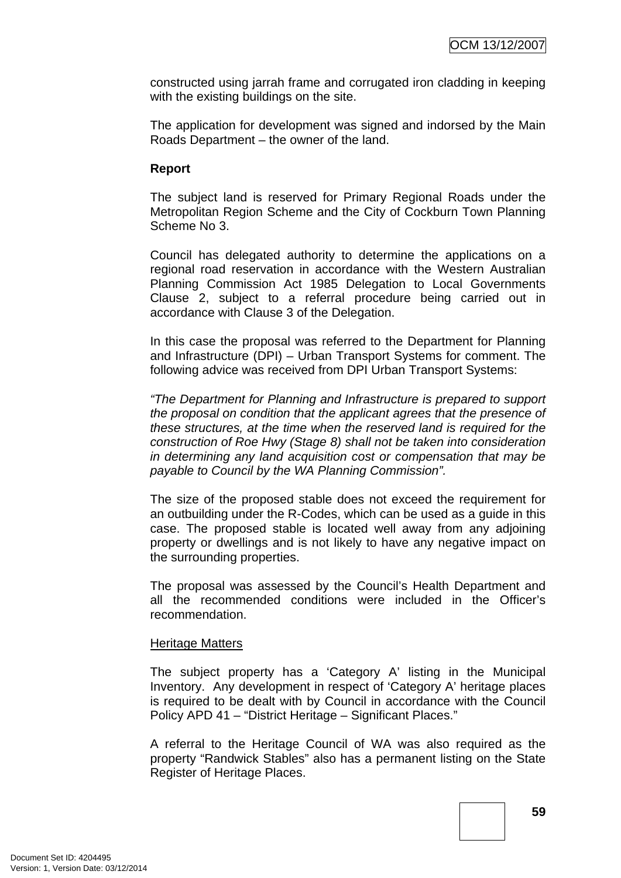constructed using jarrah frame and corrugated iron cladding in keeping with the existing buildings on the site.

The application for development was signed and indorsed by the Main Roads Department – the owner of the land.

**Report**

The subject land is reserved for Primary Regional Roads under the Metropolitan Region Scheme and the City of Cockburn Town Planning Scheme No 3.

Council has delegated authority to determine the applications on a regional road reservation in accordance with the Western Australian Planning Commission Act 1985 Delegation to Local Governments Clause 2, subject to a referral procedure being carried out in accordance with Clause 3 of the Delegation.

In this case the proposal was referred to the Department for Planning and Infrastructure (DPI) – Urban Transport Systems for comment. The following advice was received from DPI Urban Transport Systems:

*"The Department for Planning and Infrastructure is prepared to support the proposal on condition that the applicant agrees that the presence of these structures, at the time when the reserved land is required for the construction of Roe Hwy (Stage 8) shall not be taken into consideration in determining any land acquisition cost or compensation that may be payable to Council by the WA Planning Commission".*

The size of the proposed stable does not exceed the requirement for an outbuilding under the R-Codes, which can be used as a guide in this case. The proposed stable is located well away from any adjoining property or dwellings and is not likely to have any negative impact on the surrounding properties.

The proposal was assessed by the Council's Health Department and all the recommended conditions were included in the Officer's recommendation.

Heritage Matters

The subject property has a 'Category A' listing in the Municipal Inventory. Any development in respect of 'Category A' heritage places is required to be dealt with by Council in accordance with the Council Policy APD 41 – "District Heritage – Significant Places."

A referral to the Heritage Council of WA was also required as the property "Randwick Stables" also has a permanent listing on the State Register of Heritage Places.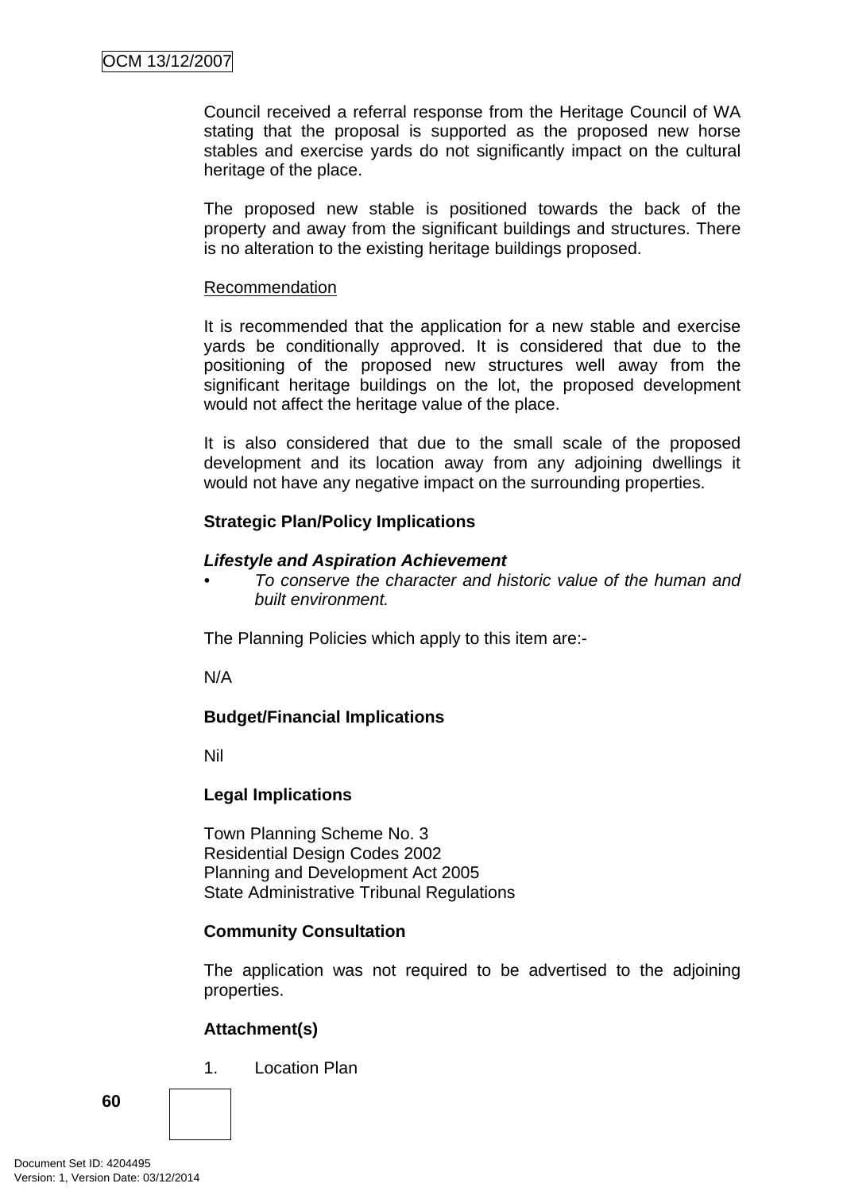Council received a referral response from the Heritage Council of WA stating that the proposal is supported as the proposed new horse stables and exercise yards do not significantly impact on the cultural heritage of the place.

The proposed new stable is positioned towards the back of the property and away from the significant buildings and structures. There is no alteration to the existing heritage buildings proposed.

Recommendation

It is recommended that the application for a new stable and exercise yards be conditionally approved. It is considered that due to the positioning of the proposed new structures well away from the significant heritage buildings on the lot, the proposed development would not affect the heritage value of the place.

It is also considered that due to the small scale of the proposed development and its location away from any adjoining dwellings it would not have any negative impact on the surrounding properties.

**Strategic Plan/Policy Implications**

***Lifestyle and Aspiration Achievement***

- *To conserve the character and historic value of the human and built environment.*

The Planning Policies which apply to this item are:-

N/A

**Budget/Financial Implications**

Nil

**Legal Implications**

Town Planning Scheme No. 3
Residential Design Codes 2002
Planning and Development Act 2005
State Administrative Tribunal Regulations

**Community Consultation**

The application was not required to be advertised to the adjoining properties.

**Attachment(s)**

1. Location Plan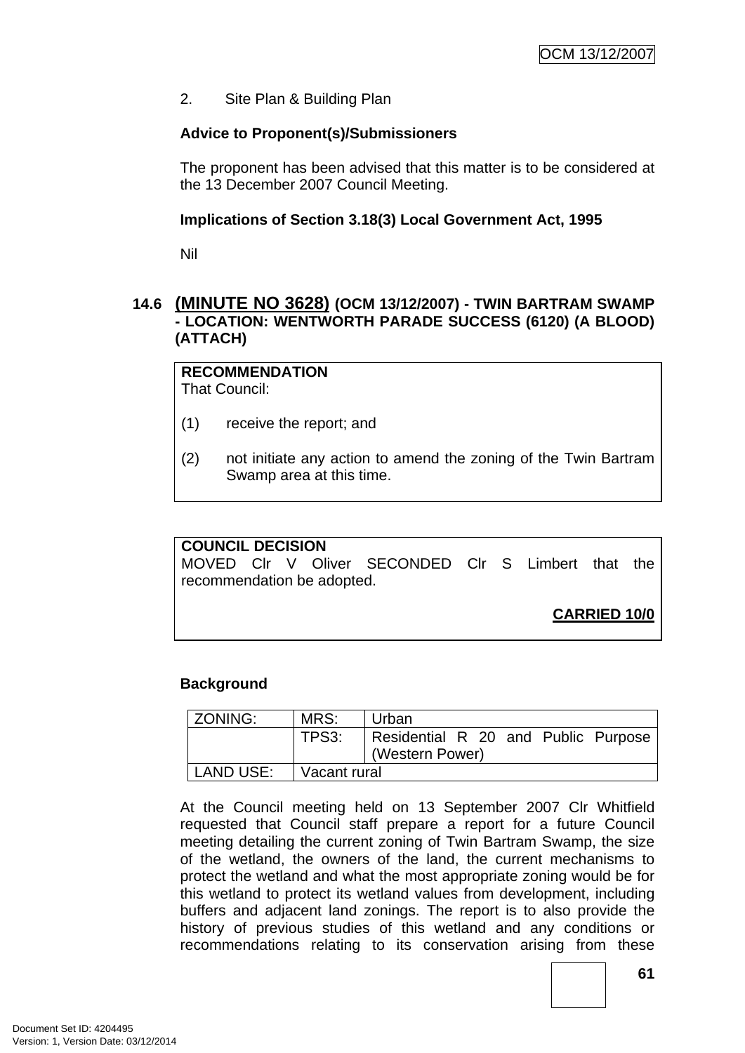2. Site Plan & Building Plan

**Advice to Proponent(s)/Submissioners**

The proponent has been advised that this matter is to be considered at the 13 December 2007 Council Meeting.

**Implications of Section 3.18(3) Local Government Act, 1995**

Nil

## 14.6 (MINUTE NO 3628) (OCM 13/12/2007) - TWIN BARTRAM SWAMP - LOCATION: WENTWORTH PARADE SUCCESS (6120) (A BLOOD) (ATTACH)

**RECOMMENDATION**
That Council:

(1) receive the report; and

(2) not initiate any action to amend the zoning of the Twin Bartram Swamp area at this time.

**COUNCIL DECISION**
MOVED Clr V Oliver SECONDED Clr S Limbert that the recommendation be adopted.

**CARRIED 10/0**

**Background**

| ZONING: | MRS: | Urban |
|---|---|---|
| | TPS3: | Residential R 20 and Public Purpose (Western Power) |
| LAND USE: | Vacant rural | |

At the Council meeting held on 13 September 2007 Clr Whitfield requested that Council staff prepare a report for a future Council meeting detailing the current zoning of Twin Bartram Swamp, the size of the wetland, the owners of the land, the current mechanisms to protect the wetland and what the most appropriate zoning would be for this wetland to protect its wetland values from development, including buffers and adjacent land zonings. The report is to also provide the history of previous studies of this wetland and any conditions or recommendations relating to its conservation arising from these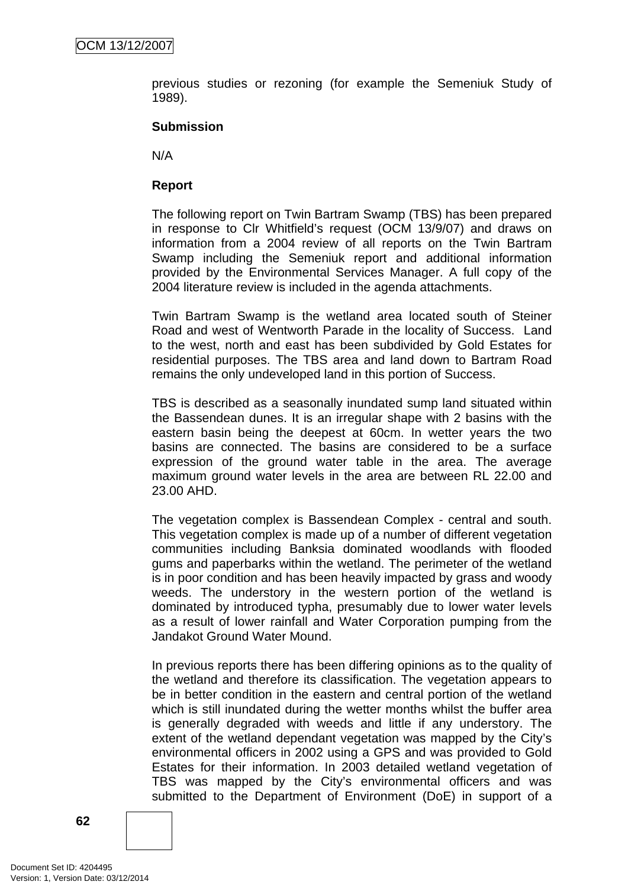previous studies or rezoning (for example the Semeniuk Study of 1989).

**Submission**

N/A

**Report**

The following report on Twin Bartram Swamp (TBS) has been prepared in response to Clr Whitfield's request (OCM 13/9/07) and draws on information from a 2004 review of all reports on the Twin Bartram Swamp including the Semeniuk report and additional information provided by the Environmental Services Manager. A full copy of the 2004 literature review is included in the agenda attachments.

Twin Bartram Swamp is the wetland area located south of Steiner Road and west of Wentworth Parade in the locality of Success. Land to the west, north and east has been subdivided by Gold Estates for residential purposes. The TBS area and land down to Bartram Road remains the only undeveloped land in this portion of Success.

TBS is described as a seasonally inundated sump land situated within the Bassendean dunes. It is an irregular shape with 2 basins with the eastern basin being the deepest at 60cm. In wetter years the two basins are connected. The basins are considered to be a surface expression of the ground water table in the area. The average maximum ground water levels in the area are between RL 22.00 and 23.00 AHD.

The vegetation complex is Bassendean Complex - central and south. This vegetation complex is made up of a number of different vegetation communities including Banksia dominated woodlands with flooded gums and paperbarks within the wetland. The perimeter of the wetland is in poor condition and has been heavily impacted by grass and woody weeds. The understory in the western portion of the wetland is dominated by introduced typha, presumably due to lower water levels as a result of lower rainfall and Water Corporation pumping from the Jandakot Ground Water Mound.

In previous reports there has been differing opinions as to the quality of the wetland and therefore its classification. The vegetation appears to be in better condition in the eastern and central portion of the wetland which is still inundated during the wetter months whilst the buffer area is generally degraded with weeds and little if any understory. The extent of the wetland dependant vegetation was mapped by the City's environmental officers in 2002 using a GPS and was provided to Gold Estates for their information. In 2003 detailed wetland vegetation of TBS was mapped by the City's environmental officers and was submitted to the Department of Environment (DoE) in support of a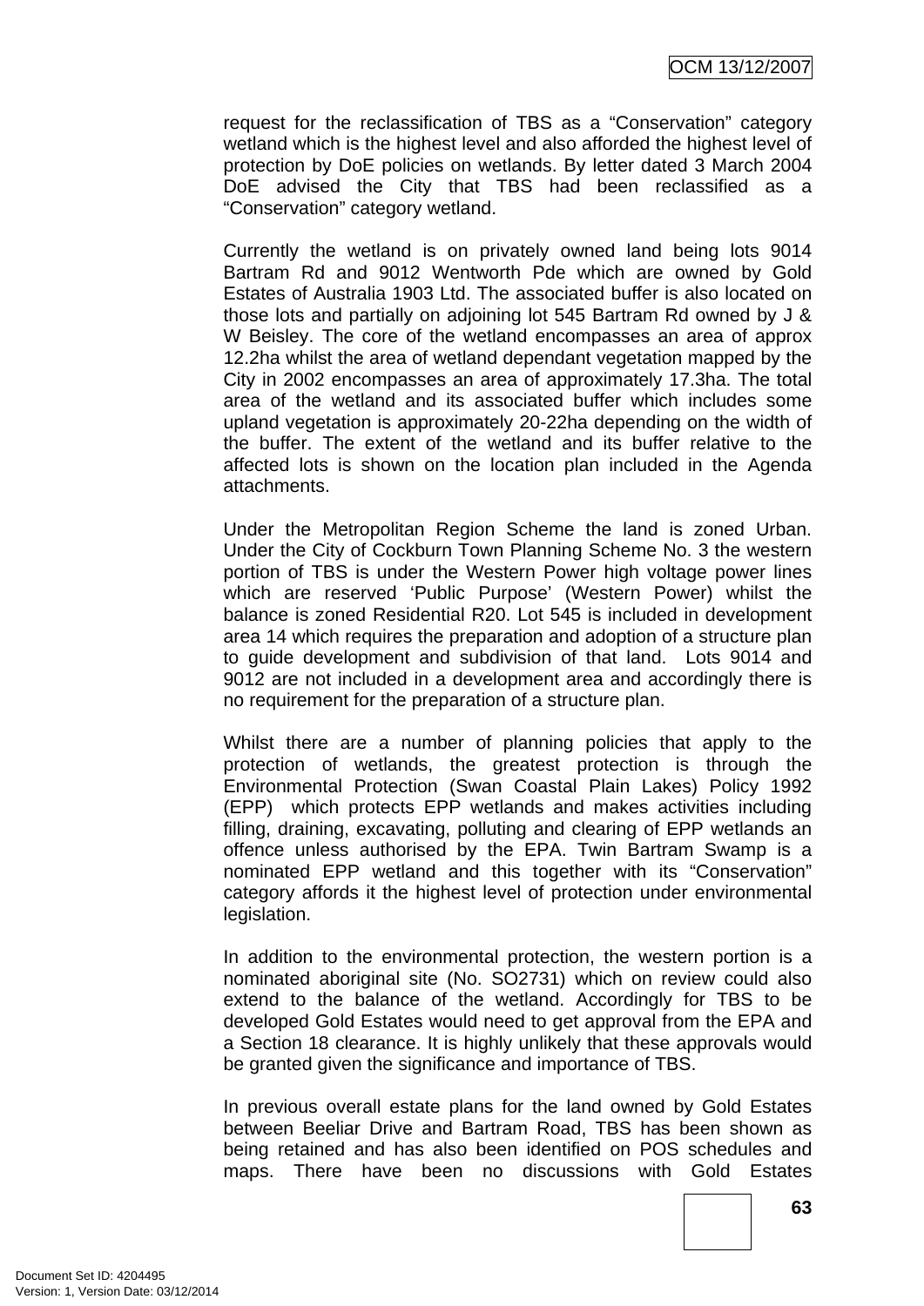request for the reclassification of TBS as a "Conservation" category wetland which is the highest level and also afforded the highest level of protection by DoE policies on wetlands. By letter dated 3 March 2004 DoE advised the City that TBS had been reclassified as a "Conservation" category wetland.

Currently the wetland is on privately owned land being lots 9014 Bartram Rd and 9012 Wentworth Pde which are owned by Gold Estates of Australia 1903 Ltd. The associated buffer is also located on those lots and partially on adjoining lot 545 Bartram Rd owned by J & W Beisley. The core of the wetland encompasses an area of approx 12.2ha whilst the area of wetland dependant vegetation mapped by the City in 2002 encompasses an area of approximately 17.3ha. The total area of the wetland and its associated buffer which includes some upland vegetation is approximately 20-22ha depending on the width of the buffer. The extent of the wetland and its buffer relative to the affected lots is shown on the location plan included in the Agenda attachments.

Under the Metropolitan Region Scheme the land is zoned Urban. Under the City of Cockburn Town Planning Scheme No. 3 the western portion of TBS is under the Western Power high voltage power lines which are reserved 'Public Purpose' (Western Power) whilst the balance is zoned Residential R20. Lot 545 is included in development area 14 which requires the preparation and adoption of a structure plan to guide development and subdivision of that land. Lots 9014 and 9012 are not included in a development area and accordingly there is no requirement for the preparation of a structure plan.

Whilst there are a number of planning policies that apply to the protection of wetlands, the greatest protection is through the Environmental Protection (Swan Coastal Plain Lakes) Policy 1992 (EPP) which protects EPP wetlands and makes activities including filling, draining, excavating, polluting and clearing of EPP wetlands an offence unless authorised by the EPA. Twin Bartram Swamp is a nominated EPP wetland and this together with its "Conservation" category affords it the highest level of protection under environmental legislation.

In addition to the environmental protection, the western portion is a nominated aboriginal site (No. SO2731) which on review could also extend to the balance of the wetland. Accordingly for TBS to be developed Gold Estates would need to get approval from the EPA and a Section 18 clearance. It is highly unlikely that these approvals would be granted given the significance and importance of TBS.

In previous overall estate plans for the land owned by Gold Estates between Beeliar Drive and Bartram Road, TBS has been shown as being retained and has also been identified on POS schedules and maps. There have been no discussions with Gold Estates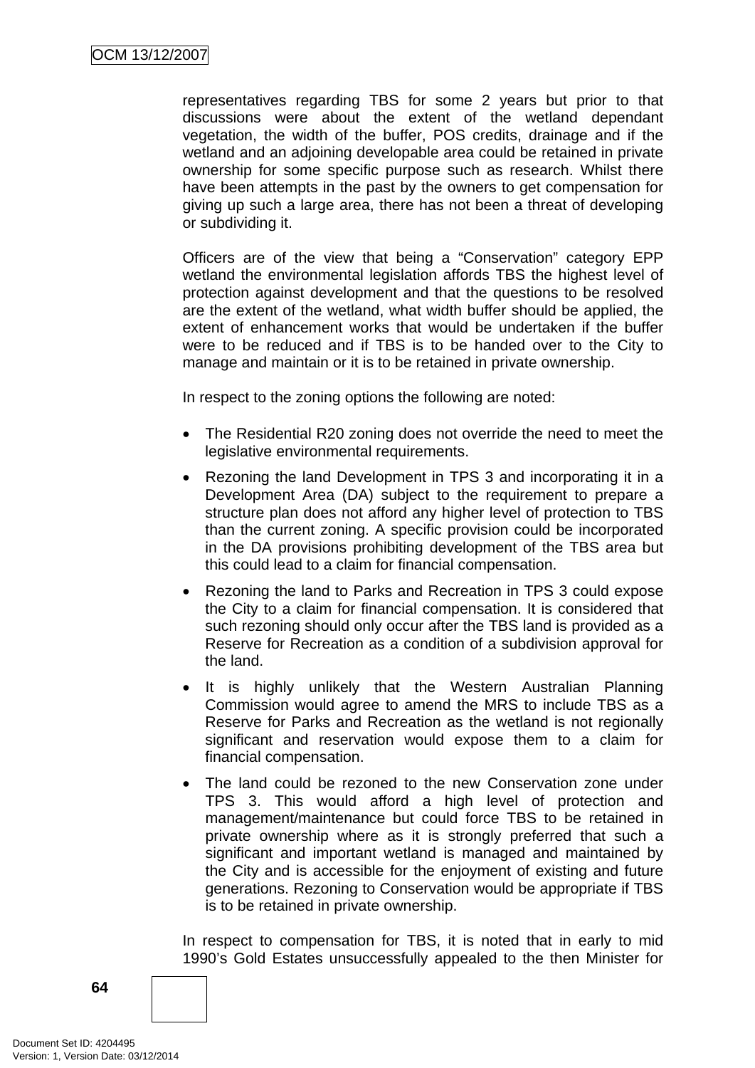representatives regarding TBS for some 2 years but prior to that discussions were about the extent of the wetland dependant vegetation, the width of the buffer, POS credits, drainage and if the wetland and an adjoining developable area could be retained in private ownership for some specific purpose such as research. Whilst there have been attempts in the past by the owners to get compensation for giving up such a large area, there has not been a threat of developing or subdividing it.

Officers are of the view that being a "Conservation" category EPP wetland the environmental legislation affords TBS the highest level of protection against development and that the questions to be resolved are the extent of the wetland, what width buffer should be applied, the extent of enhancement works that would be undertaken if the buffer were to be reduced and if TBS is to be handed over to the City to manage and maintain or it is to be retained in private ownership.

In respect to the zoning options the following are noted:

- The Residential R20 zoning does not override the need to meet the legislative environmental requirements.
- Rezoning the land Development in TPS 3 and incorporating it in a Development Area (DA) subject to the requirement to prepare a structure plan does not afford any higher level of protection to TBS than the current zoning. A specific provision could be incorporated in the DA provisions prohibiting development of the TBS area but this could lead to a claim for financial compensation.
- Rezoning the land to Parks and Recreation in TPS 3 could expose the City to a claim for financial compensation. It is considered that such rezoning should only occur after the TBS land is provided as a Reserve for Recreation as a condition of a subdivision approval for the land.
- It is highly unlikely that the Western Australian Planning Commission would agree to amend the MRS to include TBS as a Reserve for Parks and Recreation as the wetland is not regionally significant and reservation would expose them to a claim for financial compensation.
- The land could be rezoned to the new Conservation zone under TPS 3. This would afford a high level of protection and management/maintenance but could force TBS to be retained in private ownership where as it is strongly preferred that such a significant and important wetland is managed and maintained by the City and is accessible for the enjoyment of existing and future generations. Rezoning to Conservation would be appropriate if TBS is to be retained in private ownership.

In respect to compensation for TBS, it is noted that in early to mid 1990's Gold Estates unsuccessfully appealed to the then Minister for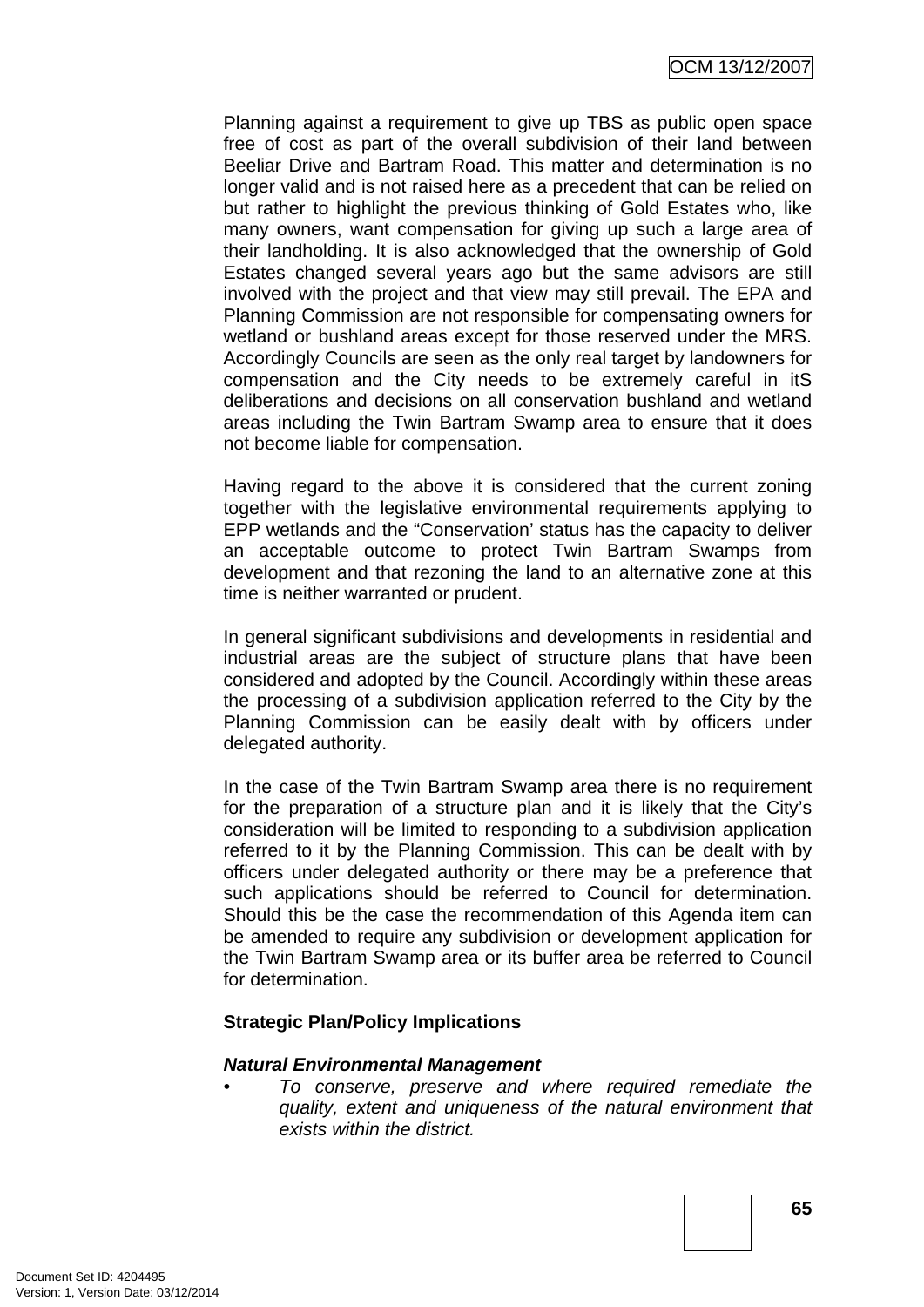Planning against a requirement to give up TBS as public open space free of cost as part of the overall subdivision of their land between Beeliar Drive and Bartram Road. This matter and determination is no longer valid and is not raised here as a precedent that can be relied on but rather to highlight the previous thinking of Gold Estates who, like many owners, want compensation for giving up such a large area of their landholding. It is also acknowledged that the ownership of Gold Estates changed several years ago but the same advisors are still involved with the project and that view may still prevail. The EPA and Planning Commission are not responsible for compensating owners for wetland or bushland areas except for those reserved under the MRS. Accordingly Councils are seen as the only real target by landowners for compensation and the City needs to be extremely careful in itS deliberations and decisions on all conservation bushland and wetland areas including the Twin Bartram Swamp area to ensure that it does not become liable for compensation.

Having regard to the above it is considered that the current zoning together with the legislative environmental requirements applying to EPP wetlands and the "Conservation' status has the capacity to deliver an acceptable outcome to protect Twin Bartram Swamps from development and that rezoning the land to an alternative zone at this time is neither warranted or prudent.

In general significant subdivisions and developments in residential and industrial areas are the subject of structure plans that have been considered and adopted by the Council. Accordingly within these areas the processing of a subdivision application referred to the City by the Planning Commission can be easily dealt with by officers under delegated authority.

In the case of the Twin Bartram Swamp area there is no requirement for the preparation of a structure plan and it is likely that the City's consideration will be limited to responding to a subdivision application referred to it by the Planning Commission. This can be dealt with by officers under delegated authority or there may be a preference that such applications should be referred to Council for determination. Should this be the case the recommendation of this Agenda item can be amended to require any subdivision or development application for the Twin Bartram Swamp area or its buffer area be referred to Council for determination.

**Strategic Plan/Policy Implications**

***Natural Environmental Management***

- *To conserve, preserve and where required remediate the quality, extent and uniqueness of the natural environment that exists within the district.*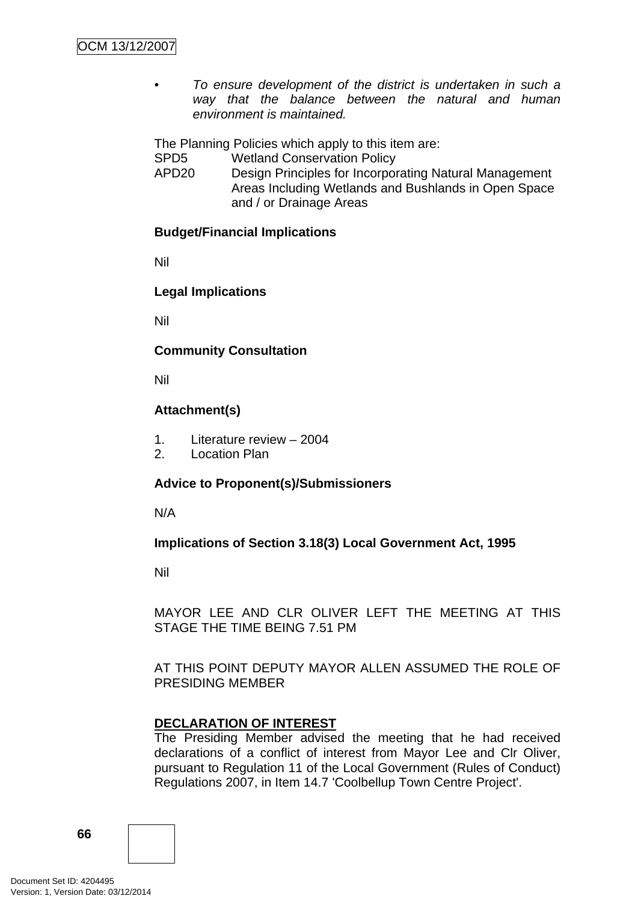- *To ensure development of the district is undertaken in such a way that the balance between the natural and human environment is maintained.*

The Planning Policies which apply to this item are:

| | |
|---|---|
| SPD5 | Wetland Conservation Policy |
| APD20 | Design Principles for Incorporating Natural Management Areas Including Wetlands and Bushlands in Open Space and / or Drainage Areas |

**Budget/Financial Implications**

Nil

**Legal Implications**

Nil

**Community Consultation**

Nil

**Attachment(s)**

1. Literature review – 2004
2. Location Plan

**Advice to Proponent(s)/Submissioners**

N/A

**Implications of Section 3.18(3) Local Government Act, 1995**

Nil

MAYOR LEE AND CLR OLIVER LEFT THE MEETING AT THIS STAGE THE TIME BEING 7.51 PM

AT THIS POINT DEPUTY MAYOR ALLEN ASSUMED THE ROLE OF PRESIDING MEMBER

**DECLARATION OF INTEREST**

The Presiding Member advised the meeting that he had received declarations of a conflict of interest from Mayor Lee and Clr Oliver, pursuant to Regulation 11 of the Local Government (Rules of Conduct) Regulations 2007, in Item 14.7 'Coolbellup Town Centre Project'.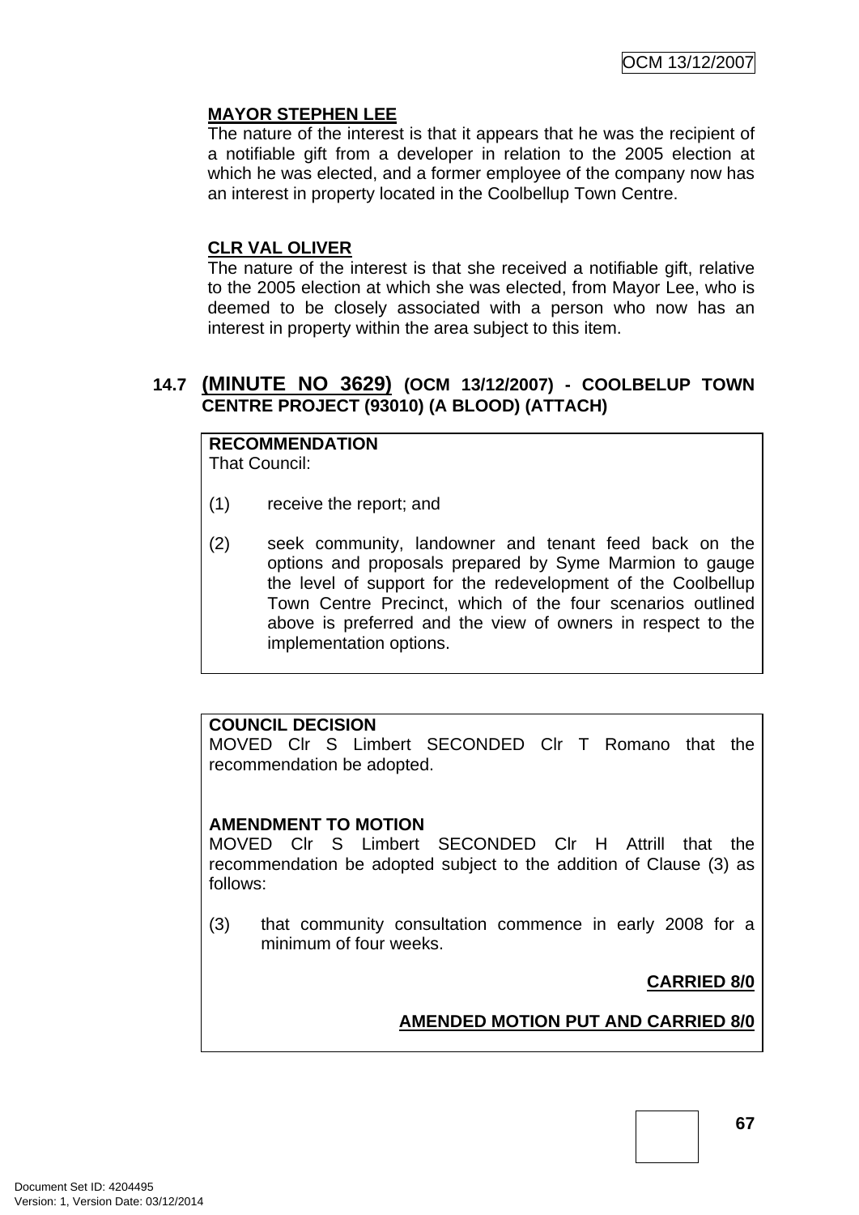**MAYOR STEPHEN LEE**

The nature of the interest is that it appears that he was the recipient of a notifiable gift from a developer in relation to the 2005 election at which he was elected, and a former employee of the company now has an interest in property located in the Coolbellup Town Centre.

**CLR VAL OLIVER**

The nature of the interest is that she received a notifiable gift, relative to the 2005 election at which she was elected, from Mayor Lee, who is deemed to be closely associated with a person who now has an interest in property within the area subject to this item.

### 14.7 (MINUTE NO 3629) (OCM 13/12/2007) - COOLBELUP TOWN CENTRE PROJECT (93010) (A BLOOD) (ATTACH)

**RECOMMENDATION**

That Council:

(1) receive the report; and

(2) seek community, landowner and tenant feed back on the options and proposals prepared by Syme Marmion to gauge the level of support for the redevelopment of the Coolbellup Town Centre Precinct, which of the four scenarios outlined above is preferred and the view of owners in respect to the implementation options.

**COUNCIL DECISION**

MOVED Clr S Limbert SECONDED Clr T Romano that the recommendation be adopted.

**AMENDMENT TO MOTION**

MOVED Clr S Limbert SECONDED Clr H Attrill that the recommendation be adopted subject to the addition of Clause (3) as follows:

(3) that community consultation commence in early 2008 for a minimum of four weeks.

**CARRIED 8/0**

**AMENDED MOTION PUT AND CARRIED 8/0**

Document Set ID: 4204495
Version: 1, Version Date: 03/12/2014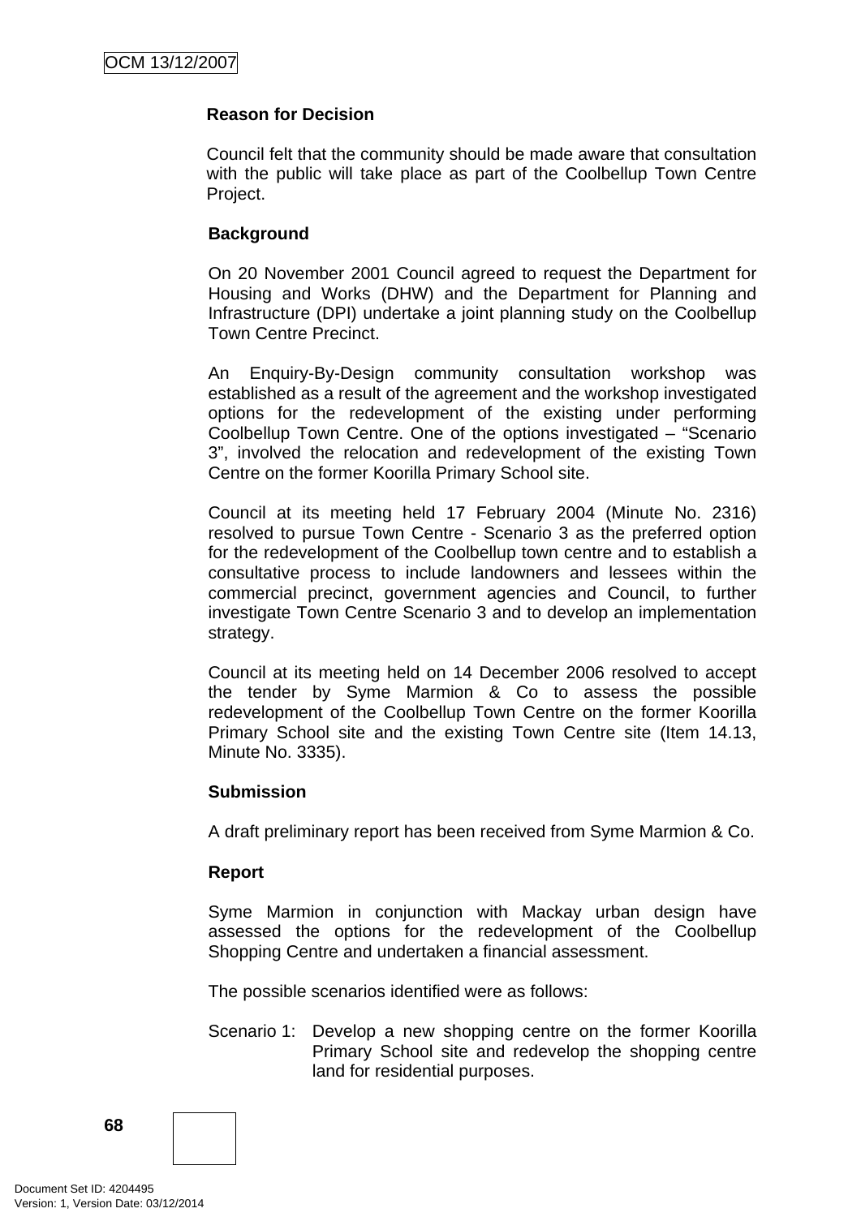**Reason for Decision**

Council felt that the community should be made aware that consultation with the public will take place as part of the Coolbellup Town Centre Project.

**Background**

On 20 November 2001 Council agreed to request the Department for Housing and Works (DHW) and the Department for Planning and Infrastructure (DPI) undertake a joint planning study on the Coolbellup Town Centre Precinct.

An Enquiry-By-Design community consultation workshop was established as a result of the agreement and the workshop investigated options for the redevelopment of the existing under performing Coolbellup Town Centre. One of the options investigated – "Scenario 3", involved the relocation and redevelopment of the existing Town Centre on the former Koorilla Primary School site.

Council at its meeting held 17 February 2004 (Minute No. 2316) resolved to pursue Town Centre - Scenario 3 as the preferred option for the redevelopment of the Coolbellup town centre and to establish a consultative process to include landowners and lessees within the commercial precinct, government agencies and Council, to further investigate Town Centre Scenario 3 and to develop an implementation strategy.

Council at its meeting held on 14 December 2006 resolved to accept the tender by Syme Marmion & Co to assess the possible redevelopment of the Coolbellup Town Centre on the former Koorilla Primary School site and the existing Town Centre site (Item 14.13, Minute No. 3335).

**Submission**

A draft preliminary report has been received from Syme Marmion & Co.

**Report**

Syme Marmion in conjunction with Mackay urban design have assessed the options for the redevelopment of the Coolbellup Shopping Centre and undertaken a financial assessment.

The possible scenarios identified were as follows:

Scenario 1: Develop a new shopping centre on the former Koorilla Primary School site and redevelop the shopping centre land for residential purposes.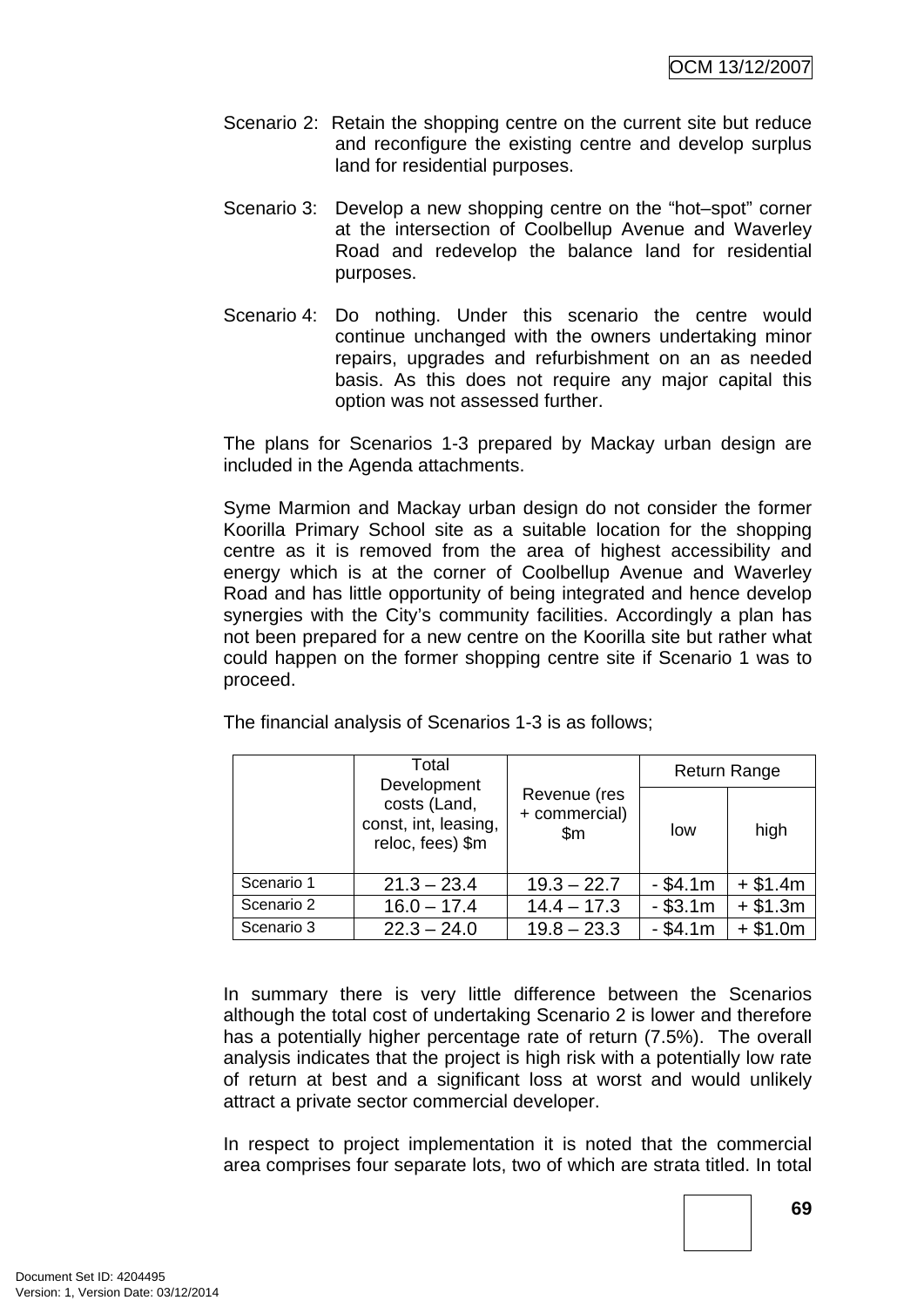Scenario 2: Retain the shopping centre on the current site but reduce and reconfigure the existing centre and develop surplus land for residential purposes.

Scenario 3: Develop a new shopping centre on the "hot–spot" corner at the intersection of Coolbellup Avenue and Waverley Road and redevelop the balance land for residential purposes.

Scenario 4: Do nothing. Under this scenario the centre would continue unchanged with the owners undertaking minor repairs, upgrades and refurbishment on an as needed basis. As this does not require any major capital this option was not assessed further.

The plans for Scenarios 1-3 prepared by Mackay urban design are included in the Agenda attachments.

Syme Marmion and Mackay urban design do not consider the former Koorilla Primary School site as a suitable location for the shopping centre as it is removed from the area of highest accessibility and energy which is at the corner of Coolbellup Avenue and Waverley Road and has little opportunity of being integrated and hence develop synergies with the City's community facilities. Accordingly a plan has not been prepared for a new centre on the Koorilla site but rather what could happen on the former shopping centre site if Scenario 1 was to proceed.

The financial analysis of Scenarios 1-3 is as follows;

| | Total Development costs (Land, const, int, leasing, reloc, fees) $m | Revenue (res + commercial) $m | Return Range | |
|---|---|---|---|---|
| | | | low | high |
| Scenario 1 | 21.3 – 23.4 | 19.3 – 22.7 | - $4.1m | + $1.4m |
| Scenario 2 | 16.0 – 17.4 | 14.4 – 17.3 | - $3.1m | + $1.3m |
| Scenario 3 | 22.3 – 24.0 | 19.8 – 23.3 | - $4.1m | + $1.0m |

In summary there is very little difference between the Scenarios although the total cost of undertaking Scenario 2 is lower and therefore has a potentially higher percentage rate of return (7.5%). The overall analysis indicates that the project is high risk with a potentially low rate of return at best and a significant loss at worst and would unlikely attract a private sector commercial developer.

In respect to project implementation it is noted that the commercial area comprises four separate lots, two of which are strata titled. In total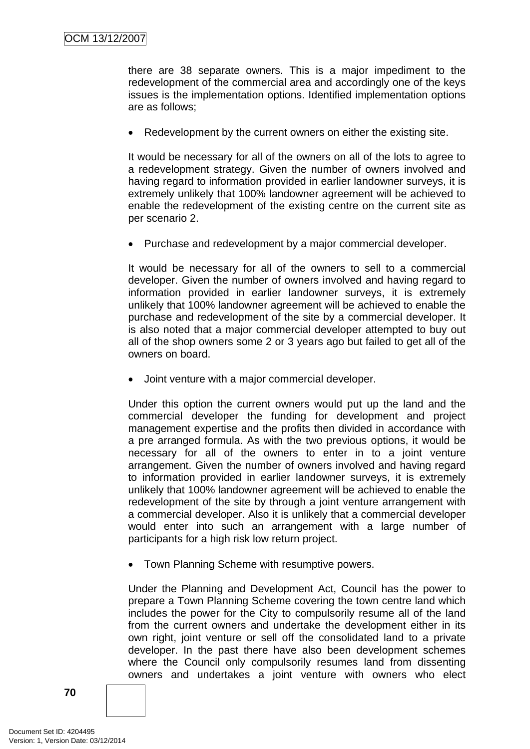there are 38 separate owners. This is a major impediment to the redevelopment of the commercial area and accordingly one of the keys issues is the implementation options. Identified implementation options are as follows;

- Redevelopment by the current owners on either the existing site.

It would be necessary for all of the owners on all of the lots to agree to a redevelopment strategy. Given the number of owners involved and having regard to information provided in earlier landowner surveys, it is extremely unlikely that 100% landowner agreement will be achieved to enable the redevelopment of the existing centre on the current site as per scenario 2.

- Purchase and redevelopment by a major commercial developer.

It would be necessary for all of the owners to sell to a commercial developer. Given the number of owners involved and having regard to information provided in earlier landowner surveys, it is extremely unlikely that 100% landowner agreement will be achieved to enable the purchase and redevelopment of the site by a commercial developer. It is also noted that a major commercial developer attempted to buy out all of the shop owners some 2 or 3 years ago but failed to get all of the owners on board.

- Joint venture with a major commercial developer.

Under this option the current owners would put up the land and the commercial developer the funding for development and project management expertise and the profits then divided in accordance with a pre arranged formula. As with the two previous options, it would be necessary for all of the owners to enter in to a joint venture arrangement. Given the number of owners involved and having regard to information provided in earlier landowner surveys, it is extremely unlikely that 100% landowner agreement will be achieved to enable the redevelopment of the site by through a joint venture arrangement with a commercial developer. Also it is unlikely that a commercial developer would enter into such an arrangement with a large number of participants for a high risk low return project.

- Town Planning Scheme with resumptive powers.

Under the Planning and Development Act, Council has the power to prepare a Town Planning Scheme covering the town centre land which includes the power for the City to compulsorily resume all of the land from the current owners and undertake the development either in its own right, joint venture or sell off the consolidated land to a private developer. In the past there have also been development schemes where the Council only compulsorily resumes land from dissenting owners and undertakes a joint venture with owners who elect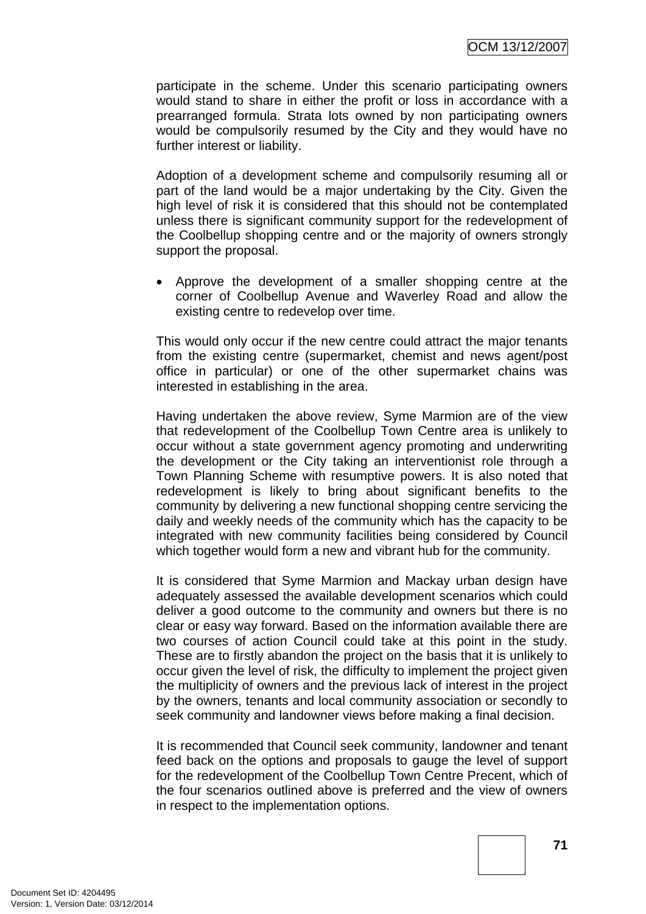participate in the scheme. Under this scenario participating owners would stand to share in either the profit or loss in accordance with a prearranged formula. Strata lots owned by non participating owners would be compulsorily resumed by the City and they would have no further interest or liability.

Adoption of a development scheme and compulsorily resuming all or part of the land would be a major undertaking by the City. Given the high level of risk it is considered that this should not be contemplated unless there is significant community support for the redevelopment of the Coolbellup shopping centre and or the majority of owners strongly support the proposal.

- Approve the development of a smaller shopping centre at the corner of Coolbellup Avenue and Waverley Road and allow the existing centre to redevelop over time.

This would only occur if the new centre could attract the major tenants from the existing centre (supermarket, chemist and news agent/post office in particular) or one of the other supermarket chains was interested in establishing in the area.

Having undertaken the above review, Syme Marmion are of the view that redevelopment of the Coolbellup Town Centre area is unlikely to occur without a state government agency promoting and underwriting the development or the City taking an interventionist role through a Town Planning Scheme with resumptive powers. It is also noted that redevelopment is likely to bring about significant benefits to the community by delivering a new functional shopping centre servicing the daily and weekly needs of the community which has the capacity to be integrated with new community facilities being considered by Council which together would form a new and vibrant hub for the community.

It is considered that Syme Marmion and Mackay urban design have adequately assessed the available development scenarios which could deliver a good outcome to the community and owners but there is no clear or easy way forward. Based on the information available there are two courses of action Council could take at this point in the study. These are to firstly abandon the project on the basis that it is unlikely to occur given the level of risk, the difficulty to implement the project given the multiplicity of owners and the previous lack of interest in the project by the owners, tenants and local community association or secondly to seek community and landowner views before making a final decision.

It is recommended that Council seek community, landowner and tenant feed back on the options and proposals to gauge the level of support for the redevelopment of the Coolbellup Town Centre Precent, which of the four scenarios outlined above is preferred and the view of owners in respect to the implementation options.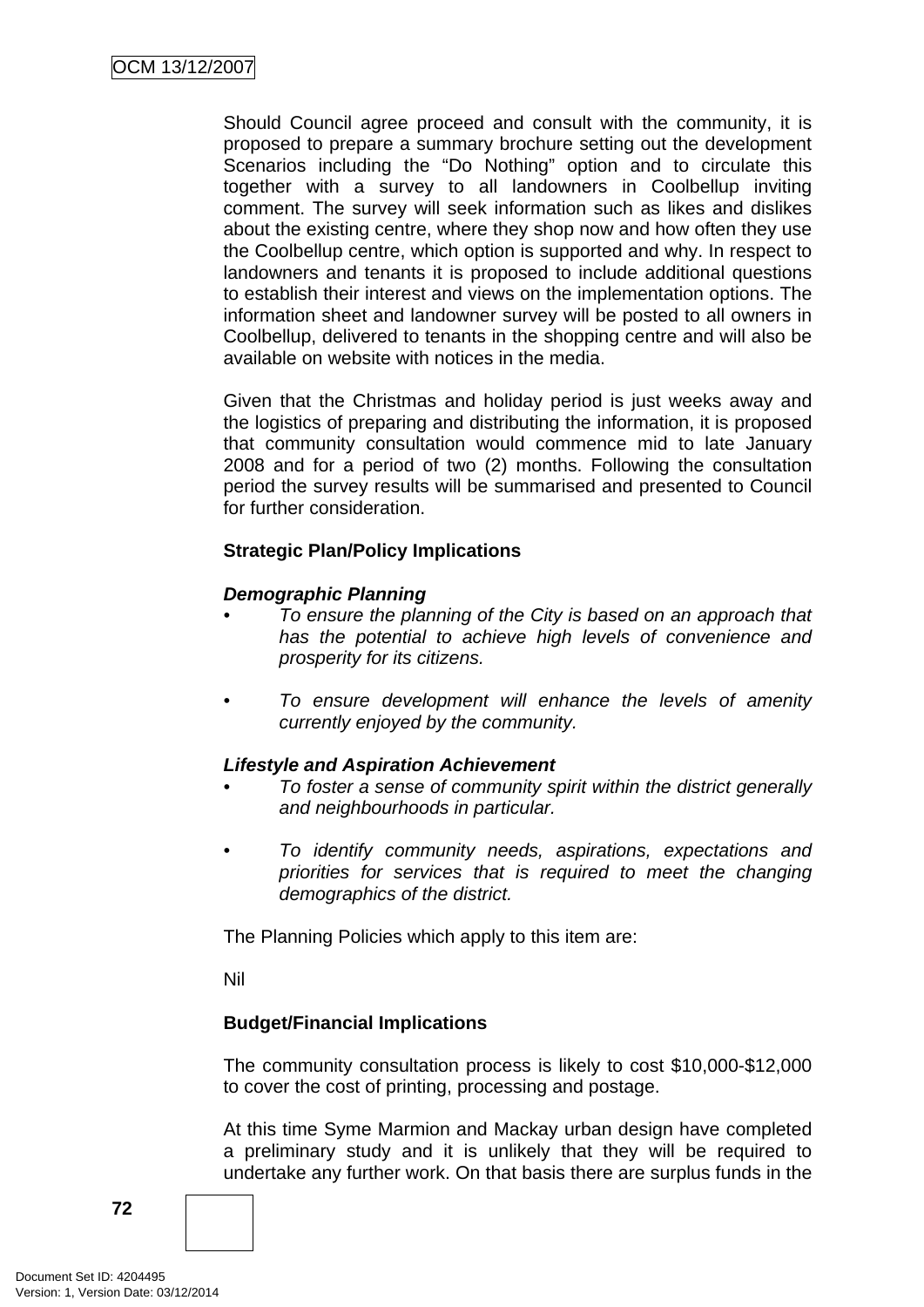Should Council agree proceed and consult with the community, it is proposed to prepare a summary brochure setting out the development Scenarios including the "Do Nothing" option and to circulate this together with a survey to all landowners in Coolbellup inviting comment. The survey will seek information such as likes and dislikes about the existing centre, where they shop now and how often they use the Coolbellup centre, which option is supported and why. In respect to landowners and tenants it is proposed to include additional questions to establish their interest and views on the implementation options. The information sheet and landowner survey will be posted to all owners in Coolbellup, delivered to tenants in the shopping centre and will also be available on website with notices in the media.

Given that the Christmas and holiday period is just weeks away and the logistics of preparing and distributing the information, it is proposed that community consultation would commence mid to late January 2008 and for a period of two (2) months. Following the consultation period the survey results will be summarised and presented to Council for further consideration.

**Strategic Plan/Policy Implications**

***Demographic Planning***

- *To ensure the planning of the City is based on an approach that has the potential to achieve high levels of convenience and prosperity for its citizens.*

- *To ensure development will enhance the levels of amenity currently enjoyed by the community.*

***Lifestyle and Aspiration Achievement***

- *To foster a sense of community spirit within the district generally and neighbourhoods in particular.*

- *To identify community needs, aspirations, expectations and priorities for services that is required to meet the changing demographics of the district.*

The Planning Policies which apply to this item are:

Nil

**Budget/Financial Implications**

The community consultation process is likely to cost $10,000-$12,000 to cover the cost of printing, processing and postage.

At this time Syme Marmion and Mackay urban design have completed a preliminary study and it is unlikely that they will be required to undertake any further work. On that basis there are surplus funds in the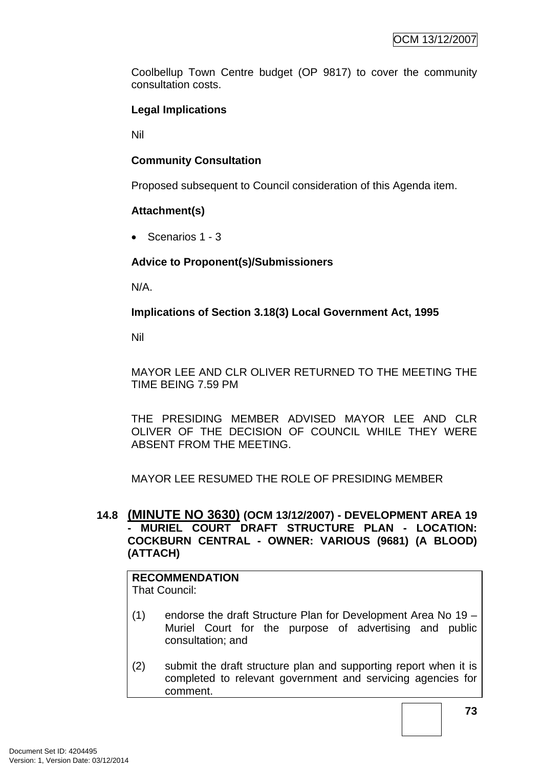Coolbellup Town Centre budget (OP 9817) to cover the community consultation costs.

**Legal Implications**

Nil

**Community Consultation**

Proposed subsequent to Council consideration of this Agenda item.

**Attachment(s)**

- Scenarios 1 - 3

**Advice to Proponent(s)/Submissioners**

N/A.

**Implications of Section 3.18(3) Local Government Act, 1995**

Nil

MAYOR LEE AND CLR OLIVER RETURNED TO THE MEETING THE TIME BEING 7.59 PM

THE PRESIDING MEMBER ADVISED MAYOR LEE AND CLR OLIVER OF THE DECISION OF COUNCIL WHILE THEY WERE ABSENT FROM THE MEETING.

MAYOR LEE RESUMED THE ROLE OF PRESIDING MEMBER

## 14.8 (MINUTE NO 3630) (OCM 13/12/2007) - DEVELOPMENT AREA 19 - MURIEL COURT DRAFT STRUCTURE PLAN - LOCATION: COCKBURN CENTRAL - OWNER: VARIOUS (9681) (A BLOOD) (ATTACH)

**RECOMMENDATION**
That Council:

(1) endorse the draft Structure Plan for Development Area No 19 – Muriel Court for the purpose of advertising and public consultation; and

(2) submit the draft structure plan and supporting report when it is completed to relevant government and servicing agencies for comment.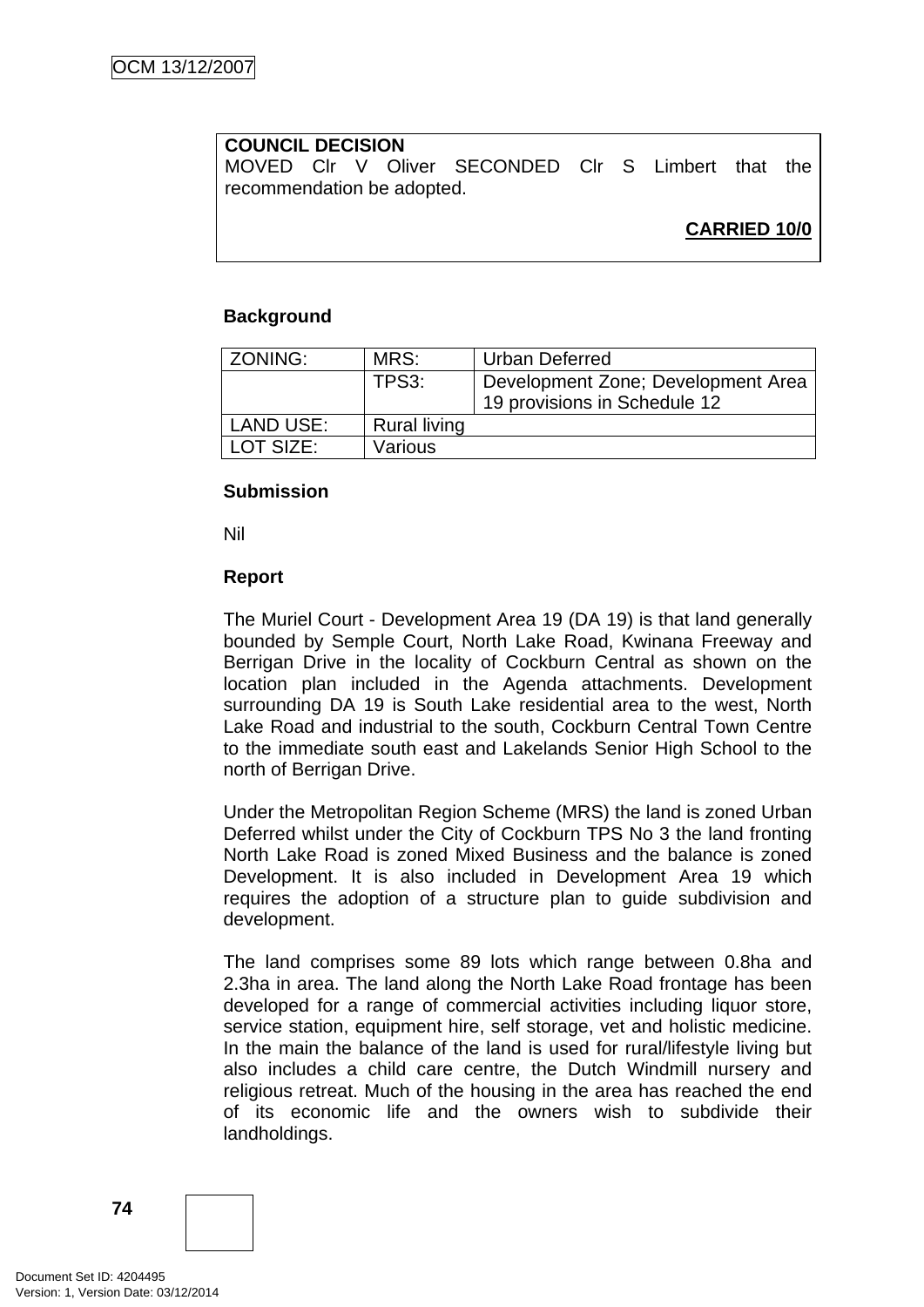**COUNCIL DECISION**
MOVED Clr V Oliver SECONDED Clr S Limbert that the recommendation be adopted.

**CARRIED 10/0**

**Background**

| ZONING: | MRS: | Urban Deferred |
|---|---|---|
| | TPS3: | Development Zone; Development Area 19 provisions in Schedule 12 |
| LAND USE: | Rural living | |
| LOT SIZE: | Various | |

**Submission**

Nil

**Report**

The Muriel Court - Development Area 19 (DA 19) is that land generally bounded by Semple Court, North Lake Road, Kwinana Freeway and Berrigan Drive in the locality of Cockburn Central as shown on the location plan included in the Agenda attachments. Development surrounding DA 19 is South Lake residential area to the west, North Lake Road and industrial to the south, Cockburn Central Town Centre to the immediate south east and Lakelands Senior High School to the north of Berrigan Drive.

Under the Metropolitan Region Scheme (MRS) the land is zoned Urban Deferred whilst under the City of Cockburn TPS No 3 the land fronting North Lake Road is zoned Mixed Business and the balance is zoned Development. It is also included in Development Area 19 which requires the adoption of a structure plan to guide subdivision and development.

The land comprises some 89 lots which range between 0.8ha and 2.3ha in area. The land along the North Lake Road frontage has been developed for a range of commercial activities including liquor store, service station, equipment hire, self storage, vet and holistic medicine. In the main the balance of the land is used for rural/lifestyle living but also includes a child care centre, the Dutch Windmill nursery and religious retreat. Much of the housing in the area has reached the end of its economic life and the owners wish to subdivide their landholdings.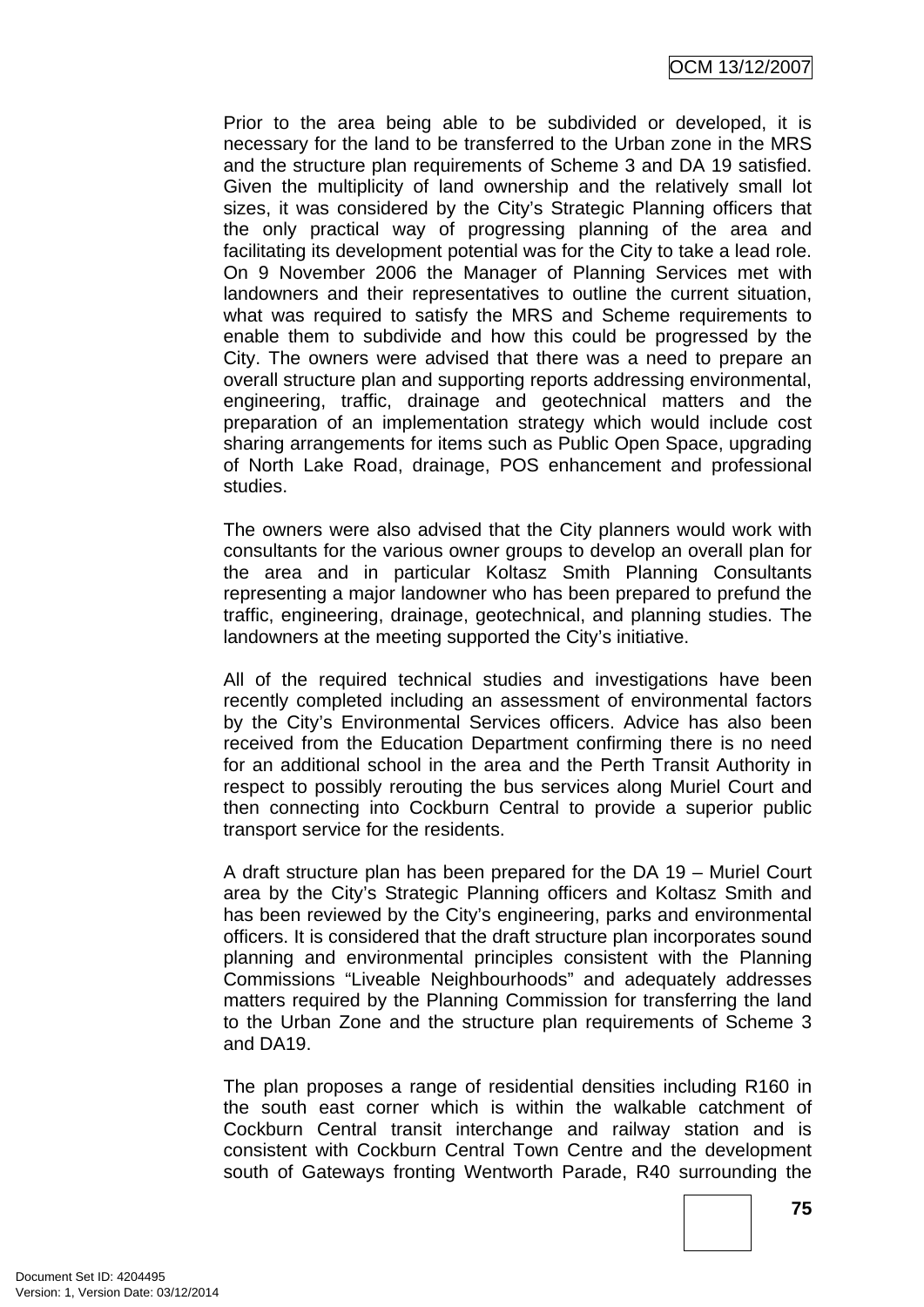Prior to the area being able to be subdivided or developed, it is necessary for the land to be transferred to the Urban zone in the MRS and the structure plan requirements of Scheme 3 and DA 19 satisfied. Given the multiplicity of land ownership and the relatively small lot sizes, it was considered by the City's Strategic Planning officers that the only practical way of progressing planning of the area and facilitating its development potential was for the City to take a lead role. On 9 November 2006 the Manager of Planning Services met with landowners and their representatives to outline the current situation, what was required to satisfy the MRS and Scheme requirements to enable them to subdivide and how this could be progressed by the City. The owners were advised that there was a need to prepare an overall structure plan and supporting reports addressing environmental, engineering, traffic, drainage and geotechnical matters and the preparation of an implementation strategy which would include cost sharing arrangements for items such as Public Open Space, upgrading of North Lake Road, drainage, POS enhancement and professional studies.

The owners were also advised that the City planners would work with consultants for the various owner groups to develop an overall plan for the area and in particular Koltasz Smith Planning Consultants representing a major landowner who has been prepared to prefund the traffic, engineering, drainage, geotechnical, and planning studies. The landowners at the meeting supported the City's initiative.

All of the required technical studies and investigations have been recently completed including an assessment of environmental factors by the City's Environmental Services officers. Advice has also been received from the Education Department confirming there is no need for an additional school in the area and the Perth Transit Authority in respect to possibly rerouting the bus services along Muriel Court and then connecting into Cockburn Central to provide a superior public transport service for the residents.

A draft structure plan has been prepared for the DA 19 – Muriel Court area by the City's Strategic Planning officers and Koltasz Smith and has been reviewed by the City's engineering, parks and environmental officers. It is considered that the draft structure plan incorporates sound planning and environmental principles consistent with the Planning Commissions "Liveable Neighbourhoods" and adequately addresses matters required by the Planning Commission for transferring the land to the Urban Zone and the structure plan requirements of Scheme 3 and DA19.

The plan proposes a range of residential densities including R160 in the south east corner which is within the walkable catchment of Cockburn Central transit interchange and railway station and is consistent with Cockburn Central Town Centre and the development south of Gateways fronting Wentworth Parade, R40 surrounding the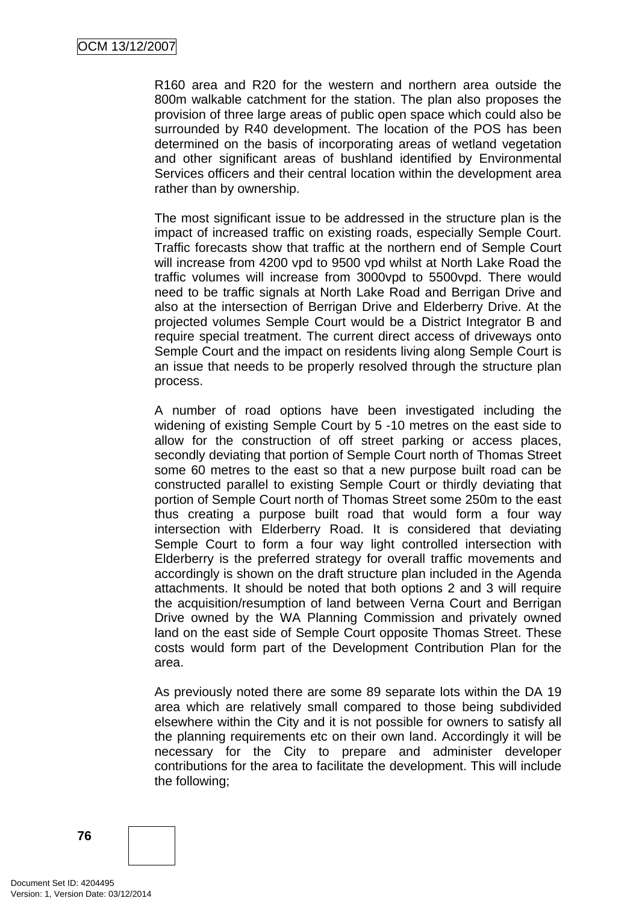R160 area and R20 for the western and northern area outside the 800m walkable catchment for the station. The plan also proposes the provision of three large areas of public open space which could also be surrounded by R40 development. The location of the POS has been determined on the basis of incorporating areas of wetland vegetation and other significant areas of bushland identified by Environmental Services officers and their central location within the development area rather than by ownership.

The most significant issue to be addressed in the structure plan is the impact of increased traffic on existing roads, especially Semple Court. Traffic forecasts show that traffic at the northern end of Semple Court will increase from 4200 vpd to 9500 vpd whilst at North Lake Road the traffic volumes will increase from 3000vpd to 5500vpd. There would need to be traffic signals at North Lake Road and Berrigan Drive and also at the intersection of Berrigan Drive and Elderberry Drive. At the projected volumes Semple Court would be a District Integrator B and require special treatment. The current direct access of driveways onto Semple Court and the impact on residents living along Semple Court is an issue that needs to be properly resolved through the structure plan process.

A number of road options have been investigated including the widening of existing Semple Court by 5 -10 metres on the east side to allow for the construction of off street parking or access places, secondly deviating that portion of Semple Court north of Thomas Street some 60 metres to the east so that a new purpose built road can be constructed parallel to existing Semple Court or thirdly deviating that portion of Semple Court north of Thomas Street some 250m to the east thus creating a purpose built road that would form a four way intersection with Elderberry Road. It is considered that deviating Semple Court to form a four way light controlled intersection with Elderberry is the preferred strategy for overall traffic movements and accordingly is shown on the draft structure plan included in the Agenda attachments. It should be noted that both options 2 and 3 will require the acquisition/resumption of land between Verna Court and Berrigan Drive owned by the WA Planning Commission and privately owned land on the east side of Semple Court opposite Thomas Street. These costs would form part of the Development Contribution Plan for the area.

As previously noted there are some 89 separate lots within the DA 19 area which are relatively small compared to those being subdivided elsewhere within the City and it is not possible for owners to satisfy all the planning requirements etc on their own land. Accordingly it will be necessary for the City to prepare and administer developer contributions for the area to facilitate the development. This will include the following;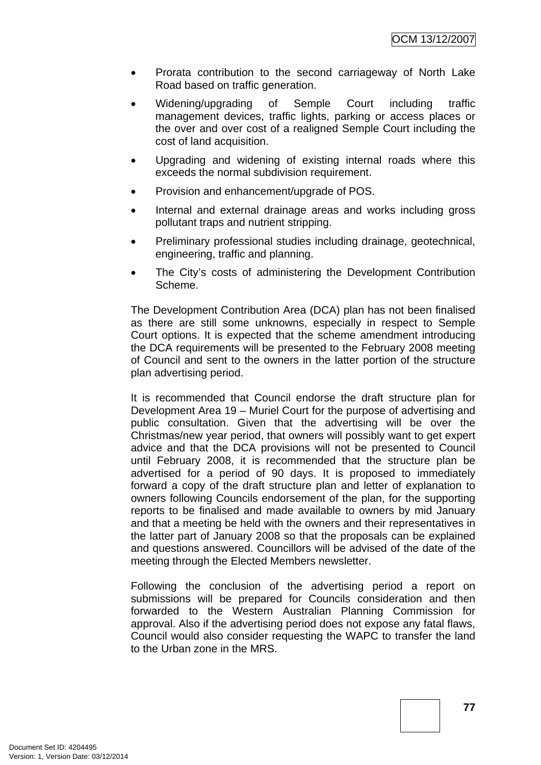- Prorata contribution to the second carriageway of North Lake Road based on traffic generation.
- Widening/upgrading of Semple Court including traffic management devices, traffic lights, parking or access places or the over and over cost of a realigned Semple Court including the cost of land acquisition.
- Upgrading and widening of existing internal roads where this exceeds the normal subdivision requirement.
- Provision and enhancement/upgrade of POS.
- Internal and external drainage areas and works including gross pollutant traps and nutrient stripping.
- Preliminary professional studies including drainage, geotechnical, engineering, traffic and planning.
- The City's costs of administering the Development Contribution Scheme.

The Development Contribution Area (DCA) plan has not been finalised as there are still some unknowns, especially in respect to Semple Court options. It is expected that the scheme amendment introducing the DCA requirements will be presented to the February 2008 meeting of Council and sent to the owners in the latter portion of the structure plan advertising period.

It is recommended that Council endorse the draft structure plan for Development Area 19 – Muriel Court for the purpose of advertising and public consultation. Given that the advertising will be over the Christmas/new year period, that owners will possibly want to get expert advice and that the DCA provisions will not be presented to Council until February 2008, it is recommended that the structure plan be advertised for a period of 90 days. It is proposed to immediately forward a copy of the draft structure plan and letter of explanation to owners following Councils endorsement of the plan, for the supporting reports to be finalised and made available to owners by mid January and that a meeting be held with the owners and their representatives in the latter part of January 2008 so that the proposals can be explained and questions answered. Councillors will be advised of the date of the meeting through the Elected Members newsletter.

Following the conclusion of the advertising period a report on submissions will be prepared for Councils consideration and then forwarded to the Western Australian Planning Commission for approval. Also if the advertising period does not expose any fatal flaws, Council would also consider requesting the WAPC to transfer the land to the Urban zone in the MRS.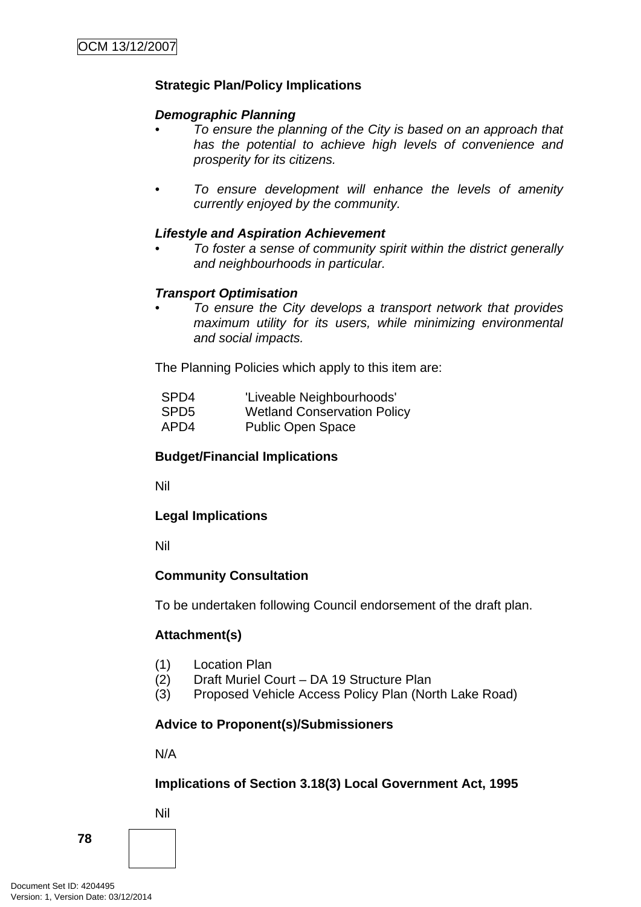**Strategic Plan/Policy Implications**

***Demographic Planning***

- *To ensure the planning of the City is based on an approach that has the potential to achieve high levels of convenience and prosperity for its citizens.*

- *To ensure development will enhance the levels of amenity currently enjoyed by the community.*

***Lifestyle and Aspiration Achievement***

- *To foster a sense of community spirit within the district generally and neighbourhoods in particular.*

***Transport Optimisation***

- *To ensure the City develops a transport network that provides maximum utility for its users, while minimizing environmental and social impacts.*

The Planning Policies which apply to this item are:

| | |
|---|---|
| SPD4 | 'Liveable Neighbourhoods' |
| SPD5 | Wetland Conservation Policy |
| APD4 | Public Open Space |

**Budget/Financial Implications**

Nil

**Legal Implications**

Nil

**Community Consultation**

To be undertaken following Council endorsement of the draft plan.

**Attachment(s)**

(1) Location Plan
(2) Draft Muriel Court – DA 19 Structure Plan
(3) Proposed Vehicle Access Policy Plan (North Lake Road)

**Advice to Proponent(s)/Submissioners**

N/A

**Implications of Section 3.18(3) Local Government Act, 1995**

Nil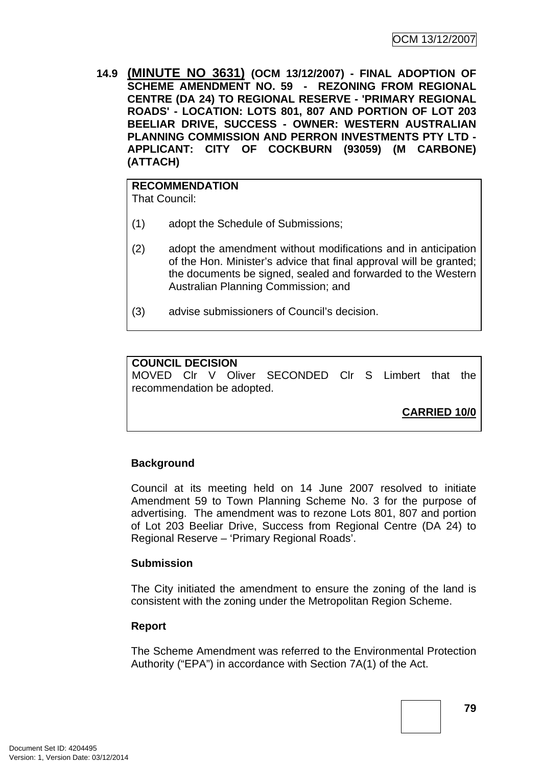**14.9 (MINUTE NO 3631) (OCM 13/12/2007) - FINAL ADOPTION OF SCHEME AMENDMENT NO. 59 - REZONING FROM REGIONAL CENTRE (DA 24) TO REGIONAL RESERVE - 'PRIMARY REGIONAL ROADS' - LOCATION: LOTS 801, 807 AND PORTION OF LOT 203 BEELIAR DRIVE, SUCCESS - OWNER: WESTERN AUSTRALIAN PLANNING COMMISSION AND PERRON INVESTMENTS PTY LTD - APPLICANT: CITY OF COCKBURN (93059) (M CARBONE) (ATTACH)**

**RECOMMENDATION**
That Council:

(1) adopt the Schedule of Submissions;

(2) adopt the amendment without modifications and in anticipation of the Hon. Minister's advice that final approval will be granted; the documents be signed, sealed and forwarded to the Western Australian Planning Commission; and

(3) advise submissioners of Council's decision.

**COUNCIL DECISION**
MOVED Clr V Oliver SECONDED Clr S Limbert that the recommendation be adopted.

**CARRIED 10/0**

**Background**

Council at its meeting held on 14 June 2007 resolved to initiate Amendment 59 to Town Planning Scheme No. 3 for the purpose of advertising. The amendment was to rezone Lots 801, 807 and portion of Lot 203 Beeliar Drive, Success from Regional Centre (DA 24) to Regional Reserve – 'Primary Regional Roads'.

**Submission**

The City initiated the amendment to ensure the zoning of the land is consistent with the zoning under the Metropolitan Region Scheme.

**Report**

The Scheme Amendment was referred to the Environmental Protection Authority ("EPA") in accordance with Section 7A(1) of the Act.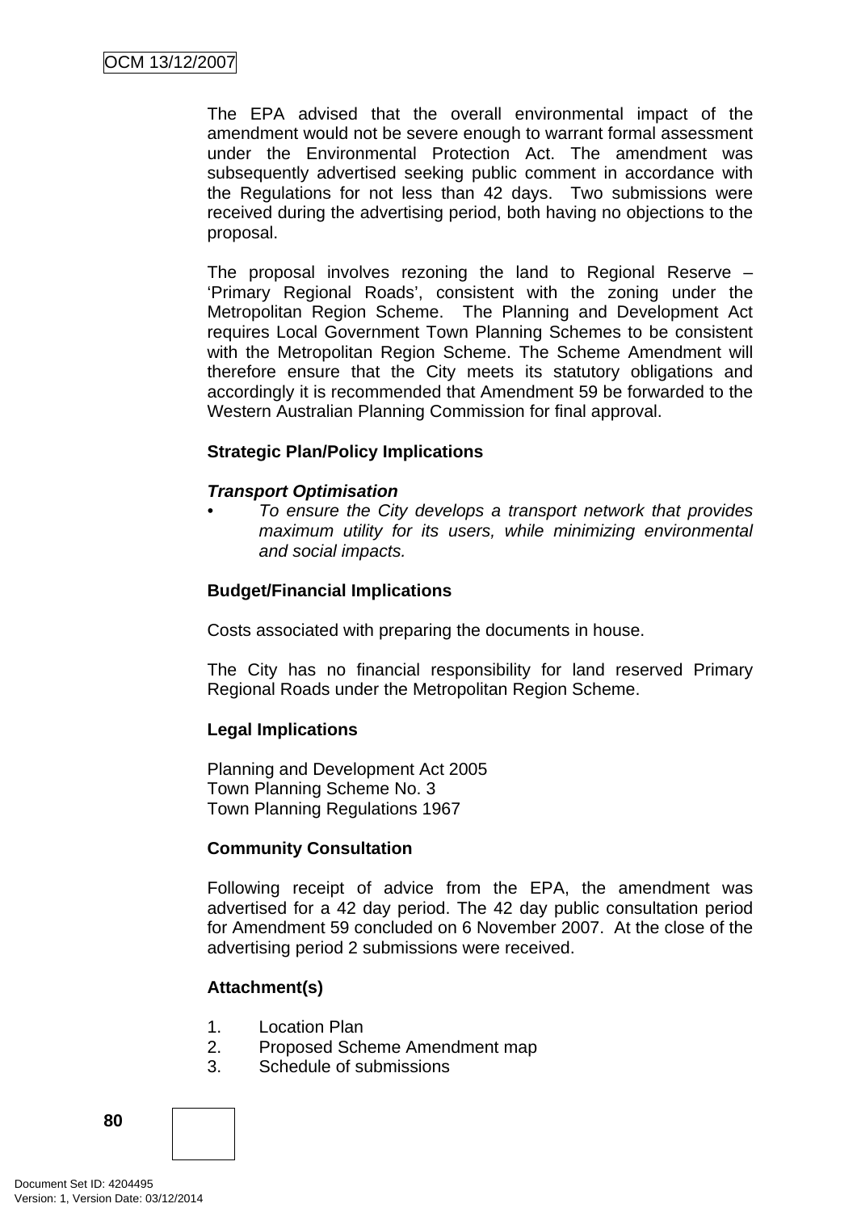The EPA advised that the overall environmental impact of the amendment would not be severe enough to warrant formal assessment under the Environmental Protection Act. The amendment was subsequently advertised seeking public comment in accordance with the Regulations for not less than 42 days. Two submissions were received during the advertising period, both having no objections to the proposal.

The proposal involves rezoning the land to Regional Reserve – 'Primary Regional Roads', consistent with the zoning under the Metropolitan Region Scheme. The Planning and Development Act requires Local Government Town Planning Schemes to be consistent with the Metropolitan Region Scheme. The Scheme Amendment will therefore ensure that the City meets its statutory obligations and accordingly it is recommended that Amendment 59 be forwarded to the Western Australian Planning Commission for final approval.

**Strategic Plan/Policy Implications**

***Transport Optimisation***

- *To ensure the City develops a transport network that provides maximum utility for its users, while minimizing environmental and social impacts.*

**Budget/Financial Implications**

Costs associated with preparing the documents in house.

The City has no financial responsibility for land reserved Primary Regional Roads under the Metropolitan Region Scheme.

**Legal Implications**

Planning and Development Act 2005
Town Planning Scheme No. 3
Town Planning Regulations 1967

**Community Consultation**

Following receipt of advice from the EPA, the amendment was advertised for a 42 day period. The 42 day public consultation period for Amendment 59 concluded on 6 November 2007. At the close of the advertising period 2 submissions were received.

**Attachment(s)**

1. Location Plan
2. Proposed Scheme Amendment map
3. Schedule of submissions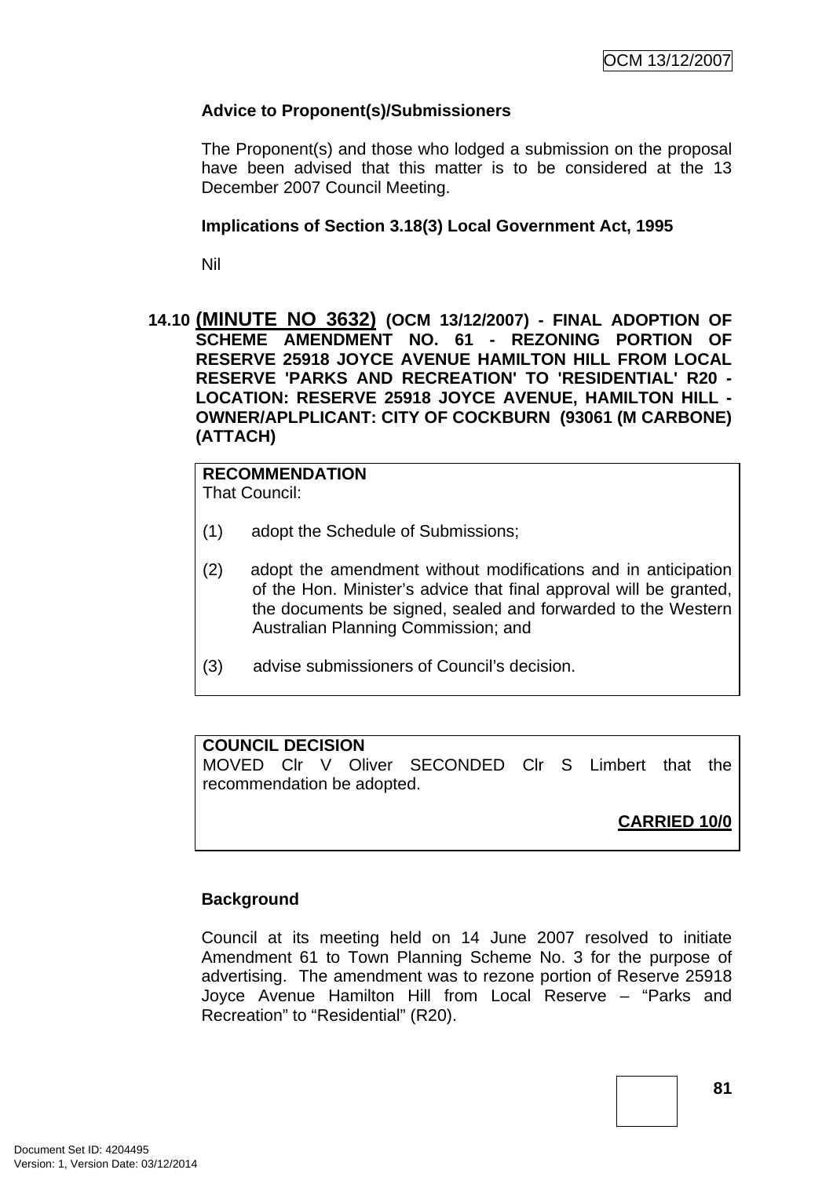**Advice to Proponent(s)/Submissioners**

The Proponent(s) and those who lodged a submission on the proposal have been advised that this matter is to be considered at the 13 December 2007 Council Meeting.

**Implications of Section 3.18(3) Local Government Act, 1995**

Nil

## 14.10 (MINUTE NO 3632) (OCM 13/12/2007) - FINAL ADOPTION OF SCHEME AMENDMENT NO. 61 - REZONING PORTION OF RESERVE 25918 JOYCE AVENUE HAMILTON HILL FROM LOCAL RESERVE 'PARKS AND RECREATION' TO 'RESIDENTIAL' R20 - LOCATION: RESERVE 25918 JOYCE AVENUE, HAMILTON HILL - OWNER/APLPLICANT: CITY OF COCKBURN (93061 (M CARBONE) (ATTACH)

**RECOMMENDATION**
That Council:

(1) adopt the Schedule of Submissions;

(2) adopt the amendment without modifications and in anticipation of the Hon. Minister's advice that final approval will be granted, the documents be signed, sealed and forwarded to the Western Australian Planning Commission; and

(3) advise submissioners of Council's decision.

**COUNCIL DECISION**
MOVED Clr V Oliver SECONDED Clr S Limbert that the recommendation be adopted.

**CARRIED 10/0**

**Background**

Council at its meeting held on 14 June 2007 resolved to initiate Amendment 61 to Town Planning Scheme No. 3 for the purpose of advertising. The amendment was to rezone portion of Reserve 25918 Joyce Avenue Hamilton Hill from Local Reserve – "Parks and Recreation" to "Residential" (R20).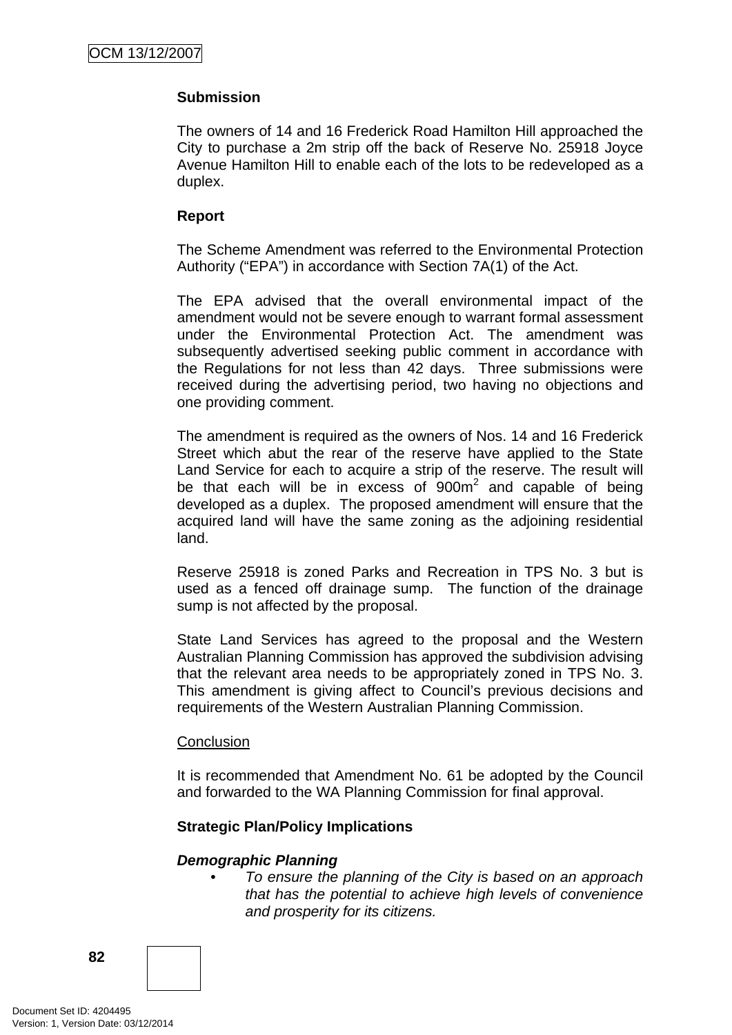**Submission**

The owners of 14 and 16 Frederick Road Hamilton Hill approached the City to purchase a 2m strip off the back of Reserve No. 25918 Joyce Avenue Hamilton Hill to enable each of the lots to be redeveloped as a duplex.

**Report**

The Scheme Amendment was referred to the Environmental Protection Authority ("EPA") in accordance with Section 7A(1) of the Act.

The EPA advised that the overall environmental impact of the amendment would not be severe enough to warrant formal assessment under the Environmental Protection Act. The amendment was subsequently advertised seeking public comment in accordance with the Regulations for not less than 42 days. Three submissions were received during the advertising period, two having no objections and one providing comment.

The amendment is required as the owners of Nos. 14 and 16 Frederick Street which abut the rear of the reserve have applied to the State Land Service for each to acquire a strip of the reserve. The result will be that each will be in excess of 900m$^2$ and capable of being developed as a duplex. The proposed amendment will ensure that the acquired land will have the same zoning as the adjoining residential land.

Reserve 25918 is zoned Parks and Recreation in TPS No. 3 but is used as a fenced off drainage sump. The function of the drainage sump is not affected by the proposal.

State Land Services has agreed to the proposal and the Western Australian Planning Commission has approved the subdivision advising that the relevant area needs to be appropriately zoned in TPS No. 3. This amendment is giving affect to Council's previous decisions and requirements of the Western Australian Planning Commission.

Conclusion

It is recommended that Amendment No. 61 be adopted by the Council and forwarded to the WA Planning Commission for final approval.

**Strategic Plan/Policy Implications**

***Demographic Planning***

- *To ensure the planning of the City is based on an approach that has the potential to achieve high levels of convenience and prosperity for its citizens.*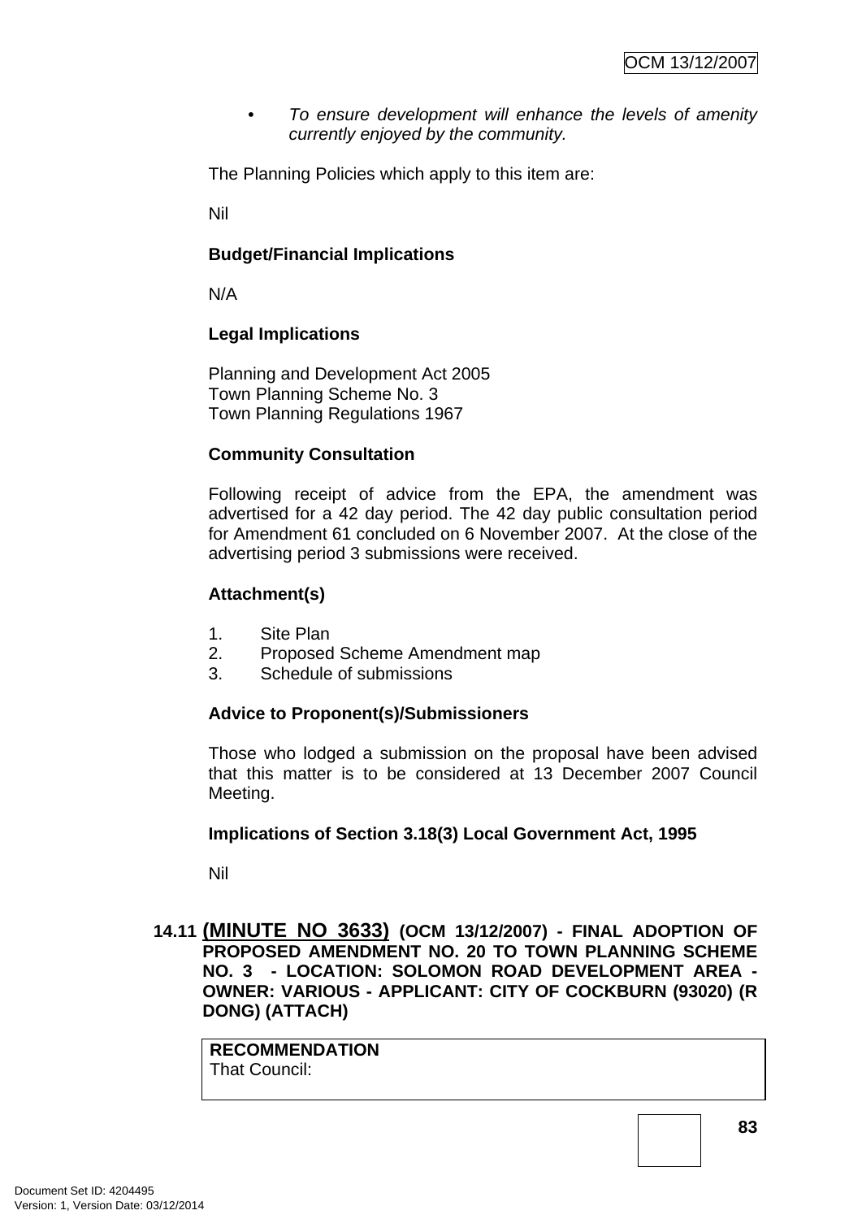- *To ensure development will enhance the levels of amenity currently enjoyed by the community.*

The Planning Policies which apply to this item are:

Nil

**Budget/Financial Implications**

N/A

**Legal Implications**

Planning and Development Act 2005
Town Planning Scheme No. 3
Town Planning Regulations 1967

**Community Consultation**

Following receipt of advice from the EPA, the amendment was advertised for a 42 day period. The 42 day public consultation period for Amendment 61 concluded on 6 November 2007. At the close of the advertising period 3 submissions were received.

**Attachment(s)**

1. Site Plan
2. Proposed Scheme Amendment map
3. Schedule of submissions

**Advice to Proponent(s)/Submissioners**

Those who lodged a submission on the proposal have been advised that this matter is to be considered at 13 December 2007 Council Meeting.

**Implications of Section 3.18(3) Local Government Act, 1995**

Nil

## 14.11 (MINUTE NO 3633) (OCM 13/12/2007) - FINAL ADOPTION OF PROPOSED AMENDMENT NO. 20 TO TOWN PLANNING SCHEME NO. 3 - LOCATION: SOLOMON ROAD DEVELOPMENT AREA - OWNER: VARIOUS - APPLICANT: CITY OF COCKBURN (93020) (R DONG) (ATTACH)

**RECOMMENDATION**
That Council: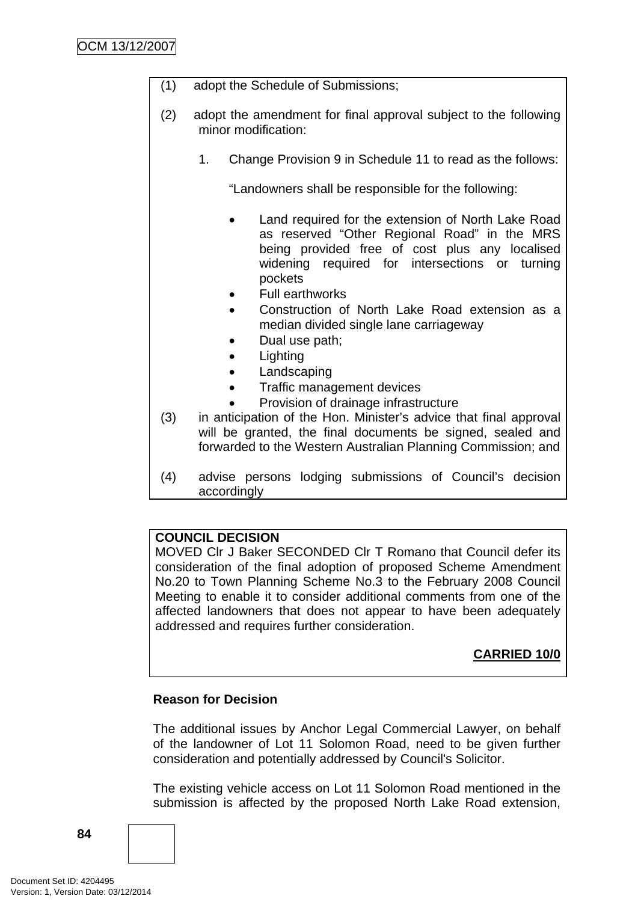(1) adopt the Schedule of Submissions;

(2) adopt the amendment for final approval subject to the following minor modification:

1. Change Provision 9 in Schedule 11 to read as the follows:

"Landowners shall be responsible for the following:

- Land required for the extension of North Lake Road as reserved "Other Regional Road" in the MRS being provided free of cost plus any localised widening required for intersections or turning pockets
- Full earthworks
- Construction of North Lake Road extension as a median divided single lane carriageway
- Dual use path;
- Lighting
- Landscaping
- Traffic management devices
- Provision of drainage infrastructure

(3) in anticipation of the Hon. Minister's advice that final approval will be granted, the final documents be signed, sealed and forwarded to the Western Australian Planning Commission; and

(4) advise persons lodging submissions of Council's decision accordingly

**COUNCIL DECISION**

MOVED Clr J Baker SECONDED Clr T Romano that Council defer its consideration of the final adoption of proposed Scheme Amendment No.20 to Town Planning Scheme No.3 to the February 2008 Council Meeting to enable it to consider additional comments from one of the affected landowners that does not appear to have been adequately addressed and requires further consideration.

**CARRIED 10/0**

**Reason for Decision**

The additional issues by Anchor Legal Commercial Lawyer, on behalf of the landowner of Lot 11 Solomon Road, need to be given further consideration and potentially addressed by Council's Solicitor.

The existing vehicle access on Lot 11 Solomon Road mentioned in the submission is affected by the proposed North Lake Road extension,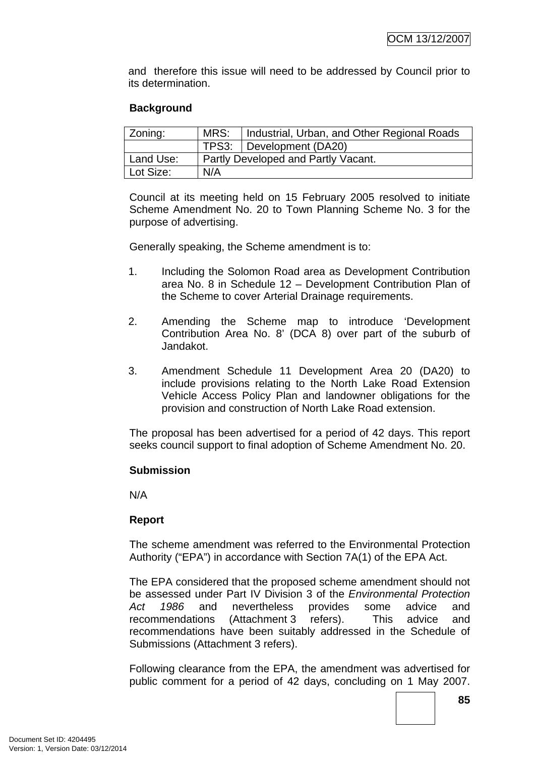and therefore this issue will need to be addressed by Council prior to its determination.

**Background**

| Zoning: | MRS: | Industrial, Urban, and Other Regional Roads |
|---|---|---|
| | TPS3: | Development (DA20) |
| Land Use: | Partly Developed and Partly Vacant. | |
| Lot Size: | N/A | |

Council at its meeting held on 15 February 2005 resolved to initiate Scheme Amendment No. 20 to Town Planning Scheme No. 3 for the purpose of advertising.

Generally speaking, the Scheme amendment is to:

1. Including the Solomon Road area as Development Contribution area No. 8 in Schedule 12 – Development Contribution Plan of the Scheme to cover Arterial Drainage requirements.

2. Amending the Scheme map to introduce 'Development Contribution Area No. 8' (DCA 8) over part of the suburb of Jandakot.

3. Amendment Schedule 11 Development Area 20 (DA20) to include provisions relating to the North Lake Road Extension Vehicle Access Policy Plan and landowner obligations for the provision and construction of North Lake Road extension.

The proposal has been advertised for a period of 42 days. This report seeks council support to final adoption of Scheme Amendment No. 20.

**Submission**

N/A

**Report**

The scheme amendment was referred to the Environmental Protection Authority ("EPA") in accordance with Section 7A(1) of the EPA Act.

The EPA considered that the proposed scheme amendment should not be assessed under Part IV Division 3 of the *Environmental Protection Act 1986* and nevertheless provides some advice and recommendations (Attachment 3 refers). This advice and recommendations have been suitably addressed in the Schedule of Submissions (Attachment 3 refers).

Following clearance from the EPA, the amendment was advertised for public comment for a period of 42 days, concluding on 1 May 2007.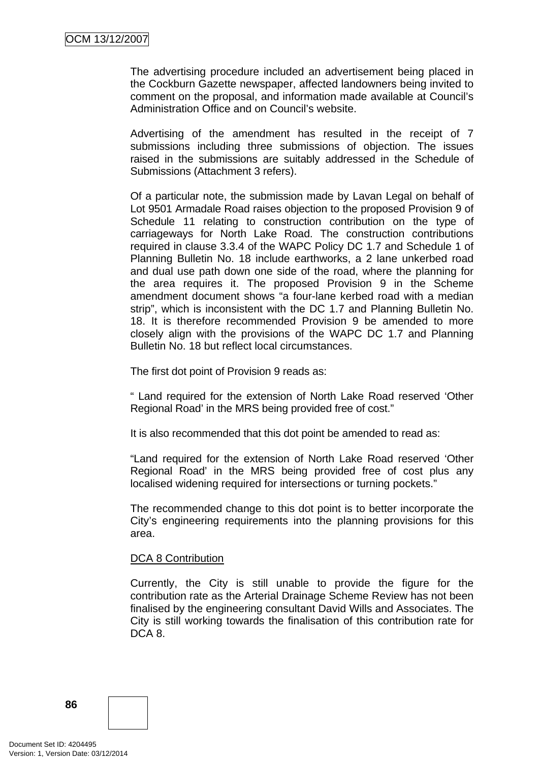The advertising procedure included an advertisement being placed in the Cockburn Gazette newspaper, affected landowners being invited to comment on the proposal, and information made available at Council's Administration Office and on Council's website.

Advertising of the amendment has resulted in the receipt of 7 submissions including three submissions of objection. The issues raised in the submissions are suitably addressed in the Schedule of Submissions (Attachment 3 refers).

Of a particular note, the submission made by Lavan Legal on behalf of Lot 9501 Armadale Road raises objection to the proposed Provision 9 of Schedule 11 relating to construction contribution on the type of carriageways for North Lake Road. The construction contributions required in clause 3.3.4 of the WAPC Policy DC 1.7 and Schedule 1 of Planning Bulletin No. 18 include earthworks, a 2 lane unkerbed road and dual use path down one side of the road, where the planning for the area requires it. The proposed Provision 9 in the Scheme amendment document shows "a four-lane kerbed road with a median strip", which is inconsistent with the DC 1.7 and Planning Bulletin No. 18. It is therefore recommended Provision 9 be amended to more closely align with the provisions of the WAPC DC 1.7 and Planning Bulletin No. 18 but reflect local circumstances.

The first dot point of Provision 9 reads as:

" Land required for the extension of North Lake Road reserved 'Other Regional Road' in the MRS being provided free of cost."

It is also recommended that this dot point be amended to read as:

"Land required for the extension of North Lake Road reserved 'Other Regional Road' in the MRS being provided free of cost plus any localised widening required for intersections or turning pockets."

The recommended change to this dot point is to better incorporate the City's engineering requirements into the planning provisions for this area.

<u>DCA 8 Contribution</u>

Currently, the City is still unable to provide the figure for the contribution rate as the Arterial Drainage Scheme Review has not been finalised by the engineering consultant David Wills and Associates. The City is still working towards the finalisation of this contribution rate for DCA 8.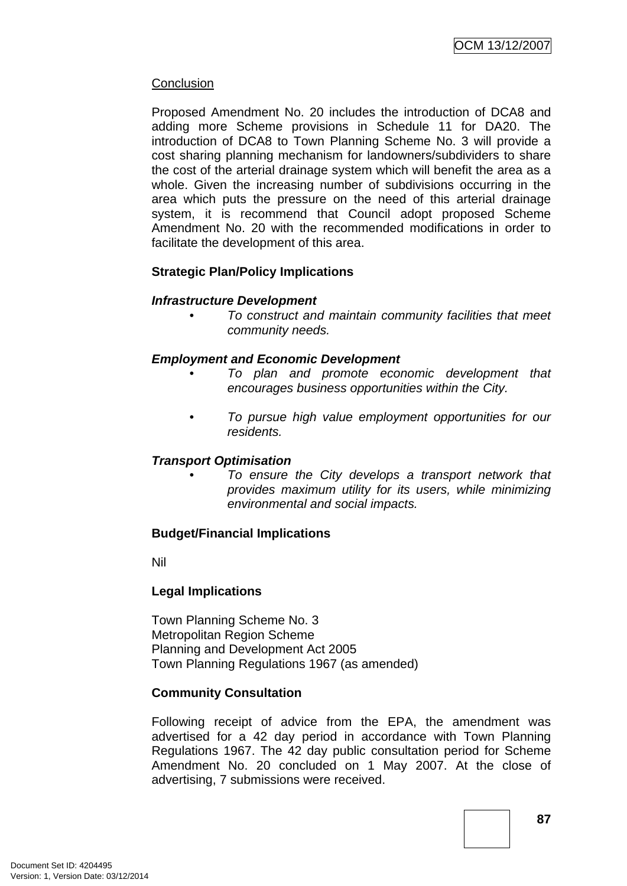<u>Conclusion</u>

Proposed Amendment No. 20 includes the introduction of DCA8 and adding more Scheme provisions in Schedule 11 for DA20. The introduction of DCA8 to Town Planning Scheme No. 3 will provide a cost sharing planning mechanism for landowners/subdividers to share the cost of the arterial drainage system which will benefit the area as a whole. Given the increasing number of subdivisions occurring in the area which puts the pressure on the need of this arterial drainage system, it is recommend that Council adopt proposed Scheme Amendment No. 20 with the recommended modifications in order to facilitate the development of this area.

**Strategic Plan/Policy Implications**

***Infrastructure Development***

- *To construct and maintain community facilities that meet community needs.*

***Employment and Economic Development***

- *To plan and promote economic development that encourages business opportunities within the City.*

- *To pursue high value employment opportunities for our residents.*

***Transport Optimisation***

- *To ensure the City develops a transport network that provides maximum utility for its users, while minimizing environmental and social impacts.*

**Budget/Financial Implications**

Nil

**Legal Implications**

Town Planning Scheme No. 3
Metropolitan Region Scheme
Planning and Development Act 2005
Town Planning Regulations 1967 (as amended)

**Community Consultation**

Following receipt of advice from the EPA, the amendment was advertised for a 42 day period in accordance with Town Planning Regulations 1967. The 42 day public consultation period for Scheme Amendment No. 20 concluded on 1 May 2007. At the close of advertising, 7 submissions were received.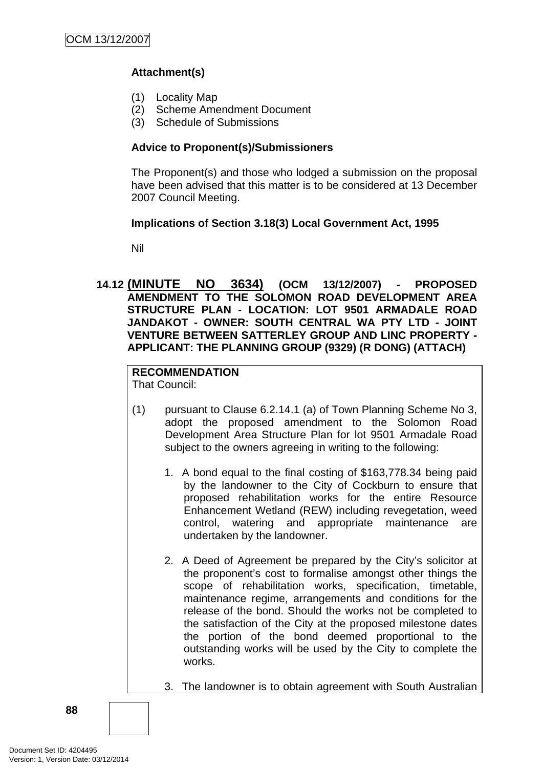**Attachment(s)**

(1) Locality Map
(2) Scheme Amendment Document
(3) Schedule of Submissions

**Advice to Proponent(s)/Submissioners**

The Proponent(s) and those who lodged a submission on the proposal have been advised that this matter is to be considered at 13 December 2007 Council Meeting.

**Implications of Section 3.18(3) Local Government Act, 1995**

Nil

## 14.12 (MINUTE NO 3634) (OCM 13/12/2007) - PROPOSED AMENDMENT TO THE SOLOMON ROAD DEVELOPMENT AREA STRUCTURE PLAN - LOCATION: LOT 9501 ARMADALE ROAD JANDAKOT - OWNER: SOUTH CENTRAL WA PTY LTD - JOINT VENTURE BETWEEN SATTERLEY GROUP AND LINC PROPERTY - APPLICANT: THE PLANNING GROUP (9329) (R DONG) (ATTACH)

**RECOMMENDATION**
That Council:

(1) pursuant to Clause 6.2.14.1 (a) of Town Planning Scheme No 3, adopt the proposed amendment to the Solomon Road Development Area Structure Plan for lot 9501 Armadale Road subject to the owners agreeing in writing to the following:

1. A bond equal to the final costing of $163,778.34 being paid by the landowner to the City of Cockburn to ensure that proposed rehabilitation works for the entire Resource Enhancement Wetland (REW) including revegetation, weed control, watering and appropriate maintenance are undertaken by the landowner.

2. A Deed of Agreement be prepared by the City's solicitor at the proponent's cost to formalise amongst other things the scope of rehabilitation works, specification, timetable, maintenance regime, arrangements and conditions for the release of the bond. Should the works not be completed to the satisfaction of the City at the proposed milestone dates the portion of the bond deemed proportional to the outstanding works will be used by the City to complete the works.

3. The landowner is to obtain agreement with South Australian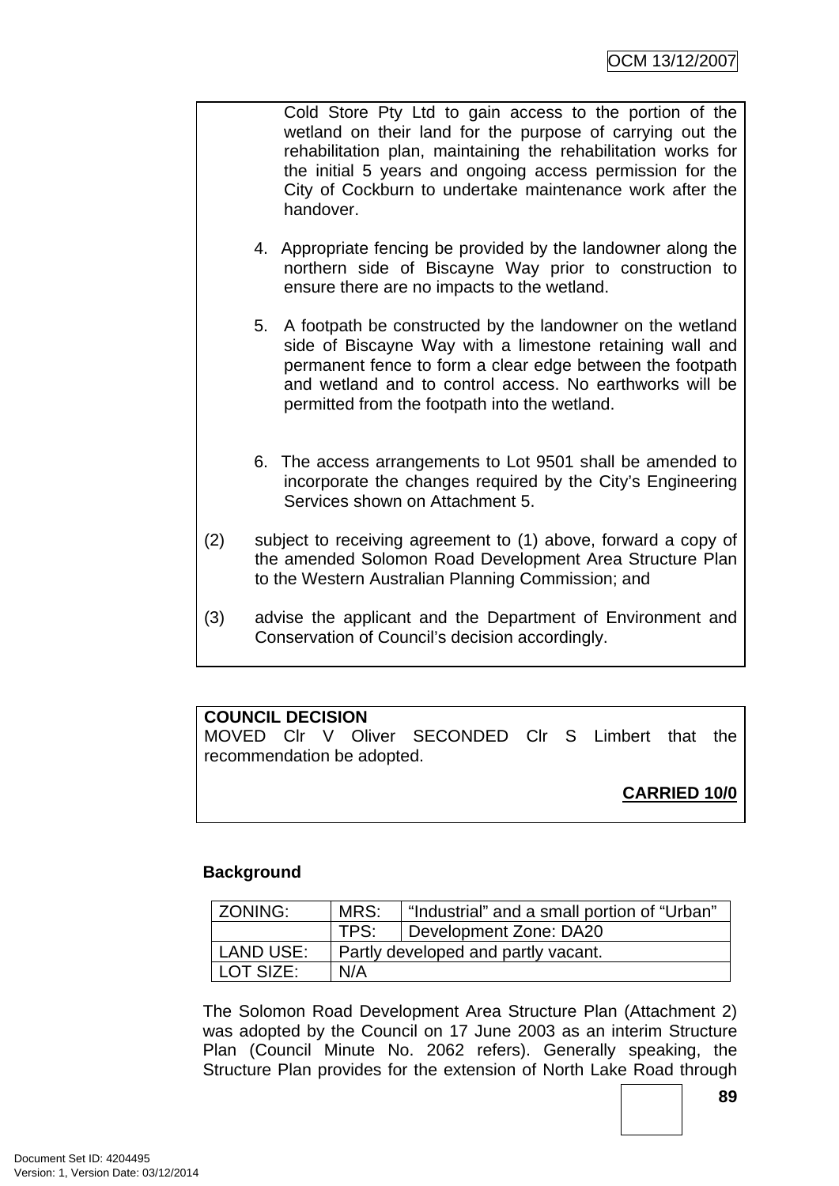Cold Store Pty Ltd to gain access to the portion of the wetland on their land for the purpose of carrying out the rehabilitation plan, maintaining the rehabilitation works for the initial 5 years and ongoing access permission for the City of Cockburn to undertake maintenance work after the handover.

4. Appropriate fencing be provided by the landowner along the northern side of Biscayne Way prior to construction to ensure there are no impacts to the wetland.

5. A footpath be constructed by the landowner on the wetland side of Biscayne Way with a limestone retaining wall and permanent fence to form a clear edge between the footpath and wetland and to control access. No earthworks will be permitted from the footpath into the wetland.

6. The access arrangements to Lot 9501 shall be amended to incorporate the changes required by the City's Engineering Services shown on Attachment 5.

(2) subject to receiving agreement to (1) above, forward a copy of the amended Solomon Road Development Area Structure Plan to the Western Australian Planning Commission; and

(3) advise the applicant and the Department of Environment and Conservation of Council's decision accordingly.

**COUNCIL DECISION**
MOVED Clr V Oliver SECONDED Clr S Limbert that the recommendation be adopted.

**CARRIED 10/0**

**Background**

| ZONING: | MRS: | "Industrial" and a small portion of "Urban" |
|---|---|---|
| | TPS: | Development Zone: DA20 |
| LAND USE: | Partly developed and partly vacant. | |
| LOT SIZE: | N/A | |

The Solomon Road Development Area Structure Plan (Attachment 2) was adopted by the Council on 17 June 2003 as an interim Structure Plan (Council Minute No. 2062 refers). Generally speaking, the Structure Plan provides for the extension of North Lake Road through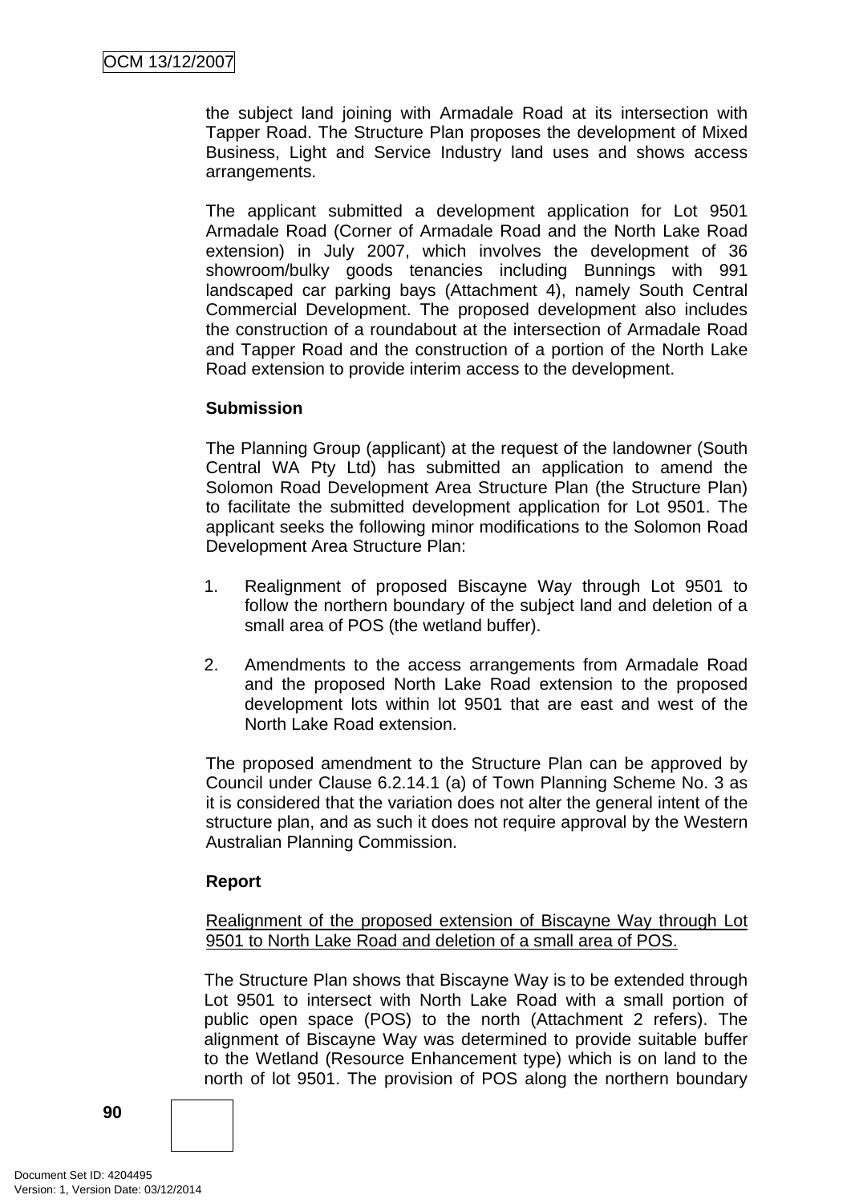the subject land joining with Armadale Road at its intersection with Tapper Road. The Structure Plan proposes the development of Mixed Business, Light and Service Industry land uses and shows access arrangements.

The applicant submitted a development application for Lot 9501 Armadale Road (Corner of Armadale Road and the North Lake Road extension) in July 2007, which involves the development of 36 showroom/bulky goods tenancies including Bunnings with 991 landscaped car parking bays (Attachment 4), namely South Central Commercial Development. The proposed development also includes the construction of a roundabout at the intersection of Armadale Road and Tapper Road and the construction of a portion of the North Lake Road extension to provide interim access to the development.

**Submission**

The Planning Group (applicant) at the request of the landowner (South Central WA Pty Ltd) has submitted an application to amend the Solomon Road Development Area Structure Plan (the Structure Plan) to facilitate the submitted development application for Lot 9501. The applicant seeks the following minor modifications to the Solomon Road Development Area Structure Plan:

1. Realignment of proposed Biscayne Way through Lot 9501 to follow the northern boundary of the subject land and deletion of a small area of POS (the wetland buffer).

2. Amendments to the access arrangements from Armadale Road and the proposed North Lake Road extension to the proposed development lots within lot 9501 that are east and west of the North Lake Road extension.

The proposed amendment to the Structure Plan can be approved by Council under Clause 6.2.14.1 (a) of Town Planning Scheme No. 3 as it is considered that the variation does not alter the general intent of the structure plan, and as such it does not require approval by the Western Australian Planning Commission.

**Report**

<u>Realignment of the proposed extension of Biscayne Way through Lot 9501 to North Lake Road and deletion of a small area of POS.</u>

The Structure Plan shows that Biscayne Way is to be extended through Lot 9501 to intersect with North Lake Road with a small portion of public open space (POS) to the north (Attachment 2 refers). The alignment of Biscayne Way was determined to provide suitable buffer to the Wetland (Resource Enhancement type) which is on land to the north of lot 9501. The provision of POS along the northern boundary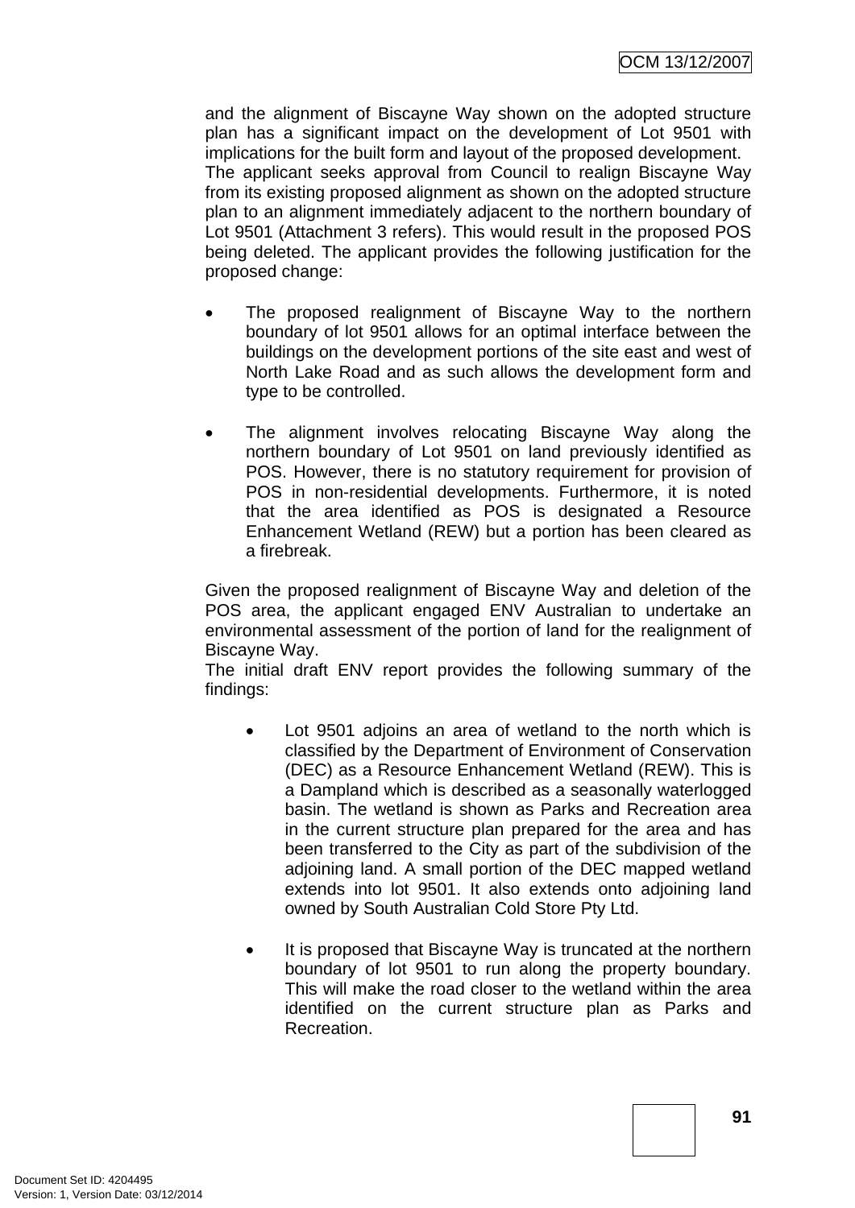and the alignment of Biscayne Way shown on the adopted structure plan has a significant impact on the development of Lot 9501 with implications for the built form and layout of the proposed development.
The applicant seeks approval from Council to realign Biscayne Way from its existing proposed alignment as shown on the adopted structure plan to an alignment immediately adjacent to the northern boundary of Lot 9501 (Attachment 3 refers). This would result in the proposed POS being deleted. The applicant provides the following justification for the proposed change:

- The proposed realignment of Biscayne Way to the northern boundary of lot 9501 allows for an optimal interface between the buildings on the development portions of the site east and west of North Lake Road and as such allows the development form and type to be controlled.

- The alignment involves relocating Biscayne Way along the northern boundary of Lot 9501 on land previously identified as POS. However, there is no statutory requirement for provision of POS in non-residential developments. Furthermore, it is noted that the area identified as POS is designated a Resource Enhancement Wetland (REW) but a portion has been cleared as a firebreak.

Given the proposed realignment of Biscayne Way and deletion of the POS area, the applicant engaged ENV Australian to undertake an environmental assessment of the portion of land for the realignment of Biscayne Way.
The initial draft ENV report provides the following summary of the findings:

- Lot 9501 adjoins an area of wetland to the north which is classified by the Department of Environment of Conservation (DEC) as a Resource Enhancement Wetland (REW). This is a Dampland which is described as a seasonally waterlogged basin. The wetland is shown as Parks and Recreation area in the current structure plan prepared for the area and has been transferred to the City as part of the subdivision of the adjoining land. A small portion of the DEC mapped wetland extends into lot 9501. It also extends onto adjoining land owned by South Australian Cold Store Pty Ltd.

- It is proposed that Biscayne Way is truncated at the northern boundary of lot 9501 to run along the property boundary. This will make the road closer to the wetland within the area identified on the current structure plan as Parks and Recreation.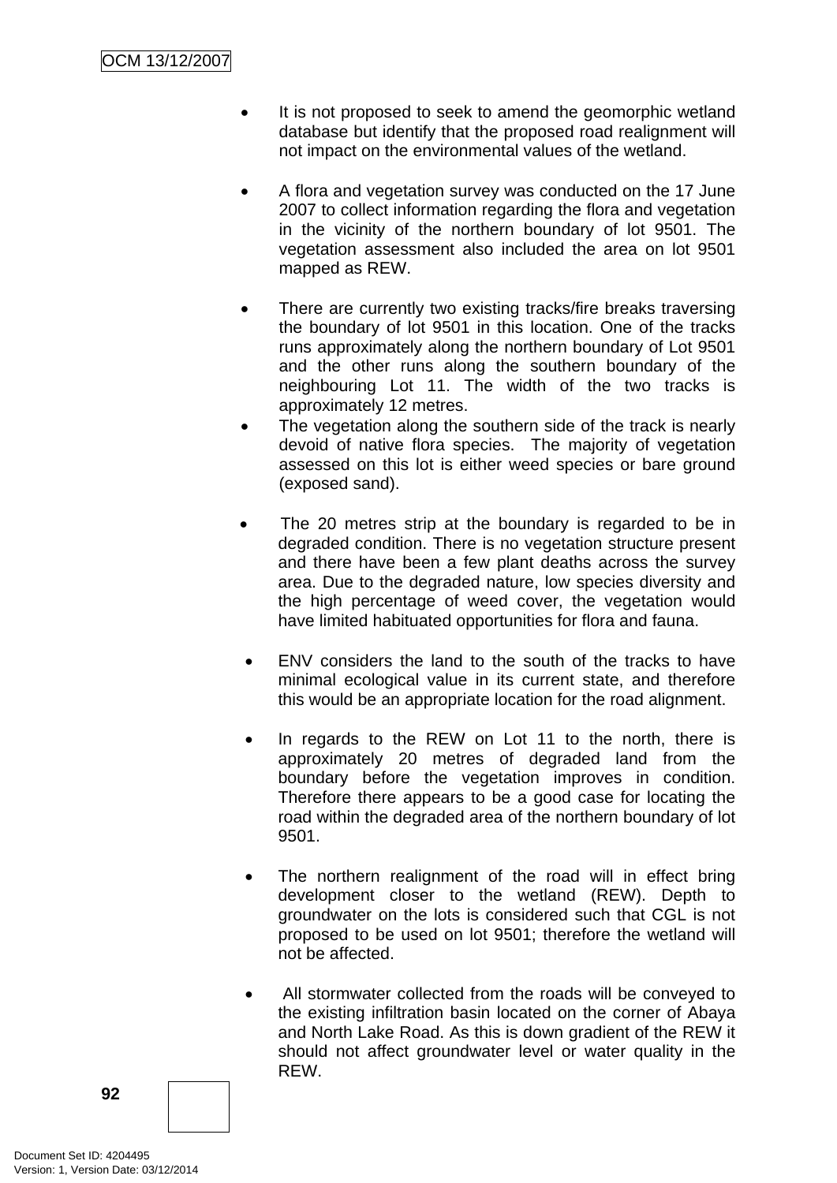- It is not proposed to seek to amend the geomorphic wetland database but identify that the proposed road realignment will not impact on the environmental values of the wetland.

- A flora and vegetation survey was conducted on the 17 June 2007 to collect information regarding the flora and vegetation in the vicinity of the northern boundary of lot 9501. The vegetation assessment also included the area on lot 9501 mapped as REW.

- There are currently two existing tracks/fire breaks traversing the boundary of lot 9501 in this location. One of the tracks runs approximately along the northern boundary of Lot 9501 and the other runs along the southern boundary of the neighbouring Lot 11. The width of the two tracks is approximately 12 metres.
- The vegetation along the southern side of the track is nearly devoid of native flora species. The majority of vegetation assessed on this lot is either weed species or bare ground (exposed sand).

- The 20 metres strip at the boundary is regarded to be in degraded condition. There is no vegetation structure present and there have been a few plant deaths across the survey area. Due to the degraded nature, low species diversity and the high percentage of weed cover, the vegetation would have limited habituated opportunities for flora and fauna.

- ENV considers the land to the south of the tracks to have minimal ecological value in its current state, and therefore this would be an appropriate location for the road alignment.

- In regards to the REW on Lot 11 to the north, there is approximately 20 metres of degraded land from the boundary before the vegetation improves in condition. Therefore there appears to be a good case for locating the road within the degraded area of the northern boundary of lot 9501.

- The northern realignment of the road will in effect bring development closer to the wetland (REW). Depth to groundwater on the lots is considered such that CGL is not proposed to be used on lot 9501; therefore the wetland will not be affected.

- All stormwater collected from the roads will be conveyed to the existing infiltration basin located on the corner of Abaya and North Lake Road. As this is down gradient of the REW it should not affect groundwater level or water quality in the REW.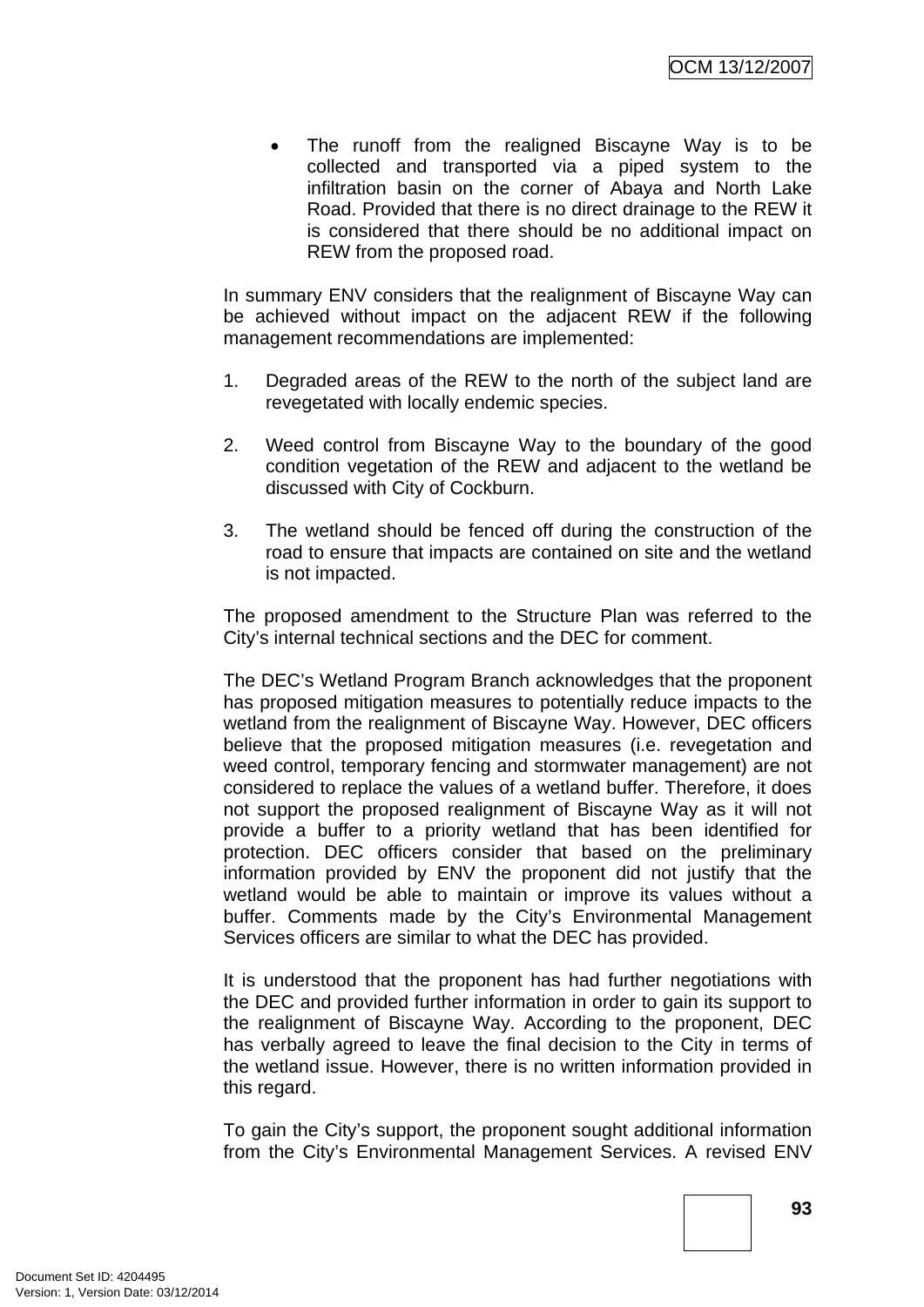- The runoff from the realigned Biscayne Way is to be collected and transported via a piped system to the infiltration basin on the corner of Abaya and North Lake Road. Provided that there is no direct drainage to the REW it is considered that there should be no additional impact on REW from the proposed road.

In summary ENV considers that the realignment of Biscayne Way can be achieved without impact on the adjacent REW if the following management recommendations are implemented:

1. Degraded areas of the REW to the north of the subject land are revegetated with locally endemic species.

2. Weed control from Biscayne Way to the boundary of the good condition vegetation of the REW and adjacent to the wetland be discussed with City of Cockburn.

3. The wetland should be fenced off during the construction of the road to ensure that impacts are contained on site and the wetland is not impacted.

The proposed amendment to the Structure Plan was referred to the City's internal technical sections and the DEC for comment.

The DEC's Wetland Program Branch acknowledges that the proponent has proposed mitigation measures to potentially reduce impacts to the wetland from the realignment of Biscayne Way. However, DEC officers believe that the proposed mitigation measures (i.e. revegetation and weed control, temporary fencing and stormwater management) are not considered to replace the values of a wetland buffer. Therefore, it does not support the proposed realignment of Biscayne Way as it will not provide a buffer to a priority wetland that has been identified for protection. DEC officers consider that based on the preliminary information provided by ENV the proponent did not justify that the wetland would be able to maintain or improve its values without a buffer. Comments made by the City's Environmental Management Services officers are similar to what the DEC has provided.

It is understood that the proponent has had further negotiations with the DEC and provided further information in order to gain its support to the realignment of Biscayne Way. According to the proponent, DEC has verbally agreed to leave the final decision to the City in terms of the wetland issue. However, there is no written information provided in this regard.

To gain the City's support, the proponent sought additional information from the City's Environmental Management Services. A revised ENV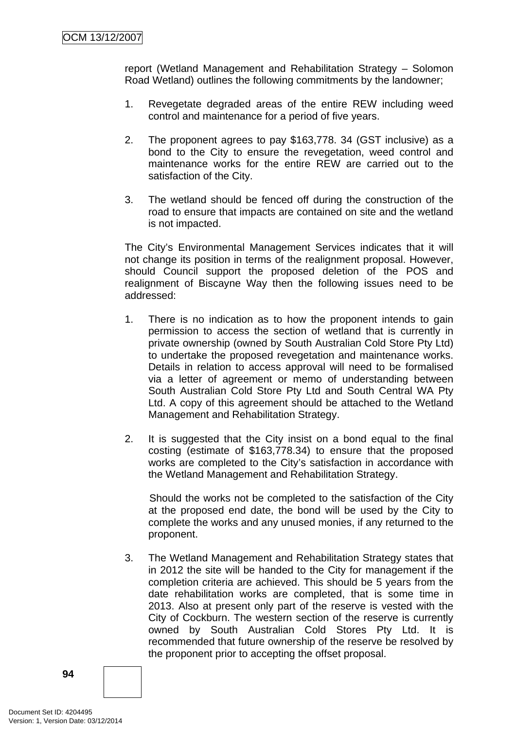report (Wetland Management and Rehabilitation Strategy – Solomon Road Wetland) outlines the following commitments by the landowner;

1. Revegetate degraded areas of the entire REW including weed control and maintenance for a period of five years.

2. The proponent agrees to pay $163,778. 34 (GST inclusive) as a bond to the City to ensure the revegetation, weed control and maintenance works for the entire REW are carried out to the satisfaction of the City.

3. The wetland should be fenced off during the construction of the road to ensure that impacts are contained on site and the wetland is not impacted.

The City's Environmental Management Services indicates that it will not change its position in terms of the realignment proposal. However, should Council support the proposed deletion of the POS and realignment of Biscayne Way then the following issues need to be addressed:

1. There is no indication as to how the proponent intends to gain permission to access the section of wetland that is currently in private ownership (owned by South Australian Cold Store Pty Ltd) to undertake the proposed revegetation and maintenance works. Details in relation to access approval will need to be formalised via a letter of agreement or memo of understanding between South Australian Cold Store Pty Ltd and South Central WA Pty Ltd. A copy of this agreement should be attached to the Wetland Management and Rehabilitation Strategy.

2. It is suggested that the City insist on a bond equal to the final costing (estimate of $163,778.34) to ensure that the proposed works are completed to the City's satisfaction in accordance with the Wetland Management and Rehabilitation Strategy.

   Should the works not be completed to the satisfaction of the City at the proposed end date, the bond will be used by the City to complete the works and any unused monies, if any returned to the proponent.

3. The Wetland Management and Rehabilitation Strategy states that in 2012 the site will be handed to the City for management if the completion criteria are achieved. This should be 5 years from the date rehabilitation works are completed, that is some time in 2013. Also at present only part of the reserve is vested with the City of Cockburn. The western section of the reserve is currently owned by South Australian Cold Stores Pty Ltd. It is recommended that future ownership of the reserve be resolved by the proponent prior to accepting the offset proposal.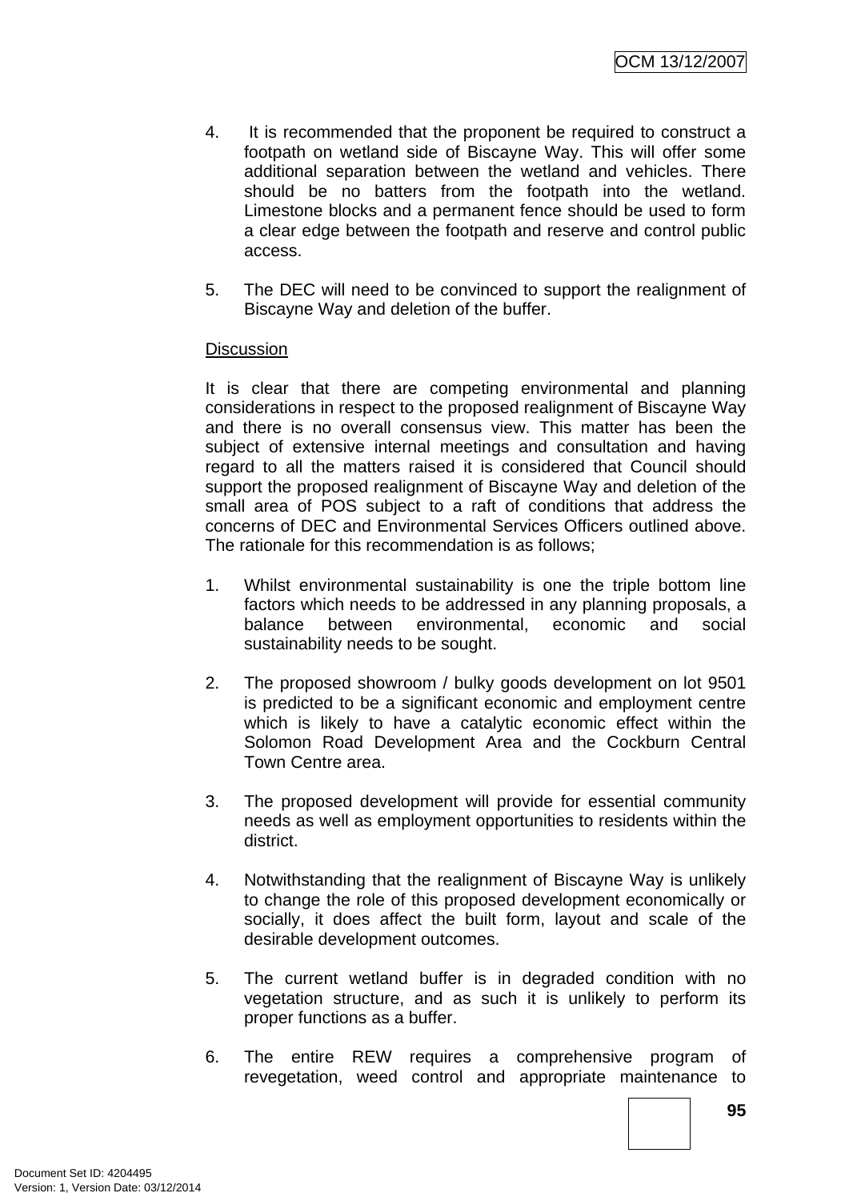4. It is recommended that the proponent be required to construct a footpath on wetland side of Biscayne Way. This will offer some additional separation between the wetland and vehicles. There should be no batters from the footpath into the wetland. Limestone blocks and a permanent fence should be used to form a clear edge between the footpath and reserve and control public access.

5. The DEC will need to be convinced to support the realignment of Biscayne Way and deletion of the buffer.

<u>Discussion</u>

It is clear that there are competing environmental and planning considerations in respect to the proposed realignment of Biscayne Way and there is no overall consensus view. This matter has been the subject of extensive internal meetings and consultation and having regard to all the matters raised it is considered that Council should support the proposed realignment of Biscayne Way and deletion of the small area of POS subject to a raft of conditions that address the concerns of DEC and Environmental Services Officers outlined above. The rationale for this recommendation is as follows;

1. Whilst environmental sustainability is one the triple bottom line factors which needs to be addressed in any planning proposals, a balance between environmental, economic and social sustainability needs to be sought.

2. The proposed showroom / bulky goods development on lot 9501 is predicted to be a significant economic and employment centre which is likely to have a catalytic economic effect within the Solomon Road Development Area and the Cockburn Central Town Centre area.

3. The proposed development will provide for essential community needs as well as employment opportunities to residents within the district.

4. Notwithstanding that the realignment of Biscayne Way is unlikely to change the role of this proposed development economically or socially, it does affect the built form, layout and scale of the desirable development outcomes.

5. The current wetland buffer is in degraded condition with no vegetation structure, and as such it is unlikely to perform its proper functions as a buffer.

6. The entire REW requires a comprehensive program of revegetation, weed control and appropriate maintenance to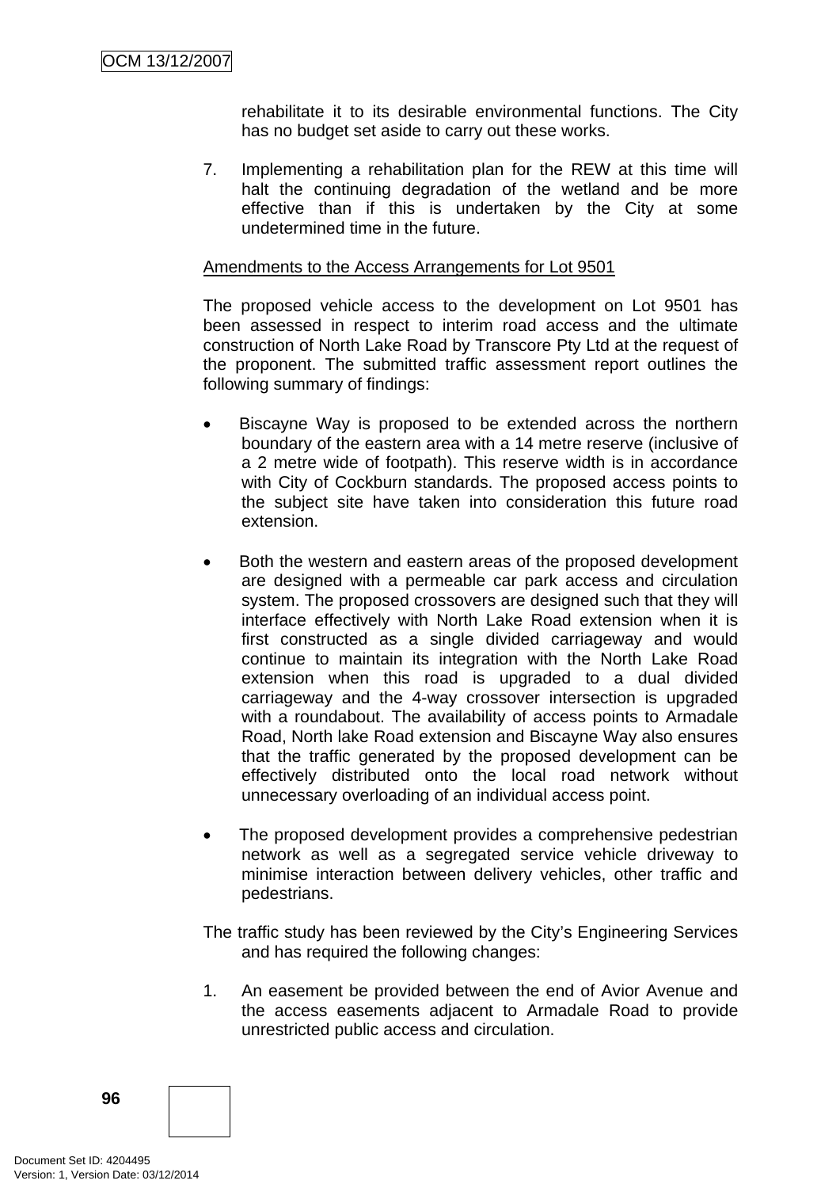rehabilitate it to its desirable environmental functions. The City has no budget set aside to carry out these works.

7. Implementing a rehabilitation plan for the REW at this time will halt the continuing degradation of the wetland and be more effective than if this is undertaken by the City at some undetermined time in the future.

Amendments to the Access Arrangements for Lot 9501

The proposed vehicle access to the development on Lot 9501 has been assessed in respect to interim road access and the ultimate construction of North Lake Road by Transcore Pty Ltd at the request of the proponent. The submitted traffic assessment report outlines the following summary of findings:

- Biscayne Way is proposed to be extended across the northern boundary of the eastern area with a 14 metre reserve (inclusive of a 2 metre wide of footpath). This reserve width is in accordance with City of Cockburn standards. The proposed access points to the subject site have taken into consideration this future road extension.

- Both the western and eastern areas of the proposed development are designed with a permeable car park access and circulation system. The proposed crossovers are designed such that they will interface effectively with North Lake Road extension when it is first constructed as a single divided carriageway and would continue to maintain its integration with the North Lake Road extension when this road is upgraded to a dual divided carriageway and the 4-way crossover intersection is upgraded with a roundabout. The availability of access points to Armadale Road, North lake Road extension and Biscayne Way also ensures that the traffic generated by the proposed development can be effectively distributed onto the local road network without unnecessary overloading of an individual access point.

- The proposed development provides a comprehensive pedestrian network as well as a segregated service vehicle driveway to minimise interaction between delivery vehicles, other traffic and pedestrians.

The traffic study has been reviewed by the City's Engineering Services and has required the following changes:

1. An easement be provided between the end of Avior Avenue and the access easements adjacent to Armadale Road to provide unrestricted public access and circulation.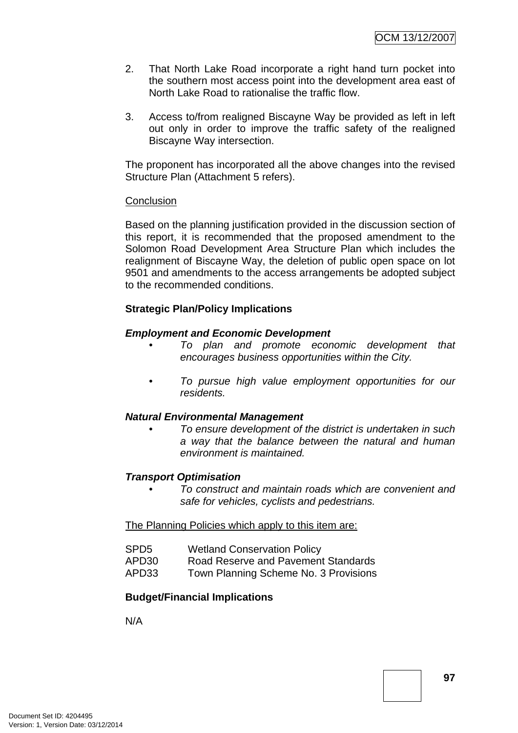2. That North Lake Road incorporate a right hand turn pocket into the southern most access point into the development area east of North Lake Road to rationalise the traffic flow.

3. Access to/from realigned Biscayne Way be provided as left in left out only in order to improve the traffic safety of the realigned Biscayne Way intersection.

The proponent has incorporated all the above changes into the revised Structure Plan (Attachment 5 refers).

Conclusion

Based on the planning justification provided in the discussion section of this report, it is recommended that the proposed amendment to the Solomon Road Development Area Structure Plan which includes the realignment of Biscayne Way, the deletion of public open space on lot 9501 and amendments to the access arrangements be adopted subject to the recommended conditions.

**Strategic Plan/Policy Implications**

***Employment and Economic Development***

- *To plan and promote economic development that encourages business opportunities within the City.*

- *To pursue high value employment opportunities for our residents.*

***Natural Environmental Management***

- *To ensure development of the district is undertaken in such a way that the balance between the natural and human environment is maintained.*

***Transport Optimisation***

- *To construct and maintain roads which are convenient and safe for vehicles, cyclists and pedestrians.*

The Planning Policies which apply to this item are:

SPD5 Wetland Conservation Policy
APD30 Road Reserve and Pavement Standards
APD33 Town Planning Scheme No. 3 Provisions

**Budget/Financial Implications**

N/A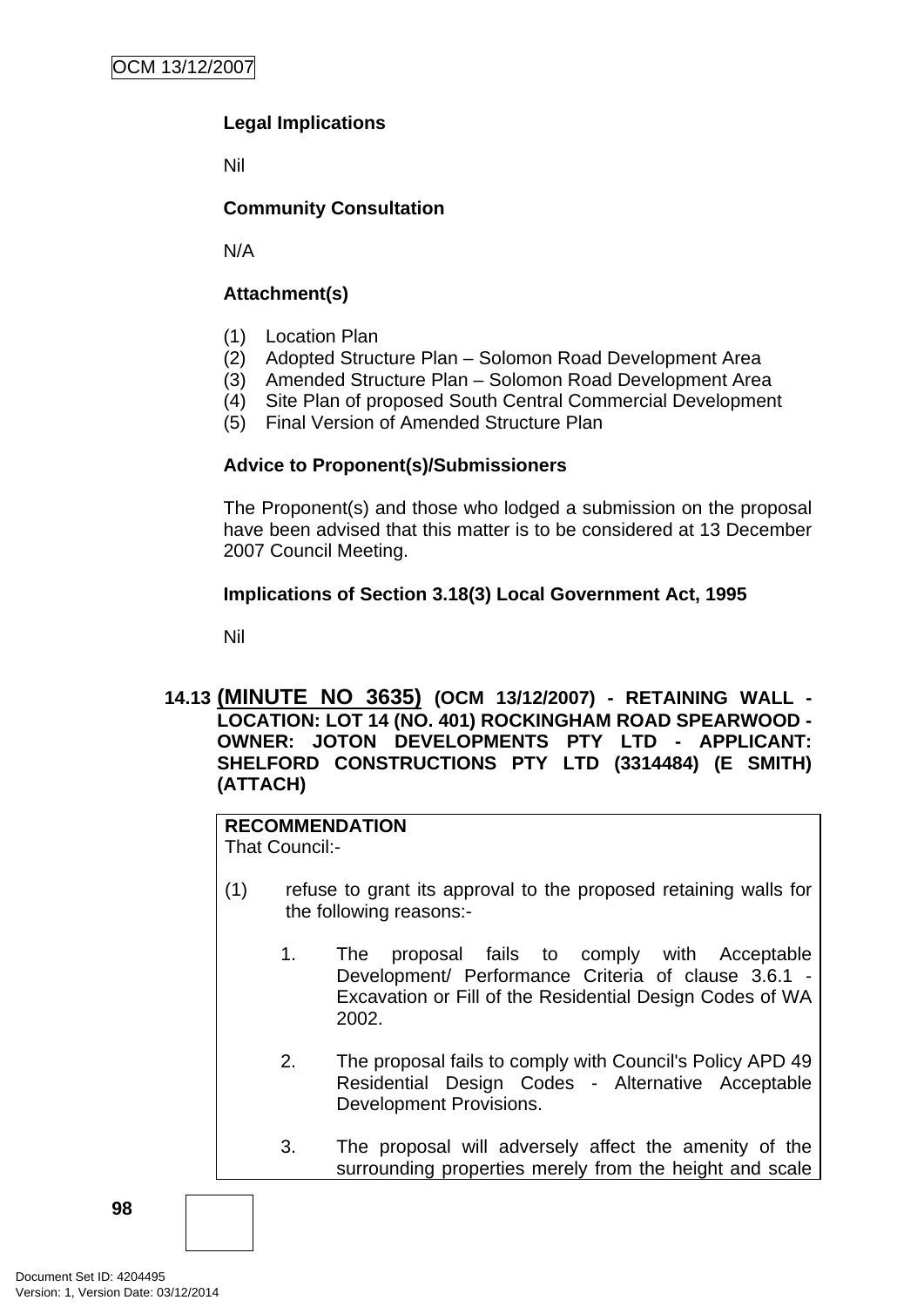**Legal Implications**

Nil

**Community Consultation**

N/A

**Attachment(s)**

(1) Location Plan
(2) Adopted Structure Plan – Solomon Road Development Area
(3) Amended Structure Plan – Solomon Road Development Area
(4) Site Plan of proposed South Central Commercial Development
(5) Final Version of Amended Structure Plan

**Advice to Proponent(s)/Submissioners**

The Proponent(s) and those who lodged a submission on the proposal have been advised that this matter is to be considered at 13 December 2007 Council Meeting.

**Implications of Section 3.18(3) Local Government Act, 1995**

Nil

## 14.13 (MINUTE NO 3635) (OCM 13/12/2007) - RETAINING WALL - LOCATION: LOT 14 (NO. 401) ROCKINGHAM ROAD SPEARWOOD - OWNER: JOTON DEVELOPMENTS PTY LTD - APPLICANT: SHELFORD CONSTRUCTIONS PTY LTD (3314484) (E SMITH) (ATTACH)

**RECOMMENDATION**
That Council:-

(1) refuse to grant its approval to the proposed retaining walls for the following reasons:-

1. The proposal fails to comply with Acceptable Development/ Performance Criteria of clause 3.6.1 - Excavation or Fill of the Residential Design Codes of WA 2002.

2. The proposal fails to comply with Council's Policy APD 49 Residential Design Codes - Alternative Acceptable Development Provisions.

3. The proposal will adversely affect the amenity of the surrounding properties merely from the height and scale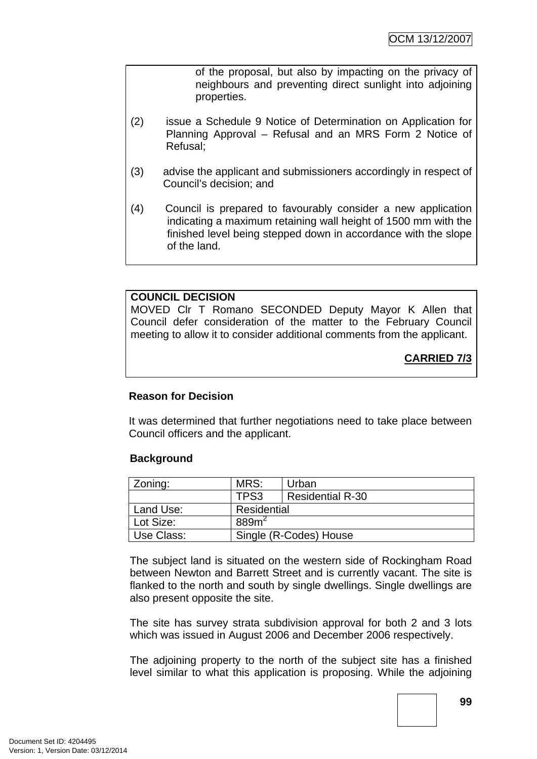of the proposal, but also by impacting on the privacy of neighbours and preventing direct sunlight into adjoining properties.

(2) issue a Schedule 9 Notice of Determination on Application for Planning Approval – Refusal and an MRS Form 2 Notice of Refusal;

(3) advise the applicant and submissioners accordingly in respect of Council's decision; and

(4) Council is prepared to favourably consider a new application indicating a maximum retaining wall height of 1500 mm with the finished level being stepped down in accordance with the slope of the land.

**COUNCIL DECISION**
MOVED Clr T Romano SECONDED Deputy Mayor K Allen that Council defer consideration of the matter to the February Council meeting to allow it to consider additional comments from the applicant.

**CARRIED 7/3**

**Reason for Decision**

It was determined that further negotiations need to take place between Council officers and the applicant.

**Background**

| Zoning: | MRS: | Urban |
|---|---|---|
| | TPS3 | Residential R-30 |
| Land Use: | Residential | |
| Lot Size: | 889m$^2$ | |
| Use Class: | Single (R-Codes) House | |

The subject land is situated on the western side of Rockingham Road between Newton and Barrett Street and is currently vacant. The site is flanked to the north and south by single dwellings. Single dwellings are also present opposite the site.

The site has survey strata subdivision approval for both 2 and 3 lots which was issued in August 2006 and December 2006 respectively.

The adjoining property to the north of the subject site has a finished level similar to what this application is proposing. While the adjoining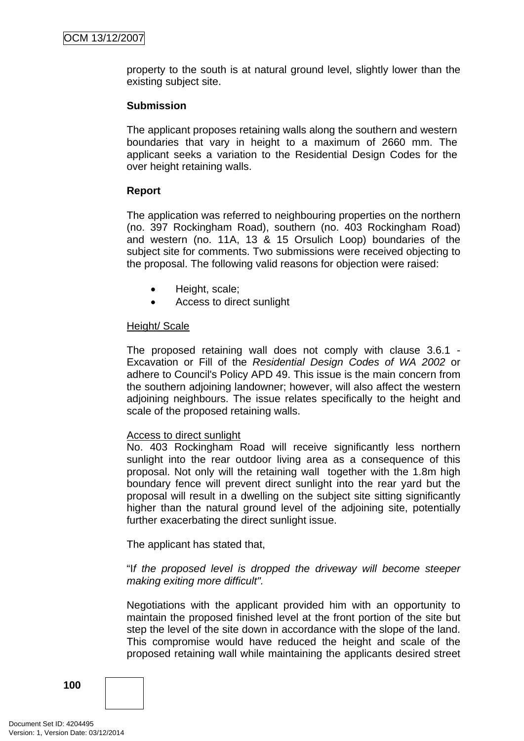property to the south is at natural ground level, slightly lower than the existing subject site.

**Submission**

The applicant proposes retaining walls along the southern and western boundaries that vary in height to a maximum of 2660 mm. The applicant seeks a variation to the Residential Design Codes for the over height retaining walls.

**Report**

The application was referred to neighbouring properties on the northern (no. 397 Rockingham Road), southern (no. 403 Rockingham Road) and western (no. 11A, 13 & 15 Orsulich Loop) boundaries of the subject site for comments. Two submissions were received objecting to the proposal. The following valid reasons for objection were raised:

- Height, scale;
- Access to direct sunlight

Height/ Scale

The proposed retaining wall does not comply with clause 3.6.1 - Excavation or Fill of the *Residential Design Codes of WA 2002* or adhere to Council's Policy APD 49. This issue is the main concern from the southern adjoining landowner; however, will also affect the western adjoining neighbours. The issue relates specifically to the height and scale of the proposed retaining walls.

Access to direct sunlight

No. 403 Rockingham Road will receive significantly less northern sunlight into the rear outdoor living area as a consequence of this proposal. Not only will the retaining wall together with the 1.8m high boundary fence will prevent direct sunlight into the rear yard but the proposal will result in a dwelling on the subject site sitting significantly higher than the natural ground level of the adjoining site, potentially further exacerbating the direct sunlight issue.

The applicant has stated that,

"I*f the proposed level is dropped the driveway will become steeper making exiting more difficult".*

Negotiations with the applicant provided him with an opportunity to maintain the proposed finished level at the front portion of the site but step the level of the site down in accordance with the slope of the land. This compromise would have reduced the height and scale of the proposed retaining wall while maintaining the applicants desired street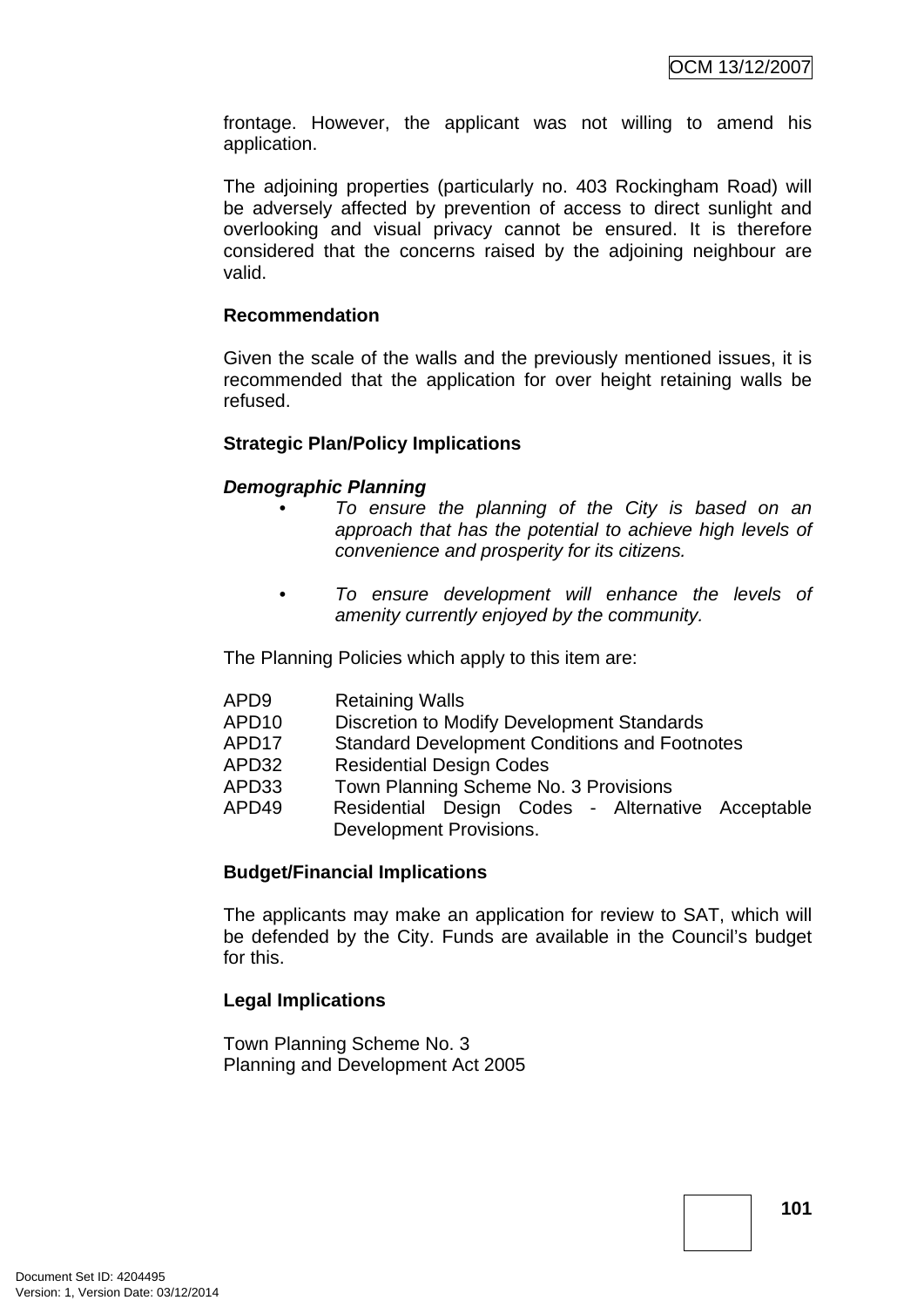frontage. However, the applicant was not willing to amend his application.

The adjoining properties (particularly no. 403 Rockingham Road) will be adversely affected by prevention of access to direct sunlight and overlooking and visual privacy cannot be ensured. It is therefore considered that the concerns raised by the adjoining neighbour are valid.

**Recommendation**

Given the scale of the walls and the previously mentioned issues, it is recommended that the application for over height retaining walls be refused.

**Strategic Plan/Policy Implications**

***Demographic Planning***

- *To ensure the planning of the City is based on an approach that has the potential to achieve high levels of convenience and prosperity for its citizens.*
- *To ensure development will enhance the levels of amenity currently enjoyed by the community.*

The Planning Policies which apply to this item are:

APD9 Retaining Walls
APD10 Discretion to Modify Development Standards
APD17 Standard Development Conditions and Footnotes
APD32 Residential Design Codes
APD33 Town Planning Scheme No. 3 Provisions
APD49 Residential Design Codes - Alternative Acceptable Development Provisions.

**Budget/Financial Implications**

The applicants may make an application for review to SAT, which will be defended by the City. Funds are available in the Council's budget for this.

**Legal Implications**

Town Planning Scheme No. 3
Planning and Development Act 2005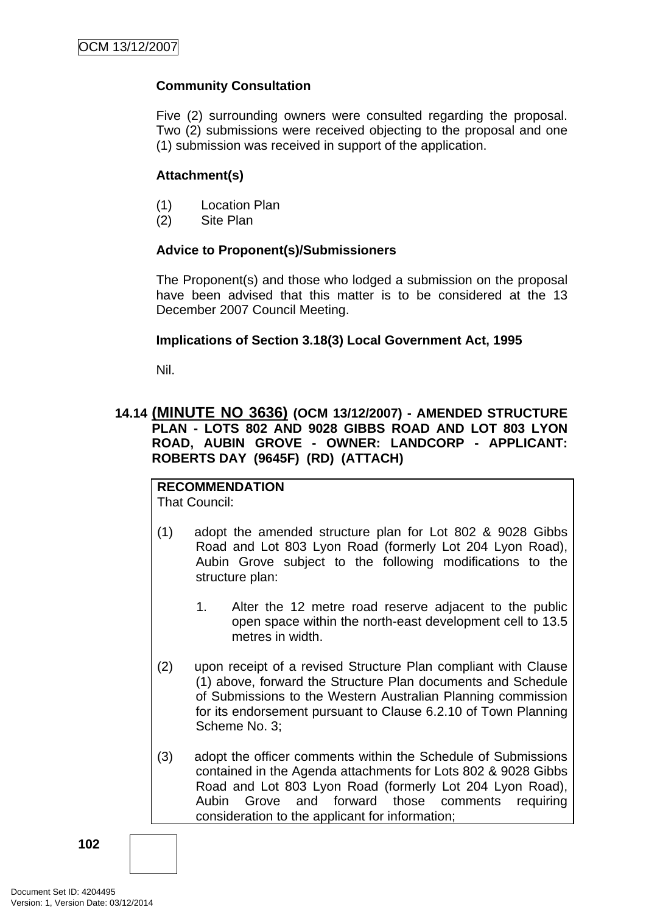**Community Consultation**

Five (2) surrounding owners were consulted regarding the proposal. Two (2) submissions were received objecting to the proposal and one (1) submission was received in support of the application.

**Attachment(s)**

(1) Location Plan
(2) Site Plan

**Advice to Proponent(s)/Submissioners**

The Proponent(s) and those who lodged a submission on the proposal have been advised that this matter is to be considered at the 13 December 2007 Council Meeting.

**Implications of Section 3.18(3) Local Government Act, 1995**

Nil.

## 14.14 (MINUTE NO 3636) (OCM 13/12/2007) - AMENDED STRUCTURE PLAN - LOTS 802 AND 9028 GIBBS ROAD AND LOT 803 LYON ROAD, AUBIN GROVE - OWNER: LANDCORP - APPLICANT: ROBERTS DAY (9645F) (RD) (ATTACH)

**RECOMMENDATION**
That Council:

(1) adopt the amended structure plan for Lot 802 & 9028 Gibbs Road and Lot 803 Lyon Road (formerly Lot 204 Lyon Road), Aubin Grove subject to the following modifications to the structure plan:

1. Alter the 12 metre road reserve adjacent to the public open space within the north-east development cell to 13.5 metres in width.

(2) upon receipt of a revised Structure Plan compliant with Clause (1) above, forward the Structure Plan documents and Schedule of Submissions to the Western Australian Planning commission for its endorsement pursuant to Clause 6.2.10 of Town Planning Scheme No. 3;

(3) adopt the officer comments within the Schedule of Submissions contained in the Agenda attachments for Lots 802 & 9028 Gibbs Road and Lot 803 Lyon Road (formerly Lot 204 Lyon Road), Aubin Grove and forward those comments requiring consideration to the applicant for information;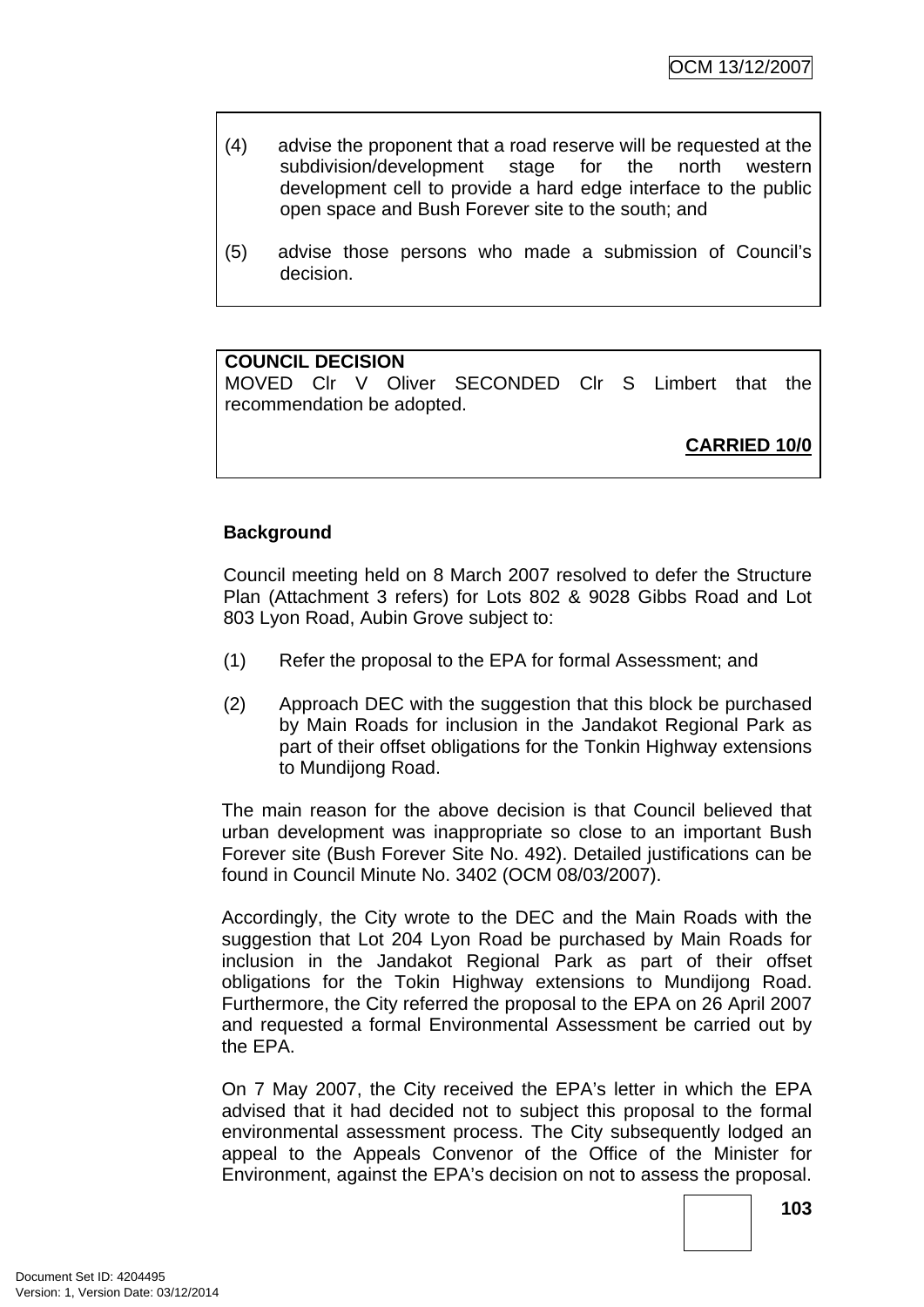(4) advise the proponent that a road reserve will be requested at the subdivision/development stage for the north western development cell to provide a hard edge interface to the public open space and Bush Forever site to the south; and

(5) advise those persons who made a submission of Council's decision.

**COUNCIL DECISION**
MOVED Clr V Oliver SECONDED Clr S Limbert that the recommendation be adopted.

**CARRIED 10/0**

**Background**

Council meeting held on 8 March 2007 resolved to defer the Structure Plan (Attachment 3 refers) for Lots 802 & 9028 Gibbs Road and Lot 803 Lyon Road, Aubin Grove subject to:

(1) Refer the proposal to the EPA for formal Assessment; and

(2) Approach DEC with the suggestion that this block be purchased by Main Roads for inclusion in the Jandakot Regional Park as part of their offset obligations for the Tonkin Highway extensions to Mundijong Road.

The main reason for the above decision is that Council believed that urban development was inappropriate so close to an important Bush Forever site (Bush Forever Site No. 492). Detailed justifications can be found in Council Minute No. 3402 (OCM 08/03/2007).

Accordingly, the City wrote to the DEC and the Main Roads with the suggestion that Lot 204 Lyon Road be purchased by Main Roads for inclusion in the Jandakot Regional Park as part of their offset obligations for the Tokin Highway extensions to Mundijong Road. Furthermore, the City referred the proposal to the EPA on 26 April 2007 and requested a formal Environmental Assessment be carried out by the EPA.

On 7 May 2007, the City received the EPA's letter in which the EPA advised that it had decided not to subject this proposal to the formal environmental assessment process. The City subsequently lodged an appeal to the Appeals Convenor of the Office of the Minister for Environment, against the EPA's decision on not to assess the proposal.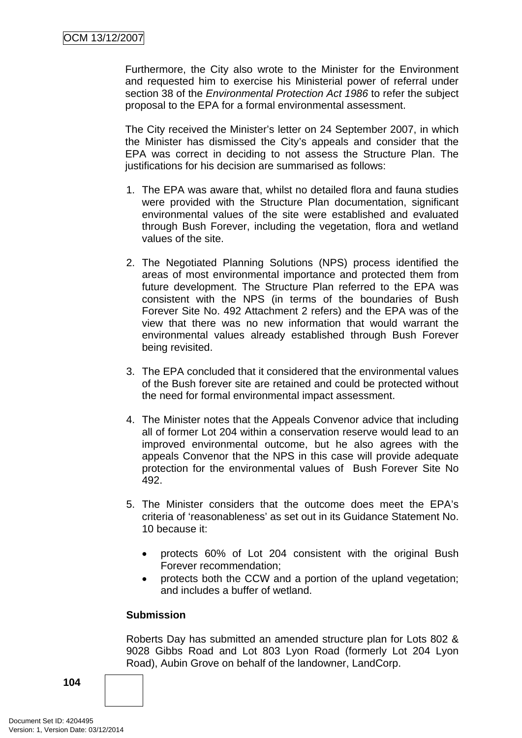Furthermore, the City also wrote to the Minister for the Environment and requested him to exercise his Ministerial power of referral under section 38 of the *Environmental Protection Act 1986* to refer the subject proposal to the EPA for a formal environmental assessment.

The City received the Minister's letter on 24 September 2007, in which the Minister has dismissed the City's appeals and consider that the EPA was correct in deciding to not assess the Structure Plan. The justifications for his decision are summarised as follows:

1. The EPA was aware that, whilst no detailed flora and fauna studies were provided with the Structure Plan documentation, significant environmental values of the site were established and evaluated through Bush Forever, including the vegetation, flora and wetland values of the site.

2. The Negotiated Planning Solutions (NPS) process identified the areas of most environmental importance and protected them from future development. The Structure Plan referred to the EPA was consistent with the NPS (in terms of the boundaries of Bush Forever Site No. 492 Attachment 2 refers) and the EPA was of the view that there was no new information that would warrant the environmental values already established through Bush Forever being revisited.

3. The EPA concluded that it considered that the environmental values of the Bush forever site are retained and could be protected without the need for formal environmental impact assessment.

4. The Minister notes that the Appeals Convenor advice that including all of former Lot 204 within a conservation reserve would lead to an improved environmental outcome, but he also agrees with the appeals Convenor that the NPS in this case will provide adequate protection for the environmental values of Bush Forever Site No 492.

5. The Minister considers that the outcome does meet the EPA's criteria of 'reasonableness' as set out in its Guidance Statement No. 10 because it:

   - protects 60% of Lot 204 consistent with the original Bush Forever recommendation;
   - protects both the CCW and a portion of the upland vegetation; and includes a buffer of wetland.

**Submission**

Roberts Day has submitted an amended structure plan for Lots 802 & 9028 Gibbs Road and Lot 803 Lyon Road (formerly Lot 204 Lyon Road), Aubin Grove on behalf of the landowner, LandCorp.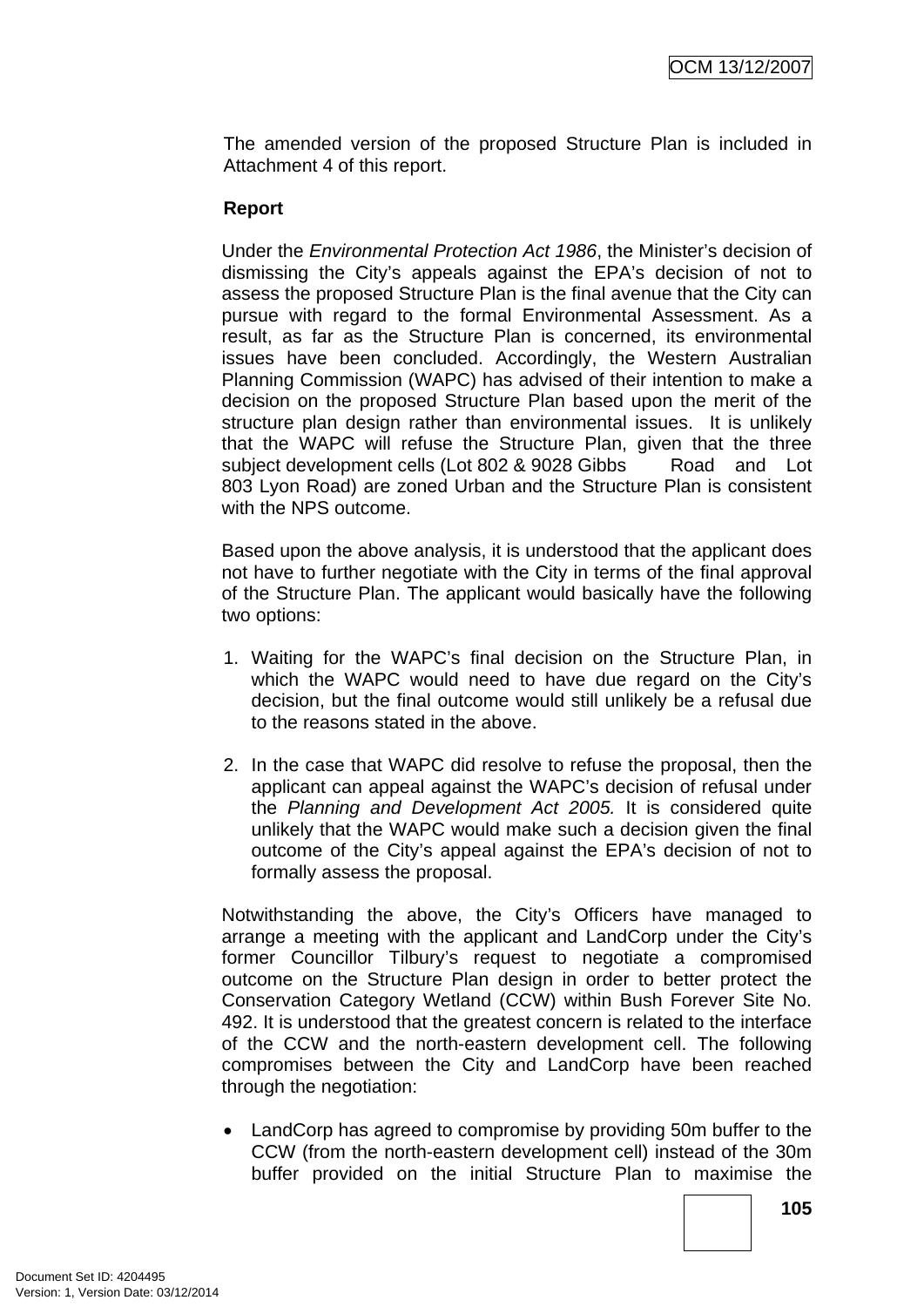The amended version of the proposed Structure Plan is included in Attachment 4 of this report.

**Report**

Under the *Environmental Protection Act 1986*, the Minister's decision of dismissing the City's appeals against the EPA's decision of not to assess the proposed Structure Plan is the final avenue that the City can pursue with regard to the formal Environmental Assessment. As a result, as far as the Structure Plan is concerned, its environmental issues have been concluded. Accordingly, the Western Australian Planning Commission (WAPC) has advised of their intention to make a decision on the proposed Structure Plan based upon the merit of the structure plan design rather than environmental issues. It is unlikely that the WAPC will refuse the Structure Plan, given that the three subject development cells (Lot 802 & 9028 Gibbs Road and Lot 803 Lyon Road) are zoned Urban and the Structure Plan is consistent with the NPS outcome.

Based upon the above analysis, it is understood that the applicant does not have to further negotiate with the City in terms of the final approval of the Structure Plan. The applicant would basically have the following two options:

1. Waiting for the WAPC's final decision on the Structure Plan, in which the WAPC would need to have due regard on the City's decision, but the final outcome would still unlikely be a refusal due to the reasons stated in the above.

2. In the case that WAPC did resolve to refuse the proposal, then the applicant can appeal against the WAPC's decision of refusal under the *Planning and Development Act 2005.* It is considered quite unlikely that the WAPC would make such a decision given the final outcome of the City's appeal against the EPA's decision of not to formally assess the proposal.

Notwithstanding the above, the City's Officers have managed to arrange a meeting with the applicant and LandCorp under the City's former Councillor Tilbury's request to negotiate a compromised outcome on the Structure Plan design in order to better protect the Conservation Category Wetland (CCW) within Bush Forever Site No. 492. It is understood that the greatest concern is related to the interface of the CCW and the north-eastern development cell. The following compromises between the City and LandCorp have been reached through the negotiation:

- LandCorp has agreed to compromise by providing 50m buffer to the CCW (from the north-eastern development cell) instead of the 30m buffer provided on the initial Structure Plan to maximise the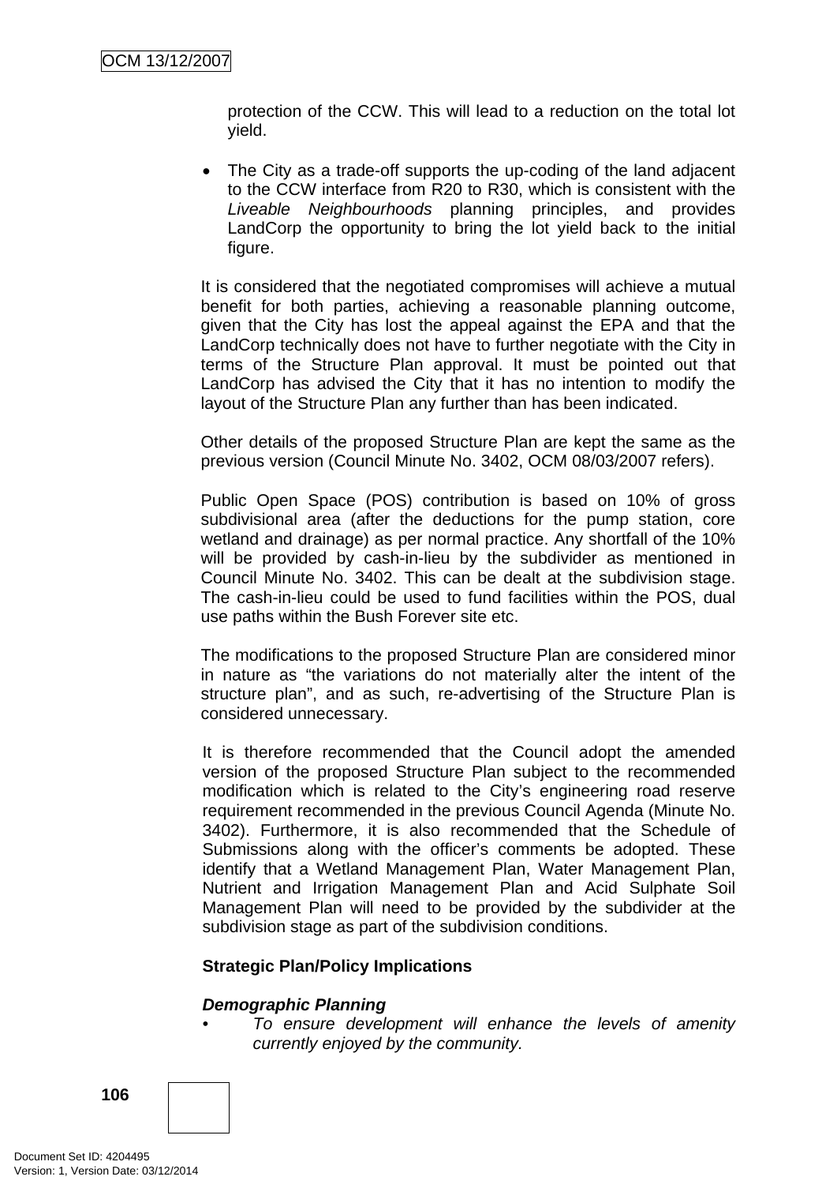protection of the CCW. This will lead to a reduction on the total lot yield.

- The City as a trade-off supports the up-coding of the land adjacent to the CCW interface from R20 to R30, which is consistent with the *Liveable Neighbourhoods* planning principles, and provides LandCorp the opportunity to bring the lot yield back to the initial figure.

It is considered that the negotiated compromises will achieve a mutual benefit for both parties, achieving a reasonable planning outcome, given that the City has lost the appeal against the EPA and that the LandCorp technically does not have to further negotiate with the City in terms of the Structure Plan approval. It must be pointed out that LandCorp has advised the City that it has no intention to modify the layout of the Structure Plan any further than has been indicated.

Other details of the proposed Structure Plan are kept the same as the previous version (Council Minute No. 3402, OCM 08/03/2007 refers).

Public Open Space (POS) contribution is based on 10% of gross subdivisional area (after the deductions for the pump station, core wetland and drainage) as per normal practice. Any shortfall of the 10% will be provided by cash-in-lieu by the subdivider as mentioned in Council Minute No. 3402. This can be dealt at the subdivision stage. The cash-in-lieu could be used to fund facilities within the POS, dual use paths within the Bush Forever site etc.

The modifications to the proposed Structure Plan are considered minor in nature as "the variations do not materially alter the intent of the structure plan", and as such, re-advertising of the Structure Plan is considered unnecessary.

It is therefore recommended that the Council adopt the amended version of the proposed Structure Plan subject to the recommended modification which is related to the City's engineering road reserve requirement recommended in the previous Council Agenda (Minute No. 3402). Furthermore, it is also recommended that the Schedule of Submissions along with the officer's comments be adopted. These identify that a Wetland Management Plan, Water Management Plan, Nutrient and Irrigation Management Plan and Acid Sulphate Soil Management Plan will need to be provided by the subdivider at the subdivision stage as part of the subdivision conditions.

**Strategic Plan/Policy Implications**

***Demographic Planning***

- *To ensure development will enhance the levels of amenity currently enjoyed by the community.*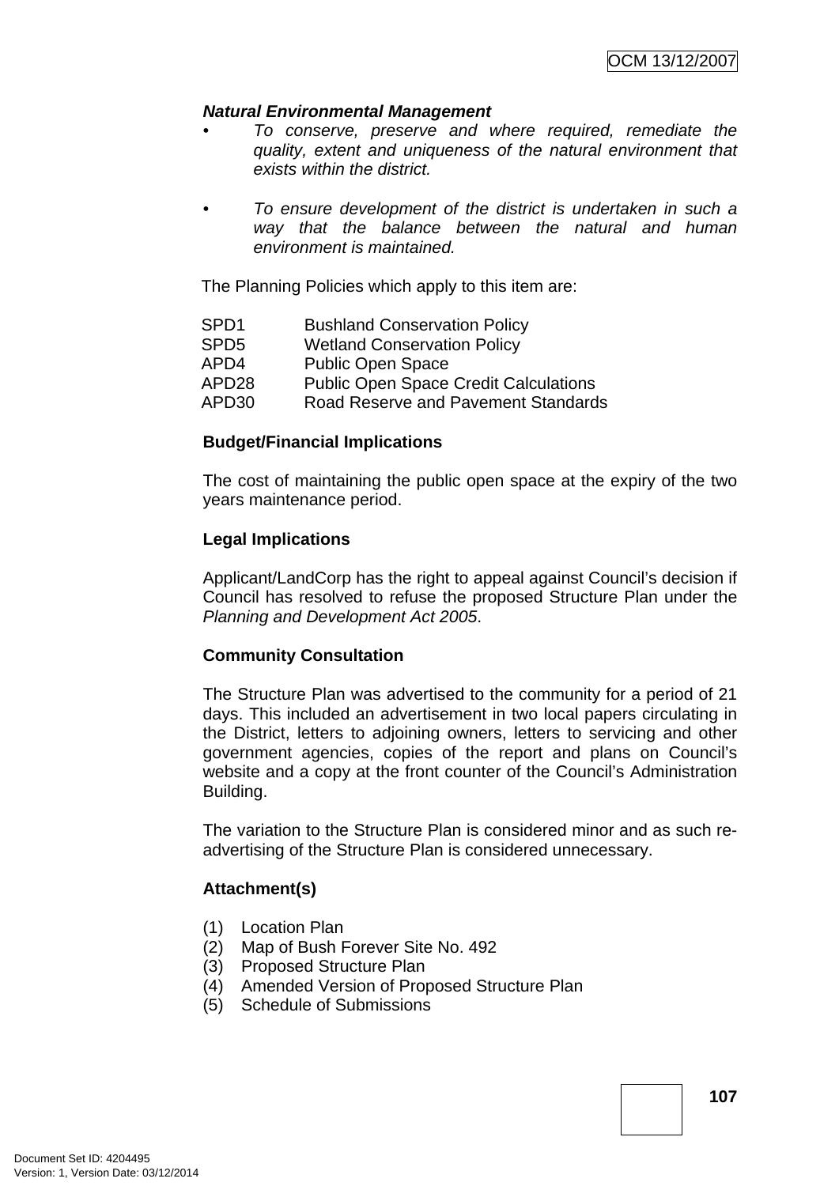***Natural Environmental Management***

- *To conserve, preserve and where required, remediate the quality, extent and uniqueness of the natural environment that exists within the district.*

- *To ensure development of the district is undertaken in such a way that the balance between the natural and human environment is maintained.*

The Planning Policies which apply to this item are:

| | |
|---|---|
| SPD1 | Bushland Conservation Policy |
| SPD5 | Wetland Conservation Policy |
| APD4 | Public Open Space |
| APD28 | Public Open Space Credit Calculations |
| APD30 | Road Reserve and Pavement Standards |

**Budget/Financial Implications**

The cost of maintaining the public open space at the expiry of the two years maintenance period.

**Legal Implications**

Applicant/LandCorp has the right to appeal against Council's decision if Council has resolved to refuse the proposed Structure Plan under the *Planning and Development Act 2005*.

**Community Consultation**

The Structure Plan was advertised to the community for a period of 21 days. This included an advertisement in two local papers circulating in the District, letters to adjoining owners, letters to servicing and other government agencies, copies of the report and plans on Council's website and a copy at the front counter of the Council's Administration Building.

The variation to the Structure Plan is considered minor and as such re-advertising of the Structure Plan is considered unnecessary.

**Attachment(s)**

(1) Location Plan
(2) Map of Bush Forever Site No. 492
(3) Proposed Structure Plan
(4) Amended Version of Proposed Structure Plan
(5) Schedule of Submissions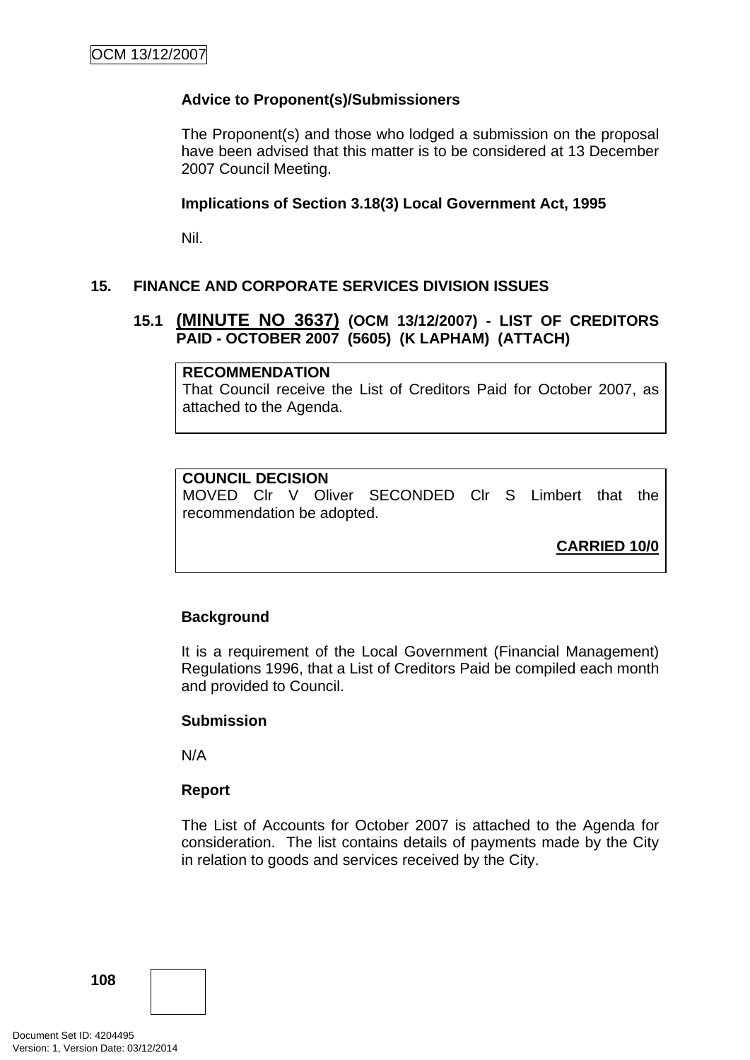**Advice to Proponent(s)/Submissioners**

The Proponent(s) and those who lodged a submission on the proposal have been advised that this matter is to be considered at 13 December 2007 Council Meeting.

**Implications of Section 3.18(3) Local Government Act, 1995**

Nil.

## 15. FINANCE AND CORPORATE SERVICES DIVISION ISSUES

### 15.1 (MINUTE NO 3637) (OCM 13/12/2007) - LIST OF CREDITORS PAID - OCTOBER 2007 (5605) (K LAPHAM) (ATTACH)

**RECOMMENDATION**
That Council receive the List of Creditors Paid for October 2007, as attached to the Agenda.

**COUNCIL DECISION**
MOVED Clr V Oliver SECONDED Clr S Limbert that the recommendation be adopted.

**CARRIED 10/0**

**Background**

It is a requirement of the Local Government (Financial Management) Regulations 1996, that a List of Creditors Paid be compiled each month and provided to Council.

**Submission**

N/A

**Report**

The List of Accounts for October 2007 is attached to the Agenda for consideration. The list contains details of payments made by the City in relation to goods and services received by the City.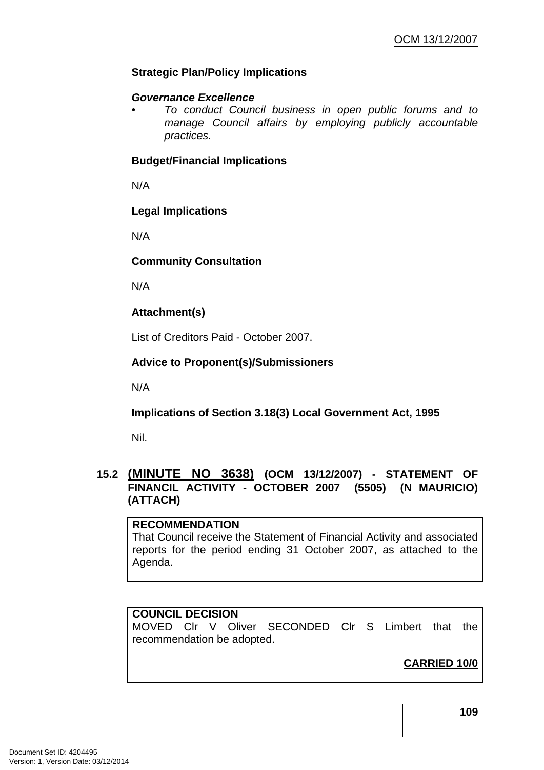**Strategic Plan/Policy Implications**

***Governance Excellence***

- *To conduct Council business in open public forums and to manage Council affairs by employing publicly accountable practices.*

**Budget/Financial Implications**

N/A

**Legal Implications**

N/A

**Community Consultation**

N/A

**Attachment(s)**

List of Creditors Paid - October 2007.

**Advice to Proponent(s)/Submissioners**

N/A

**Implications of Section 3.18(3) Local Government Act, 1995**

Nil.

## 15.2 (MINUTE NO 3638) (OCM 13/12/2007) - STATEMENT OF FINANCIL ACTIVITY - OCTOBER 2007 (5505) (N MAURICIO) (ATTACH)

**RECOMMENDATION**
That Council receive the Statement of Financial Activity and associated reports for the period ending 31 October 2007, as attached to the Agenda.

**COUNCIL DECISION**
MOVED Clr V Oliver SECONDED Clr S Limbert that the recommendation be adopted.

**CARRIED 10/0**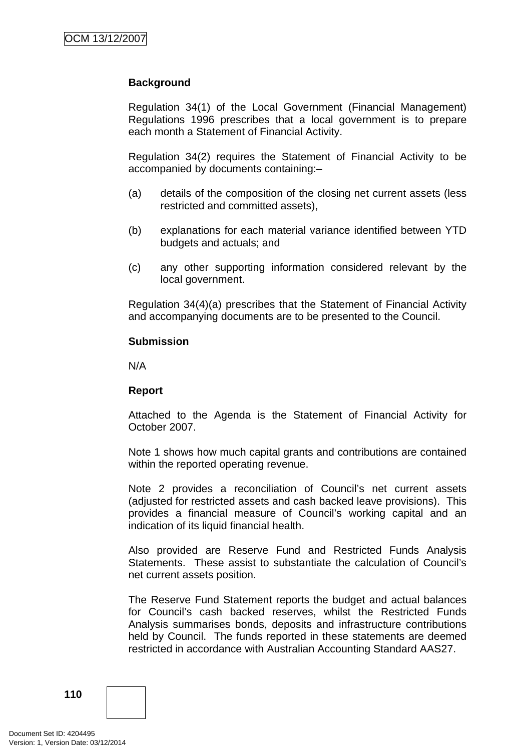**Background**

Regulation 34(1) of the Local Government (Financial Management) Regulations 1996 prescribes that a local government is to prepare each month a Statement of Financial Activity.

Regulation 34(2) requires the Statement of Financial Activity to be accompanied by documents containing:–

(a) details of the composition of the closing net current assets (less restricted and committed assets),

(b) explanations for each material variance identified between YTD budgets and actuals; and

(c) any other supporting information considered relevant by the local government.

Regulation 34(4)(a) prescribes that the Statement of Financial Activity and accompanying documents are to be presented to the Council.

**Submission**

N/A

**Report**

Attached to the Agenda is the Statement of Financial Activity for October 2007.

Note 1 shows how much capital grants and contributions are contained within the reported operating revenue.

Note 2 provides a reconciliation of Council's net current assets (adjusted for restricted assets and cash backed leave provisions). This provides a financial measure of Council's working capital and an indication of its liquid financial health.

Also provided are Reserve Fund and Restricted Funds Analysis Statements. These assist to substantiate the calculation of Council's net current assets position.

The Reserve Fund Statement reports the budget and actual balances for Council's cash backed reserves, whilst the Restricted Funds Analysis summarises bonds, deposits and infrastructure contributions held by Council. The funds reported in these statements are deemed restricted in accordance with Australian Accounting Standard AAS27.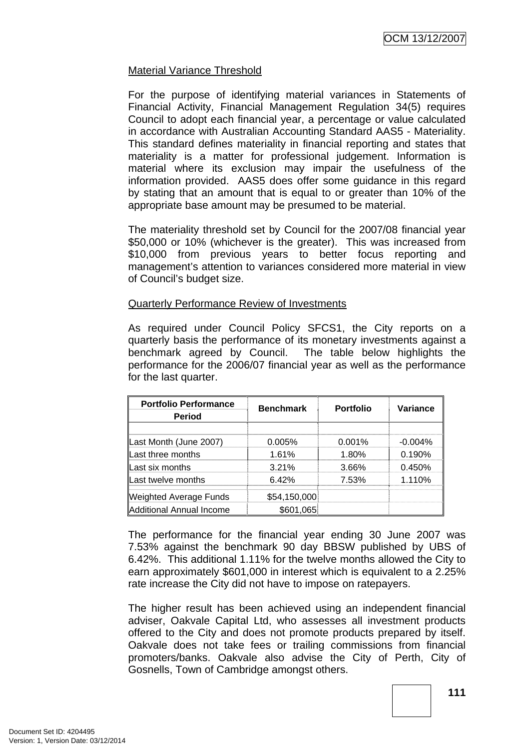Material Variance Threshold

For the purpose of identifying material variances in Statements of Financial Activity, Financial Management Regulation 34(5) requires Council to adopt each financial year, a percentage or value calculated in accordance with Australian Accounting Standard AAS5 - Materiality. This standard defines materiality in financial reporting and states that materiality is a matter for professional judgement. Information is material where its exclusion may impair the usefulness of the information provided. AAS5 does offer some guidance in this regard by stating that an amount that is equal to or greater than 10% of the appropriate base amount may be presumed to be material.

The materiality threshold set by Council for the 2007/08 financial year $50,000 or 10% (whichever is the greater). This was increased from $10,000 from previous years to better focus reporting and management's attention to variances considered more material in view of Council's budget size.

Quarterly Performance Review of Investments

As required under Council Policy SFCS1, the City reports on a quarterly basis the performance of its monetary investments against a benchmark agreed by Council. The table below highlights the performance for the 2006/07 financial year as well as the performance for the last quarter.

| Portfolio Performance Period | Benchmark | Portfolio | Variance |
|---|---|---|---|
| Last Month (June 2007) | 0.005% | 0.001% | -0.004% |
| Last three months | 1.61% | 1.80% | 0.190% |
| Last six months | 3.21% | 3.66% | 0.450% |
| Last twelve months | 6.42% | 7.53% | 1.110% |
| Weighted Average Funds | $54,150,000 | | |
| Additional Annual Income | $601,065 | | |

The performance for the financial year ending 30 June 2007 was 7.53% against the benchmark 90 day BBSW published by UBS of 6.42%. This additional 1.11% for the twelve months allowed the City to earn approximately $601,000 in interest which is equivalent to a 2.25% rate increase the City did not have to impose on ratepayers.

The higher result has been achieved using an independent financial adviser, Oakvale Capital Ltd, who assesses all investment products offered to the City and does not promote products prepared by itself. Oakvale does not take fees or trailing commissions from financial promoters/banks. Oakvale also advise the City of Perth, City of Gosnells, Town of Cambridge amongst others.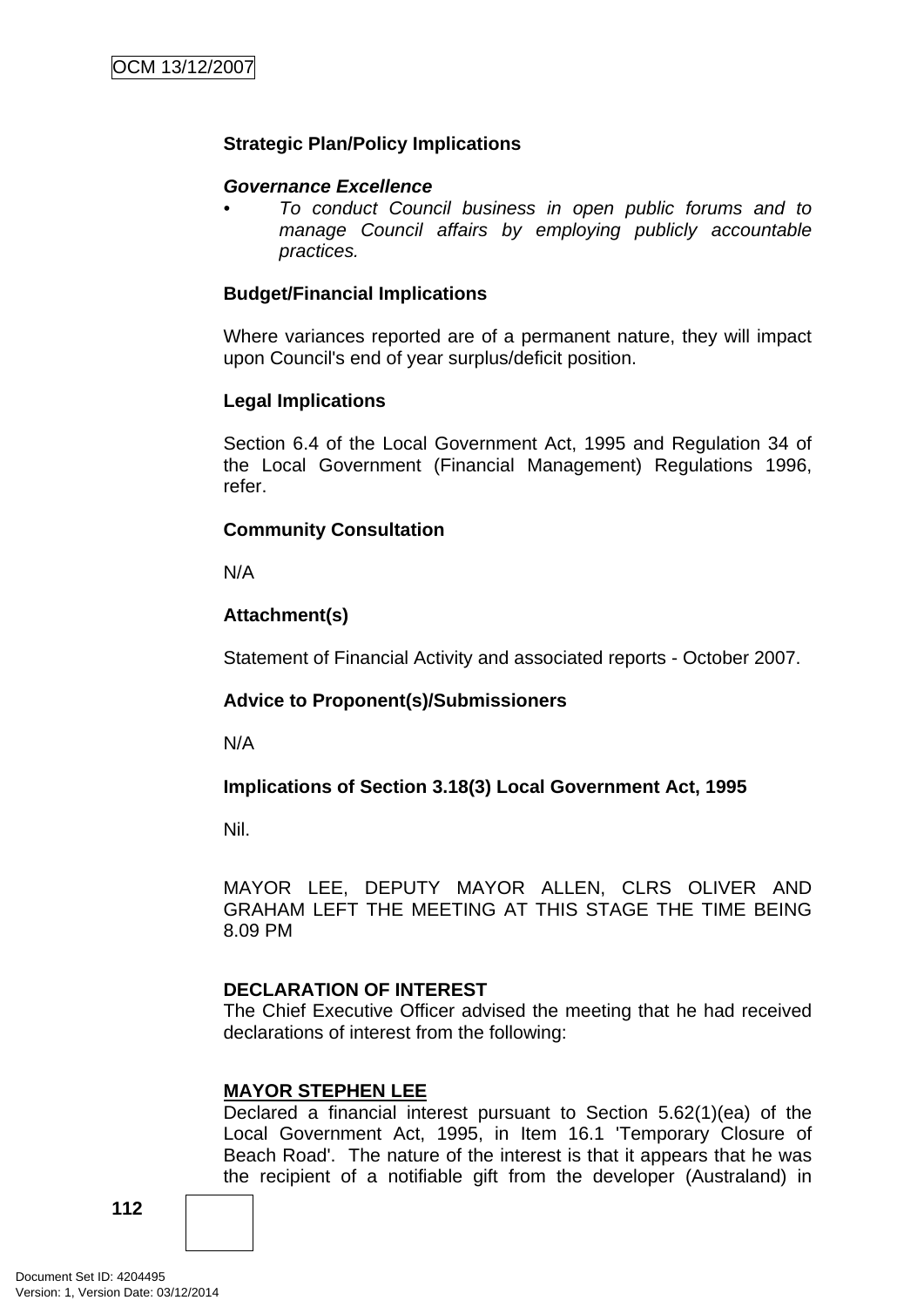**Strategic Plan/Policy Implications**

***Governance Excellence***

- *To conduct Council business in open public forums and to manage Council affairs by employing publicly accountable practices.*

**Budget/Financial Implications**

Where variances reported are of a permanent nature, they will impact upon Council's end of year surplus/deficit position.

**Legal Implications**

Section 6.4 of the Local Government Act, 1995 and Regulation 34 of the Local Government (Financial Management) Regulations 1996, refer.

**Community Consultation**

N/A

**Attachment(s)**

Statement of Financial Activity and associated reports - October 2007.

**Advice to Proponent(s)/Submissioners**

N/A

**Implications of Section 3.18(3) Local Government Act, 1995**

Nil.

MAYOR LEE, DEPUTY MAYOR ALLEN, CLRS OLIVER AND GRAHAM LEFT THE MEETING AT THIS STAGE THE TIME BEING 8.09 PM

**DECLARATION OF INTEREST**

The Chief Executive Officer advised the meeting that he had received declarations of interest from the following:

**MAYOR STEPHEN LEE**

Declared a financial interest pursuant to Section 5.62(1)(ea) of the Local Government Act, 1995, in Item 16.1 'Temporary Closure of Beach Road'. The nature of the interest is that it appears that he was the recipient of a notifiable gift from the developer (Australand) in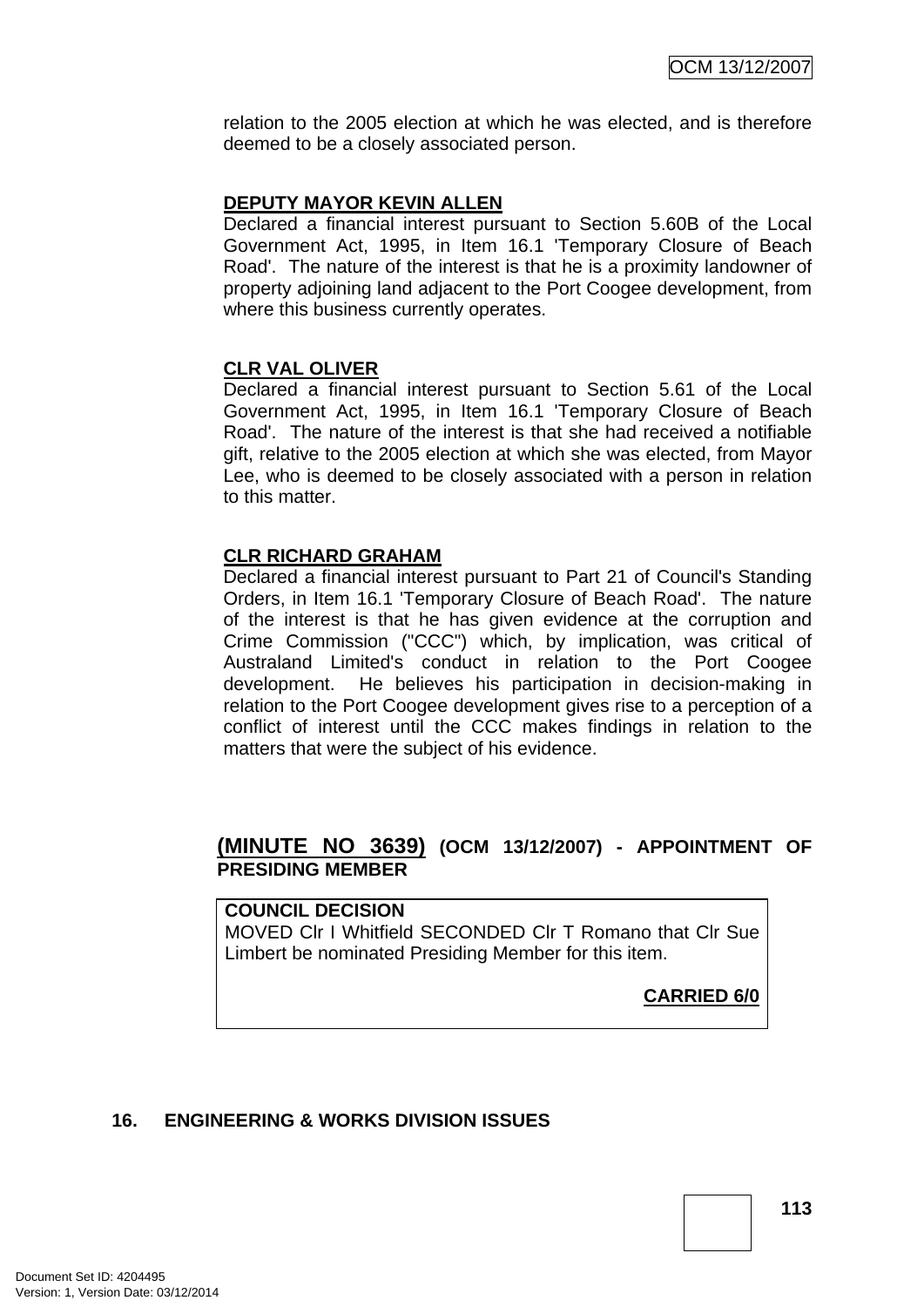relation to the 2005 election at which he was elected, and is therefore deemed to be a closely associated person.

**DEPUTY MAYOR KEVIN ALLEN**
Declared a financial interest pursuant to Section 5.60B of the Local Government Act, 1995, in Item 16.1 'Temporary Closure of Beach Road'. The nature of the interest is that he is a proximity landowner of property adjoining land adjacent to the Port Coogee development, from where this business currently operates.

**CLR VAL OLIVER**
Declared a financial interest pursuant to Section 5.61 of the Local Government Act, 1995, in Item 16.1 'Temporary Closure of Beach Road'. The nature of the interest is that she had received a notifiable gift, relative to the 2005 election at which she was elected, from Mayor Lee, who is deemed to be closely associated with a person in relation to this matter.

**CLR RICHARD GRAHAM**
Declared a financial interest pursuant to Part 21 of Council's Standing Orders, in Item 16.1 'Temporary Closure of Beach Road'. The nature of the interest is that he has given evidence at the corruption and Crime Commission ("CCC") which, by implication, was critical of Australand Limited's conduct in relation to the Port Coogee development. He believes his participation in decision-making in relation to the Port Coogee development gives rise to a perception of a conflict of interest until the CCC makes findings in relation to the matters that were the subject of his evidence.

**(MINUTE NO 3639) (OCM 13/12/2007) - APPOINTMENT OF PRESIDING MEMBER**

**COUNCIL DECISION**
MOVED Clr I Whitfield SECONDED Clr T Romano that Clr Sue Limbert be nominated Presiding Member for this item.

**CARRIED 6/0**

## 16. ENGINEERING & WORKS DIVISION ISSUES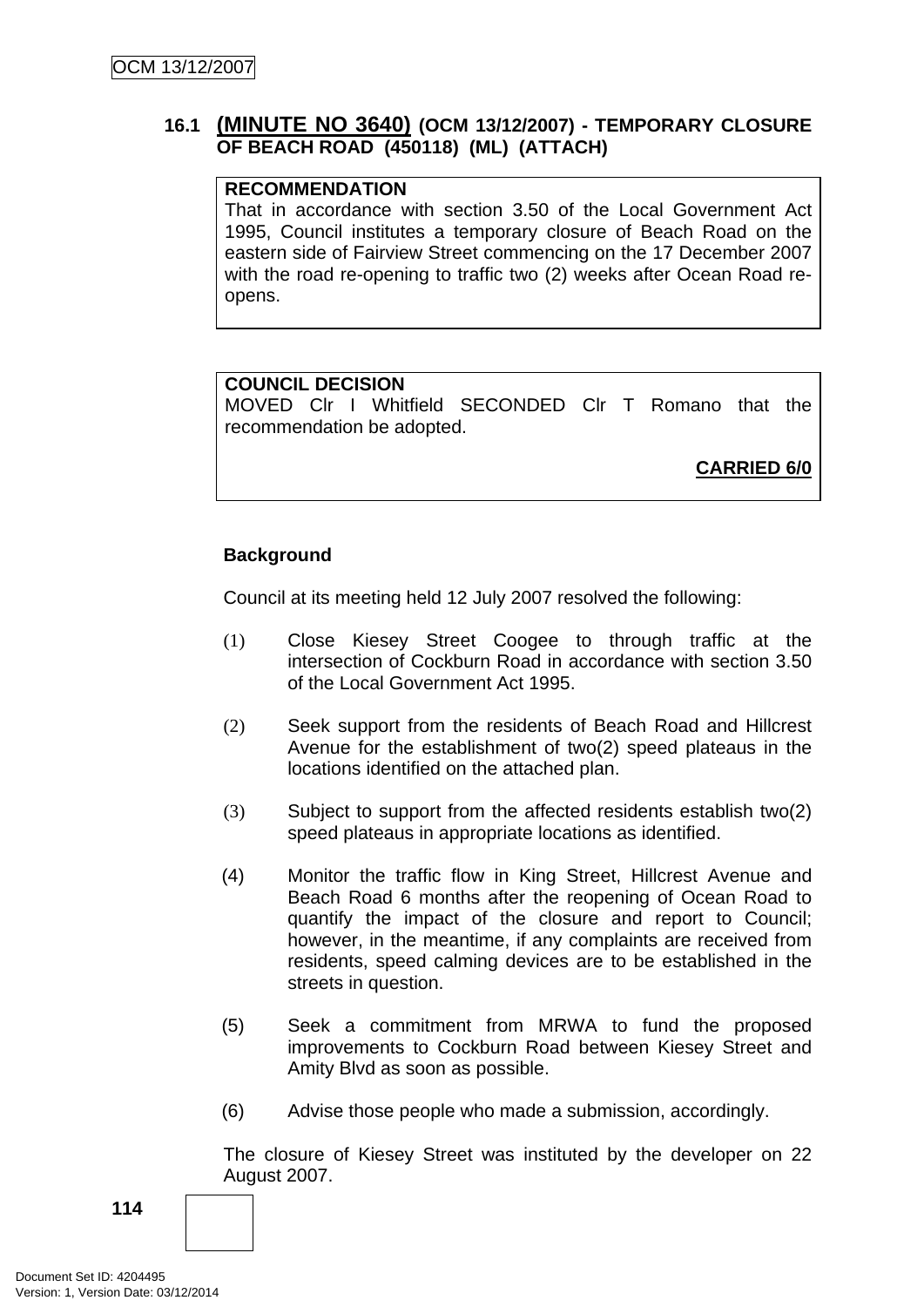### 16.1 (MINUTE NO 3640) (OCM 13/12/2007) - TEMPORARY CLOSURE OF BEACH ROAD (450118) (ML) (ATTACH)

**RECOMMENDATION**
That in accordance with section 3.50 of the Local Government Act 1995, Council institutes a temporary closure of Beach Road on the eastern side of Fairview Street commencing on the 17 December 2007 with the road re-opening to traffic two (2) weeks after Ocean Road re-opens.

**COUNCIL DECISION**
MOVED Clr I Whitfield SECONDED Clr T Romano that the recommendation be adopted.

**CARRIED 6/0**

**Background**

Council at its meeting held 12 July 2007 resolved the following:

(1) Close Kiesey Street Coogee to through traffic at the intersection of Cockburn Road in accordance with section 3.50 of the Local Government Act 1995.

(2) Seek support from the residents of Beach Road and Hillcrest Avenue for the establishment of two(2) speed plateaus in the locations identified on the attached plan.

(3) Subject to support from the affected residents establish two(2) speed plateaus in appropriate locations as identified.

(4) Monitor the traffic flow in King Street, Hillcrest Avenue and Beach Road 6 months after the reopening of Ocean Road to quantify the impact of the closure and report to Council; however, in the meantime, if any complaints are received from residents, speed calming devices are to be established in the streets in question.

(5) Seek a commitment from MRWA to fund the proposed improvements to Cockburn Road between Kiesey Street and Amity Blvd as soon as possible.

(6) Advise those people who made a submission, accordingly.

The closure of Kiesey Street was instituted by the developer on 22 August 2007.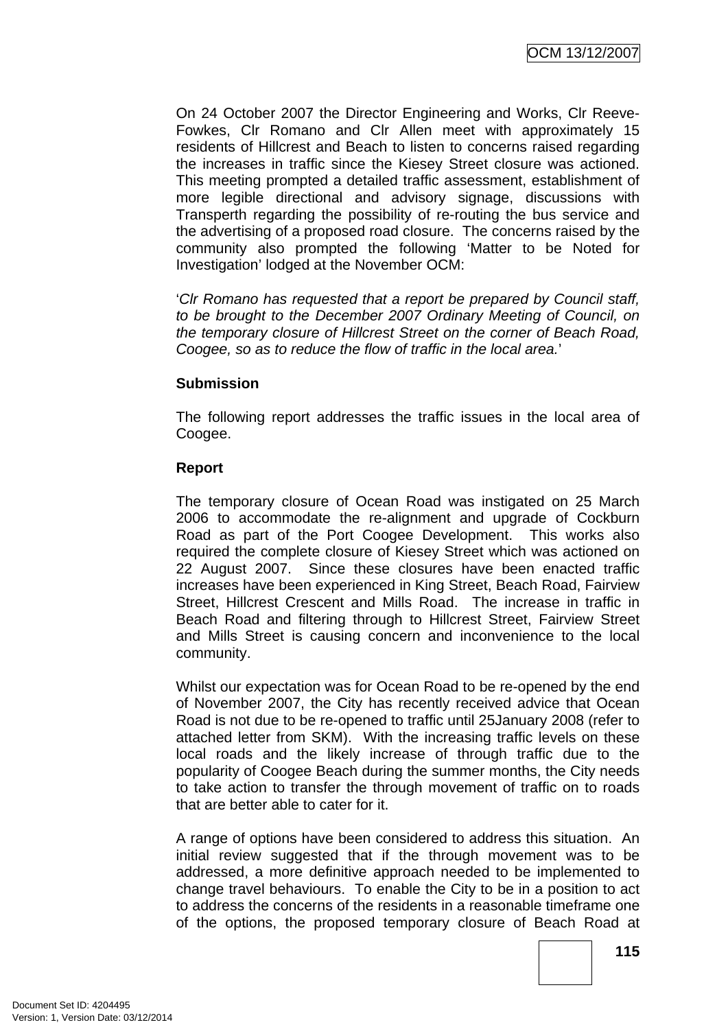On 24 October 2007 the Director Engineering and Works, Clr Reeve-Fowkes, Clr Romano and Clr Allen meet with approximately 15 residents of Hillcrest and Beach to listen to concerns raised regarding the increases in traffic since the Kiesey Street closure was actioned. This meeting prompted a detailed traffic assessment, establishment of more legible directional and advisory signage, discussions with Transperth regarding the possibility of re-routing the bus service and the advertising of a proposed road closure. The concerns raised by the community also prompted the following 'Matter to be Noted for Investigation' lodged at the November OCM:

'*Clr Romano has requested that a report be prepared by Council staff, to be brought to the December 2007 Ordinary Meeting of Council, on the temporary closure of Hillcrest Street on the corner of Beach Road, Coogee, so as to reduce the flow of traffic in the local area.*'

**Submission**

The following report addresses the traffic issues in the local area of Coogee.

**Report**

The temporary closure of Ocean Road was instigated on 25 March 2006 to accommodate the re-alignment and upgrade of Cockburn Road as part of the Port Coogee Development. This works also required the complete closure of Kiesey Street which was actioned on 22 August 2007. Since these closures have been enacted traffic increases have been experienced in King Street, Beach Road, Fairview Street, Hillcrest Crescent and Mills Road. The increase in traffic in Beach Road and filtering through to Hillcrest Street, Fairview Street and Mills Street is causing concern and inconvenience to the local community.

Whilst our expectation was for Ocean Road to be re-opened by the end of November 2007, the City has recently received advice that Ocean Road is not due to be re-opened to traffic until 25January 2008 (refer to attached letter from SKM). With the increasing traffic levels on these local roads and the likely increase of through traffic due to the popularity of Coogee Beach during the summer months, the City needs to take action to transfer the through movement of traffic on to roads that are better able to cater for it.

A range of options have been considered to address this situation. An initial review suggested that if the through movement was to be addressed, a more definitive approach needed to be implemented to change travel behaviours. To enable the City to be in a position to act to address the concerns of the residents in a reasonable timeframe one of the options, the proposed temporary closure of Beach Road at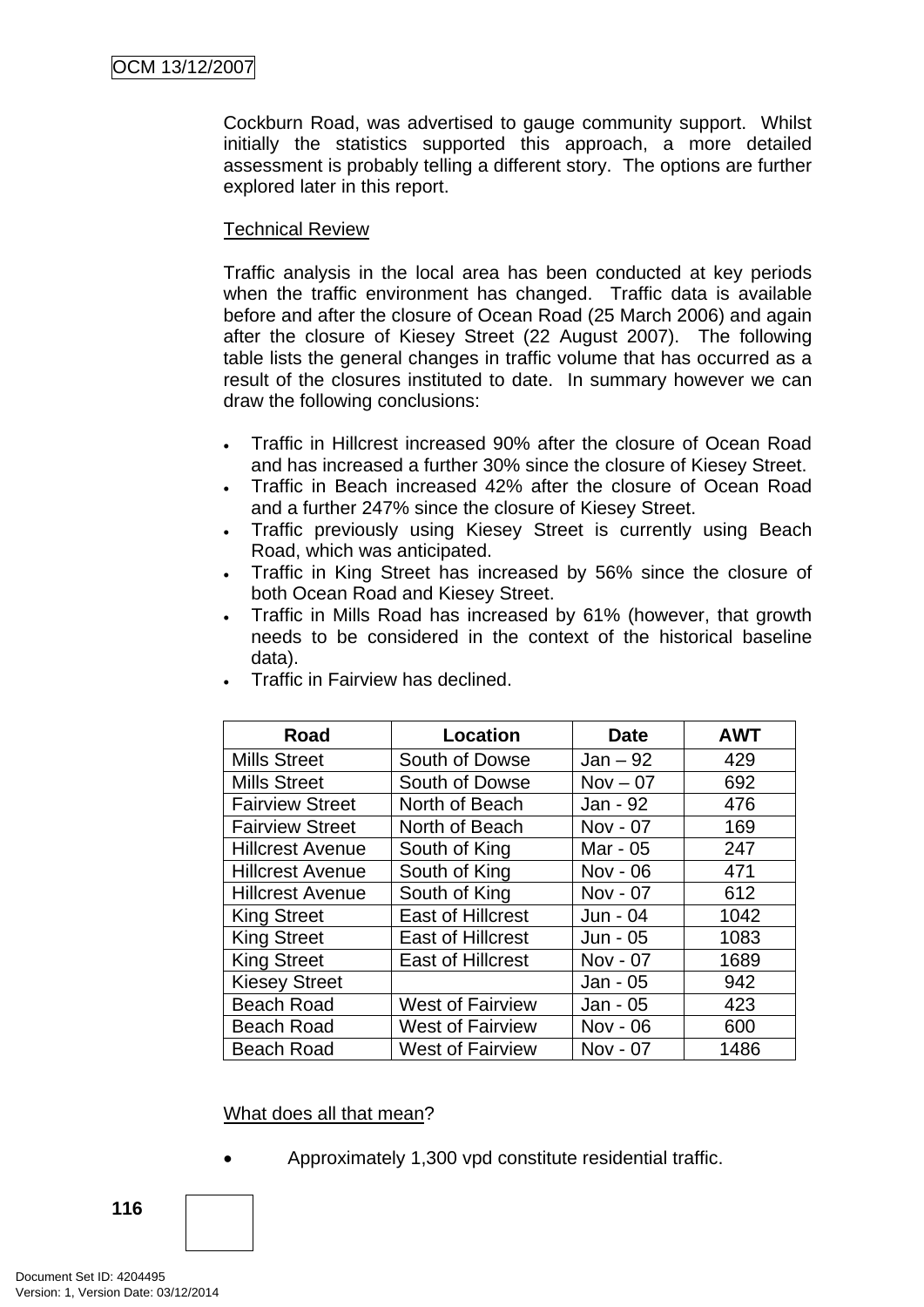Cockburn Road, was advertised to gauge community support. Whilst initially the statistics supported this approach, a more detailed assessment is probably telling a different story. The options are further explored later in this report.

<u>Technical Review</u>

Traffic analysis in the local area has been conducted at key periods when the traffic environment has changed. Traffic data is available before and after the closure of Ocean Road (25 March 2006) and again after the closure of Kiesey Street (22 August 2007). The following table lists the general changes in traffic volume that has occurred as a result of the closures instituted to date. In summary however we can draw the following conclusions:

- Traffic in Hillcrest increased 90% after the closure of Ocean Road and has increased a further 30% since the closure of Kiesey Street.
- Traffic in Beach increased 42% after the closure of Ocean Road and a further 247% since the closure of Kiesey Street.
- Traffic previously using Kiesey Street is currently using Beach Road, which was anticipated.
- Traffic in King Street has increased by 56% since the closure of both Ocean Road and Kiesey Street.
- Traffic in Mills Road has increased by 61% (however, that growth needs to be considered in the context of the historical baseline data).
- Traffic in Fairview has declined.

| Road | Location | Date | AWT |
|---|---|---|---|
| Mills Street | South of Dowse | Jan – 92 | 429 |
| Mills Street | South of Dowse | Nov – 07 | 692 |
| Fairview Street | North of Beach | Jan - 92 | 476 |
| Fairview Street | North of Beach | Nov - 07 | 169 |
| Hillcrest Avenue | South of King | Mar - 05 | 247 |
| Hillcrest Avenue | South of King | Nov - 06 | 471 |
| Hillcrest Avenue | South of King | Nov - 07 | 612 |
| King Street | East of Hillcrest | Jun - 04 | 1042 |
| King Street | East of Hillcrest | Jun - 05 | 1083 |
| King Street | East of Hillcrest | Nov - 07 | 1689 |
| Kiesey Street | | Jan - 05 | 942 |
| Beach Road | West of Fairview | Jan - 05 | 423 |
| Beach Road | West of Fairview | Nov - 06 | 600 |
| Beach Road | West of Fairview | Nov - 07 | 1486 |

<u>What does all that mean</u>?

- Approximately 1,300 vpd constitute residential traffic.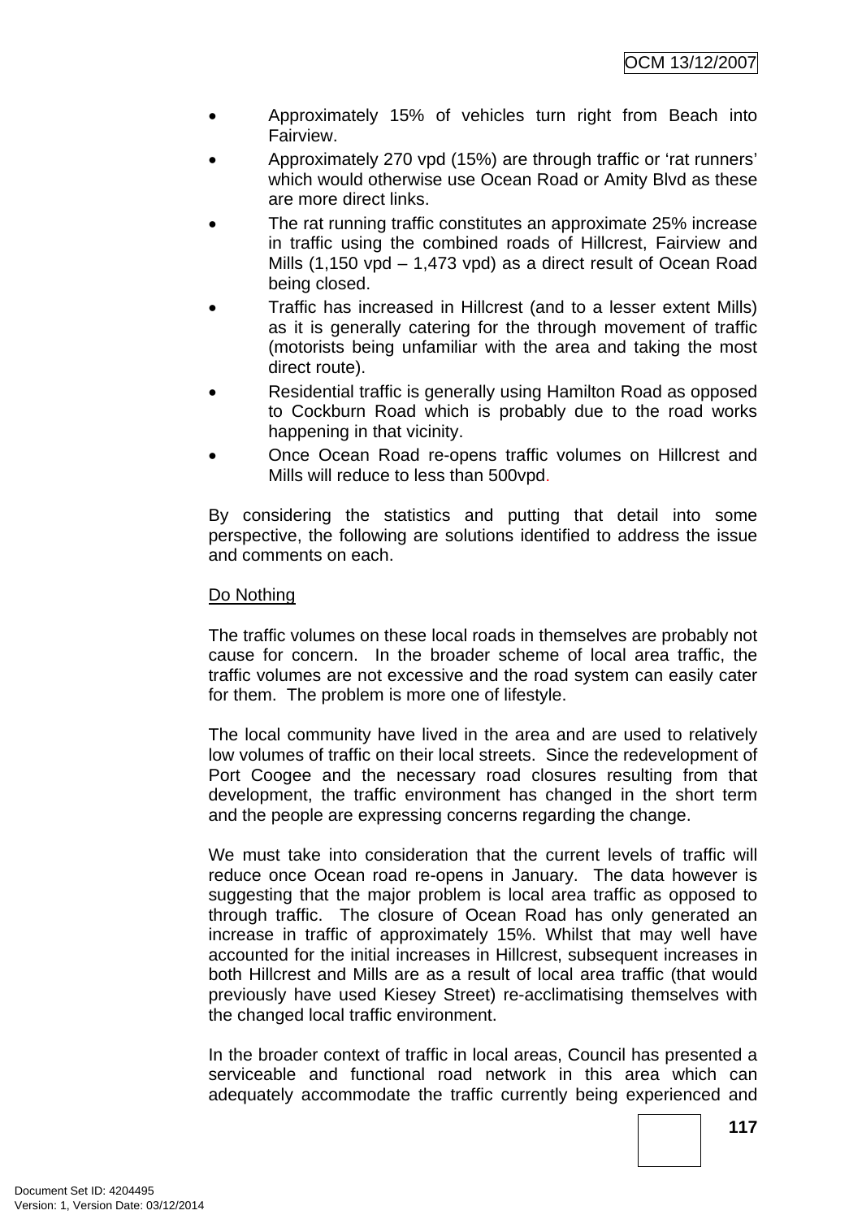- Approximately 15% of vehicles turn right from Beach into Fairview.
- Approximately 270 vpd (15%) are through traffic or 'rat runners' which would otherwise use Ocean Road or Amity Blvd as these are more direct links.
- The rat running traffic constitutes an approximate 25% increase in traffic using the combined roads of Hillcrest, Fairview and Mills (1,150 vpd – 1,473 vpd) as a direct result of Ocean Road being closed.
- Traffic has increased in Hillcrest (and to a lesser extent Mills) as it is generally catering for the through movement of traffic (motorists being unfamiliar with the area and taking the most direct route).
- Residential traffic is generally using Hamilton Road as opposed to Cockburn Road which is probably due to the road works happening in that vicinity.
- Once Ocean Road re-opens traffic volumes on Hillcrest and Mills will reduce to less than 500vpd.

By considering the statistics and putting that detail into some perspective, the following are solutions identified to address the issue and comments on each.

<u>Do Nothing</u>

The traffic volumes on these local roads in themselves are probably not cause for concern. In the broader scheme of local area traffic, the traffic volumes are not excessive and the road system can easily cater for them. The problem is more one of lifestyle.

The local community have lived in the area and are used to relatively low volumes of traffic on their local streets. Since the redevelopment of Port Coogee and the necessary road closures resulting from that development, the traffic environment has changed in the short term and the people are expressing concerns regarding the change.

We must take into consideration that the current levels of traffic will reduce once Ocean road re-opens in January. The data however is suggesting that the major problem is local area traffic as opposed to through traffic. The closure of Ocean Road has only generated an increase in traffic of approximately 15%. Whilst that may well have accounted for the initial increases in Hillcrest, subsequent increases in both Hillcrest and Mills are as a result of local area traffic (that would previously have used Kiesey Street) re-acclimatising themselves with the changed local traffic environment.

In the broader context of traffic in local areas, Council has presented a serviceable and functional road network in this area which can adequately accommodate the traffic currently being experienced and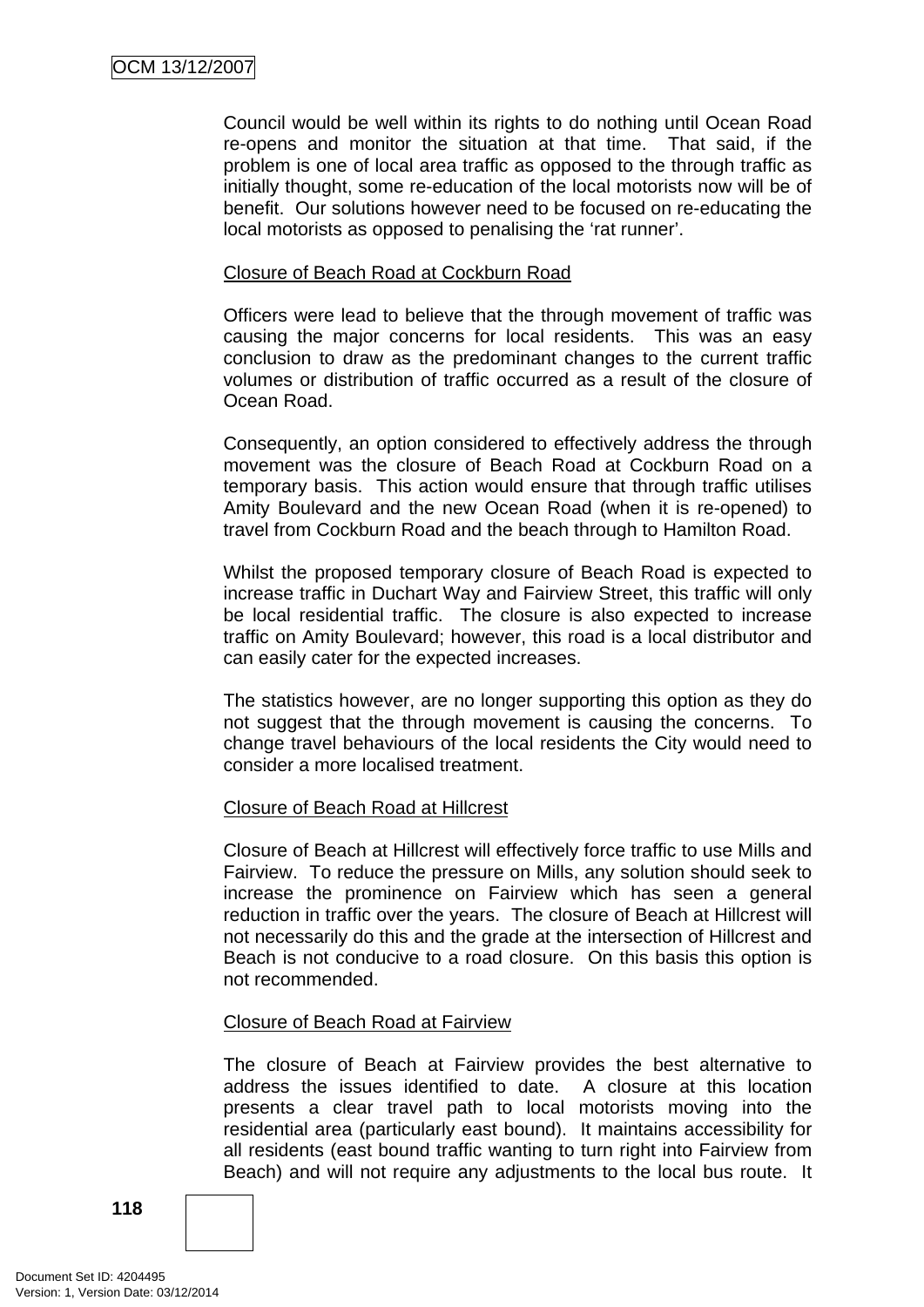Council would be well within its rights to do nothing until Ocean Road re-opens and monitor the situation at that time. That said, if the problem is one of local area traffic as opposed to the through traffic as initially thought, some re-education of the local motorists now will be of benefit. Our solutions however need to be focused on re-educating the local motorists as opposed to penalising the 'rat runner'.

Closure of Beach Road at Cockburn Road

Officers were lead to believe that the through movement of traffic was causing the major concerns for local residents. This was an easy conclusion to draw as the predominant changes to the current traffic volumes or distribution of traffic occurred as a result of the closure of Ocean Road.

Consequently, an option considered to effectively address the through movement was the closure of Beach Road at Cockburn Road on a temporary basis. This action would ensure that through traffic utilises Amity Boulevard and the new Ocean Road (when it is re-opened) to travel from Cockburn Road and the beach through to Hamilton Road.

Whilst the proposed temporary closure of Beach Road is expected to increase traffic in Duchart Way and Fairview Street, this traffic will only be local residential traffic. The closure is also expected to increase traffic on Amity Boulevard; however, this road is a local distributor and can easily cater for the expected increases.

The statistics however, are no longer supporting this option as they do not suggest that the through movement is causing the concerns. To change travel behaviours of the local residents the City would need to consider a more localised treatment.

Closure of Beach Road at Hillcrest

Closure of Beach at Hillcrest will effectively force traffic to use Mills and Fairview. To reduce the pressure on Mills, any solution should seek to increase the prominence on Fairview which has seen a general reduction in traffic over the years. The closure of Beach at Hillcrest will not necessarily do this and the grade at the intersection of Hillcrest and Beach is not conducive to a road closure. On this basis this option is not recommended.

Closure of Beach Road at Fairview

The closure of Beach at Fairview provides the best alternative to address the issues identified to date. A closure at this location presents a clear travel path to local motorists moving into the residential area (particularly east bound). It maintains accessibility for all residents (east bound traffic wanting to turn right into Fairview from Beach) and will not require any adjustments to the local bus route. It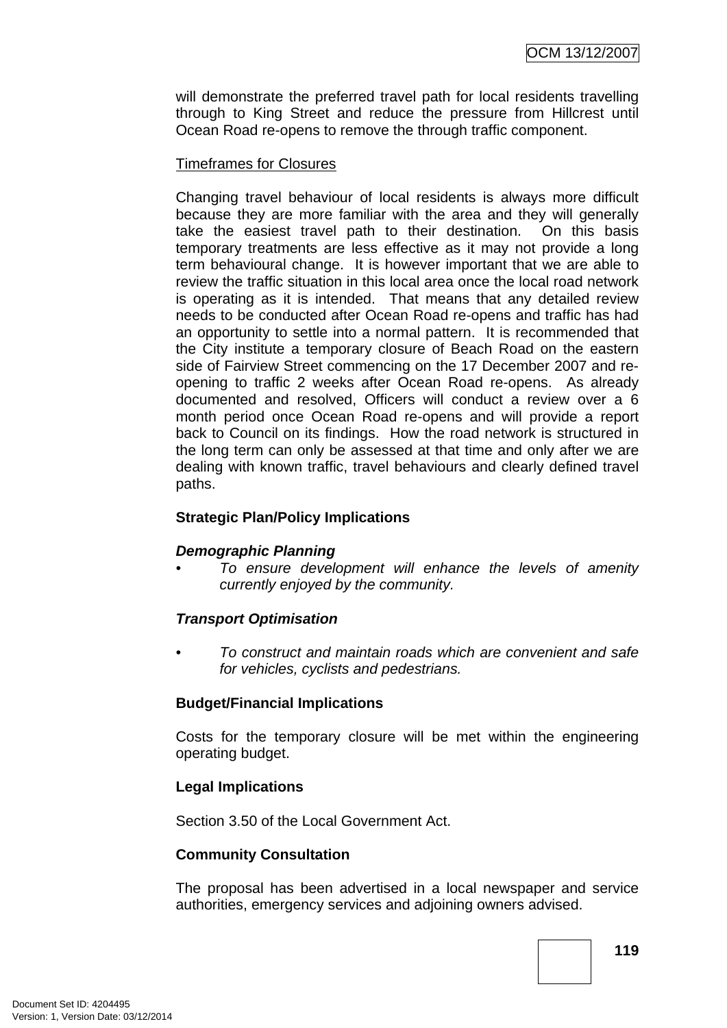will demonstrate the preferred travel path for local residents travelling through to King Street and reduce the pressure from Hillcrest until Ocean Road re-opens to remove the through traffic component.

Timeframes for Closures

Changing travel behaviour of local residents is always more difficult because they are more familiar with the area and they will generally take the easiest travel path to their destination. On this basis temporary treatments are less effective as it may not provide a long term behavioural change. It is however important that we are able to review the traffic situation in this local area once the local road network is operating as it is intended. That means that any detailed review needs to be conducted after Ocean Road re-opens and traffic has had an opportunity to settle into a normal pattern. It is recommended that the City institute a temporary closure of Beach Road on the eastern side of Fairview Street commencing on the 17 December 2007 and re-opening to traffic 2 weeks after Ocean Road re-opens. As already documented and resolved, Officers will conduct a review over a 6 month period once Ocean Road re-opens and will provide a report back to Council on its findings. How the road network is structured in the long term can only be assessed at that time and only after we are dealing with known traffic, travel behaviours and clearly defined travel paths.

**Strategic Plan/Policy Implications**

***Demographic Planning***

- *To ensure development will enhance the levels of amenity currently enjoyed by the community.*

***Transport Optimisation***

- *To construct and maintain roads which are convenient and safe for vehicles, cyclists and pedestrians.*

**Budget/Financial Implications**

Costs for the temporary closure will be met within the engineering operating budget.

**Legal Implications**

Section 3.50 of the Local Government Act.

**Community Consultation**

The proposal has been advertised in a local newspaper and service authorities, emergency services and adjoining owners advised.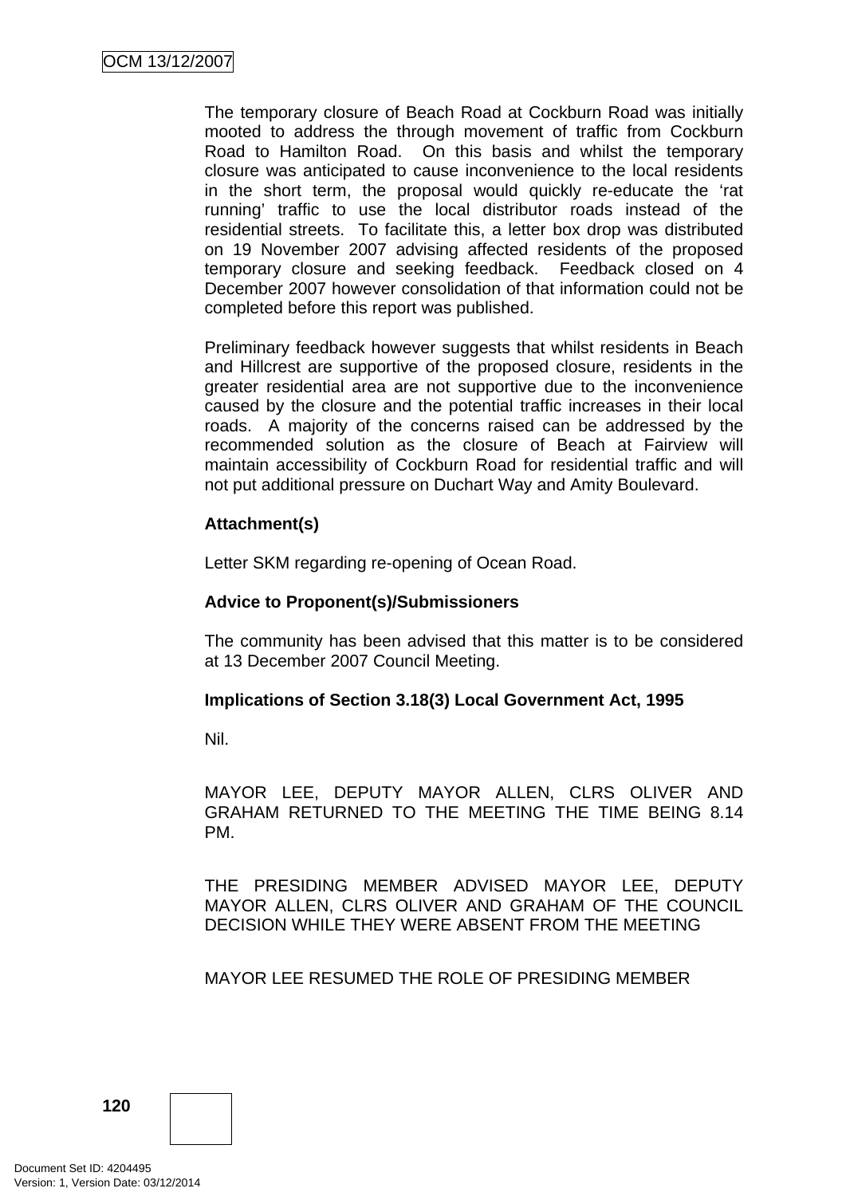The temporary closure of Beach Road at Cockburn Road was initially mooted to address the through movement of traffic from Cockburn Road to Hamilton Road. On this basis and whilst the temporary closure was anticipated to cause inconvenience to the local residents in the short term, the proposal would quickly re-educate the 'rat running' traffic to use the local distributor roads instead of the residential streets. To facilitate this, a letter box drop was distributed on 19 November 2007 advising affected residents of the proposed temporary closure and seeking feedback. Feedback closed on 4 December 2007 however consolidation of that information could not be completed before this report was published.

Preliminary feedback however suggests that whilst residents in Beach and Hillcrest are supportive of the proposed closure, residents in the greater residential area are not supportive due to the inconvenience caused by the closure and the potential traffic increases in their local roads. A majority of the concerns raised can be addressed by the recommended solution as the closure of Beach at Fairview will maintain accessibility of Cockburn Road for residential traffic and will not put additional pressure on Duchart Way and Amity Boulevard.

**Attachment(s)**

Letter SKM regarding re-opening of Ocean Road.

**Advice to Proponent(s)/Submissioners**

The community has been advised that this matter is to be considered at 13 December 2007 Council Meeting.

**Implications of Section 3.18(3) Local Government Act, 1995**

Nil.

MAYOR LEE, DEPUTY MAYOR ALLEN, CLRS OLIVER AND GRAHAM RETURNED TO THE MEETING THE TIME BEING 8.14 PM.

THE PRESIDING MEMBER ADVISED MAYOR LEE, DEPUTY MAYOR ALLEN, CLRS OLIVER AND GRAHAM OF THE COUNCIL DECISION WHILE THEY WERE ABSENT FROM THE MEETING

MAYOR LEE RESUMED THE ROLE OF PRESIDING MEMBER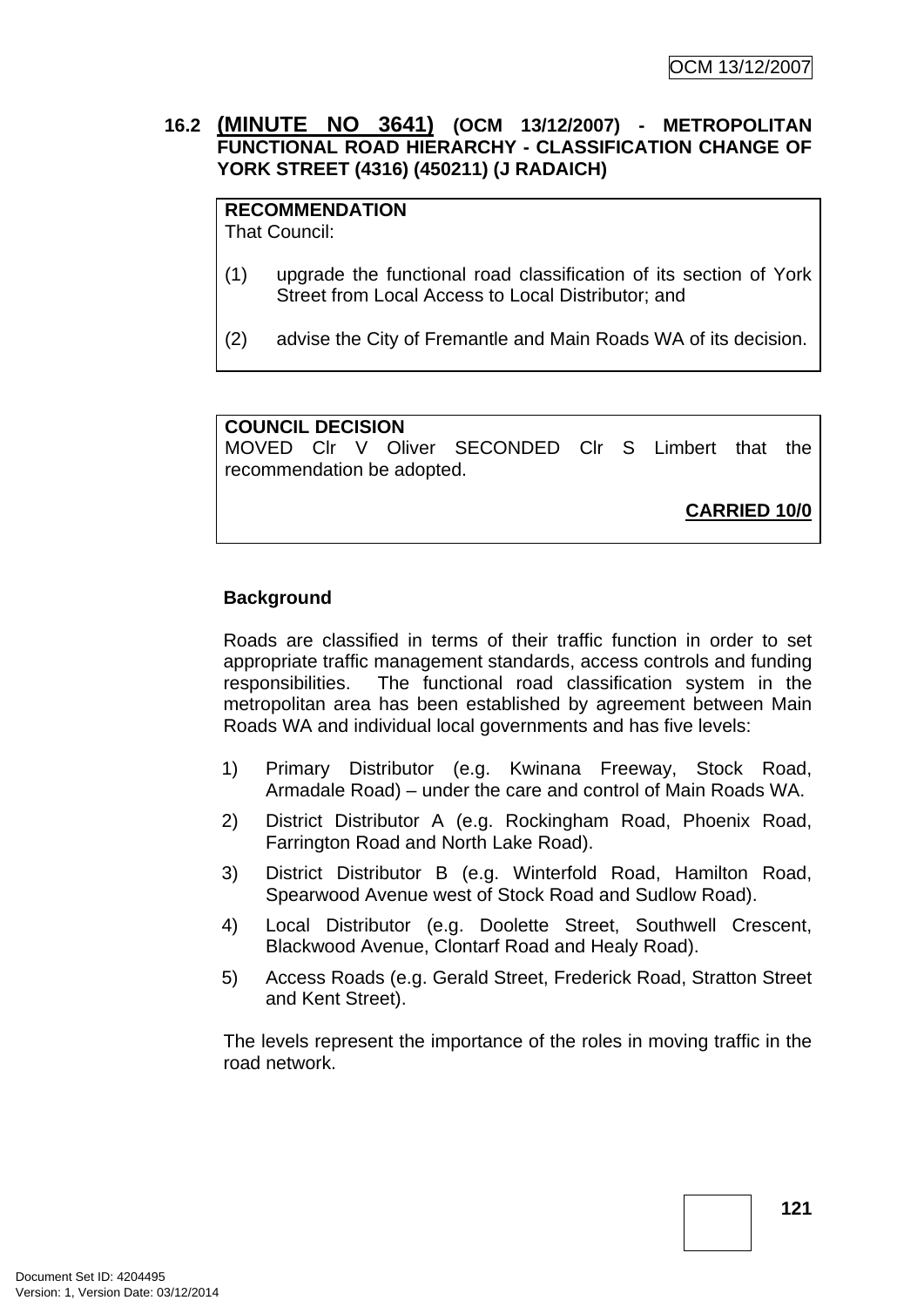## 16.2 (MINUTE NO 3641) (OCM 13/12/2007) - METROPOLITAN FUNCTIONAL ROAD HIERARCHY - CLASSIFICATION CHANGE OF YORK STREET (4316) (450211) (J RADAICH)

**RECOMMENDATION**
That Council:

(1) upgrade the functional road classification of its section of York Street from Local Access to Local Distributor; and

(2) advise the City of Fremantle and Main Roads WA of its decision.

**COUNCIL DECISION**
MOVED Clr V Oliver SECONDED Clr S Limbert that the recommendation be adopted.

**CARRIED 10/0**

**Background**

Roads are classified in terms of their traffic function in order to set appropriate traffic management standards, access controls and funding responsibilities. The functional road classification system in the metropolitan area has been established by agreement between Main Roads WA and individual local governments and has five levels:

1) Primary Distributor (e.g. Kwinana Freeway, Stock Road, Armadale Road) – under the care and control of Main Roads WA.
2) District Distributor A (e.g. Rockingham Road, Phoenix Road, Farrington Road and North Lake Road).
3) District Distributor B (e.g. Winterfold Road, Hamilton Road, Spearwood Avenue west of Stock Road and Sudlow Road).
4) Local Distributor (e.g. Doolette Street, Southwell Crescent, Blackwood Avenue, Clontarf Road and Healy Road).
5) Access Roads (e.g. Gerald Street, Frederick Road, Stratton Street and Kent Street).

The levels represent the importance of the roles in moving traffic in the road network.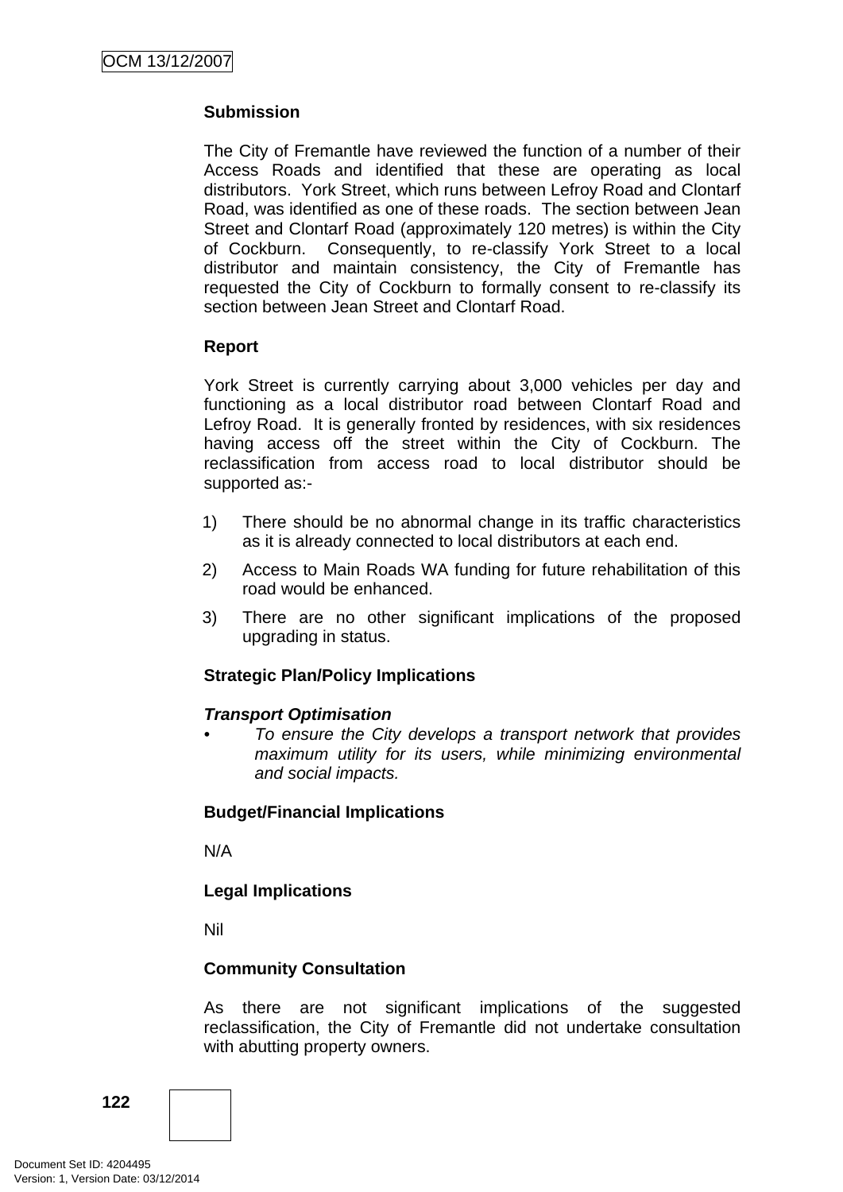**Submission**

The City of Fremantle have reviewed the function of a number of their Access Roads and identified that these are operating as local distributors. York Street, which runs between Lefroy Road and Clontarf Road, was identified as one of these roads. The section between Jean Street and Clontarf Road (approximately 120 metres) is within the City of Cockburn. Consequently, to re-classify York Street to a local distributor and maintain consistency, the City of Fremantle has requested the City of Cockburn to formally consent to re-classify its section between Jean Street and Clontarf Road.

**Report**

York Street is currently carrying about 3,000 vehicles per day and functioning as a local distributor road between Clontarf Road and Lefroy Road. It is generally fronted by residences, with six residences having access off the street within the City of Cockburn. The reclassification from access road to local distributor should be supported as:-

1) There should be no abnormal change in its traffic characteristics as it is already connected to local distributors at each end.
2) Access to Main Roads WA funding for future rehabilitation of this road would be enhanced.
3) There are no other significant implications of the proposed upgrading in status.

**Strategic Plan/Policy Implications**

***Transport Optimisation***

- *To ensure the City develops a transport network that provides maximum utility for its users, while minimizing environmental and social impacts.*

**Budget/Financial Implications**

N/A

**Legal Implications**

Nil

**Community Consultation**

As there are not significant implications of the suggested reclassification, the City of Fremantle did not undertake consultation with abutting property owners.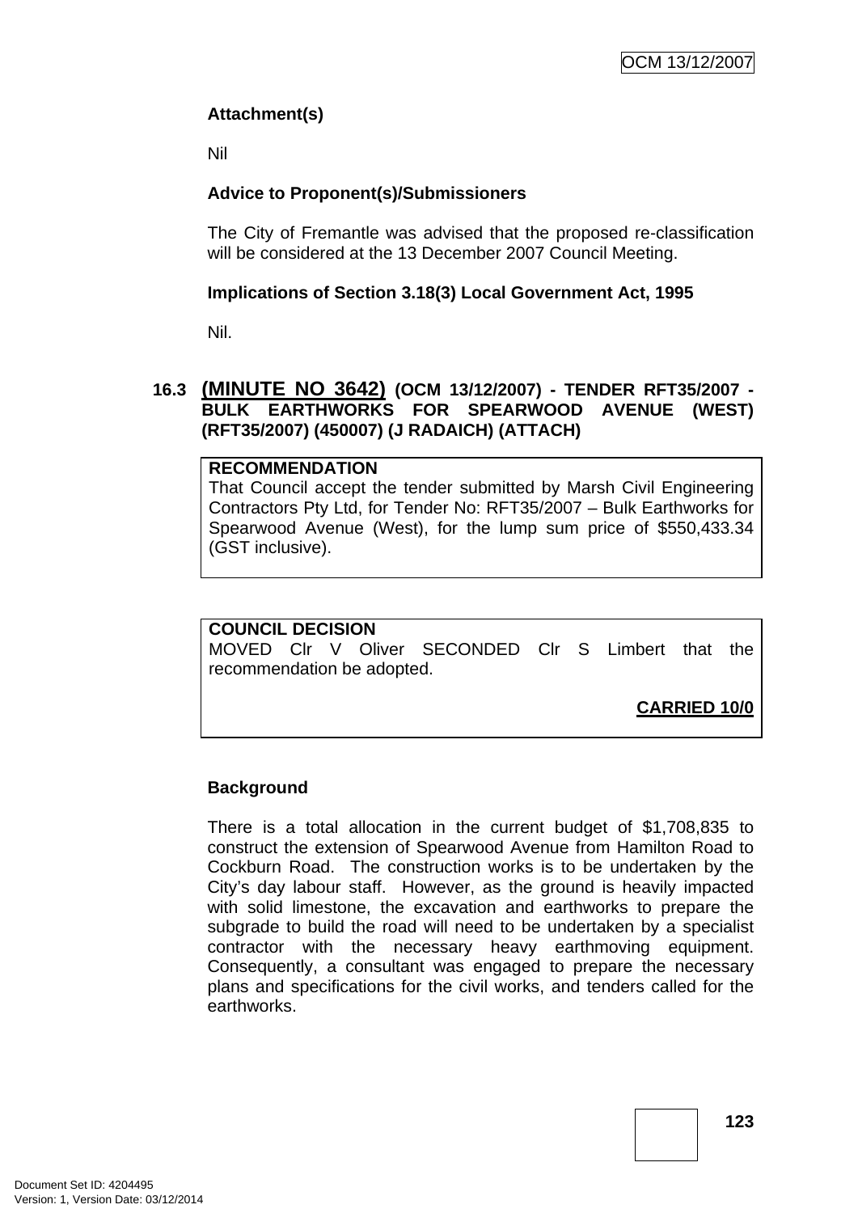**Attachment(s)**

Nil

**Advice to Proponent(s)/Submissioners**

The City of Fremantle was advised that the proposed re-classification will be considered at the 13 December 2007 Council Meeting.

**Implications of Section 3.18(3) Local Government Act, 1995**

Nil.

## 16.3 **(MINUTE NO 3642)** (OCM 13/12/2007) - TENDER RFT35/2007 - BULK EARTHWORKS FOR SPEARWOOD AVENUE (WEST) (RFT35/2007) (450007) (J RADAICH) (ATTACH)

**RECOMMENDATION**
That Council accept the tender submitted by Marsh Civil Engineering Contractors Pty Ltd, for Tender No: RFT35/2007 – Bulk Earthworks for Spearwood Avenue (West), for the lump sum price of $550,433.34 (GST inclusive).

**COUNCIL DECISION**
MOVED Clr V Oliver SECONDED Clr S Limbert that the recommendation be adopted.

**CARRIED 10/0**

**Background**

There is a total allocation in the current budget of $1,708,835 to construct the extension of Spearwood Avenue from Hamilton Road to Cockburn Road. The construction works is to be undertaken by the City's day labour staff. However, as the ground is heavily impacted with solid limestone, the excavation and earthworks to prepare the subgrade to build the road will need to be undertaken by a specialist contractor with the necessary heavy earthmoving equipment. Consequently, a consultant was engaged to prepare the necessary plans and specifications for the civil works, and tenders called for the earthworks.

Document Set ID: 4204495
Version: 1, Version Date: 03/12/2014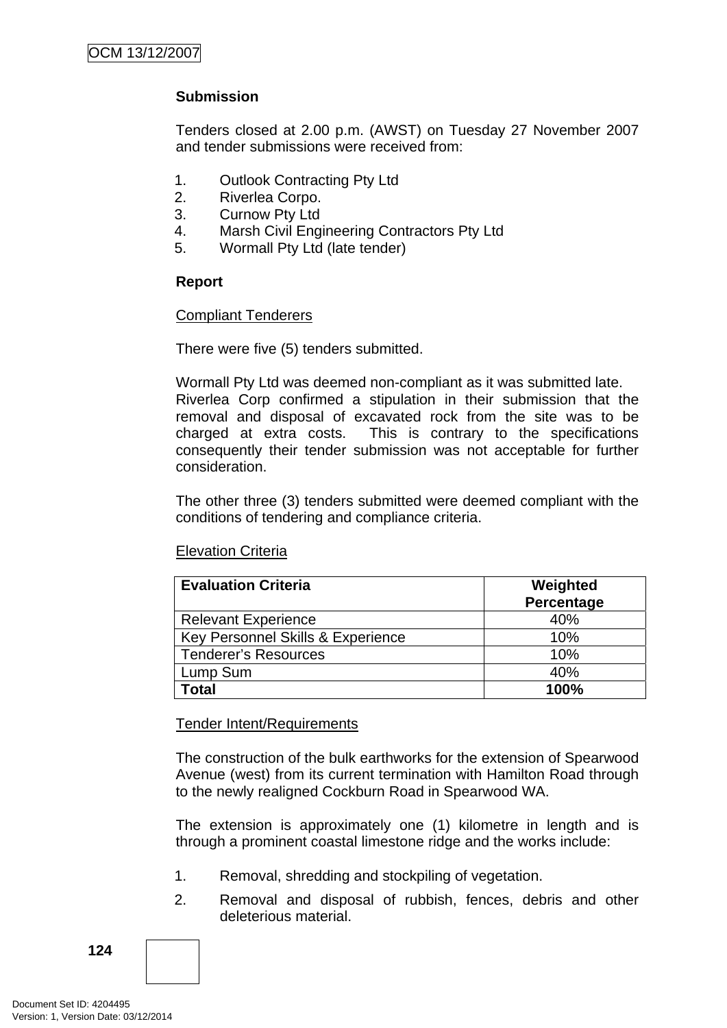**Submission**

Tenders closed at 2.00 p.m. (AWST) on Tuesday 27 November 2007 and tender submissions were received from:

1. Outlook Contracting Pty Ltd
2. Riverlea Corpo.
3. Curnow Pty Ltd
4. Marsh Civil Engineering Contractors Pty Ltd
5. Wormall Pty Ltd (late tender)

**Report**

<u>Compliant Tenderers</u>

There were five (5) tenders submitted.

Wormall Pty Ltd was deemed non-compliant as it was submitted late.
Riverlea Corp confirmed a stipulation in their submission that the removal and disposal of excavated rock from the site was to be charged at extra costs. This is contrary to the specifications consequently their tender submission was not acceptable for further consideration.

The other three (3) tenders submitted were deemed compliant with the conditions of tendering and compliance criteria.

<u>Elevation Criteria</u>

| **Evaluation Criteria** | **Weighted Percentage** |
|---|---|
| Relevant Experience | 40% |
| Key Personnel Skills & Experience | 10% |
| Tenderer's Resources | 10% |
| Lump Sum | 40% |
| **Total** | **100%** |

<u>Tender Intent/Requirements</u>

The construction of the bulk earthworks for the extension of Spearwood Avenue (west) from its current termination with Hamilton Road through to the newly realigned Cockburn Road in Spearwood WA.

The extension is approximately one (1) kilometre in length and is through a prominent coastal limestone ridge and the works include:

1. Removal, shredding and stockpiling of vegetation.
2. Removal and disposal of rubbish, fences, debris and other deleterious material.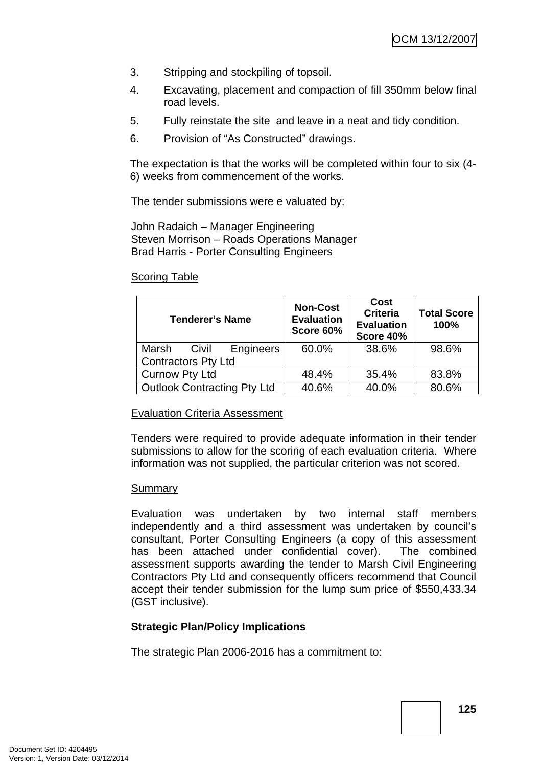3. Stripping and stockpiling of topsoil.
4. Excavating, placement and compaction of fill 350mm below final road levels.
5. Fully reinstate the site and leave in a neat and tidy condition.
6. Provision of "As Constructed" drawings.

The expectation is that the works will be completed within four to six (4-6) weeks from commencement of the works.

The tender submissions were e valuated by:

John Radaich – Manager Engineering
Steven Morrison – Roads Operations Manager
Brad Harris - Porter Consulting Engineers

Scoring Table

| Tenderer's Name | Non-Cost Evaluation Score 60% | Cost Criteria Evaluation Score 40% | Total Score 100% |
|---|---|---|---|
| Marsh Civil Engineers Contractors Pty Ltd | 60.0% | 38.6% | 98.6% |
| Curnow Pty Ltd | 48.4% | 35.4% | 83.8% |
| Outlook Contracting Pty Ltd | 40.6% | 40.0% | 80.6% |

Evaluation Criteria Assessment

Tenders were required to provide adequate information in their tender submissions to allow for the scoring of each evaluation criteria. Where information was not supplied, the particular criterion was not scored.

Summary

Evaluation was undertaken by two internal staff members independently and a third assessment was undertaken by council's consultant, Porter Consulting Engineers (a copy of this assessment has been attached under confidential cover). The combined assessment supports awarding the tender to Marsh Civil Engineering Contractors Pty Ltd and consequently officers recommend that Council accept their tender submission for the lump sum price of $550,433.34 (GST inclusive).

**Strategic Plan/Policy Implications**

The strategic Plan 2006-2016 has a commitment to: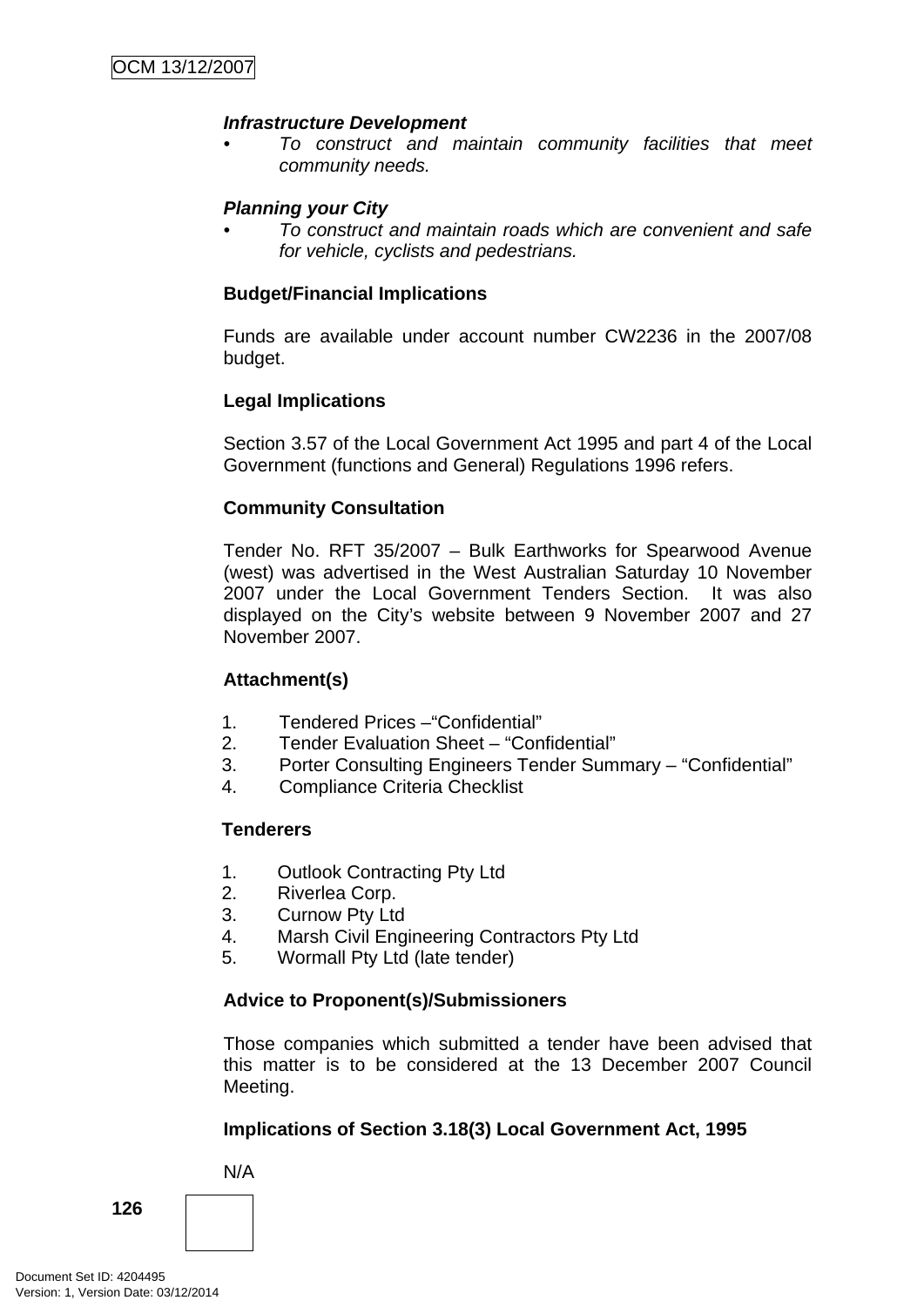***Infrastructure Development***

- *To construct and maintain community facilities that meet community needs.*

***Planning your City***

- *To construct and maintain roads which are convenient and safe for vehicle, cyclists and pedestrians.*

**Budget/Financial Implications**

Funds are available under account number CW2236 in the 2007/08 budget.

**Legal Implications**

Section 3.57 of the Local Government Act 1995 and part 4 of the Local Government (functions and General) Regulations 1996 refers.

**Community Consultation**

Tender No. RFT 35/2007 – Bulk Earthworks for Spearwood Avenue (west) was advertised in the West Australian Saturday 10 November 2007 under the Local Government Tenders Section. It was also displayed on the City's website between 9 November 2007 and 27 November 2007.

**Attachment(s)**

1. Tendered Prices –"Confidential"
2. Tender Evaluation Sheet – "Confidential"
3. Porter Consulting Engineers Tender Summary – "Confidential"
4. Compliance Criteria Checklist

**Tenderers**

1. Outlook Contracting Pty Ltd
2. Riverlea Corp.
3. Curnow Pty Ltd
4. Marsh Civil Engineering Contractors Pty Ltd
5. Wormall Pty Ltd (late tender)

**Advice to Proponent(s)/Submissioners**

Those companies which submitted a tender have been advised that this matter is to be considered at the 13 December 2007 Council Meeting.

**Implications of Section 3.18(3) Local Government Act, 1995**

N/A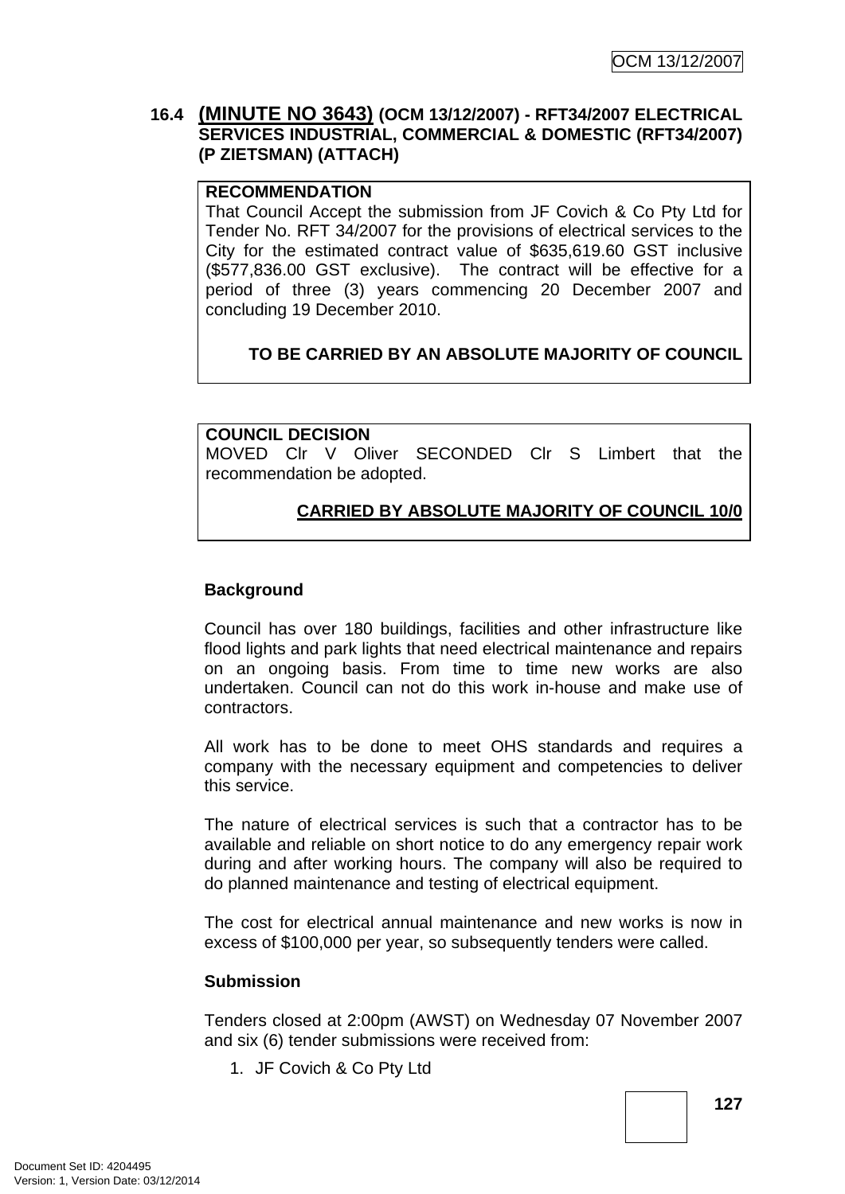### 16.4 (MINUTE NO 3643) (OCM 13/12/2007) - RFT34/2007 ELECTRICAL SERVICES INDUSTRIAL, COMMERCIAL & DOMESTIC (RFT34/2007) (P ZIETSMAN) (ATTACH)

**RECOMMENDATION**

That Council Accept the submission from JF Covich & Co Pty Ltd for Tender No. RFT 34/2007 for the provisions of electrical services to the City for the estimated contract value of $635,619.60 GST inclusive ($577,836.00 GST exclusive). The contract will be effective for a period of three (3) years commencing 20 December 2007 and concluding 19 December 2010.

**TO BE CARRIED BY AN ABSOLUTE MAJORITY OF COUNCIL**

**COUNCIL DECISION**

MOVED Clr V Oliver SECONDED Clr S Limbert that the recommendation be adopted.

**CARRIED BY ABSOLUTE MAJORITY OF COUNCIL 10/0**

**Background**

Council has over 180 buildings, facilities and other infrastructure like flood lights and park lights that need electrical maintenance and repairs on an ongoing basis. From time to time new works are also undertaken. Council can not do this work in-house and make use of contractors.

All work has to be done to meet OHS standards and requires a company with the necessary equipment and competencies to deliver this service.

The nature of electrical services is such that a contractor has to be available and reliable on short notice to do any emergency repair work during and after working hours. The company will also be required to do planned maintenance and testing of electrical equipment.

The cost for electrical annual maintenance and new works is now in excess of $100,000 per year, so subsequently tenders were called.

**Submission**

Tenders closed at 2:00pm (AWST) on Wednesday 07 November 2007 and six (6) tender submissions were received from:

1. JF Covich & Co Pty Ltd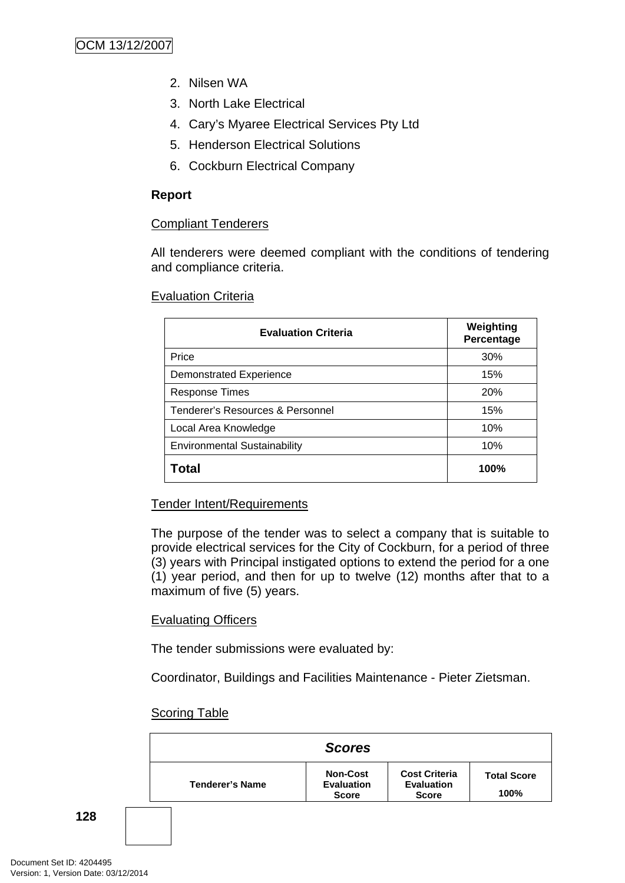2. Nilsen WA
3. North Lake Electrical
4. Cary's Myaree Electrical Services Pty Ltd
5. Henderson Electrical Solutions
6. Cockburn Electrical Company

**Report**

Compliant Tenderers

All tenderers were deemed compliant with the conditions of tendering and compliance criteria.

Evaluation Criteria

| Evaluation Criteria | Weighting Percentage |
|---|---|
| Price | 30% |
| Demonstrated Experience | 15% |
| Response Times | 20% |
| Tenderer's Resources & Personnel | 15% |
| Local Area Knowledge | 10% |
| Environmental Sustainability | 10% |
| **Total** | **100%** |

Tender Intent/Requirements

The purpose of the tender was to select a company that is suitable to provide electrical services for the City of Cockburn, for a period of three (3) years with Principal instigated options to extend the period for a one (1) year period, and then for up to twelve (12) months after that to a maximum of five (5) years.

Evaluating Officers

The tender submissions were evaluated by:

Coordinator, Buildings and Facilities Maintenance - Pieter Zietsman.

Scoring Table

| ***Scores*** | | | |
|---|---|---|---|
| **Tenderer's Name** | **Non-Cost Evaluation Score** | **Cost Criteria Evaluation Score** | **Total Score 100%** |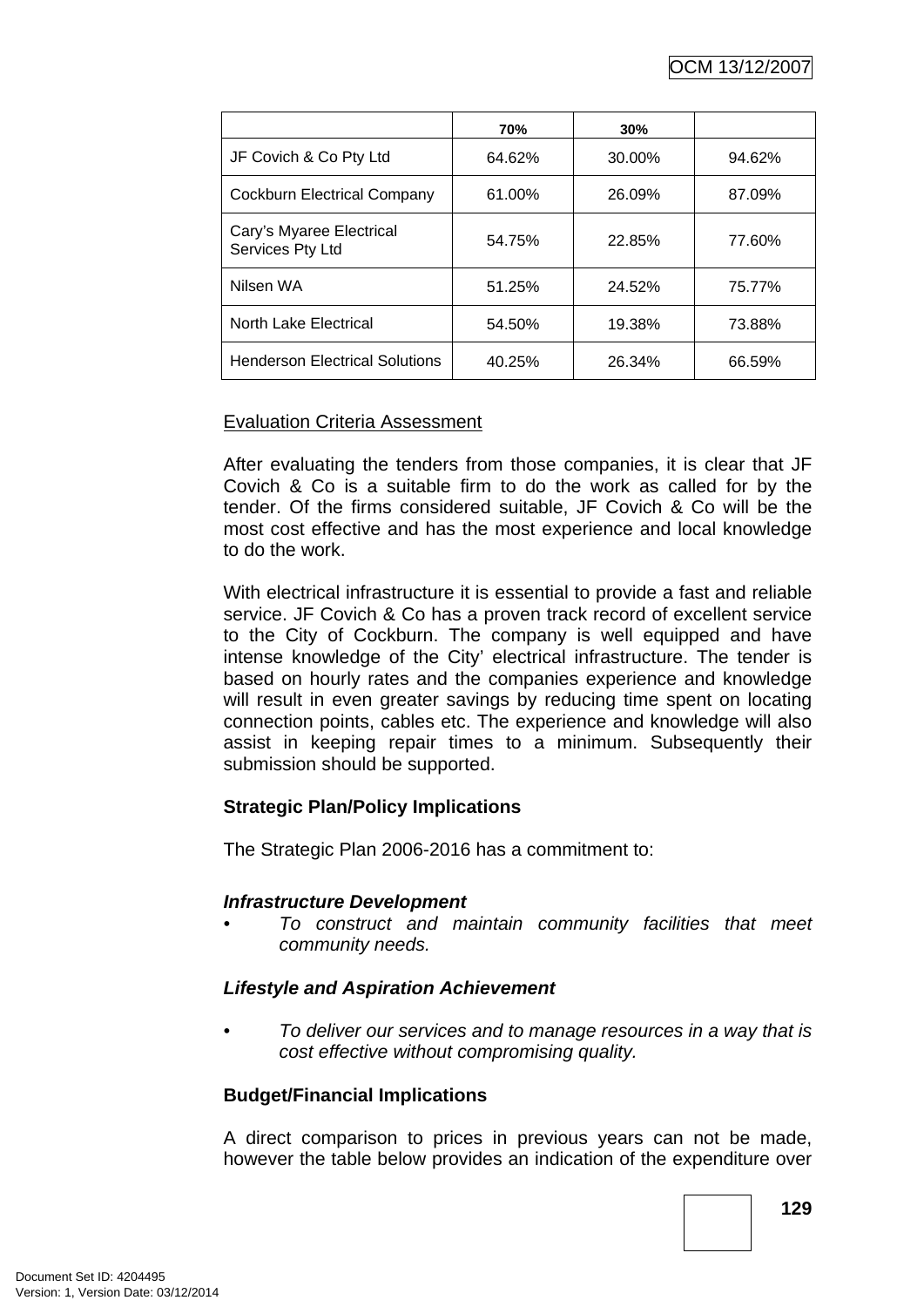| | 70% | 30% | |
|---|---|---|---|
| JF Covich & Co Pty Ltd | 64.62% | 30.00% | 94.62% |
| Cockburn Electrical Company | 61.00% | 26.09% | 87.09% |
| Cary's Myaree Electrical Services Pty Ltd | 54.75% | 22.85% | 77.60% |
| Nilsen WA | 51.25% | 24.52% | 75.77% |
| North Lake Electrical | 54.50% | 19.38% | 73.88% |
| Henderson Electrical Solutions | 40.25% | 26.34% | 66.59% |

Evaluation Criteria Assessment

After evaluating the tenders from those companies, it is clear that JF Covich & Co is a suitable firm to do the work as called for by the tender. Of the firms considered suitable, JF Covich & Co will be the most cost effective and has the most experience and local knowledge to do the work.

With electrical infrastructure it is essential to provide a fast and reliable service. JF Covich & Co has a proven track record of excellent service to the City of Cockburn. The company is well equipped and have intense knowledge of the City' electrical infrastructure. The tender is based on hourly rates and the companies experience and knowledge will result in even greater savings by reducing time spent on locating connection points, cables etc. The experience and knowledge will also assist in keeping repair times to a minimum. Subsequently their submission should be supported.

**Strategic Plan/Policy Implications**

The Strategic Plan 2006-2016 has a commitment to:

***Infrastructure Development***

- *To construct and maintain community facilities that meet community needs.*

***Lifestyle and Aspiration Achievement***

- *To deliver our services and to manage resources in a way that is cost effective without compromising quality.*

**Budget/Financial Implications**

A direct comparison to prices in previous years can not be made, however the table below provides an indication of the expenditure over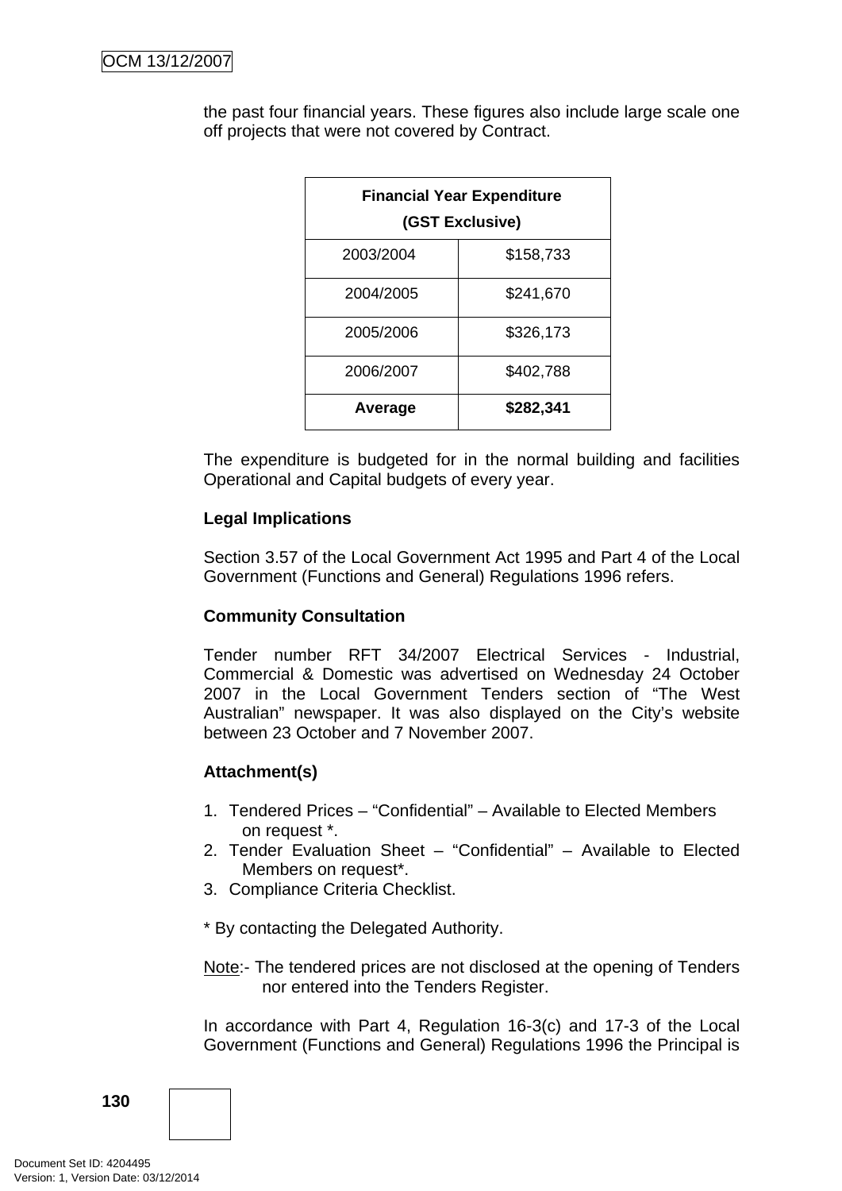the past four financial years. These figures also include large scale one off projects that were not covered by Contract.

| Financial Year Expenditure (GST Exclusive) | |
|---|---|
| 2003/2004 | $158,733 |
| 2004/2005 | $241,670 |
| 2005/2006 | $326,173 |
| 2006/2007 | $402,788 |
| **Average** | **$282,341** |

The expenditure is budgeted for in the normal building and facilities Operational and Capital budgets of every year.

**Legal Implications**

Section 3.57 of the Local Government Act 1995 and Part 4 of the Local Government (Functions and General) Regulations 1996 refers.

**Community Consultation**

Tender number RFT 34/2007 Electrical Services - Industrial, Commercial & Domestic was advertised on Wednesday 24 October 2007 in the Local Government Tenders section of "The West Australian" newspaper. It was also displayed on the City's website between 23 October and 7 November 2007.

**Attachment(s)**

1. Tendered Prices – "Confidential" – Available to Elected Members on request *.
2. Tender Evaluation Sheet – "Confidential" – Available to Elected Members on request*.
3. Compliance Criteria Checklist.

* By contacting the Delegated Authority.

Note:- The tendered prices are not disclosed at the opening of Tenders nor entered into the Tenders Register.

In accordance with Part 4, Regulation 16-3(c) and 17-3 of the Local Government (Functions and General) Regulations 1996 the Principal is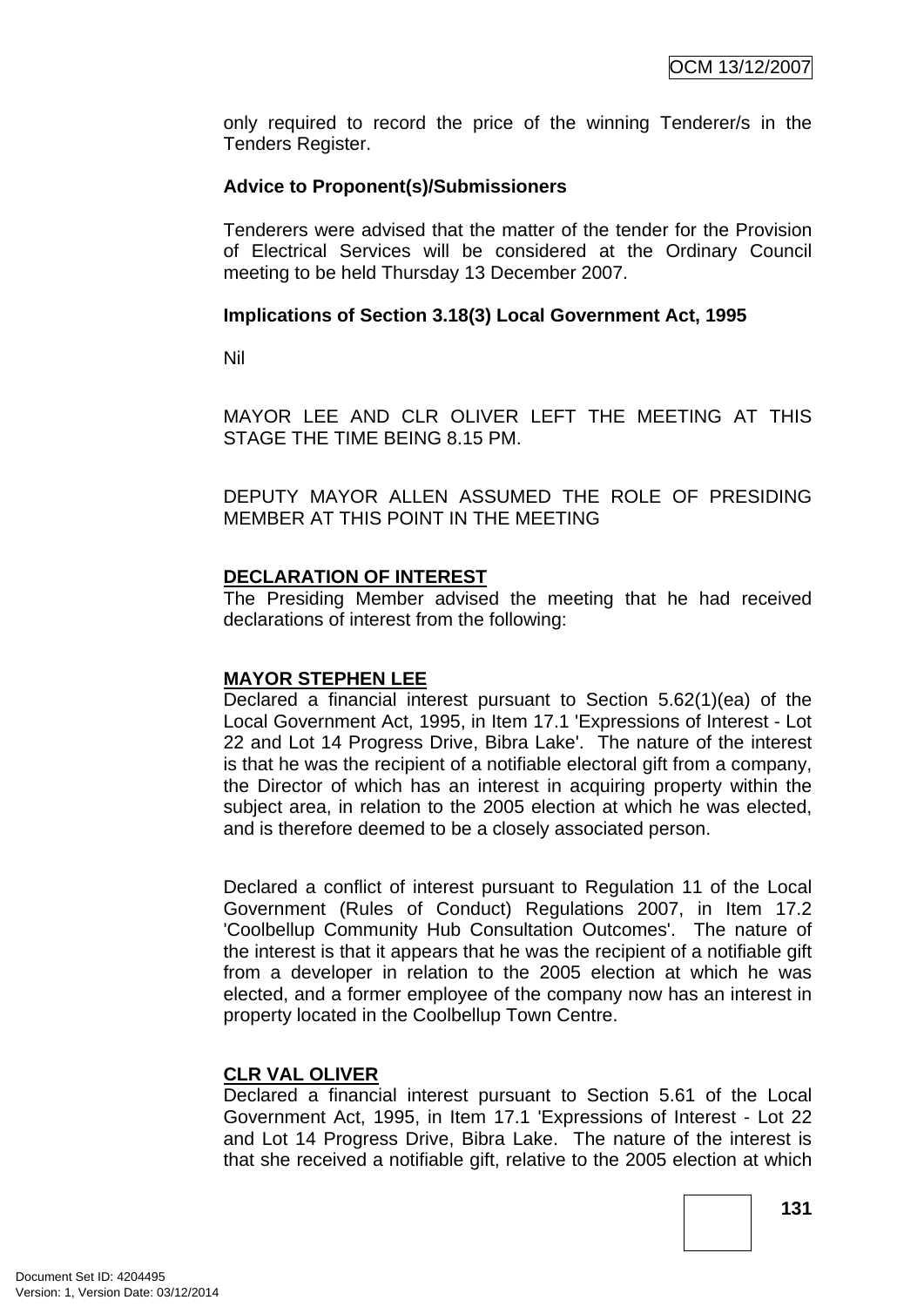only required to record the price of the winning Tenderer/s in the Tenders Register.

**Advice to Proponent(s)/Submissioners**

Tenderers were advised that the matter of the tender for the Provision of Electrical Services will be considered at the Ordinary Council meeting to be held Thursday 13 December 2007.

**Implications of Section 3.18(3) Local Government Act, 1995**

Nil

MAYOR LEE AND CLR OLIVER LEFT THE MEETING AT THIS STAGE THE TIME BEING 8.15 PM.

DEPUTY MAYOR ALLEN ASSUMED THE ROLE OF PRESIDING MEMBER AT THIS POINT IN THE MEETING

**DECLARATION OF INTEREST**

The Presiding Member advised the meeting that he had received declarations of interest from the following:

**MAYOR STEPHEN LEE**

Declared a financial interest pursuant to Section 5.62(1)(ea) of the Local Government Act, 1995, in Item 17.1 'Expressions of Interest - Lot 22 and Lot 14 Progress Drive, Bibra Lake'. The nature of the interest is that he was the recipient of a notifiable electoral gift from a company, the Director of which has an interest in acquiring property within the subject area, in relation to the 2005 election at which he was elected, and is therefore deemed to be a closely associated person.

Declared a conflict of interest pursuant to Regulation 11 of the Local Government (Rules of Conduct) Regulations 2007, in Item 17.2 'Coolbellup Community Hub Consultation Outcomes'. The nature of the interest is that it appears that he was the recipient of a notifiable gift from a developer in relation to the 2005 election at which he was elected, and a former employee of the company now has an interest in property located in the Coolbellup Town Centre.

**CLR VAL OLIVER**

Declared a financial interest pursuant to Section 5.61 of the Local Government Act, 1995, in Item 17.1 'Expressions of Interest - Lot 22 and Lot 14 Progress Drive, Bibra Lake. The nature of the interest is that she received a notifiable gift, relative to the 2005 election at which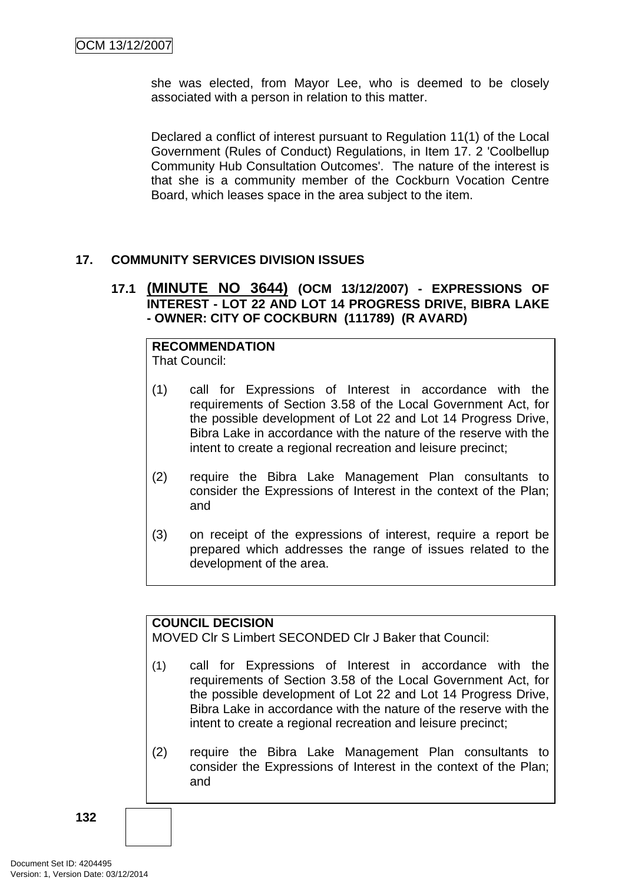she was elected, from Mayor Lee, who is deemed to be closely associated with a person in relation to this matter.

Declared a conflict of interest pursuant to Regulation 11(1) of the Local Government (Rules of Conduct) Regulations, in Item 17. 2 'Coolbellup Community Hub Consultation Outcomes'. The nature of the interest is that she is a community member of the Cockburn Vocation Centre Board, which leases space in the area subject to the item.

## 17. COMMUNITY SERVICES DIVISION ISSUES

### 17.1 (MINUTE NO 3644) (OCM 13/12/2007) - EXPRESSIONS OF INTEREST - LOT 22 AND LOT 14 PROGRESS DRIVE, BIBRA LAKE - OWNER: CITY OF COCKBURN (111789) (R AVARD)

**RECOMMENDATION**
That Council:

(1) call for Expressions of Interest in accordance with the requirements of Section 3.58 of the Local Government Act, for the possible development of Lot 22 and Lot 14 Progress Drive, Bibra Lake in accordance with the nature of the reserve with the intent to create a regional recreation and leisure precinct;

(2) require the Bibra Lake Management Plan consultants to consider the Expressions of Interest in the context of the Plan; and

(3) on receipt of the expressions of interest, require a report be prepared which addresses the range of issues related to the development of the area.

**COUNCIL DECISION**
MOVED Clr S Limbert SECONDED Clr J Baker that Council:

(1) call for Expressions of Interest in accordance with the requirements of Section 3.58 of the Local Government Act, for the possible development of Lot 22 and Lot 14 Progress Drive, Bibra Lake in accordance with the nature of the reserve with the intent to create a regional recreation and leisure precinct;

(2) require the Bibra Lake Management Plan consultants to consider the Expressions of Interest in the context of the Plan; and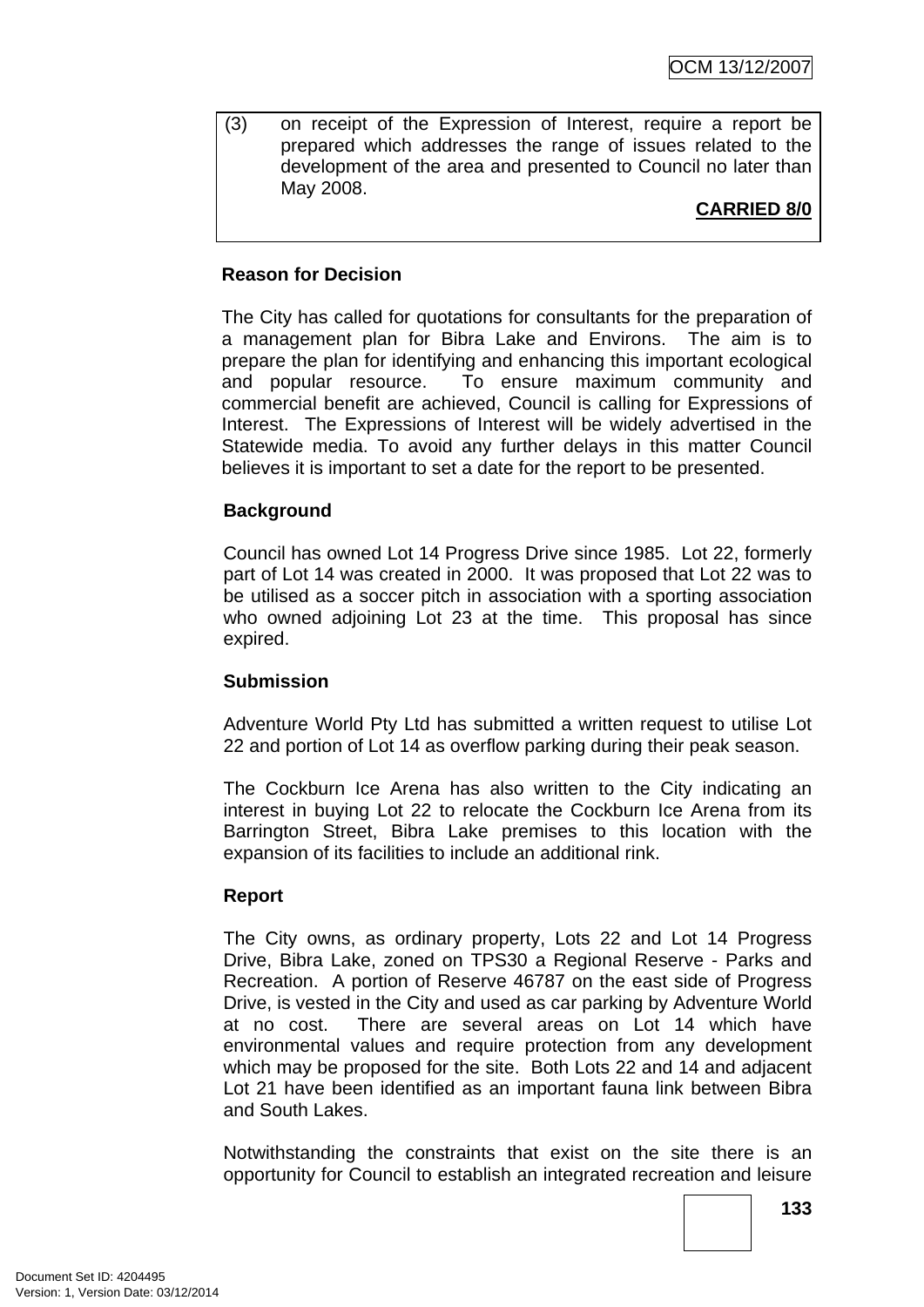(3) on receipt of the Expression of Interest, require a report be prepared which addresses the range of issues related to the development of the area and presented to Council no later than May 2008.

**CARRIED 8/0**

**Reason for Decision**

The City has called for quotations for consultants for the preparation of a management plan for Bibra Lake and Environs. The aim is to prepare the plan for identifying and enhancing this important ecological and popular resource. To ensure maximum community and commercial benefit are achieved, Council is calling for Expressions of Interest. The Expressions of Interest will be widely advertised in the Statewide media. To avoid any further delays in this matter Council believes it is important to set a date for the report to be presented.

**Background**

Council has owned Lot 14 Progress Drive since 1985. Lot 22, formerly part of Lot 14 was created in 2000. It was proposed that Lot 22 was to be utilised as a soccer pitch in association with a sporting association who owned adjoining Lot 23 at the time. This proposal has since expired.

**Submission**

Adventure World Pty Ltd has submitted a written request to utilise Lot 22 and portion of Lot 14 as overflow parking during their peak season.

The Cockburn Ice Arena has also written to the City indicating an interest in buying Lot 22 to relocate the Cockburn Ice Arena from its Barrington Street, Bibra Lake premises to this location with the expansion of its facilities to include an additional rink.

**Report**

The City owns, as ordinary property, Lots 22 and Lot 14 Progress Drive, Bibra Lake, zoned on TPS30 a Regional Reserve - Parks and Recreation. A portion of Reserve 46787 on the east side of Progress Drive, is vested in the City and used as car parking by Adventure World at no cost. There are several areas on Lot 14 which have environmental values and require protection from any development which may be proposed for the site. Both Lots 22 and 14 and adjacent Lot 21 have been identified as an important fauna link between Bibra and South Lakes.

Notwithstanding the constraints that exist on the site there is an opportunity for Council to establish an integrated recreation and leisure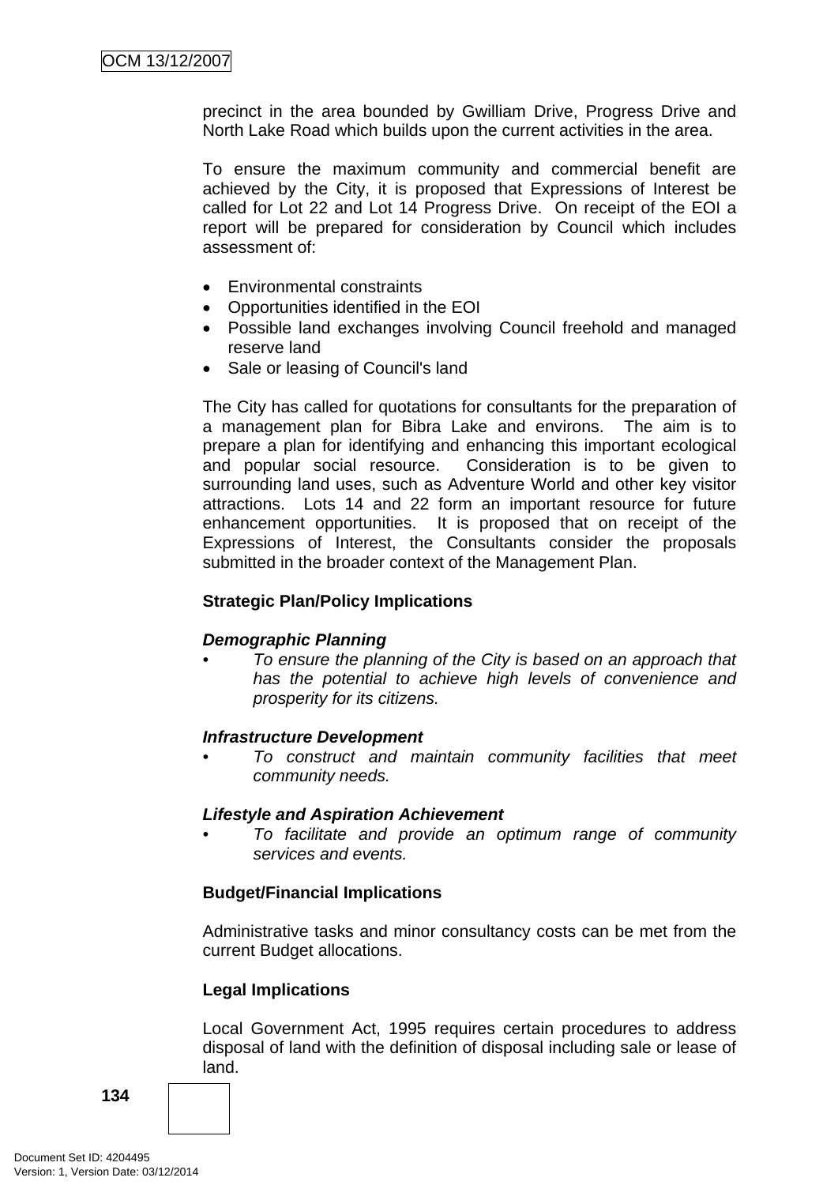precinct in the area bounded by Gwilliam Drive, Progress Drive and North Lake Road which builds upon the current activities in the area.

To ensure the maximum community and commercial benefit are achieved by the City, it is proposed that Expressions of Interest be called for Lot 22 and Lot 14 Progress Drive. On receipt of the EOI a report will be prepared for consideration by Council which includes assessment of:

- Environmental constraints
- Opportunities identified in the EOI
- Possible land exchanges involving Council freehold and managed reserve land
- Sale or leasing of Council's land

The City has called for quotations for consultants for the preparation of a management plan for Bibra Lake and environs. The aim is to prepare a plan for identifying and enhancing this important ecological and popular social resource. Consideration is to be given to surrounding land uses, such as Adventure World and other key visitor attractions. Lots 14 and 22 form an important resource for future enhancement opportunities. It is proposed that on receipt of the Expressions of Interest, the Consultants consider the proposals submitted in the broader context of the Management Plan.

**Strategic Plan/Policy Implications**

***Demographic Planning***

- *To ensure the planning of the City is based on an approach that has the potential to achieve high levels of convenience and prosperity for its citizens.*

***Infrastructure Development***

- *To construct and maintain community facilities that meet community needs.*

***Lifestyle and Aspiration Achievement***

- *To facilitate and provide an optimum range of community services and events.*

**Budget/Financial Implications**

Administrative tasks and minor consultancy costs can be met from the current Budget allocations.

**Legal Implications**

Local Government Act, 1995 requires certain procedures to address disposal of land with the definition of disposal including sale or lease of land.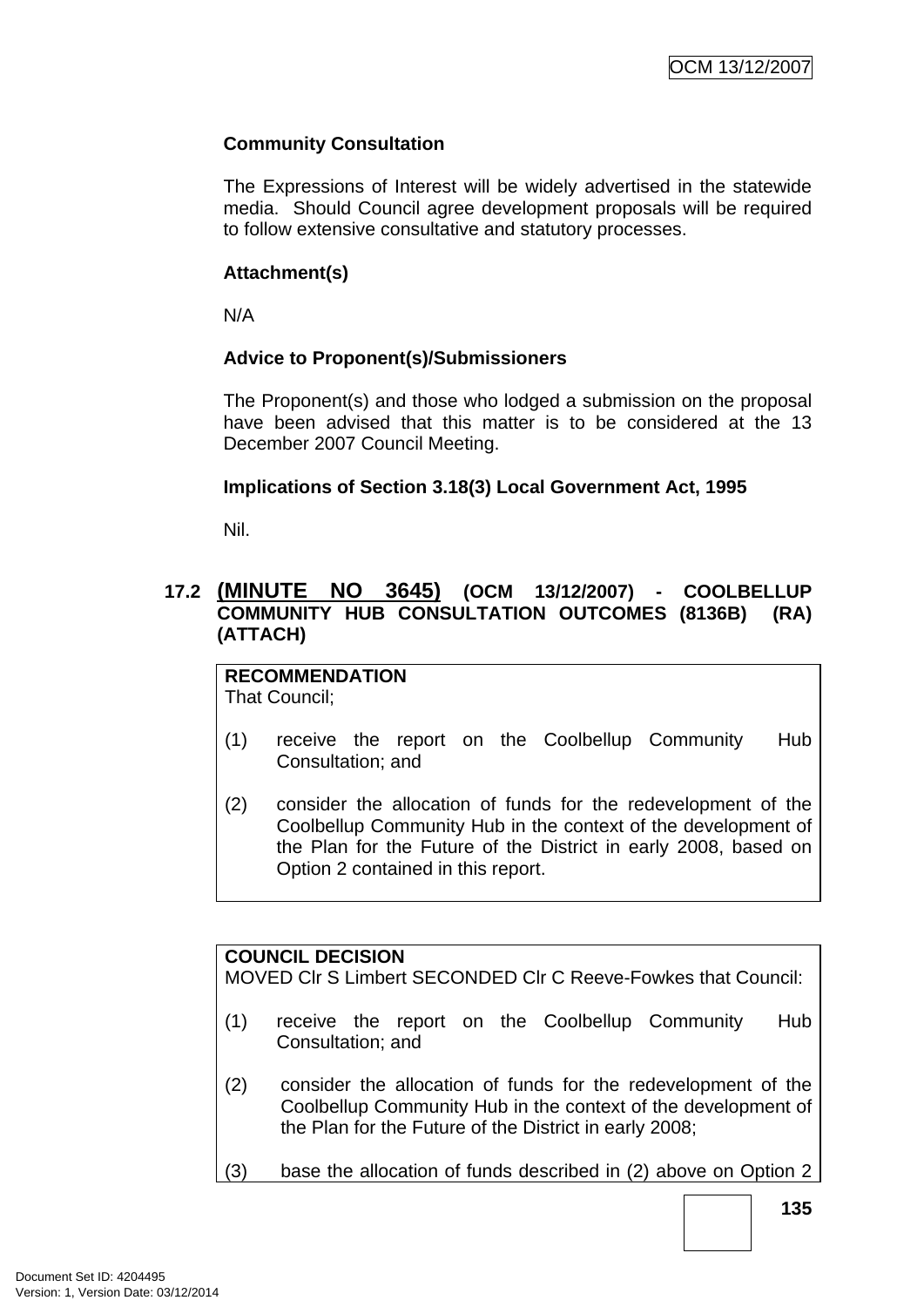**Community Consultation**

The Expressions of Interest will be widely advertised in the statewide media. Should Council agree development proposals will be required to follow extensive consultative and statutory processes.

**Attachment(s)**

N/A

**Advice to Proponent(s)/Submissioners**

The Proponent(s) and those who lodged a submission on the proposal have been advised that this matter is to be considered at the 13 December 2007 Council Meeting.

**Implications of Section 3.18(3) Local Government Act, 1995**

Nil.

## 17.2 (MINUTE NO 3645) (OCM 13/12/2007) - COOLBELLUP COMMUNITY HUB CONSULTATION OUTCOMES (8136B) (RA) (ATTACH)

**RECOMMENDATION**
That Council;

(1) receive the report on the Coolbellup Community Hub Consultation; and

(2) consider the allocation of funds for the redevelopment of the Coolbellup Community Hub in the context of the development of the Plan for the Future of the District in early 2008, based on Option 2 contained in this report.

**COUNCIL DECISION**
MOVED Clr S Limbert SECONDED Clr C Reeve-Fowkes that Council:

(1) receive the report on the Coolbellup Community Hub Consultation; and

(2) consider the allocation of funds for the redevelopment of the Coolbellup Community Hub in the context of the development of the Plan for the Future of the District in early 2008;

(3) base the allocation of funds described in (2) above on Option 2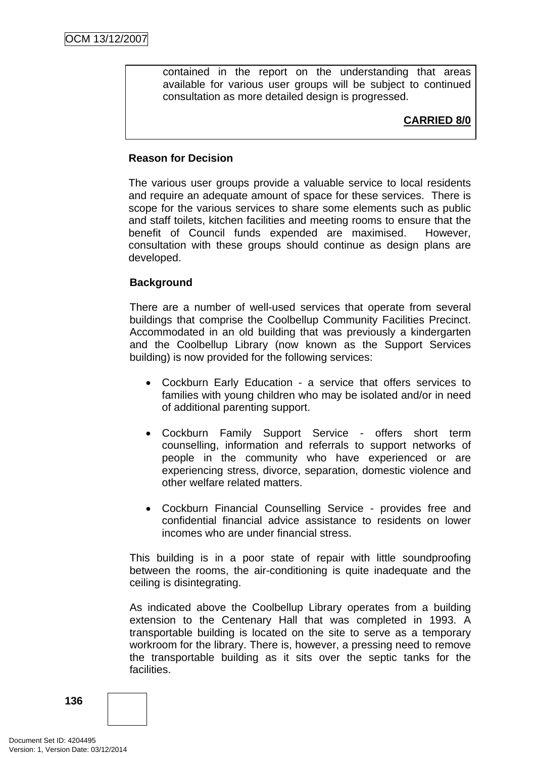contained in the report on the understanding that areas available for various user groups will be subject to continued consultation as more detailed design is progressed.

**CARRIED 8/0**

**Reason for Decision**

The various user groups provide a valuable service to local residents and require an adequate amount of space for these services. There is scope for the various services to share some elements such as public and staff toilets, kitchen facilities and meeting rooms to ensure that the benefit of Council funds expended are maximised. However, consultation with these groups should continue as design plans are developed.

**Background**

There are a number of well-used services that operate from several buildings that comprise the Coolbellup Community Facilities Precinct. Accommodated in an old building that was previously a kindergarten and the Coolbellup Library (now known as the Support Services building) is now provided for the following services:

- Cockburn Early Education - a service that offers services to families with young children who may be isolated and/or in need of additional parenting support.
- Cockburn Family Support Service - offers short term counselling, information and referrals to support networks of people in the community who have experienced or are experiencing stress, divorce, separation, domestic violence and other welfare related matters.
- Cockburn Financial Counselling Service - provides free and confidential financial advice assistance to residents on lower incomes who are under financial stress.

This building is in a poor state of repair with little soundproofing between the rooms, the air-conditioning is quite inadequate and the ceiling is disintegrating.

As indicated above the Coolbellup Library operates from a building extension to the Centenary Hall that was completed in 1993. A transportable building is located on the site to serve as a temporary workroom for the library. There is, however, a pressing need to remove the transportable building as it sits over the septic tanks for the facilities.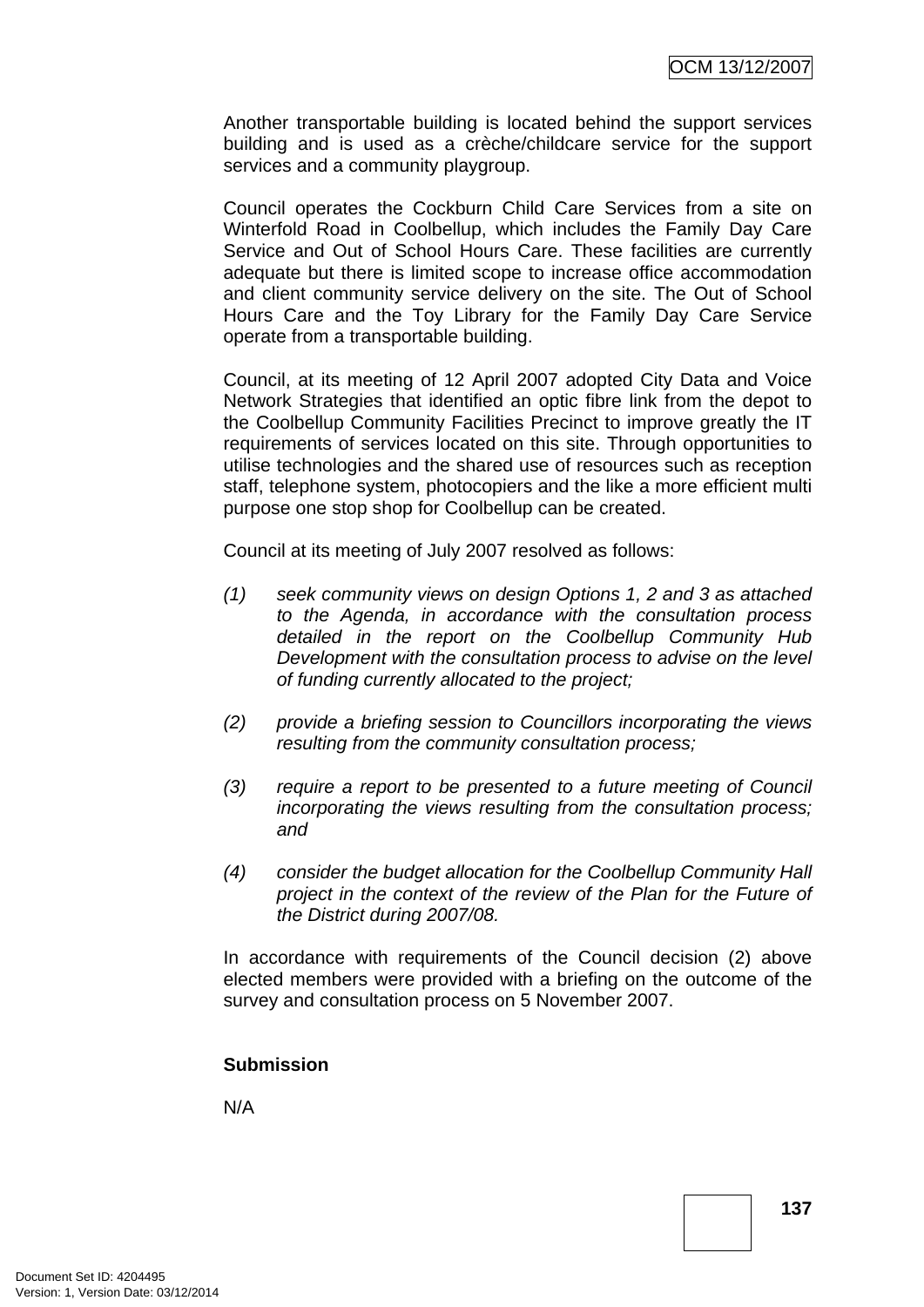Another transportable building is located behind the support services building and is used as a crèche/childcare service for the support services and a community playgroup.

Council operates the Cockburn Child Care Services from a site on Winterfold Road in Coolbellup, which includes the Family Day Care Service and Out of School Hours Care. These facilities are currently adequate but there is limited scope to increase office accommodation and client community service delivery on the site. The Out of School Hours Care and the Toy Library for the Family Day Care Service operate from a transportable building.

Council, at its meeting of 12 April 2007 adopted City Data and Voice Network Strategies that identified an optic fibre link from the depot to the Coolbellup Community Facilities Precinct to improve greatly the IT requirements of services located on this site. Through opportunities to utilise technologies and the shared use of resources such as reception staff, telephone system, photocopiers and the like a more efficient multi purpose one stop shop for Coolbellup can be created.

Council at its meeting of July 2007 resolved as follows:

(1) *seek community views on design Options 1, 2 and 3 as attached to the Agenda, in accordance with the consultation process detailed in the report on the Coolbellup Community Hub Development with the consultation process to advise on the level of funding currently allocated to the project;*

(2) *provide a briefing session to Councillors incorporating the views resulting from the community consultation process;*

(3) *require a report to be presented to a future meeting of Council incorporating the views resulting from the consultation process; and*

(4) *consider the budget allocation for the Coolbellup Community Hall project in the context of the review of the Plan for the Future of the District during 2007/08.*

In accordance with requirements of the Council decision (2) above elected members were provided with a briefing on the outcome of the survey and consultation process on 5 November 2007.

**Submission**

N/A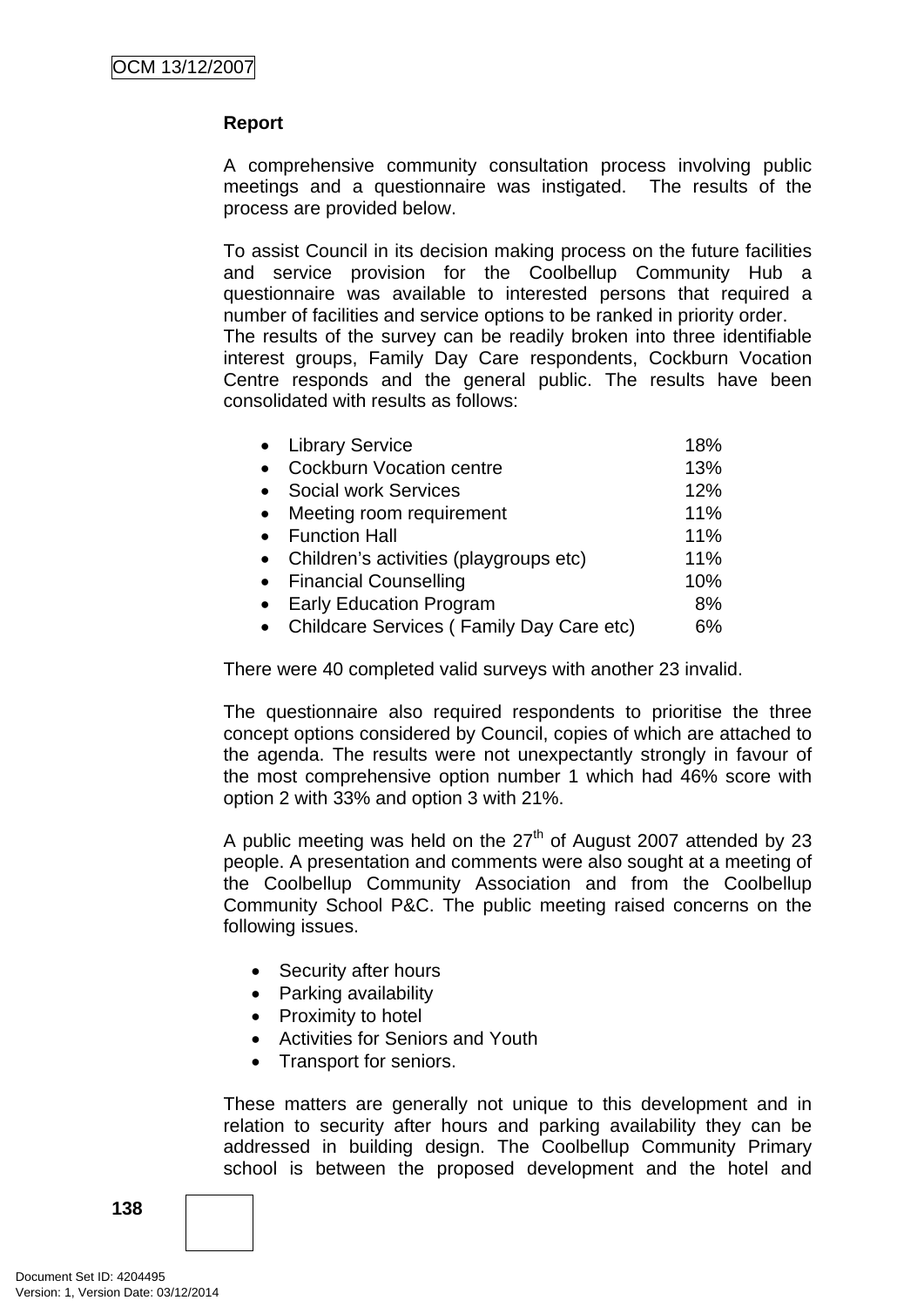**Report**

A comprehensive community consultation process involving public meetings and a questionnaire was instigated. The results of the process are provided below.

To assist Council in its decision making process on the future facilities and service provision for the Coolbellup Community Hub a questionnaire was available to interested persons that required a number of facilities and service options to be ranked in priority order. The results of the survey can be readily broken into three identifiable interest groups, Family Day Care respondents, Cockburn Vocation Centre responds and the general public. The results have been consolidated with results as follows:

- Library Service 18%
- Cockburn Vocation centre 13%
- Social work Services 12%
- Meeting room requirement 11%
- Function Hall 11%
- Children's activities (playgroups etc) 11%
- Financial Counselling 10%
- Early Education Program 8%
- Childcare Services ( Family Day Care etc) 6%

There were 40 completed valid surveys with another 23 invalid.

The questionnaire also required respondents to prioritise the three concept options considered by Council, copies of which are attached to the agenda. The results were not unexpectantly strongly in favour of the most comprehensive option number 1 which had 46% score with option 2 with 33% and option 3 with 21%.

A public meeting was held on the 27th of August 2007 attended by 23 people. A presentation and comments were also sought at a meeting of the Coolbellup Community Association and from the Coolbellup Community School P&C. The public meeting raised concerns on the following issues.

- Security after hours
- Parking availability
- Proximity to hotel
- Activities for Seniors and Youth
- Transport for seniors.

These matters are generally not unique to this development and in relation to security after hours and parking availability they can be addressed in building design. The Coolbellup Community Primary school is between the proposed development and the hotel and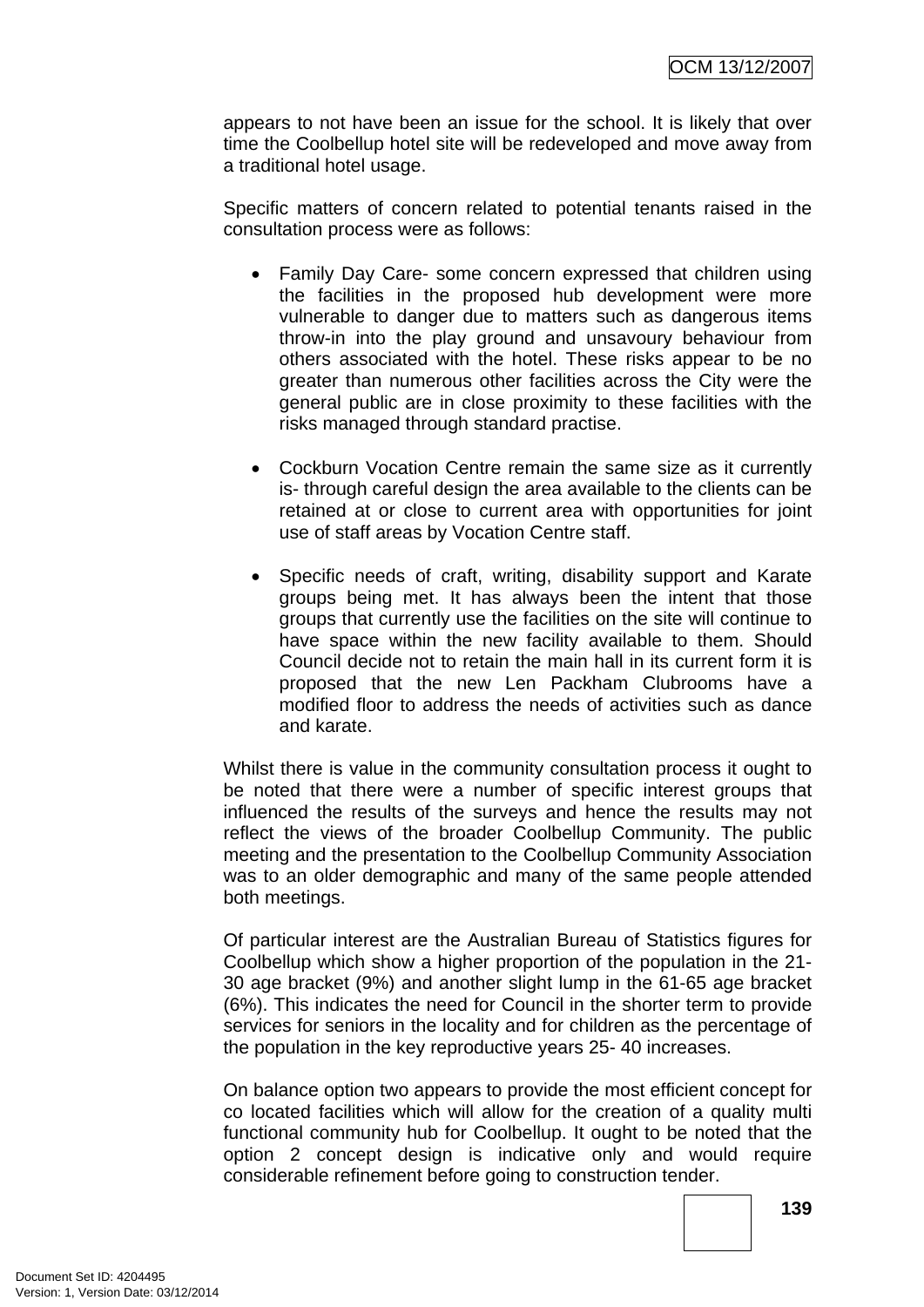appears to not have been an issue for the school. It is likely that over time the Coolbellup hotel site will be redeveloped and move away from a traditional hotel usage.

Specific matters of concern related to potential tenants raised in the consultation process were as follows:

- Family Day Care- some concern expressed that children using the facilities in the proposed hub development were more vulnerable to danger due to matters such as dangerous items throw-in into the play ground and unsavoury behaviour from others associated with the hotel. These risks appear to be no greater than numerous other facilities across the City were the general public are in close proximity to these facilities with the risks managed through standard practise.

- Cockburn Vocation Centre remain the same size as it currently is- through careful design the area available to the clients can be retained at or close to current area with opportunities for joint use of staff areas by Vocation Centre staff.

- Specific needs of craft, writing, disability support and Karate groups being met. It has always been the intent that those groups that currently use the facilities on the site will continue to have space within the new facility available to them. Should Council decide not to retain the main hall in its current form it is proposed that the new Len Packham Clubrooms have a modified floor to address the needs of activities such as dance and karate.

Whilst there is value in the community consultation process it ought to be noted that there were a number of specific interest groups that influenced the results of the surveys and hence the results may not reflect the views of the broader Coolbellup Community. The public meeting and the presentation to the Coolbellup Community Association was to an older demographic and many of the same people attended both meetings.

Of particular interest are the Australian Bureau of Statistics figures for Coolbellup which show a higher proportion of the population in the 21-30 age bracket (9%) and another slight lump in the 61-65 age bracket (6%). This indicates the need for Council in the shorter term to provide services for seniors in the locality and for children as the percentage of the population in the key reproductive years 25- 40 increases.

On balance option two appears to provide the most efficient concept for co located facilities which will allow for the creation of a quality multi functional community hub for Coolbellup. It ought to be noted that the option 2 concept design is indicative only and would require considerable refinement before going to construction tender.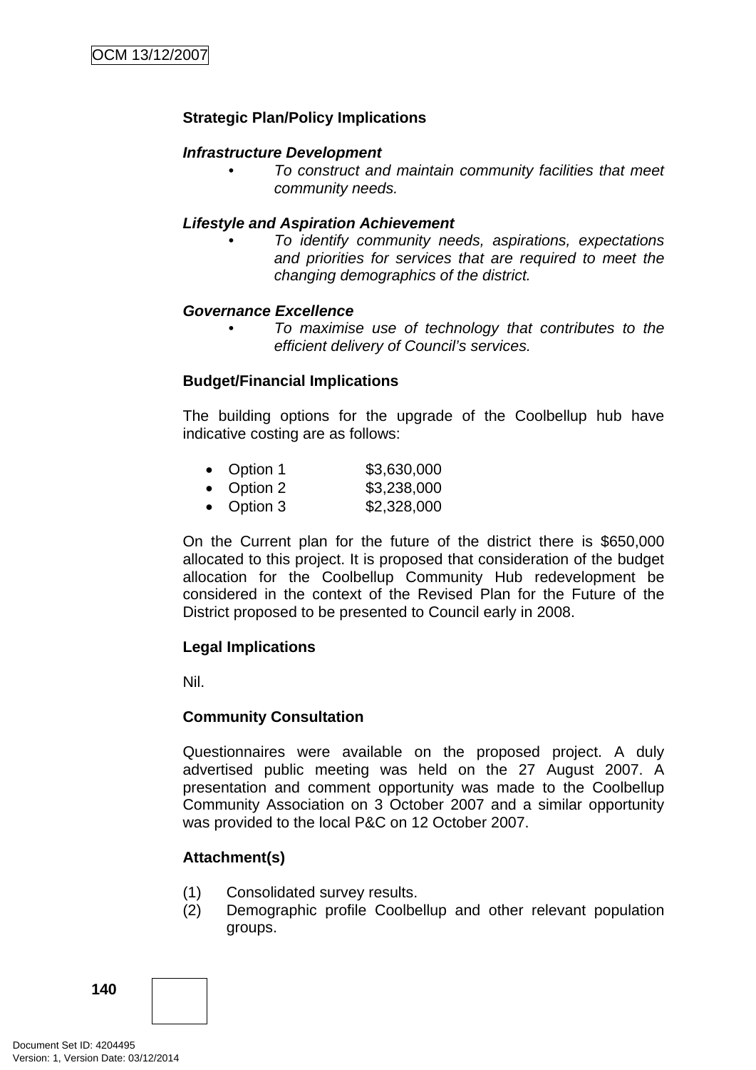**Strategic Plan/Policy Implications**

***Infrastructure Development***

- *To construct and maintain community facilities that meet community needs.*

***Lifestyle and Aspiration Achievement***

- *To identify community needs, aspirations, expectations and priorities for services that are required to meet the changing demographics of the district.*

***Governance Excellence***

- *To maximise use of technology that contributes to the efficient delivery of Council's services.*

**Budget/Financial Implications**

The building options for the upgrade of the Coolbellup hub have indicative costing are as follows:

- Option 1 $3,630,000
- Option 2 $3,238,000
- Option 3 $2,328,000

On the Current plan for the future of the district there is $650,000 allocated to this project. It is proposed that consideration of the budget allocation for the Coolbellup Community Hub redevelopment be considered in the context of the Revised Plan for the Future of the District proposed to be presented to Council early in 2008.

**Legal Implications**

Nil.

**Community Consultation**

Questionnaires were available on the proposed project. A duly advertised public meeting was held on the 27 August 2007. A presentation and comment opportunity was made to the Coolbellup Community Association on 3 October 2007 and a similar opportunity was provided to the local P&C on 12 October 2007.

**Attachment(s)**

(1) Consolidated survey results.
(2) Demographic profile Coolbellup and other relevant population groups.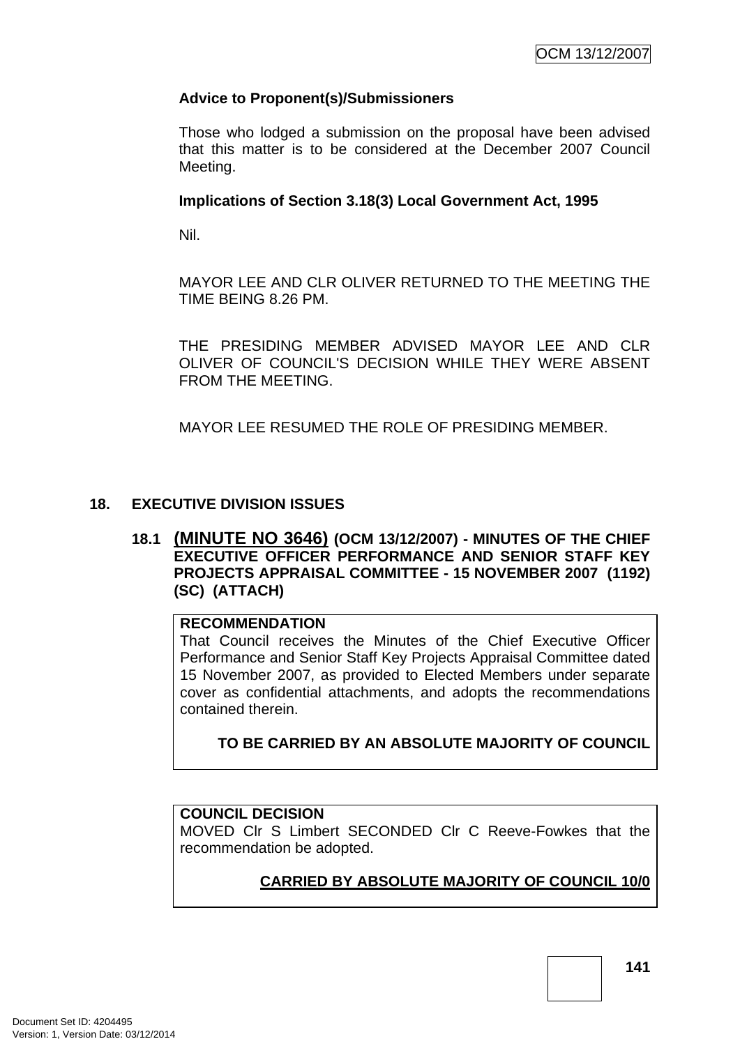**Advice to Proponent(s)/Submissioners**

Those who lodged a submission on the proposal have been advised that this matter is to be considered at the December 2007 Council Meeting.

**Implications of Section 3.18(3) Local Government Act, 1995**

Nil.

MAYOR LEE AND CLR OLIVER RETURNED TO THE MEETING THE TIME BEING 8.26 PM.

THE PRESIDING MEMBER ADVISED MAYOR LEE AND CLR OLIVER OF COUNCIL'S DECISION WHILE THEY WERE ABSENT FROM THE MEETING.

MAYOR LEE RESUMED THE ROLE OF PRESIDING MEMBER.

## 18. EXECUTIVE DIVISION ISSUES

### 18.1 (MINUTE NO 3646) (OCM 13/12/2007) - MINUTES OF THE CHIEF EXECUTIVE OFFICER PERFORMANCE AND SENIOR STAFF KEY PROJECTS APPRAISAL COMMITTEE - 15 NOVEMBER 2007 (1192) (SC) (ATTACH)

**RECOMMENDATION**

That Council receives the Minutes of the Chief Executive Officer Performance and Senior Staff Key Projects Appraisal Committee dated 15 November 2007, as provided to Elected Members under separate cover as confidential attachments, and adopts the recommendations contained therein.

**TO BE CARRIED BY AN ABSOLUTE MAJORITY OF COUNCIL**

**COUNCIL DECISION**

MOVED Clr S Limbert SECONDED Clr C Reeve-Fowkes that the recommendation be adopted.

**CARRIED BY ABSOLUTE MAJORITY OF COUNCIL 10/0**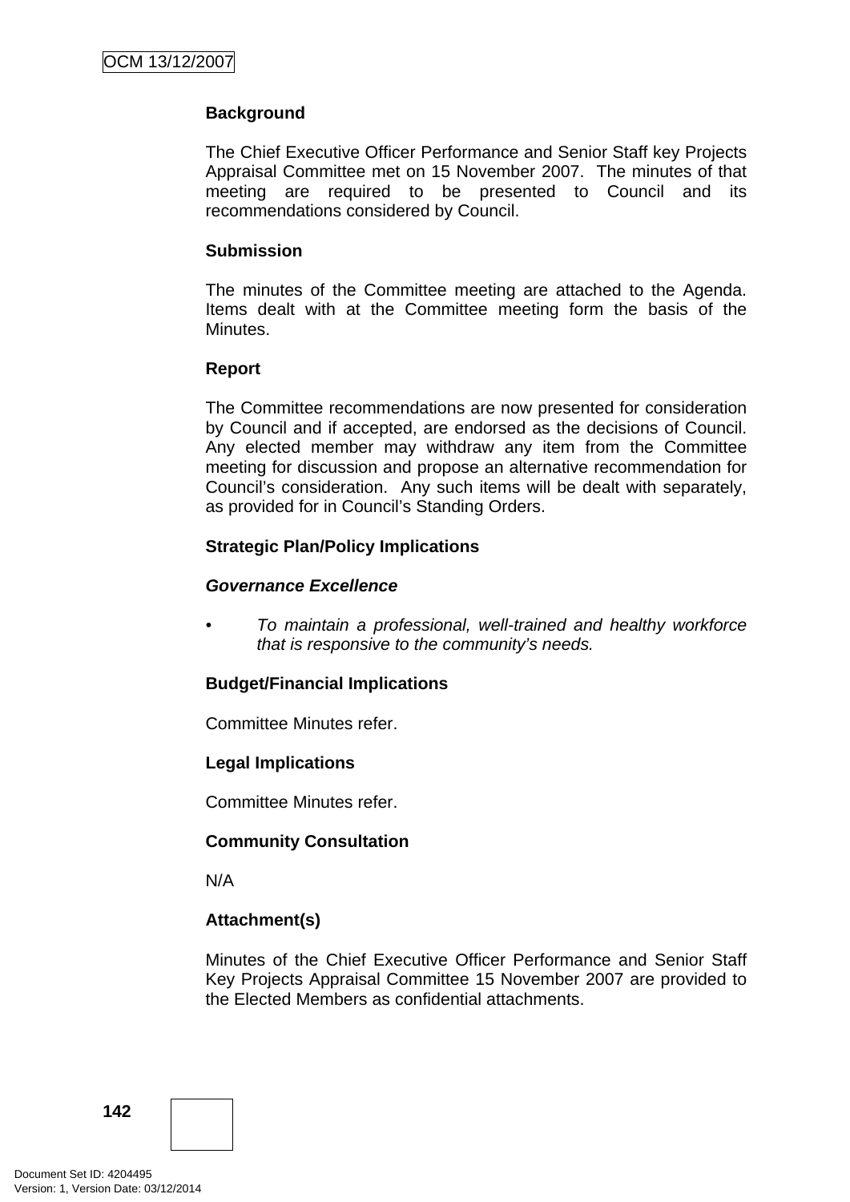**Background**

The Chief Executive Officer Performance and Senior Staff key Projects Appraisal Committee met on 15 November 2007. The minutes of that meeting are required to be presented to Council and its recommendations considered by Council.

**Submission**

The minutes of the Committee meeting are attached to the Agenda. Items dealt with at the Committee meeting form the basis of the Minutes.

**Report**

The Committee recommendations are now presented for consideration by Council and if accepted, are endorsed as the decisions of Council. Any elected member may withdraw any item from the Committee meeting for discussion and propose an alternative recommendation for Council's consideration. Any such items will be dealt with separately, as provided for in Council's Standing Orders.

**Strategic Plan/Policy Implications**

***Governance Excellence***

- *To maintain a professional, well-trained and healthy workforce that is responsive to the community's needs.*

**Budget/Financial Implications**

Committee Minutes refer.

**Legal Implications**

Committee Minutes refer.

**Community Consultation**

N/A

**Attachment(s)**

Minutes of the Chief Executive Officer Performance and Senior Staff Key Projects Appraisal Committee 15 November 2007 are provided to the Elected Members as confidential attachments.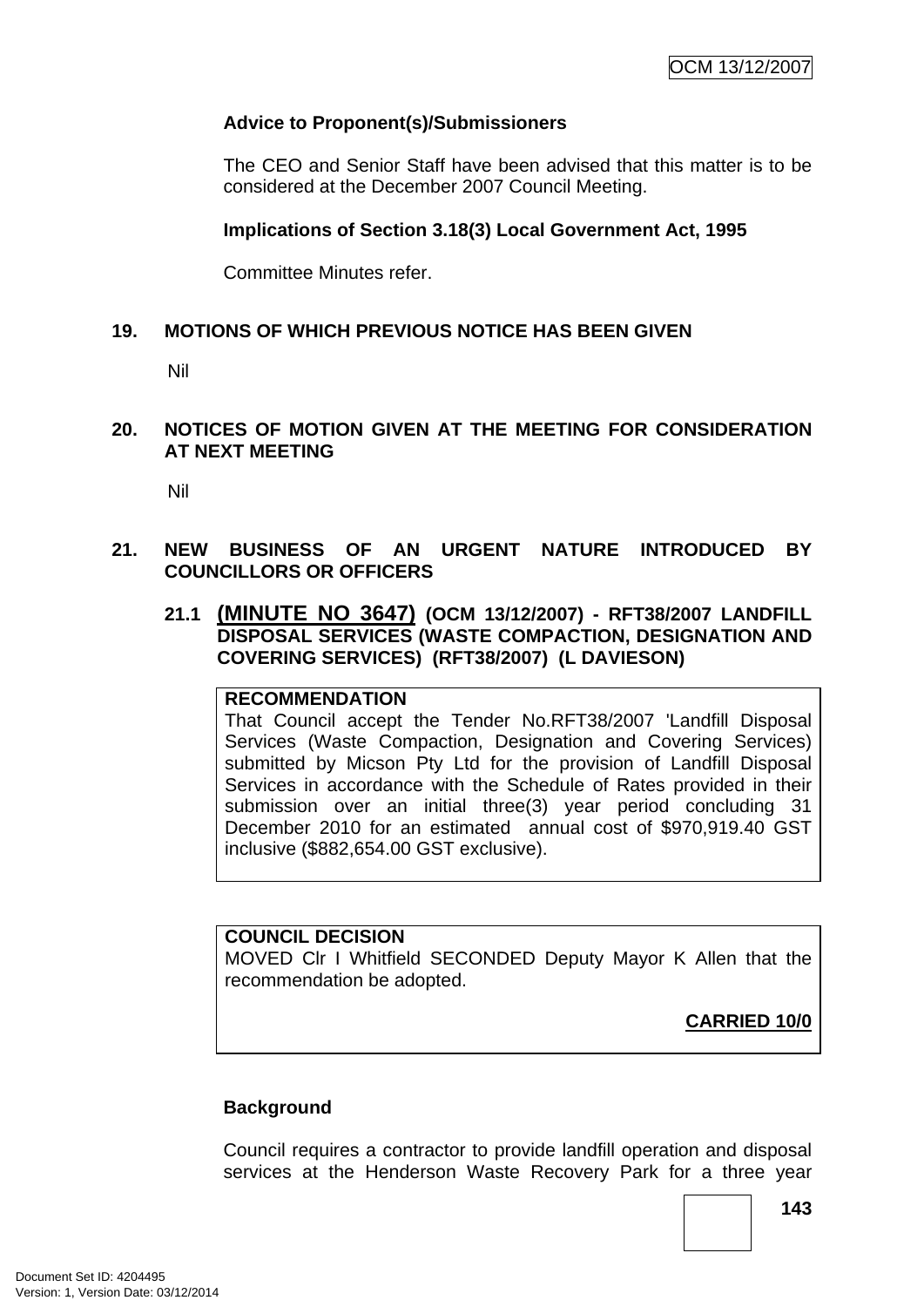**Advice to Proponent(s)/Submissioners**

The CEO and Senior Staff have been advised that this matter is to be considered at the December 2007 Council Meeting.

**Implications of Section 3.18(3) Local Government Act, 1995**

Committee Minutes refer.

## 19. MOTIONS OF WHICH PREVIOUS NOTICE HAS BEEN GIVEN

Nil

## 20. NOTICES OF MOTION GIVEN AT THE MEETING FOR CONSIDERATION AT NEXT MEETING

Nil

## 21. NEW BUSINESS OF AN URGENT NATURE INTRODUCED BY COUNCILLORS OR OFFICERS

### 21.1 (MINUTE NO 3647) (OCM 13/12/2007) - RFT38/2007 LANDFILL DISPOSAL SERVICES (WASTE COMPACTION, DESIGNATION AND COVERING SERVICES) (RFT38/2007) (L DAVIESON)

**RECOMMENDATION**
That Council accept the Tender No.RFT38/2007 'Landfill Disposal Services (Waste Compaction, Designation and Covering Services) submitted by Micson Pty Ltd for the provision of Landfill Disposal Services in accordance with the Schedule of Rates provided in their submission over an initial three(3) year period concluding 31 December 2010 for an estimated annual cost of $970,919.40 GST inclusive ($882,654.00 GST exclusive).

**COUNCIL DECISION**
MOVED Clr I Whitfield SECONDED Deputy Mayor K Allen that the recommendation be adopted.

**CARRIED 10/0**

**Background**

Council requires a contractor to provide landfill operation and disposal services at the Henderson Waste Recovery Park for a three year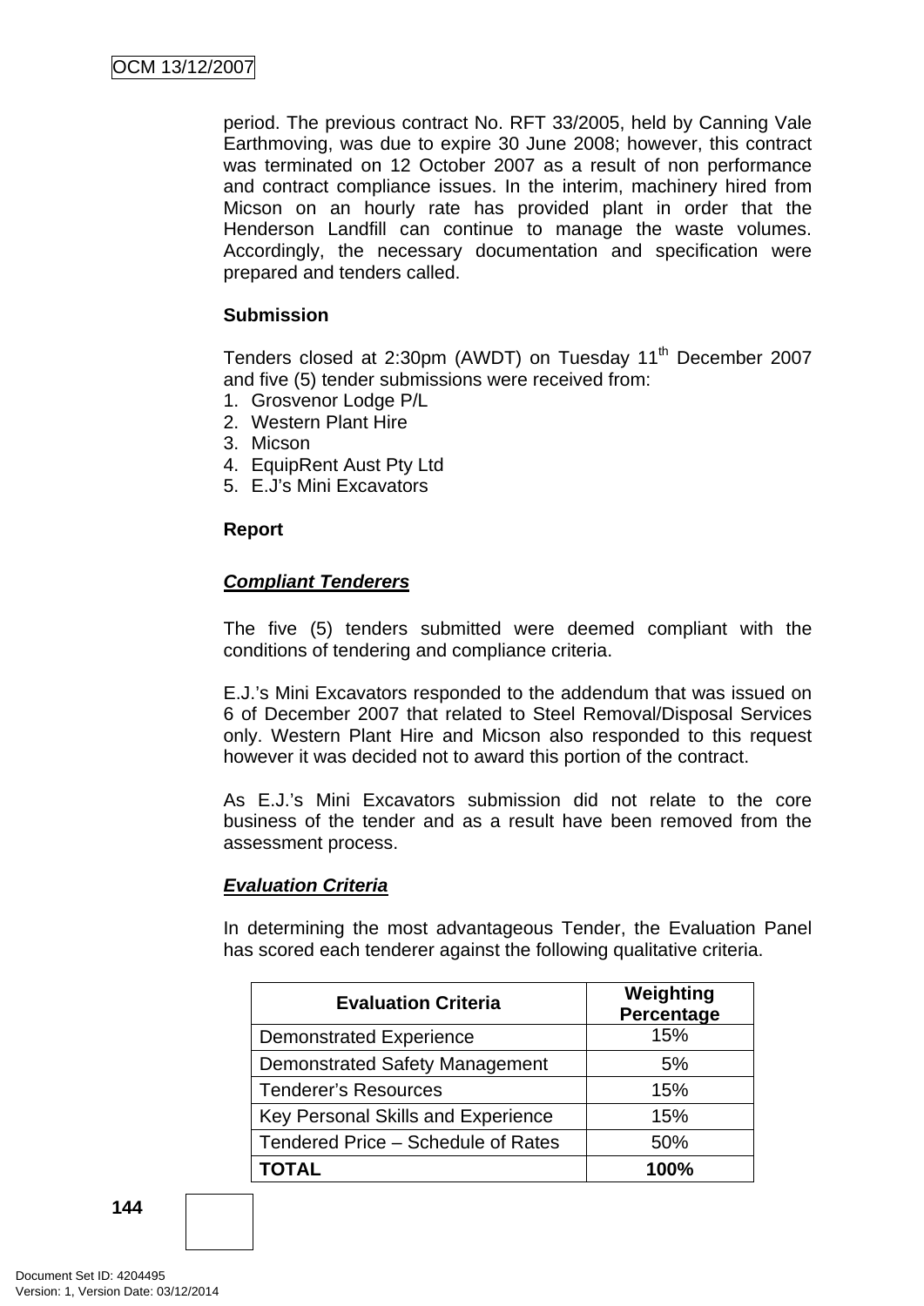period. The previous contract No. RFT 33/2005, held by Canning Vale Earthmoving, was due to expire 30 June 2008; however, this contract was terminated on 12 October 2007 as a result of non performance and contract compliance issues. In the interim, machinery hired from Micson on an hourly rate has provided plant in order that the Henderson Landfill can continue to manage the waste volumes. Accordingly, the necessary documentation and specification were prepared and tenders called.

**Submission**

Tenders closed at 2:30pm (AWDT) on Tuesday 11th December 2007 and five (5) tender submissions were received from:

1. Grosvenor Lodge P/L
2. Western Plant Hire
3. Micson
4. EquipRent Aust Pty Ltd
5. E.J's Mini Excavators

**Report**

***Compliant Tenderers***

The five (5) tenders submitted were deemed compliant with the conditions of tendering and compliance criteria.

E.J.'s Mini Excavators responded to the addendum that was issued on 6 of December 2007 that related to Steel Removal/Disposal Services only. Western Plant Hire and Micson also responded to this request however it was decided not to award this portion of the contract.

As E.J.'s Mini Excavators submission did not relate to the core business of the tender and as a result have been removed from the assessment process.

***Evaluation Criteria***

In determining the most advantageous Tender, the Evaluation Panel has scored each tenderer against the following qualitative criteria.

| Evaluation Criteria | Weighting Percentage |
|---|---|
| Demonstrated Experience | 15% |
| Demonstrated Safety Management | 5% |
| Tenderer's Resources | 15% |
| Key Personal Skills and Experience | 15% |
| Tendered Price – Schedule of Rates | 50% |
| **TOTAL** | **100%** |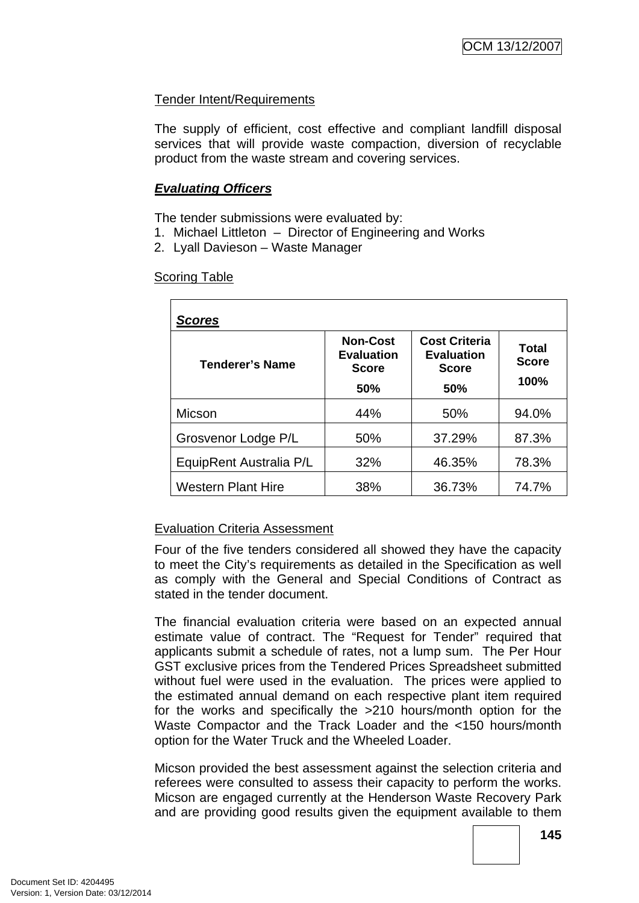Tender Intent/Requirements

The supply of efficient, cost effective and compliant landfill disposal services that will provide waste compaction, diversion of recyclable product from the waste stream and covering services.

***Evaluating Officers***

The tender submissions were evaluated by:

1. Michael Littleton – Director of Engineering and Works
2. Lyall Davieson – Waste Manager

Scoring Table

| ***Scores*** | | | |
|---|---|---|---|
| **Tenderer's Name** | **Non-Cost Evaluation Score 50%** | **Cost Criteria Evaluation Score 50%** | **Total Score 100%** |
| Micson | 44% | 50% | 94.0% |
| Grosvenor Lodge P/L | 50% | 37.29% | 87.3% |
| EquipRent Australia P/L | 32% | 46.35% | 78.3% |
| Western Plant Hire | 38% | 36.73% | 74.7% |

Evaluation Criteria Assessment

Four of the five tenders considered all showed they have the capacity to meet the City's requirements as detailed in the Specification as well as comply with the General and Special Conditions of Contract as stated in the tender document.

The financial evaluation criteria were based on an expected annual estimate value of contract. The "Request for Tender" required that applicants submit a schedule of rates, not a lump sum. The Per Hour GST exclusive prices from the Tendered Prices Spreadsheet submitted without fuel were used in the evaluation. The prices were applied to the estimated annual demand on each respective plant item required for the works and specifically the >210 hours/month option for the Waste Compactor and the Track Loader and the <150 hours/month option for the Water Truck and the Wheeled Loader.

Micson provided the best assessment against the selection criteria and referees were consulted to assess their capacity to perform the works. Micson are engaged currently at the Henderson Waste Recovery Park and are providing good results given the equipment available to them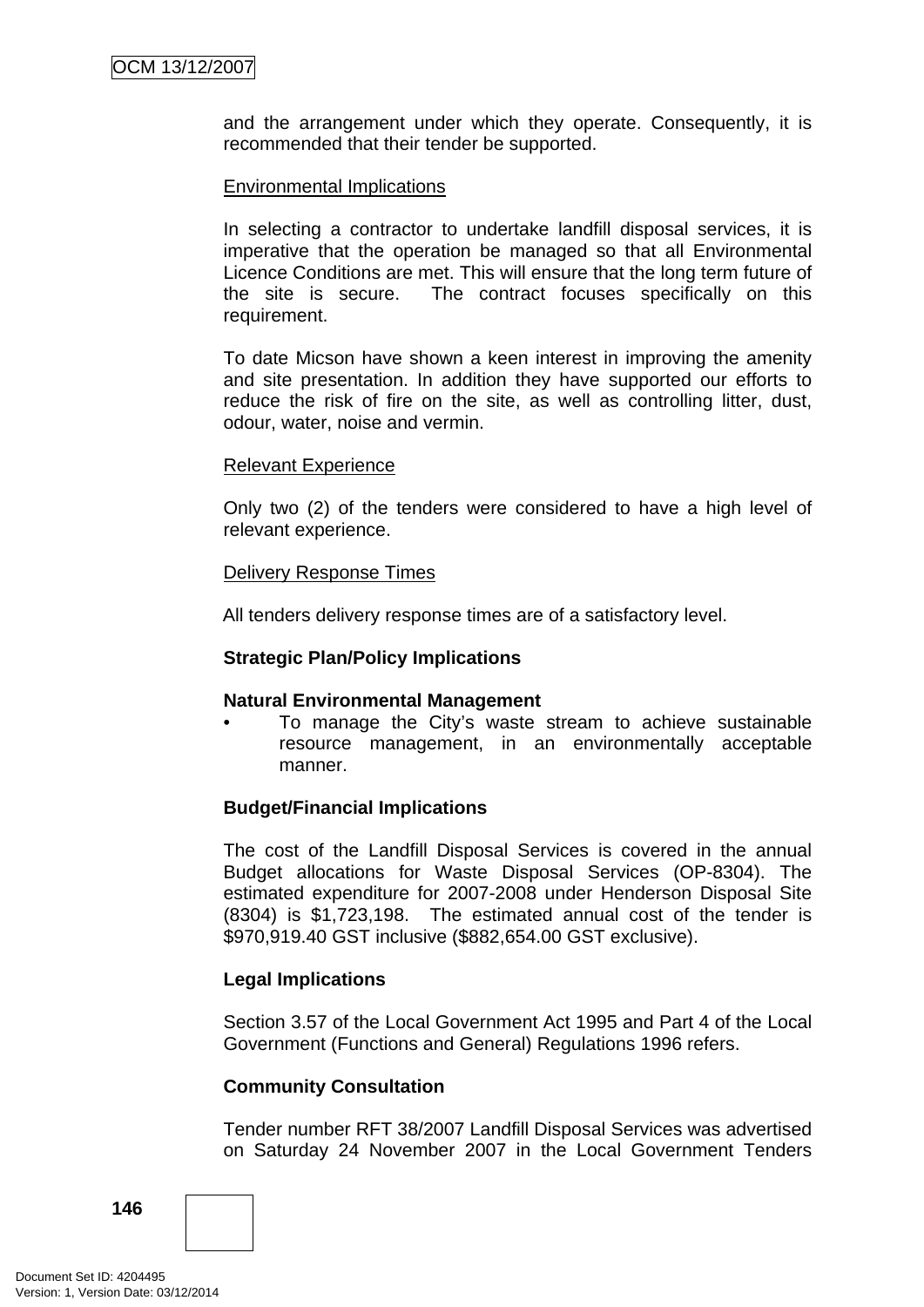and the arrangement under which they operate. Consequently, it is recommended that their tender be supported.

Environmental Implications

In selecting a contractor to undertake landfill disposal services, it is imperative that the operation be managed so that all Environmental Licence Conditions are met. This will ensure that the long term future of the site is secure. The contract focuses specifically on this requirement.

To date Micson have shown a keen interest in improving the amenity and site presentation. In addition they have supported our efforts to reduce the risk of fire on the site, as well as controlling litter, dust, odour, water, noise and vermin.

Relevant Experience

Only two (2) of the tenders were considered to have a high level of relevant experience.

Delivery Response Times

All tenders delivery response times are of a satisfactory level.

**Strategic Plan/Policy Implications**

**Natural Environmental Management**

- To manage the City's waste stream to achieve sustainable resource management, in an environmentally acceptable manner.

**Budget/Financial Implications**

The cost of the Landfill Disposal Services is covered in the annual Budget allocations for Waste Disposal Services (OP-8304). The estimated expenditure for 2007-2008 under Henderson Disposal Site (8304) is $1,723,198. The estimated annual cost of the tender is $970,919.40 GST inclusive ($882,654.00 GST exclusive).

**Legal Implications**

Section 3.57 of the Local Government Act 1995 and Part 4 of the Local Government (Functions and General) Regulations 1996 refers.

**Community Consultation**

Tender number RFT 38/2007 Landfill Disposal Services was advertised on Saturday 24 November 2007 in the Local Government Tenders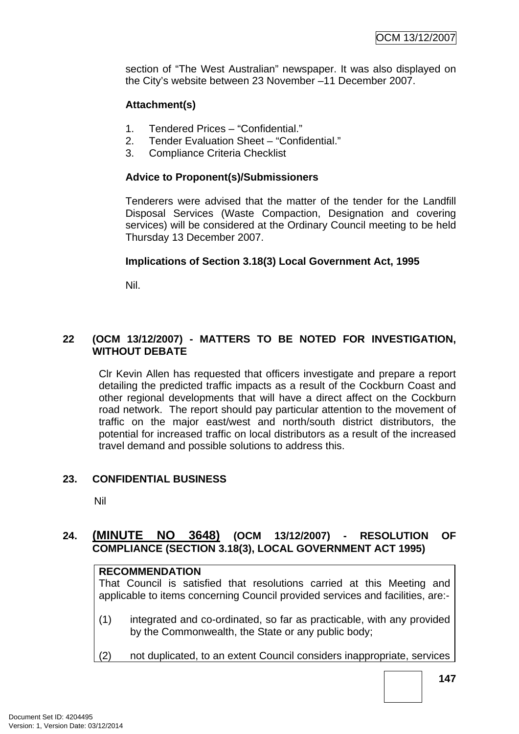section of "The West Australian" newspaper. It was also displayed on the City's website between 23 November –11 December 2007.

**Attachment(s)**

1. Tendered Prices – "Confidential."
2. Tender Evaluation Sheet – "Confidential."
3. Compliance Criteria Checklist

**Advice to Proponent(s)/Submissioners**

Tenderers were advised that the matter of the tender for the Landfill Disposal Services (Waste Compaction, Designation and covering services) will be considered at the Ordinary Council meeting to be held Thursday 13 December 2007.

**Implications of Section 3.18(3) Local Government Act, 1995**

Nil.

## 22 (OCM 13/12/2007) - MATTERS TO BE NOTED FOR INVESTIGATION, WITHOUT DEBATE

Clr Kevin Allen has requested that officers investigate and prepare a report detailing the predicted traffic impacts as a result of the Cockburn Coast and other regional developments that will have a direct affect on the Cockburn road network. The report should pay particular attention to the movement of traffic on the major east/west and north/south district distributors, the potential for increased traffic on local distributors as a result of the increased travel demand and possible solutions to address this.

## 23. CONFIDENTIAL BUSINESS

Nil

## 24. (MINUTE NO 3648) (OCM 13/12/2007) - RESOLUTION OF COMPLIANCE (SECTION 3.18(3), LOCAL GOVERNMENT ACT 1995)

**RECOMMENDATION**
That Council is satisfied that resolutions carried at this Meeting and applicable to items concerning Council provided services and facilities, are:-

(1) integrated and co-ordinated, so far as practicable, with any provided by the Commonwealth, the State or any public body;

(2) not duplicated, to an extent Council considers inappropriate, services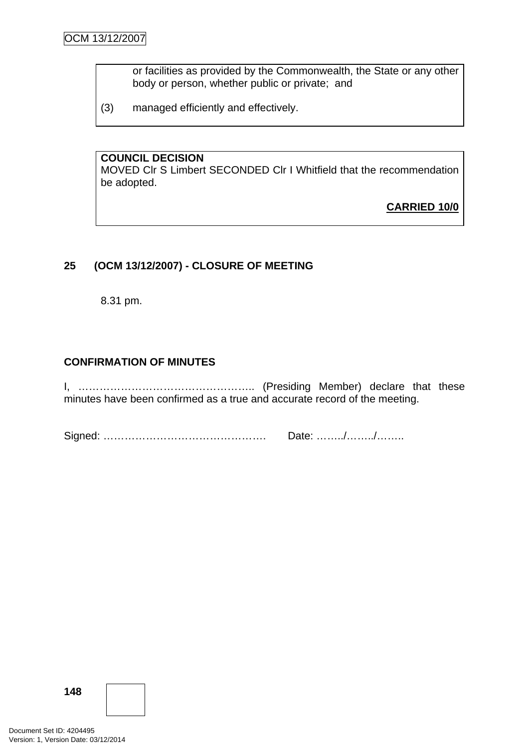or facilities as provided by the Commonwealth, the State or any other body or person, whether public or private; and

(3) managed efficiently and effectively.

**COUNCIL DECISION**
MOVED Clr S Limbert SECONDED Clr I Whitfield that the recommendation be adopted.

**CARRIED 10/0**

## 25 (OCM 13/12/2007) - CLOSURE OF MEETING

8.31 pm.

## CONFIRMATION OF MINUTES

I, ………………………………………….. (Presiding Member) declare that these minutes have been confirmed as a true and accurate record of the meeting.

Signed: ……………………………………… Date: ……../……../……..

Document Set ID: 4204495
Version: 1, Version Date: 03/12/2014